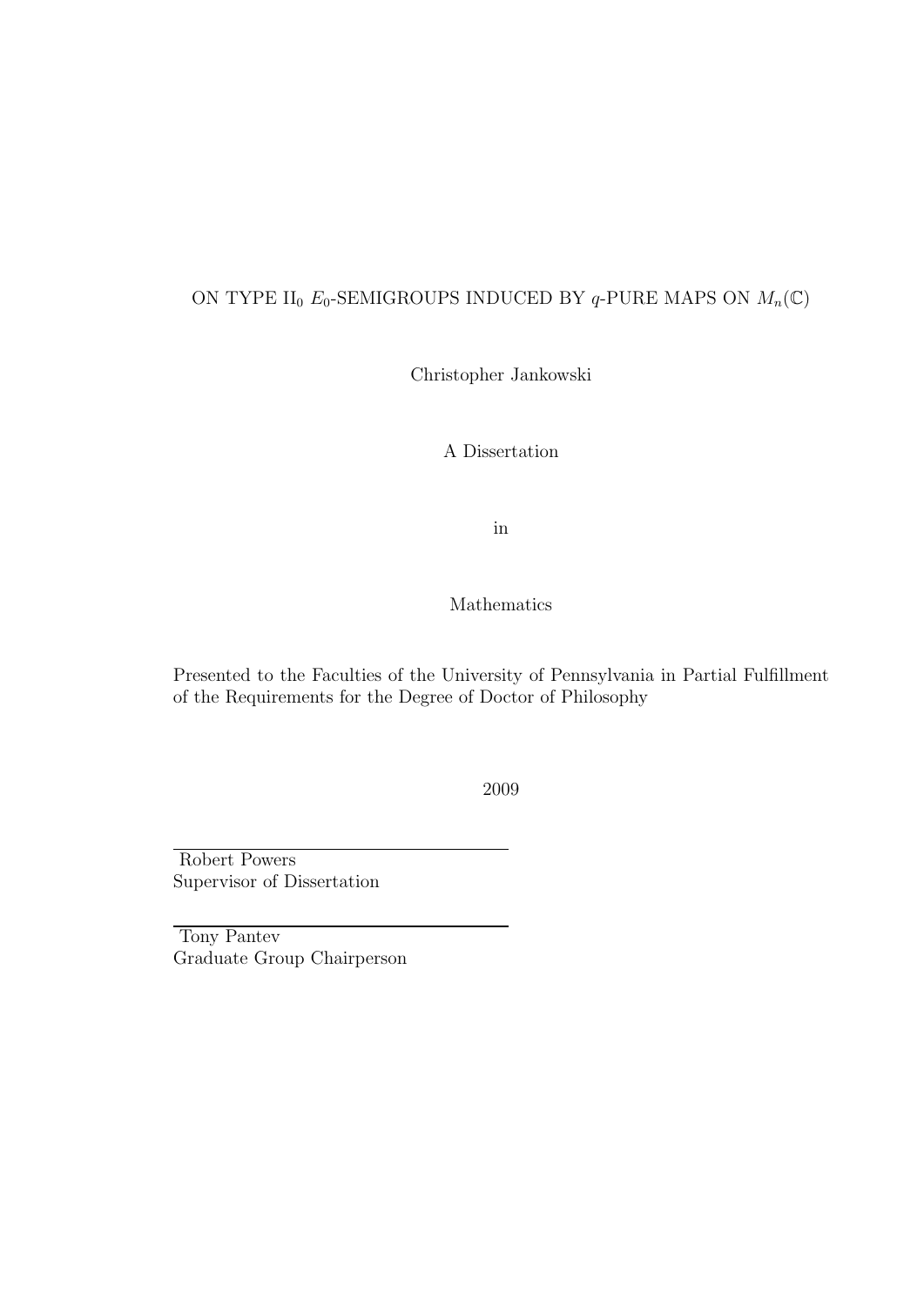# ON TYPE $\mathrm{II}_0$ $E_0$-SEMIGROUPS INDUCED BY $q$-PURE MAPS ON $M_n(\mathbb{C})$

Christopher Jankowski

A Dissertation

in

Mathematics

Presented to the Faculties of the University of Pennsylvania in Partial Fulfillment of the Requirements for the Degree of Doctor of Philosophy

2009

Robert Powers
Supervisor of Dissertation

Tony Pantev
Graduate Group Chairperson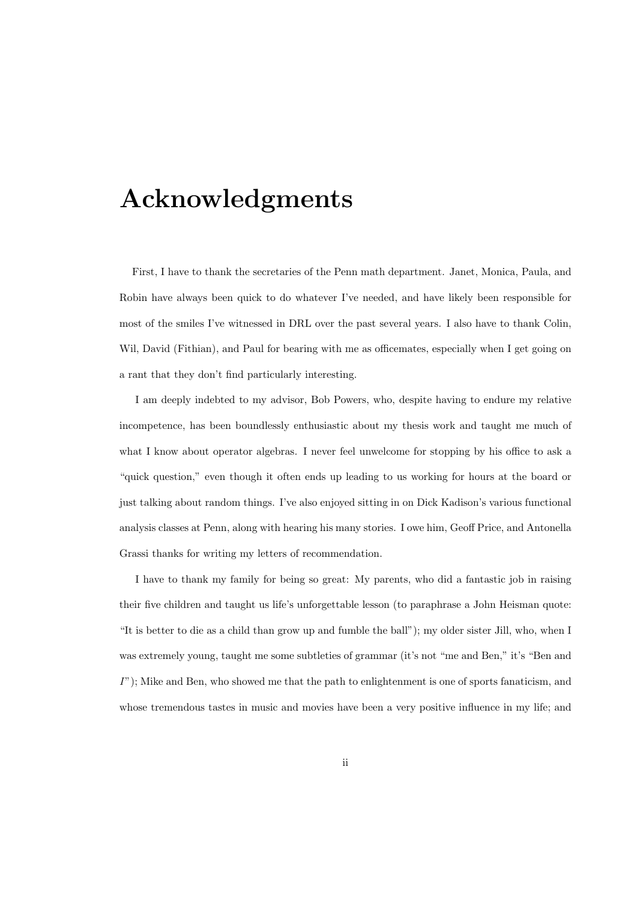# Acknowledgments

First, I have to thank the secretaries of the Penn math department. Janet, Monica, Paula, and Robin have always been quick to do whatever I've needed, and have likely been responsible for most of the smiles I've witnessed in DRL over the past several years. I also have to thank Colin, Wil, David (Fithian), and Paul for bearing with me as officemates, especially when I get going on a rant that they don't find particularly interesting.

I am deeply indebted to my advisor, Bob Powers, who, despite having to endure my relative incompetence, has been boundlessly enthusiastic about my thesis work and taught me much of what I know about operator algebras. I never feel unwelcome for stopping by his office to ask a "quick question," even though it often ends up leading to us working for hours at the board or just talking about random things. I've also enjoyed sitting in on Dick Kadison's various functional analysis classes at Penn, along with hearing his many stories. I owe him, Geoff Price, and Antonella Grassi thanks for writing my letters of recommendation.

I have to thank my family for being so great: My parents, who did a fantastic job in raising their five children and taught us life's unforgettable lesson (to paraphrase a John Heisman quote: "It is better to die as a child than grow up and fumble the ball"); my older sister Jill, who, when I was extremely young, taught me some subtleties of grammar (it's not "me and Ben," it's "Ben and *I*"); Mike and Ben, who showed me that the path to enlightenment is one of sports fanaticism, and whose tremendous tastes in music and movies have been a very positive influence in my life; and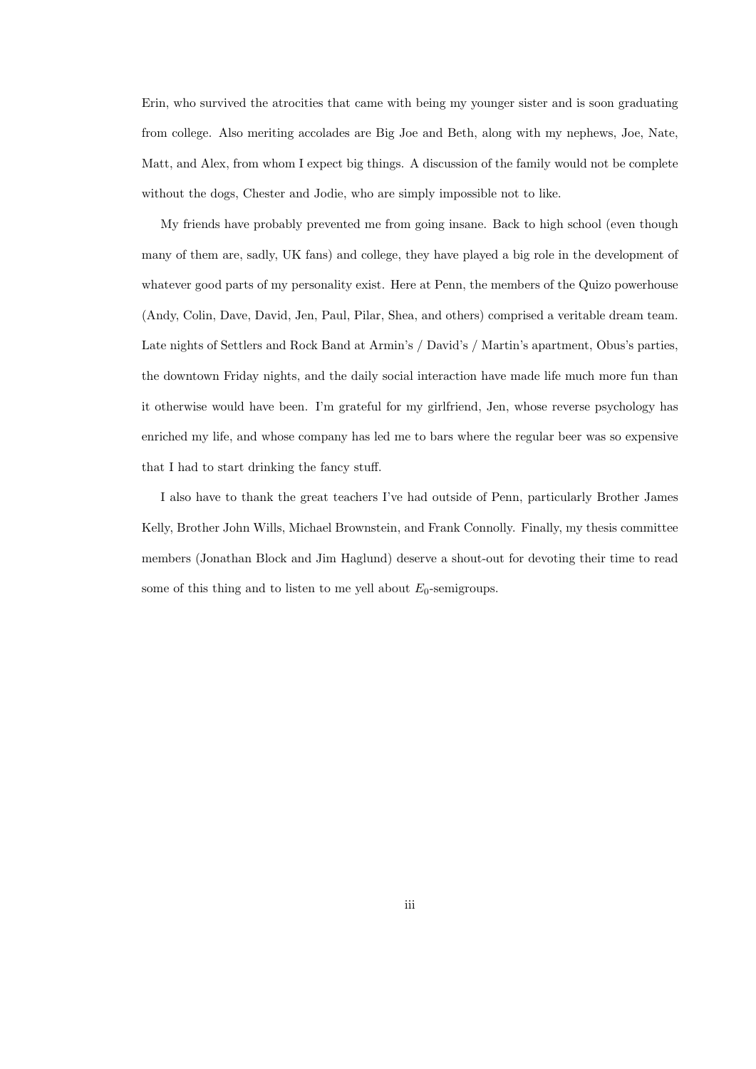Erin, who survived the atrocities that came with being my younger sister and is soon graduating from college. Also meriting accolades are Big Joe and Beth, along with my nephews, Joe, Nate, Matt, and Alex, from whom I expect big things. A discussion of the family would not be complete without the dogs, Chester and Jodie, who are simply impossible not to like.

My friends have probably prevented me from going insane. Back to high school (even though many of them are, sadly, UK fans) and college, they have played a big role in the development of whatever good parts of my personality exist. Here at Penn, the members of the Quizo powerhouse (Andy, Colin, Dave, David, Jen, Paul, Pilar, Shea, and others) comprised a veritable dream team. Late nights of Settlers and Rock Band at Armin's / David's / Martin's apartment, Obus's parties, the downtown Friday nights, and the daily social interaction have made life much more fun than it otherwise would have been. I'm grateful for my girlfriend, Jen, whose reverse psychology has enriched my life, and whose company has led me to bars where the regular beer was so expensive that I had to start drinking the fancy stuff.

I also have to thank the great teachers I've had outside of Penn, particularly Brother James Kelly, Brother John Wills, Michael Brownstein, and Frank Connolly. Finally, my thesis committee members (Jonathan Block and Jim Haglund) deserve a shout-out for devoting their time to read some of this thing and to listen to me yell about $E_0$-semigroups.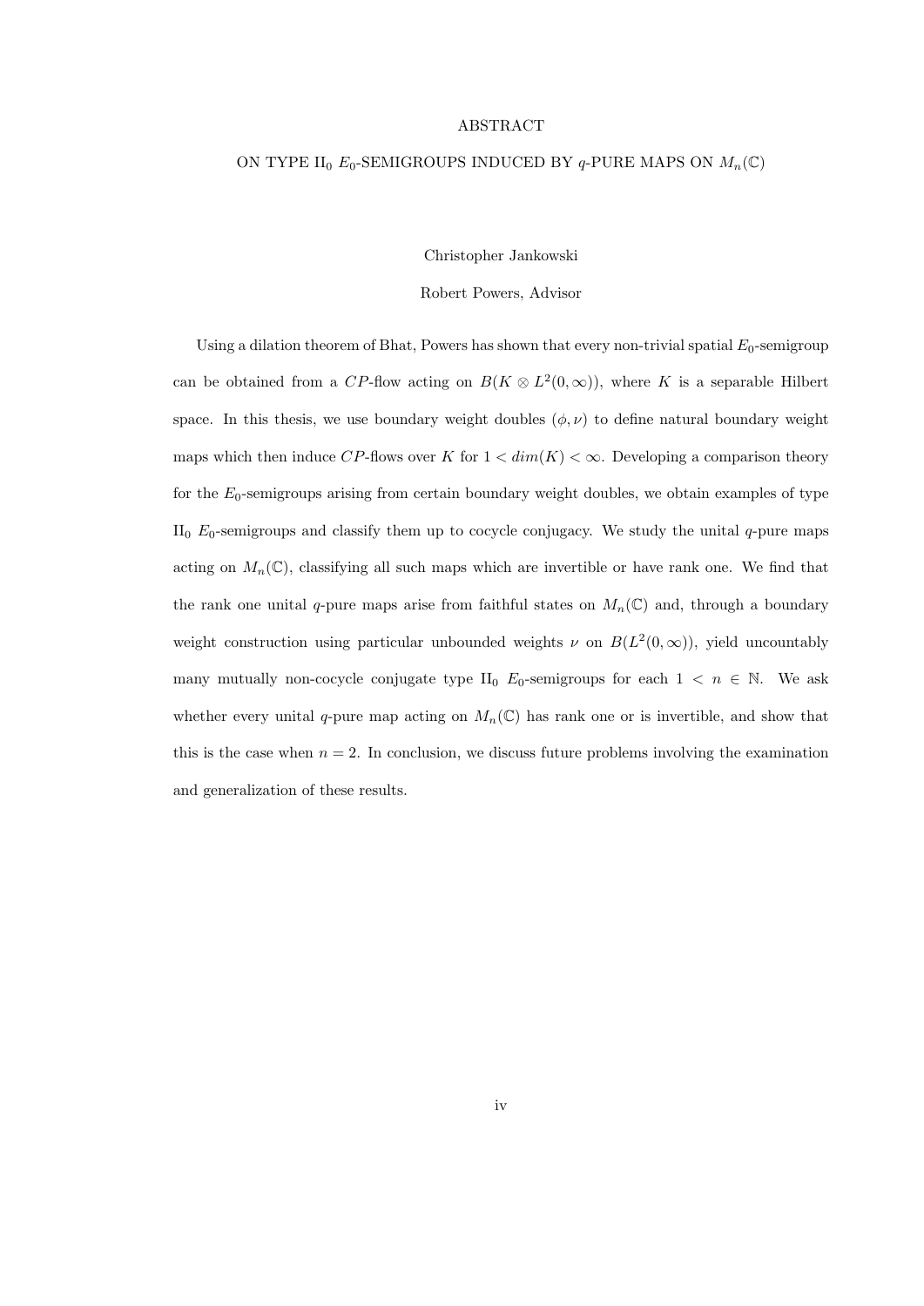# ABSTRACT

## ON TYPE $\mathrm{II}_0$ $E_0$-SEMIGROUPS INDUCED BY $q$-PURE MAPS ON $M_n(\mathbb{C})$

Christopher Jankowski

Robert Powers, Advisor

Using a dilation theorem of Bhat, Powers has shown that every non-trivial spatial $E_0$-semigroup can be obtained from a $CP$-flow acting on $B(K \otimes L^2(0, \infty))$, where $K$ is a separable Hilbert space. In this thesis, we use boundary weight doubles $(\phi, \nu)$ to define natural boundary weight maps which then induce $CP$-flows over $K$ for $1 < dim(K) < \infty$. Developing a comparison theory for the $E_0$-semigroups arising from certain boundary weight doubles, we obtain examples of type $\mathrm{II}_0$ $E_0$-semigroups and classify them up to cocycle conjugacy. We study the unital $q$-pure maps acting on $M_n(\mathbb{C})$, classifying all such maps which are invertible or have rank one. We find that the rank one unital $q$-pure maps arise from faithful states on $M_n(\mathbb{C})$ and, through a boundary weight construction using particular unbounded weights $\nu$ on $B(L^2(0, \infty))$, yield uncountably many mutually non-cocycle conjugate type $\mathrm{II}_0$ $E_0$-semigroups for each $1 < n \in \mathbb{N}$. We ask whether every unital $q$-pure map acting on $M_n(\mathbb{C})$ has rank one or is invertible, and show that this is the case when $n = 2$. In conclusion, we discuss future problems involving the examination and generalization of these results.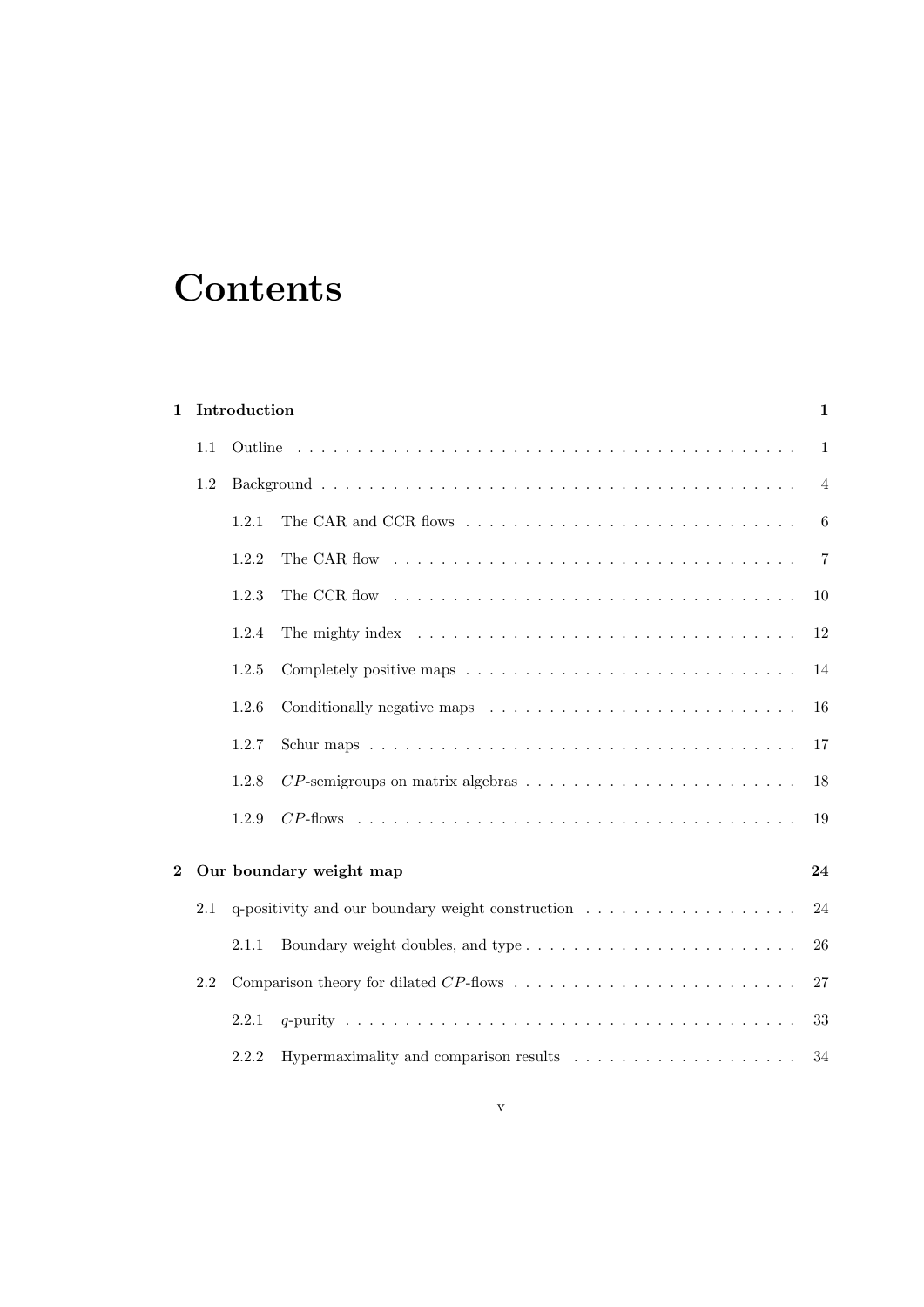# Contents

**1 Introduction** **1**

- 1.1 Outline . . . 1
- 1.2 Background . . . 4
  - 1.2.1 The CAR and CCR flows . . . 6
  - 1.2.2 The CAR flow . . . 7
  - 1.2.3 The CCR flow . . . 10
  - 1.2.4 The mighty index . . . 12
  - 1.2.5 Completely positive maps . . . 14
  - 1.2.6 Conditionally negative maps . . . 16
  - 1.2.7 Schur maps . . . 17
  - 1.2.8 $CP$-semigroups on matrix algebras . . . 18
  - 1.2.9 $CP$-flows . . . 19

**2 Our boundary weight map** **24**

- 2.1 q-positivity and our boundary weight construction . . . 24
  - 2.1.1 Boundary weight doubles, and type . . . 26
- 2.2 Comparison theory for dilated $CP$-flows . . . 27
  - 2.2.1 $q$-purity . . . 33
  - 2.2.2 Hypermaximality and comparison results . . . 34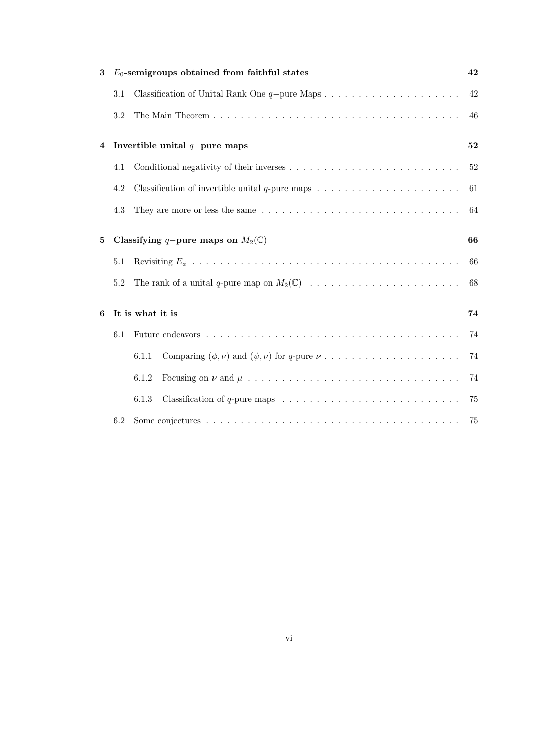**3 $E_0$-semigroups obtained from faithful states** **42**

3.1 Classification of Unital Rank One $q-$pure Maps . . . . . . . . . . . . . . . . . . . . 42

3.2 The Main Theorem . . . . . . . . . . . . . . . . . . . . . . . . . . . . . . . . . . . . 46

**4 Invertible unital $q-$pure maps** **52**

4.1 Conditional negativity of their inverses . . . . . . . . . . . . . . . . . . . . . . . . . 52

4.2 Classification of invertible unital $q$-pure maps . . . . . . . . . . . . . . . . . . . . . 61

4.3 They are more or less the same . . . . . . . . . . . . . . . . . . . . . . . . . . . . . 64

**5 Classifying $q-$pure maps on $M_2(\mathbb{C})$** **66**

5.1 Revisiting $E_\phi$ . . . . . . . . . . . . . . . . . . . . . . . . . . . . . . . . . . . . . . . 66

5.2 The rank of a unital $q$-pure map on $M_2(\mathbb{C})$ . . . . . . . . . . . . . . . . . . . . . 68

**6 It is what it is** **74**

6.1 Future endeavors . . . . . . . . . . . . . . . . . . . . . . . . . . . . . . . . . . . . . 74

6.1.1 Comparing $(\phi, \nu)$ and $(\psi, \nu)$ for $q$-pure $\nu$ . . . . . . . . . . . . . . . . . . . . 74

6.1.2 Focusing on $\nu$ and $\mu$ . . . . . . . . . . . . . . . . . . . . . . . . . . . . . . . 74

6.1.3 Classification of $q$-pure maps . . . . . . . . . . . . . . . . . . . . . . . . . . . 75

6.2 Some conjectures . . . . . . . . . . . . . . . . . . . . . . . . . . . . . . . . . . . . . 75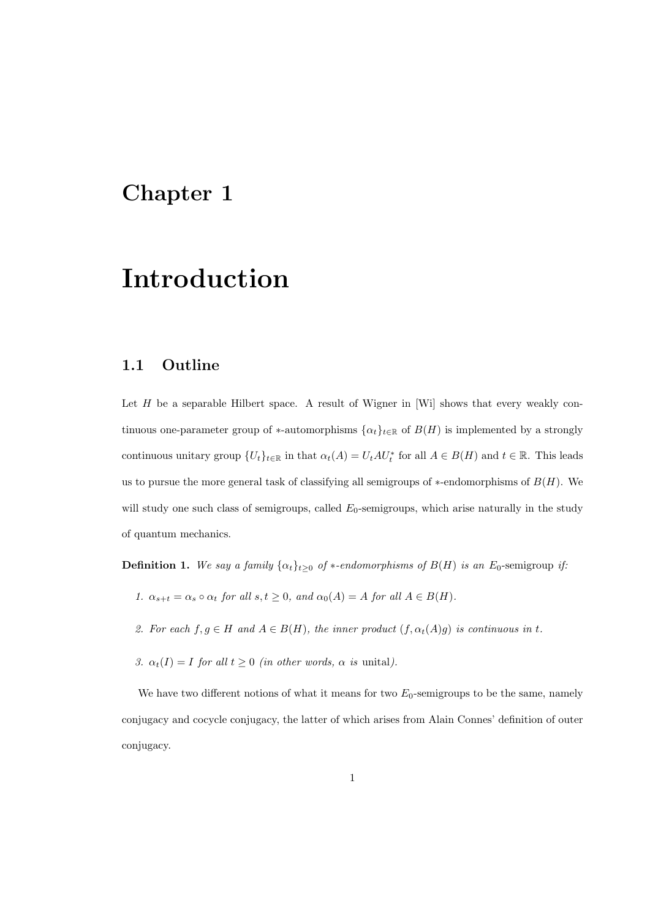# Chapter 1

# Introduction

## 1.1 Outline

Let $H$ be a separable Hilbert space. A result of Wigner in [Wi] shows that every weakly continuous one-parameter group of $*$-automorphisms $\{\alpha_t\}_{t\in\mathbb{R}}$ of $B(H)$ is implemented by a strongly continuous unitary group $\{U_t\}_{t\in\mathbb{R}}$ in that $\alpha_t(A) = U_t A U_t^*$ for all $A \in B(H)$ and $t \in \mathbb{R}$. This leads us to pursue the more general task of classifying all semigroups of $*$-endomorphisms of $B(H)$. We will study one such class of semigroups, called $E_0$-semigroups, which arise naturally in the study of quantum mechanics.

**Definition 1.** *We say a family $\{\alpha_t\}_{t\geq 0}$ of $*$-endomorphisms of $B(H)$ is an* $E_0$-semigroup *if:*

1. *$\alpha_{s+t} = \alpha_s \circ \alpha_t$ for all $s, t \geq 0$, and $\alpha_0(A) = A$ for all $A \in B(H)$.*
2. *For each $f, g \in H$ and $A \in B(H)$, the inner product $(f, \alpha_t(A)g)$ is continuous in $t$.*
3. *$\alpha_t(I) = I$ for all $t \geq 0$ (in other words, $\alpha$ is* unital*).*

We have two different notions of what it means for two $E_0$-semigroups to be the same, namely conjugacy and cocycle conjugacy, the latter of which arises from Alain Connes' definition of outer conjugacy.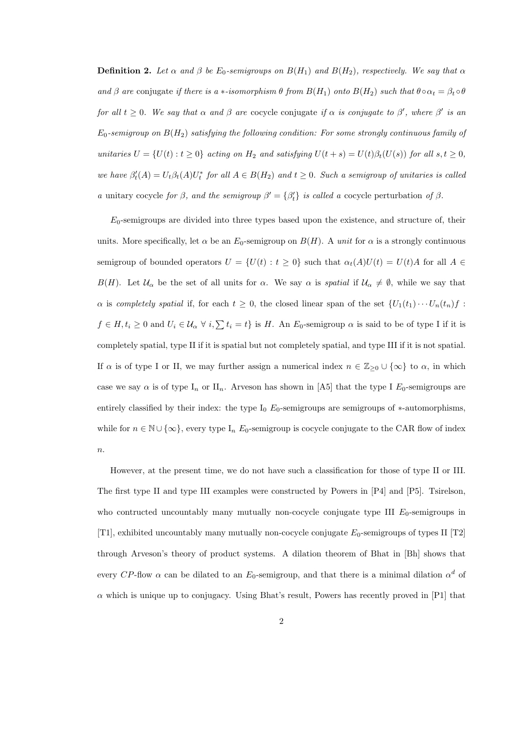**Definition 2.** *Let $\alpha$ and $\beta$ be $E_0$-semigroups on $B(H_1)$ and $B(H_2)$, respectively. We say that $\alpha$ and $\beta$ are* conjugate *if there is a $*$-isomorphism $\theta$ from $B(H_1)$ onto $B(H_2)$ such that $\theta \circ \alpha_t = \beta_t \circ \theta$ for all $t \geq 0$. We say that $\alpha$ and $\beta$ are* cocycle conjugate *if $\alpha$ is conjugate to $\beta'$, where $\beta'$ is an $E_0$-semigroup on $B(H_2)$ satisfying the following condition: For some strongly continuous family of unitaries $U = \{U(t) : t \geq 0\}$ acting on $H_2$ and satisfying $U(t+s) = U(t)\beta_t(U(s))$ for all $s, t \geq 0$, we have $\beta'_t(A) = U_t\beta_t(A)U_t^*$ for all $A \in B(H_2)$ and $t \geq 0$. Such a semigroup of unitaries is called a* unitary cocycle *for $\beta$, and the semigroup $\beta' = \{\beta'_t\}$ is called a* cocycle perturbation *of $\beta$.*

$E_0$-semigroups are divided into three types based upon the existence, and structure of, their units. More specifically, let $\alpha$ be an $E_0$-semigroup on $B(H)$. A *unit* for $\alpha$ is a strongly continuous semigroup of bounded operators $U = \{U(t) : t \geq 0\}$ such that $\alpha_t(A)U(t) = U(t)A$ for all $A \in B(H)$. Let $\mathcal{U}_\alpha$ be the set of all units for $\alpha$. We say $\alpha$ is *spatial* if $\mathcal{U}_\alpha \neq \emptyset$, while we say that $\alpha$ is *completely spatial* if, for each $t \geq 0$, the closed linear span of the set $\{U_1(t_1) \cdots U_n(t_n)f : f \in H, t_i \geq 0 \text{ and } U_i \in \mathcal{U}_\alpha \ \forall\ i, \sum t_i = t\}$ is $H$. An $E_0$-semigroup $\alpha$ is said to be of type I if it is completely spatial, type II if it is spatial but not completely spatial, and type III if it is not spatial. If $\alpha$ is of type I or II, we may further assign a numerical index $n \in \mathbb{Z}_{\geq 0} \cup \{\infty\}$ to $\alpha$, in which case we say $\alpha$ is of type $\text{I}_n$ or $\text{II}_n$. Arveson has shown in [A5] that the type I $E_0$-semigroups are entirely classified by their index: the type $\text{I}_0$ $E_0$-semigroups are semigroups of $*$-automorphisms, while for $n \in \mathbb{N} \cup \{\infty\}$, every type $\text{I}_n$ $E_0$-semigroup is cocycle conjugate to the CAR flow of index $n$.

However, at the present time, we do not have such a classification for those of type II or III. The first type II and type III examples were constructed by Powers in [P4] and [P5]. Tsirelson, who contructed uncountably many mutually non-cocycle conjugate type III $E_0$-semigroups in [T1], exhibited uncountably many mutually non-cocycle conjugate $E_0$-semigroups of types II [T2] through Arveson's theory of product systems. A dilation theorem of Bhat in [Bh] shows that every $CP$-flow $\alpha$ can be dilated to an $E_0$-semigroup, and that there is a minimal dilation $\alpha^d$ of $\alpha$ which is unique up to conjugacy. Using Bhat's result, Powers has recently proved in [P1] that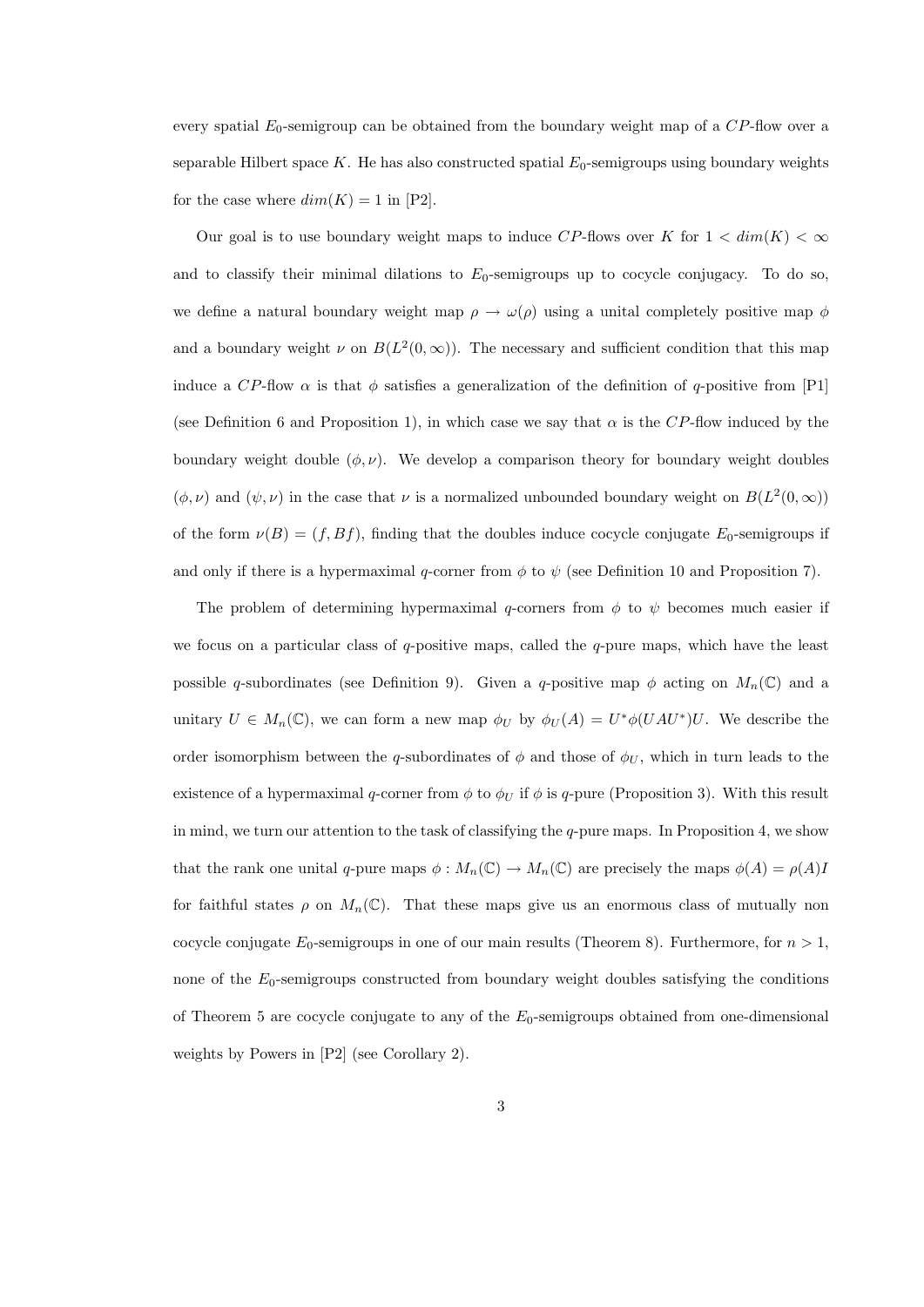every spatial $E_0$-semigroup can be obtained from the boundary weight map of a $CP$-flow over a separable Hilbert space $K$. He has also constructed spatial $E_0$-semigroups using boundary weights for the case where $dim(K) = 1$ in [P2].

Our goal is to use boundary weight maps to induce $CP$-flows over $K$ for $1 < dim(K) < \infty$ and to classify their minimal dilations to $E_0$-semigroups up to cocycle conjugacy. To do so, we define a natural boundary weight map $\rho \rightarrow \omega(\rho)$ using a unital completely positive map $\phi$ and a boundary weight $\nu$ on $B(L^2(0, \infty))$. The necessary and sufficient condition that this map induce a $CP$-flow $\alpha$ is that $\phi$ satisfies a generalization of the definition of $q$-positive from [P1] (see Definition 6 and Proposition 1), in which case we say that $\alpha$ is the $CP$-flow induced by the boundary weight double $(\phi, \nu)$. We develop a comparison theory for boundary weight doubles $(\phi, \nu)$ and $(\psi, \nu)$ in the case that $\nu$ is a normalized unbounded boundary weight on $B(L^2(0, \infty))$ of the form $\nu(B) = (f, Bf)$, finding that the doubles induce cocycle conjugate $E_0$-semigroups if and only if there is a hypermaximal $q$-corner from $\phi$ to $\psi$ (see Definition 10 and Proposition 7).

The problem of determining hypermaximal $q$-corners from $\phi$ to $\psi$ becomes much easier if we focus on a particular class of $q$-positive maps, called the $q$-pure maps, which have the least possible $q$-subordinates (see Definition 9). Given a $q$-positive map $\phi$ acting on $M_n(\mathbb{C})$ and a unitary $U \in M_n(\mathbb{C})$, we can form a new map $\phi_U$ by $\phi_U(A) = U^*\phi(UAU^*)U$. We describe the order isomorphism between the $q$-subordinates of $\phi$ and those of $\phi_U$, which in turn leads to the existence of a hypermaximal $q$-corner from $\phi$ to $\phi_U$ if $\phi$ is $q$-pure (Proposition 3). With this result in mind, we turn our attention to the task of classifying the $q$-pure maps. In Proposition 4, we show that the rank one unital $q$-pure maps $\phi : M_n(\mathbb{C}) \rightarrow M_n(\mathbb{C})$ are precisely the maps $\phi(A) = \rho(A)I$ for faithful states $\rho$ on $M_n(\mathbb{C})$. That these maps give us an enormous class of mutually non cocycle conjugate $E_0$-semigroups in one of our main results (Theorem 8). Furthermore, for $n > 1$, none of the $E_0$-semigroups constructed from boundary weight doubles satisfying the conditions of Theorem 5 are cocycle conjugate to any of the $E_0$-semigroups obtained from one-dimensional weights by Powers in [P2] (see Corollary 2).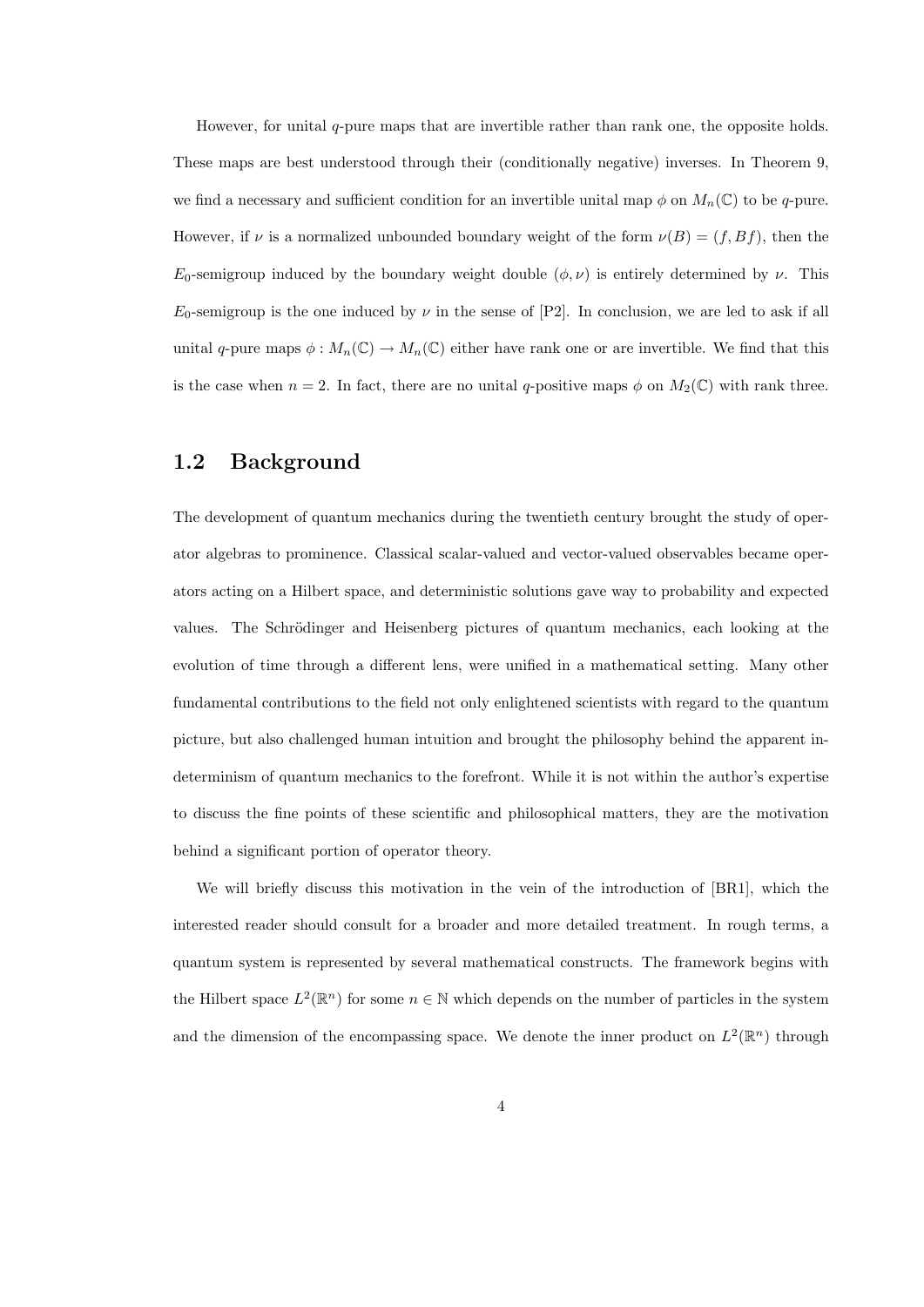However, for unital $q$-pure maps that are invertible rather than rank one, the opposite holds. These maps are best understood through their (conditionally negative) inverses. In Theorem 9, we find a necessary and sufficient condition for an invertible unital map $\phi$ on $M_n(\mathbb{C})$ to be $q$-pure. However, if $\nu$ is a normalized unbounded boundary weight of the form $\nu(B) = (f, Bf)$, then the $E_0$-semigroup induced by the boundary weight double $(\phi, \nu)$ is entirely determined by $\nu$. This $E_0$-semigroup is the one induced by $\nu$ in the sense of [P2]. In conclusion, we are led to ask if all unital $q$-pure maps $\phi : M_n(\mathbb{C}) \to M_n(\mathbb{C})$ either have rank one or are invertible. We find that this is the case when $n = 2$. In fact, there are no unital $q$-positive maps $\phi$ on $M_2(\mathbb{C})$ with rank three.

## 1.2 Background

The development of quantum mechanics during the twentieth century brought the study of operator algebras to prominence. Classical scalar-valued and vector-valued observables became operators acting on a Hilbert space, and deterministic solutions gave way to probability and expected values. The Schrödinger and Heisenberg pictures of quantum mechanics, each looking at the evolution of time through a different lens, were unified in a mathematical setting. Many other fundamental contributions to the field not only enlightened scientists with regard to the quantum picture, but also challenged human intuition and brought the philosophy behind the apparent indeterminism of quantum mechanics to the forefront. While it is not within the author's expertise to discuss the fine points of these scientific and philosophical matters, they are the motivation behind a significant portion of operator theory.

We will briefly discuss this motivation in the vein of the introduction of [BR1], which the interested reader should consult for a broader and more detailed treatment. In rough terms, a quantum system is represented by several mathematical constructs. The framework begins with the Hilbert space $L^2(\mathbb{R}^n)$ for some $n \in \mathbb{N}$ which depends on the number of particles in the system and the dimension of the encompassing space. We denote the inner product on $L^2(\mathbb{R}^n)$ through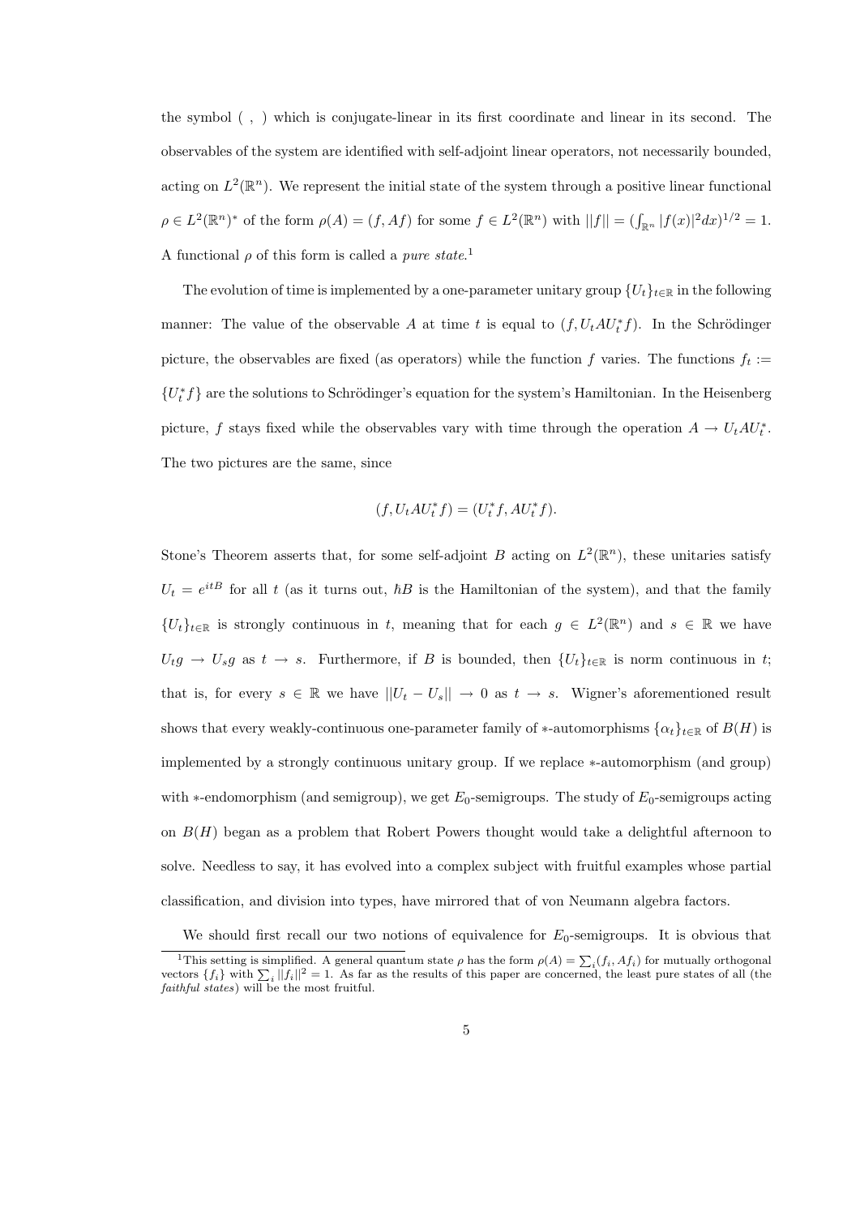the symbol ( , ) which is conjugate-linear in its first coordinate and linear in its second. The observables of the system are identified with self-adjoint linear operators, not necessarily bounded, acting on $L^2(\mathbb{R}^n)$. We represent the initial state of the system through a positive linear functional $\rho \in L^2(\mathbb{R}^n)^*$ of the form $\rho(A) = (f, Af)$ for some $f \in L^2(\mathbb{R}^n)$ with $||f|| = (\int_{\mathbb{R}^n} |f(x)|^2 dx)^{1/2} = 1$. A functional $\rho$ of this form is called a *pure state*.[1]

The evolution of time is implemented by a one-parameter unitary group $\{U_t\}_{t\in\mathbb{R}}$ in the following manner: The value of the observable $A$ at time $t$ is equal to $(f, U_t A U_t^* f)$. In the Schrödinger picture, the observables are fixed (as operators) while the function $f$ varies. The functions $f_t := \{U_t^* f\}$ are the solutions to Schrödinger's equation for the system's Hamiltonian. In the Heisenberg picture, $f$ stays fixed while the observables vary with time through the operation $A \to U_t A U_t^*$. The two pictures are the same, since

$$(f, U_t A U_t^* f) = (U_t^* f, A U_t^* f).$$

Stone's Theorem asserts that, for some self-adjoint $B$ acting on $L^2(\mathbb{R}^n)$, these unitaries satisfy $U_t = e^{itB}$ for all $t$ (as it turns out, $\hbar B$ is the Hamiltonian of the system), and that the family $\{U_t\}_{t\in\mathbb{R}}$ is strongly continuous in $t$, meaning that for each $g \in L^2(\mathbb{R}^n)$ and $s \in \mathbb{R}$ we have $U_t g \to U_s g$ as $t \to s$. Furthermore, if $B$ is bounded, then $\{U_t\}_{t\in\mathbb{R}}$ is norm continuous in $t$; that is, for every $s \in \mathbb{R}$ we have $||U_t - U_s|| \to 0$ as $t \to s$. Wigner's aforementioned result shows that every weakly-continuous one-parameter family of $*$-automorphisms $\{\alpha_t\}_{t\in\mathbb{R}}$ of $B(H)$ is implemented by a strongly continuous unitary group. If we replace $*$-automorphism (and group) with $*$-endomorphism (and semigroup), we get $E_0$-semigroups. The study of $E_0$-semigroups acting on $B(H)$ began as a problem that Robert Powers thought would take a delightful afternoon to solve. Needless to say, it has evolved into a complex subject with fruitful examples whose partial classification, and division into types, have mirrored that of von Neumann algebra factors.

We should first recall our two notions of equivalence for $E_0$-semigroups. It is obvious that

[1] This setting is simplified. A general quantum state $\rho$ has the form $\rho(A) = \sum_i (f_i, Af_i)$ for mutually orthogonal vectors $\{f_i\}$ with $\sum_i ||f_i||^2 = 1$. As far as the results of this paper are concerned, the least pure states of all (the *faithful states*) will be the most fruitful.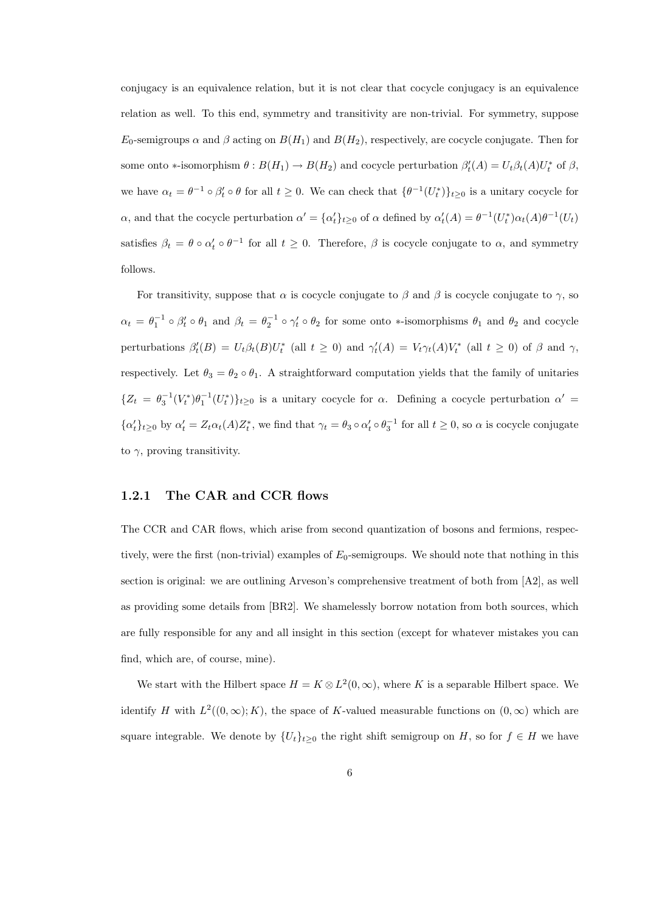conjugacy is an equivalence relation, but it is not clear that cocycle conjugacy is an equivalence relation as well. To this end, symmetry and transitivity are non-trivial. For symmetry, suppose $E_0$-semigroups $\alpha$ and $\beta$ acting on $B(H_1)$ and $B(H_2)$, respectively, are cocycle conjugate. Then for some onto $*$-isomorphism $\theta : B(H_1) \to B(H_2)$ and cocycle perturbation $\beta'_t(A) = U_t \beta_t(A) U_t^*$ of $\beta$, we have $\alpha_t = \theta^{-1} \circ \beta'_t \circ \theta$ for all $t \geq 0$. We can check that $\{\theta^{-1}(U_t^*)\}_{t \geq 0}$ is a unitary cocycle for $\alpha$, and that the cocycle perturbation $\alpha' = \{\alpha'_t\}_{t \geq 0}$ of $\alpha$ defined by $\alpha'_t(A) = \theta^{-1}(U_t^*)\alpha_t(A)\theta^{-1}(U_t)$ satisfies $\beta_t = \theta \circ \alpha'_t \circ \theta^{-1}$ for all $t \geq 0$. Therefore, $\beta$ is cocycle conjugate to $\alpha$, and symmetry follows.

For transitivity, suppose that $\alpha$ is cocycle conjugate to $\beta$ and $\beta$ is cocycle conjugate to $\gamma$, so $\alpha_t = \theta_1^{-1} \circ \beta'_t \circ \theta_1$ and $\beta_t = \theta_2^{-1} \circ \gamma'_t \circ \theta_2$ for some onto $*$-isomorphisms $\theta_1$ and $\theta_2$ and cocycle perturbations $\beta'_t(B) = U_t \beta_t(B) U_t^*$ (all $t \geq 0$) and $\gamma'_t(A) = V_t \gamma_t(A) V_t^*$ (all $t \geq 0$) of $\beta$ and $\gamma$, respectively. Let $\theta_3 = \theta_2 \circ \theta_1$. A straightforward computation yields that the family of unitaries $\{Z_t = \theta_3^{-1}(V_t^*)\theta_1^{-1}(U_t^*)\}_{t \geq 0}$ is a unitary cocycle for $\alpha$. Defining a cocycle perturbation $\alpha' = \{\alpha'_t\}_{t \geq 0}$ by $\alpha'_t = Z_t \alpha_t(A) Z_t^*$, we find that $\gamma_t = \theta_3 \circ \alpha'_t \circ \theta_3^{-1}$ for all $t \geq 0$, so $\alpha$ is cocycle conjugate to $\gamma$, proving transitivity.

### 1.2.1 The CAR and CCR flows

The CCR and CAR flows, which arise from second quantization of bosons and fermions, respectively, were the first (non-trivial) examples of $E_0$-semigroups. We should note that nothing in this section is original: we are outlining Arveson's comprehensive treatment of both from [A2], as well as providing some details from [BR2]. We shamelessly borrow notation from both sources, which are fully responsible for any and all insight in this section (except for whatever mistakes you can find, which are, of course, mine).

We start with the Hilbert space $H = K \otimes L^2(0, \infty)$, where $K$ is a separable Hilbert space. We identify $H$ with $L^2((0, \infty); K)$, the space of $K$-valued measurable functions on $(0, \infty)$ which are square integrable. We denote by $\{U_t\}_{t \geq 0}$ the right shift semigroup on $H$, so for $f \in H$ we have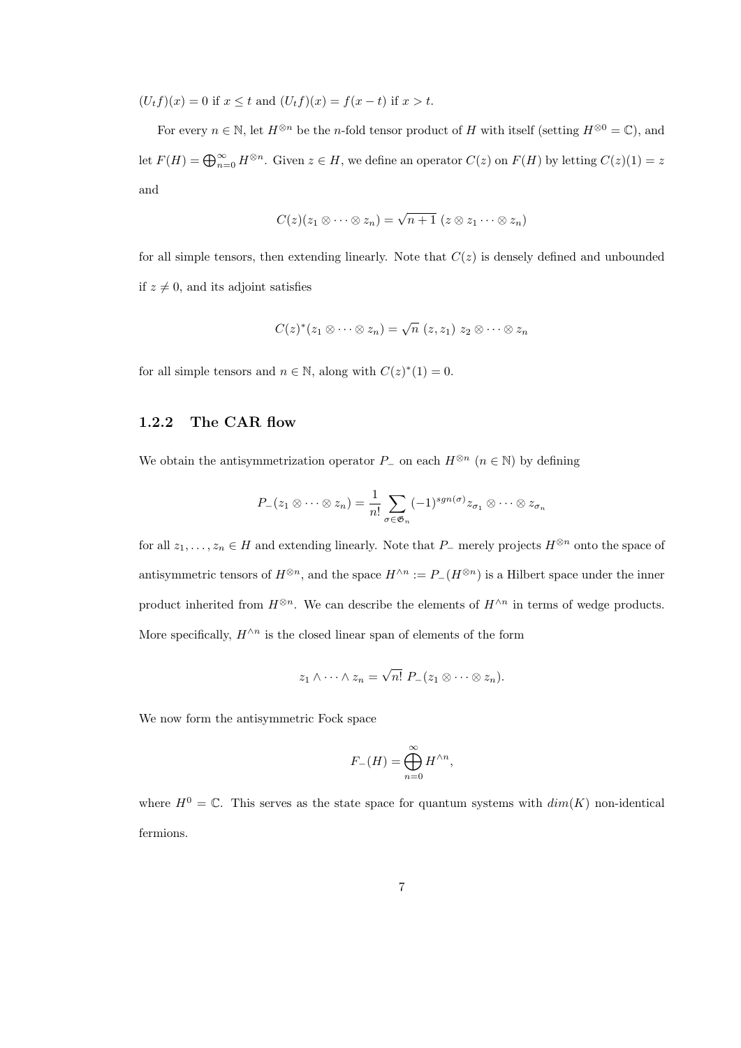$(U_t f)(x) = 0$ if $x \leq t$ and $(U_t f)(x) = f(x-t)$ if $x > t$.

For every $n \in \mathbb{N}$, let $H^{\otimes n}$ be the $n$-fold tensor product of $H$ with itself (setting $H^{\otimes 0} = \mathbb{C}$), and let $F(H) = \bigoplus_{n=0}^{\infty} H^{\otimes n}$. Given $z \in H$, we define an operator $C(z)$ on $F(H)$ by letting $C(z)(1) = z$ and

$$C(z)(z_1 \otimes \cdots \otimes z_n) = \sqrt{n+1}\ (z \otimes z_1 \cdots \otimes z_n)$$

for all simple tensors, then extending linearly. Note that $C(z)$ is densely defined and unbounded if $z \neq 0$, and its adjoint satisfies

$$C(z)^*(z_1 \otimes \cdots \otimes z_n) = \sqrt{n}\ (z, z_1)\ z_2 \otimes \cdots \otimes z_n$$

for all simple tensors and $n \in \mathbb{N}$, along with $C(z)^*(1) = 0$.

### 1.2.2 The CAR flow

We obtain the antisymmetrization operator $P_-$ on each $H^{\otimes n}$ ($n \in \mathbb{N}$) by defining

$$P_-(z_1 \otimes \cdots \otimes z_n) = \frac{1}{n!} \sum_{\sigma \in \mathfrak{G}_n} (-1)^{sgn(\sigma)} z_{\sigma_1} \otimes \cdots \otimes z_{\sigma_n}$$

for all $z_1, \ldots, z_n \in H$ and extending linearly. Note that $P_-$ merely projects $H^{\otimes n}$ onto the space of antisymmetric tensors of $H^{\otimes n}$, and the space $H^{\wedge n} := P_-(H^{\otimes n})$ is a Hilbert space under the inner product inherited from $H^{\otimes n}$. We can describe the elements of $H^{\wedge n}$ in terms of wedge products. More specifically, $H^{\wedge n}$ is the closed linear span of elements of the form

$$z_1 \wedge \cdots \wedge z_n = \sqrt{n!}\ P_-(z_1 \otimes \cdots \otimes z_n).$$

We now form the antisymmetric Fock space

$$F_-(H) = \bigoplus_{n=0}^{\infty} H^{\wedge n},$$

where $H^0 = \mathbb{C}$. This serves as the state space for quantum systems with $dim(K)$ non-identical fermions.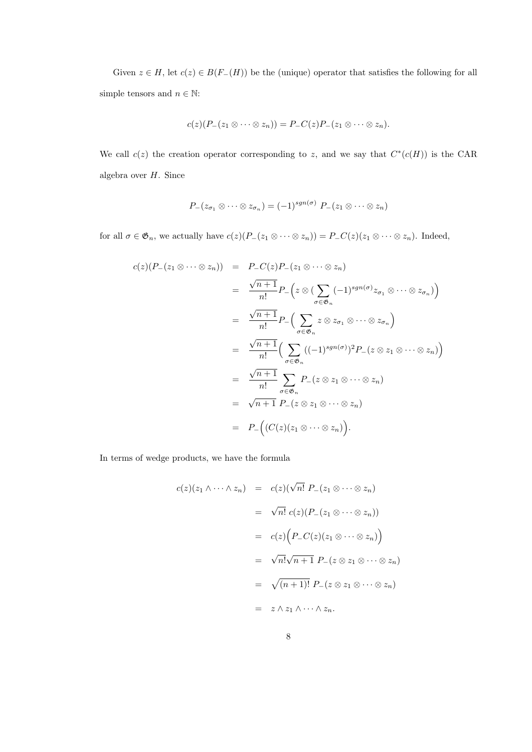Given $z \in H$, let $c(z) \in B(F_-(H))$ be the (unique) operator that satisfies the following for all simple tensors and $n \in \mathbb{N}$:

$$c(z)(P_-(z_1 \otimes \cdots \otimes z_n)) = P_- C(z) P_-(z_1 \otimes \cdots \otimes z_n).$$

We call $c(z)$ the creation operator corresponding to $z$, and we say that $C^*(c(H))$ is the CAR algebra over $H$. Since

$$P_-(z_{\sigma_1} \otimes \cdots \otimes z_{\sigma_n}) = (-1)^{sgn(\sigma)}\ P_-(z_1 \otimes \cdots \otimes z_n)$$

for all $\sigma \in \mathfrak{G}_n$, we actually have $c(z)(P_-(z_1 \otimes \cdots \otimes z_n)) = P_- C(z)(z_1 \otimes \cdots \otimes z_n)$. Indeed,

$$
\begin{aligned}
c(z)(P_-(z_1 \otimes \cdots \otimes z_n)) &= P_- C(z) P_-(z_1 \otimes \cdots \otimes z_n) \\
&= \frac{\sqrt{n+1}}{n!} P_-\Big( z \otimes \big( \sum_{\sigma \in \mathfrak{G}_n} (-1)^{sgn(\sigma)} z_{\sigma_1} \otimes \cdots \otimes z_{\sigma_n} \big) \Big) \\
&= \frac{\sqrt{n+1}}{n!} P_-\Big( \sum_{\sigma \in \mathfrak{G}_n} z \otimes z_{\sigma_1} \otimes \cdots \otimes z_{\sigma_n} \Big) \\
&= \frac{\sqrt{n+1}}{n!} \Big( \sum_{\sigma \in \mathfrak{G}_n} ((-1)^{sgn(\sigma)})^2 P_-(z \otimes z_1 \otimes \cdots \otimes z_n) \Big) \\
&= \frac{\sqrt{n+1}}{n!} \sum_{\sigma \in \mathfrak{G}_n} P_-(z \otimes z_1 \otimes \cdots \otimes z_n) \\
&= \sqrt{n+1}\ P_-(z \otimes z_1 \otimes \cdots \otimes z_n) \\
&= P_-\Big( (C(z)(z_1 \otimes \cdots \otimes z_n) \Big).
\end{aligned}
$$

In terms of wedge products, we have the formula

$$
\begin{aligned}
c(z)(z_1 \wedge \cdots \wedge z_n) &= c(z)(\sqrt{n!}\ P_-(z_1 \otimes \cdots \otimes z_n)) \\
&= \sqrt{n!}\ c(z)(P_-(z_1 \otimes \cdots \otimes z_n)) \\
&= c(z)\Big( P_- C(z)(z_1 \otimes \cdots \otimes z_n) \Big) \\
&= \sqrt{n!}\sqrt{n+1}\ P_-(z \otimes z_1 \otimes \cdots \otimes z_n) \\
&= \sqrt{(n+1)!}\ P_-(z \otimes z_1 \otimes \cdots \otimes z_n) \\
&= z \wedge z_1 \wedge \cdots \wedge z_n.
\end{aligned}
$$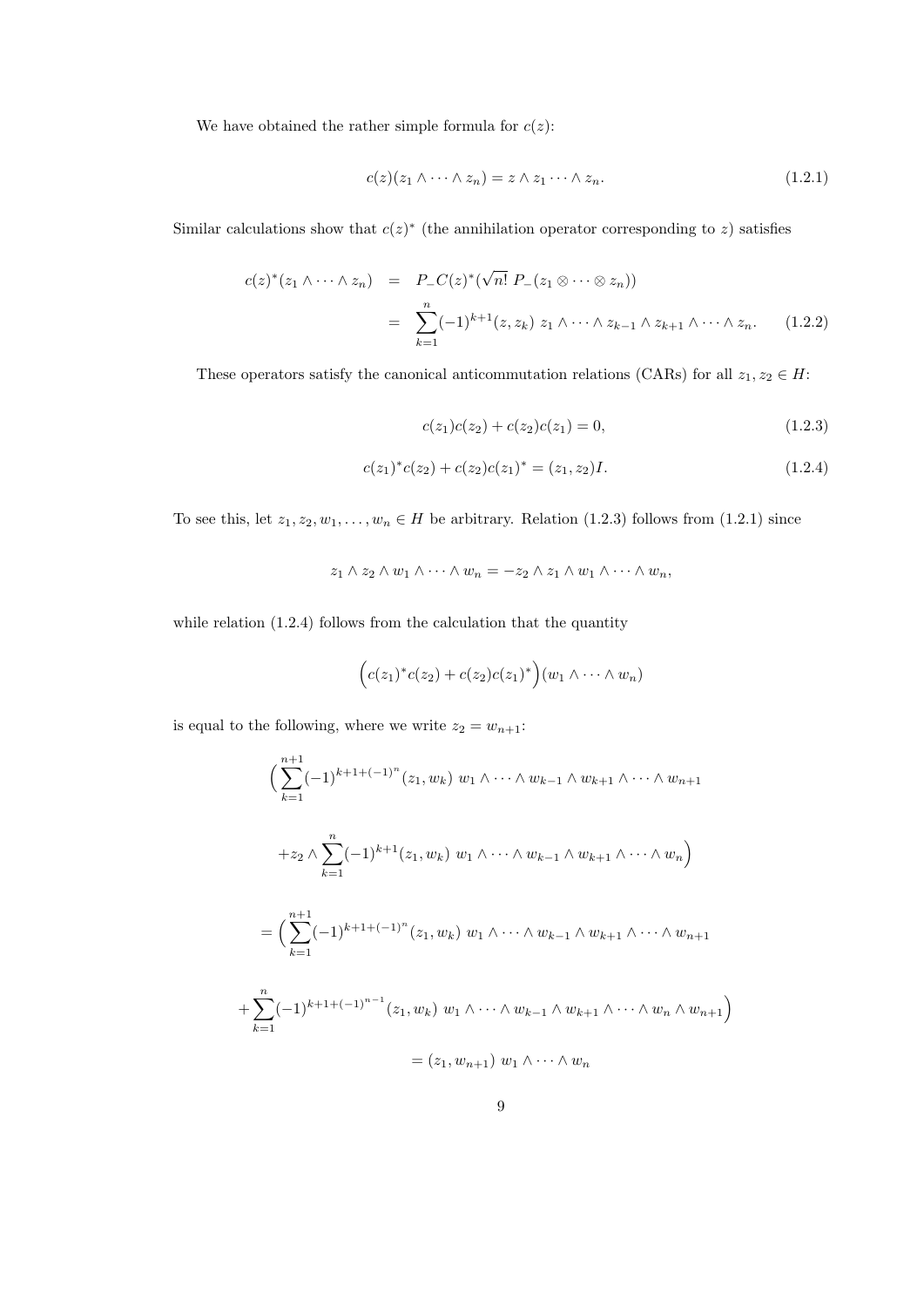We have obtained the rather simple formula for $c(z)$:

$$c(z)(z_1 \wedge \cdots \wedge z_n) = z \wedge z_1 \cdots \wedge z_n. \tag{1.2.1}$$

Similar calculations show that $c(z)^*$ (the annihilation operator corresponding to $z$) satisfies

$$\begin{aligned} c(z)^*(z_1 \wedge \cdots \wedge z_n) &= P_- C(z)^*(\sqrt{n!}\ P_-(z_1 \otimes \cdots \otimes z_n)) \\ &= \sum_{k=1}^{n} (-1)^{k+1} (z, z_k)\ z_1 \wedge \cdots \wedge z_{k-1} \wedge z_{k+1} \wedge \cdots \wedge z_n. \end{aligned} \tag{1.2.2}$$

These operators satisfy the canonical anticommutation relations (CARs) for all $z_1, z_2 \in H$:

$$c(z_1)c(z_2) + c(z_2)c(z_1) = 0, \tag{1.2.3}$$

$$c(z_1)^* c(z_2) + c(z_2)c(z_1)^* = (z_1, z_2)I. \tag{1.2.4}$$

To see this, let $z_1, z_2, w_1, \ldots, w_n \in H$ be arbitrary. Relation (1.2.3) follows from (1.2.1) since

$$z_1 \wedge z_2 \wedge w_1 \wedge \cdots \wedge w_n = -z_2 \wedge z_1 \wedge w_1 \wedge \cdots \wedge w_n,$$

while relation (1.2.4) follows from the calculation that the quantity

$$\Big(c(z_1)^* c(z_2) + c(z_2)c(z_1)^*\Big)(w_1 \wedge \cdots \wedge w_n)$$

is equal to the following, where we write $z_2 = w_{n+1}$:

$$\Big( \sum_{k=1}^{n+1} (-1)^{k+1+(-1)^n} (z_1, w_k)\ w_1 \wedge \cdots \wedge w_{k-1} \wedge w_{k+1} \wedge \cdots \wedge w_{n+1}$$

$$+ z_2 \wedge \sum_{k=1}^{n} (-1)^{k+1} (z_1, w_k)\ w_1 \wedge \cdots \wedge w_{k-1} \wedge w_{k+1} \wedge \cdots \wedge w_n \Big)$$

$$= \Big( \sum_{k=1}^{n+1} (-1)^{k+1+(-1)^n} (z_1, w_k)\ w_1 \wedge \cdots \wedge w_{k-1} \wedge w_{k+1} \wedge \cdots \wedge w_{n+1}$$

$$+ \sum_{k=1}^{n} (-1)^{k+1+(-1)^{n-1}} (z_1, w_k)\ w_1 \wedge \cdots \wedge w_{k-1} \wedge w_{k+1} \wedge \cdots \wedge w_n \wedge w_{n+1} \Big)$$

$$= (z_1, w_{n+1})\ w_1 \wedge \cdots \wedge w_n$$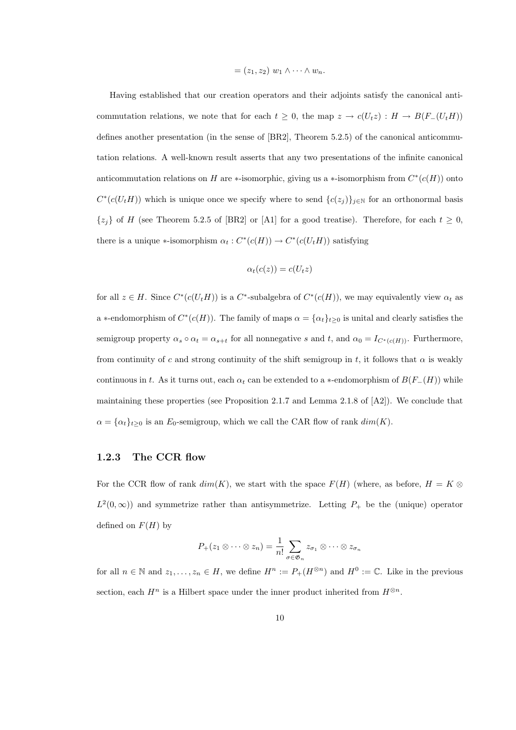$$= (z_1, z_2)\ w_1 \wedge \cdots \wedge w_n.$$

Having established that our creation operators and their adjoints satisfy the canonical anticommutation relations, we note that for each $t \geq 0$, the map $z \to c(U_t z) : H \to B(F_-(U_t H))$ defines another presentation (in the sense of [BR2], Theorem 5.2.5) of the canonical anticommutation relations. A well-known result asserts that any two presentations of the infinite canonical anticommutation relations on $H$ are $*$-isomorphic, giving us a $*$-isomorphism from $C^*(c(H))$ onto $C^*(c(U_t H))$ which is unique once we specify where to send $\{c(z_j)\}_{j \in \mathbb{N}}$ for an orthonormal basis $\{z_j\}$ of $H$ (see Theorem 5.2.5 of [BR2] or [A1] for a good treatise). Therefore, for each $t \geq 0$, there is a unique $*$-isomorphism $\alpha_t : C^*(c(H)) \to C^*(c(U_t H))$ satisfying

$$\alpha_t(c(z)) = c(U_t z)$$

for all $z \in H$. Since $C^*(c(U_t H))$ is a $C^*$-subalgebra of $C^*(c(H))$, we may equivalently view $\alpha_t$ as a $*$-endomorphism of $C^*(c(H))$. The family of maps $\alpha = \{\alpha_t\}_{t \geq 0}$ is unital and clearly satisfies the semigroup property $\alpha_s \circ \alpha_t = \alpha_{s+t}$ for all nonnegative $s$ and $t$, and $\alpha_0 = I_{C^*(c(H))}$. Furthermore, from continuity of $c$ and strong continuity of the shift semigroup in $t$, it follows that $\alpha$ is weakly continuous in $t$. As it turns out, each $\alpha_t$ can be extended to a $*$-endomorphism of $B(F_-(H))$ while maintaining these properties (see Proposition 2.1.7 and Lemma 2.1.8 of [A2]). We conclude that $\alpha = \{\alpha_t\}_{t \geq 0}$ is an $E_0$-semigroup, which we call the CAR flow of rank $dim(K)$.

### 1.2.3 The CCR flow

For the CCR flow of rank $dim(K)$, we start with the space $F(H)$ (where, as before, $H = K \otimes L^2(0, \infty)$) and symmetrize rather than antisymmetrize. Letting $P_+$ be the (unique) operator defined on $F(H)$ by

$$P_+(z_1 \otimes \cdots \otimes z_n) = \frac{1}{n!} \sum_{\sigma \in \mathfrak{S}_n} z_{\sigma_1} \otimes \cdots \otimes z_{\sigma_n}$$

for all $n \in \mathbb{N}$ and $z_1, \ldots, z_n \in H$, we define $H^n := P_+(H^{\otimes n})$ and $H^0 := \mathbb{C}$. Like in the previous section, each $H^n$ is a Hilbert space under the inner product inherited from $H^{\otimes n}$.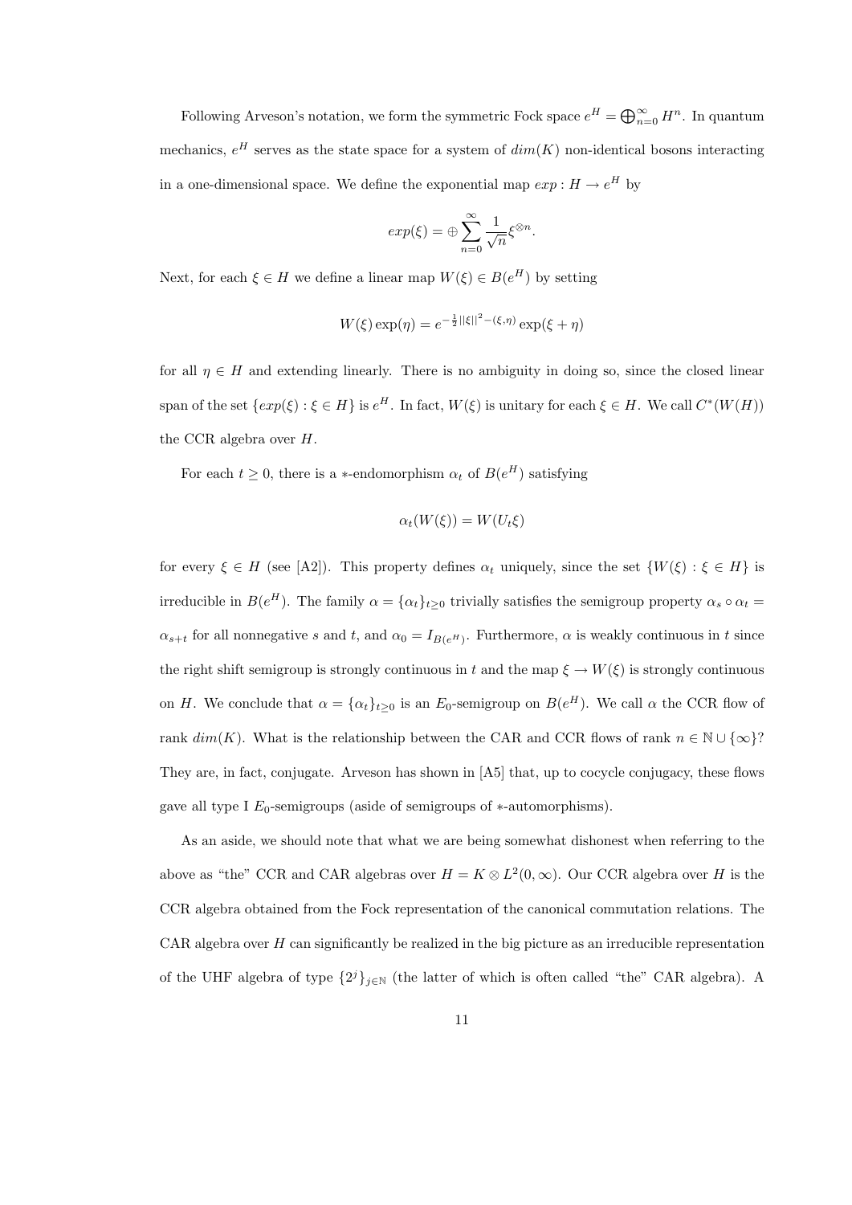Following Arveson's notation, we form the symmetric Fock space $e^H = \bigoplus_{n=0}^{\infty} H^n$. In quantum mechanics, $e^H$ serves as the state space for a system of $dim(K)$ non-identical bosons interacting in a one-dimensional space. We define the exponential map $exp : H \to e^H$ by

$$exp(\xi) = \oplus \sum_{n=0}^{\infty} \frac{1}{\sqrt{n}} \xi^{\otimes n}.$$

Next, for each $\xi \in H$ we define a linear map $W(\xi) \in B(e^H)$ by setting

$$W(\xi) \exp(\eta) = e^{-\frac{1}{2}||\xi||^2 - (\xi, \eta)} \exp(\xi + \eta)$$

for all $\eta \in H$ and extending linearly. There is no ambiguity in doing so, since the closed linear span of the set $\{exp(\xi) : \xi \in H\}$ is $e^H$. In fact, $W(\xi)$ is unitary for each $\xi \in H$. We call $C^*(W(H))$ the CCR algebra over $H$.

For each $t \geq 0$, there is a $*$-endomorphism $\alpha_t$ of $B(e^H)$ satisfying

$$\alpha_t(W(\xi)) = W(U_t \xi)$$

for every $\xi \in H$ (see [A2]). This property defines $\alpha_t$ uniquely, since the set $\{W(\xi) : \xi \in H\}$ is irreducible in $B(e^H)$. The family $\alpha = \{\alpha_t\}_{t \geq 0}$ trivially satisfies the semigroup property $\alpha_s \circ \alpha_t = \alpha_{s+t}$ for all nonnegative $s$ and $t$, and $\alpha_0 = I_{B(e^H)}$. Furthermore, $\alpha$ is weakly continuous in $t$ since the right shift semigroup is strongly continuous in $t$ and the map $\xi \to W(\xi)$ is strongly continuous on $H$. We conclude that $\alpha = \{\alpha_t\}_{t \geq 0}$ is an $E_0$-semigroup on $B(e^H)$. We call $\alpha$ the CCR flow of rank $dim(K)$. What is the relationship between the CAR and CCR flows of rank $n \in \mathbb{N} \cup \{\infty\}$? They are, in fact, conjugate. Arveson has shown in [A5] that, up to cocycle conjugacy, these flows gave all type I $E_0$-semigroups (aside of semigroups of $*$-automorphisms).

As an aside, we should note that what we are being somewhat dishonest when referring to the above as "the" CCR and CAR algebras over $H = K \otimes L^2(0, \infty)$. Our CCR algebra over $H$ is the CCR algebra obtained from the Fock representation of the canonical commutation relations. The CAR algebra over $H$ can significantly be realized in the big picture as an irreducible representation of the UHF algebra of type $\{2^j\}_{j \in \mathbb{N}}$ (the latter of which is often called "the" CAR algebra). A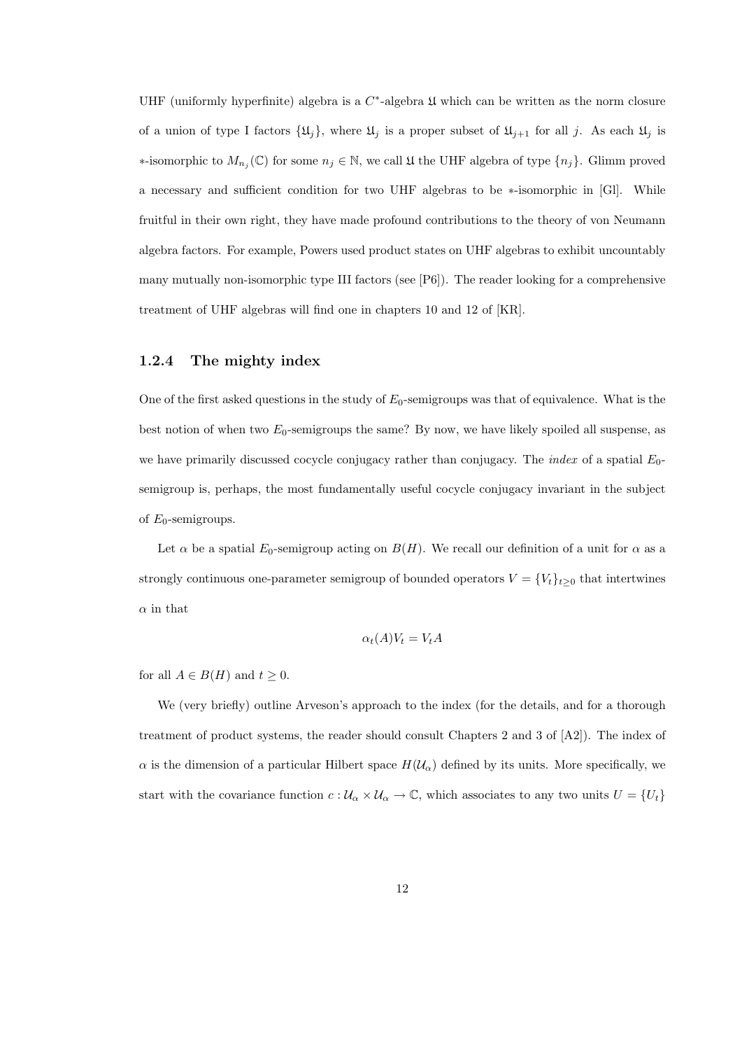UHF (uniformly hyperfinite) algebra is a $C^*$-algebra $\mathfrak{U}$ which can be written as the norm closure of a union of type I factors $\{\mathfrak{U}_j\}$, where $\mathfrak{U}_j$ is a proper subset of $\mathfrak{U}_{j+1}$ for all $j$. As each $\mathfrak{U}_j$ is $*$-isomorphic to $M_{n_j}(\mathbb{C})$ for some $n_j \in \mathbb{N}$, we call $\mathfrak{U}$ the UHF algebra of type $\{n_j\}$. Glimm proved a necessary and sufficient condition for two UHF algebras to be $*$-isomorphic in [Gl]. While fruitful in their own right, they have made profound contributions to the theory of von Neumann algebra factors. For example, Powers used product states on UHF algebras to exhibit uncountably many mutually non-isomorphic type III factors (see [P6]). The reader looking for a comprehensive treatment of UHF algebras will find one in chapters 10 and 12 of [KR].

### 1.2.4 The mighty index

One of the first asked questions in the study of $E_0$-semigroups was that of equivalence. What is the best notion of when two $E_0$-semigroups the same? By now, we have likely spoiled all suspense, as we have primarily discussed cocycle conjugacy rather than conjugacy. The *index* of a spatial $E_0$-semigroup is, perhaps, the most fundamentally useful cocycle conjugacy invariant in the subject of $E_0$-semigroups.

Let $\alpha$ be a spatial $E_0$-semigroup acting on $B(H)$. We recall our definition of a unit for $\alpha$ as a strongly continuous one-parameter semigroup of bounded operators $V = \{V_t\}_{t \geq 0}$ that intertwines $\alpha$ in that

$$\alpha_t(A)V_t = V_t A$$

for all $A \in B(H)$ and $t \geq 0$.

We (very briefly) outline Arveson's approach to the index (for the details, and for a thorough treatment of product systems, the reader should consult Chapters 2 and 3 of [A2]). The index of $\alpha$ is the dimension of a particular Hilbert space $H(\mathcal{U}_\alpha)$ defined by its units. More specifically, we start with the covariance function $c : \mathcal{U}_\alpha \times \mathcal{U}_\alpha \to \mathbb{C}$, which associates to any two units $U = \{U_t\}$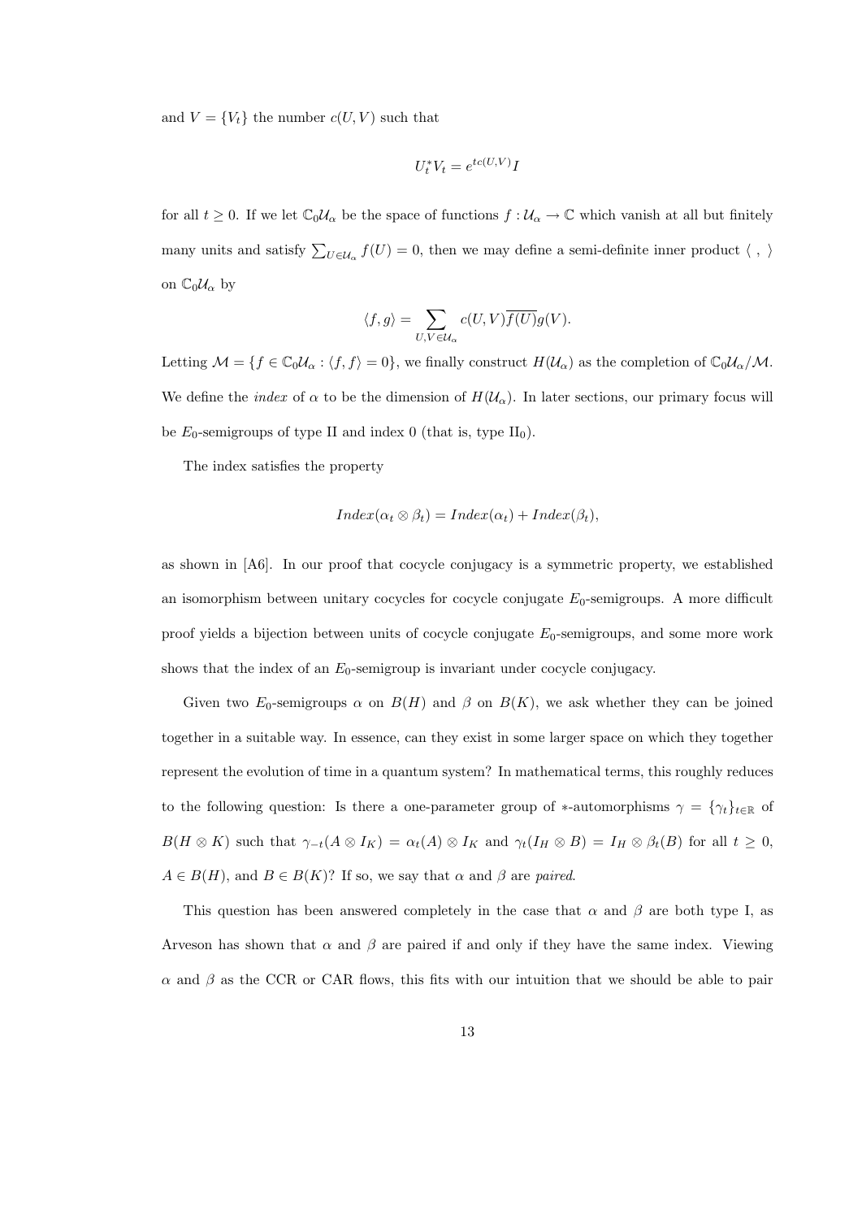and $V = \{V_t\}$ the number $c(U, V)$ such that

$$U_t^* V_t = e^{tc(U,V)} I$$

for all $t \geq 0$. If we let $\mathbb{C}_0 \mathcal{U}_\alpha$ be the space of functions $f : \mathcal{U}_\alpha \to \mathbb{C}$ which vanish at all but finitely many units and satisfy $\sum_{U \in \mathcal{U}_\alpha} f(U) = 0$, then we may define a semi-definite inner product $\langle \ , \ \rangle$ on $\mathbb{C}_0 \mathcal{U}_\alpha$ by

$$\langle f, g \rangle = \sum_{U,V \in \mathcal{U}_\alpha} c(U, V) \overline{f(U)} g(V).$$

Letting $\mathcal{M} = \{f \in \mathbb{C}_0 \mathcal{U}_\alpha : \langle f, f \rangle = 0\}$, we finally construct $H(\mathcal{U}_\alpha)$ as the completion of $\mathbb{C}_0 \mathcal{U}_\alpha / \mathcal{M}$. We define the *index* of $\alpha$ to be the dimension of $H(\mathcal{U}_\alpha)$. In later sections, our primary focus will be $E_0$-semigroups of type II and index 0 (that is, type $\text{II}_0$).

The index satisfies the property

$$Index(\alpha_t \otimes \beta_t) = Index(\alpha_t) + Index(\beta_t),$$

as shown in [A6]. In our proof that cocycle conjugacy is a symmetric property, we established an isomorphism between unitary cocycles for cocycle conjugate $E_0$-semigroups. A more difficult proof yields a bijection between units of cocycle conjugate $E_0$-semigroups, and some more work shows that the index of an $E_0$-semigroup is invariant under cocycle conjugacy.

Given two $E_0$-semigroups $\alpha$ on $B(H)$ and $\beta$ on $B(K)$, we ask whether they can be joined together in a suitable way. In essence, can they exist in some larger space on which they together represent the evolution of time in a quantum system? In mathematical terms, this roughly reduces to the following question: Is there a one-parameter group of $*$-automorphisms $\gamma = \{\gamma_t\}_{t \in \mathbb{R}}$ of $B(H \otimes K)$ such that $\gamma_{-t}(A \otimes I_K) = \alpha_t(A) \otimes I_K$ and $\gamma_t(I_H \otimes B) = I_H \otimes \beta_t(B)$ for all $t \geq 0$, $A \in B(H)$, and $B \in B(K)$? If so, we say that $\alpha$ and $\beta$ are *paired*.

This question has been answered completely in the case that $\alpha$ and $\beta$ are both type I, as Arveson has shown that $\alpha$ and $\beta$ are paired if and only if they have the same index. Viewing $\alpha$ and $\beta$ as the CCR or CAR flows, this fits with our intuition that we should be able to pair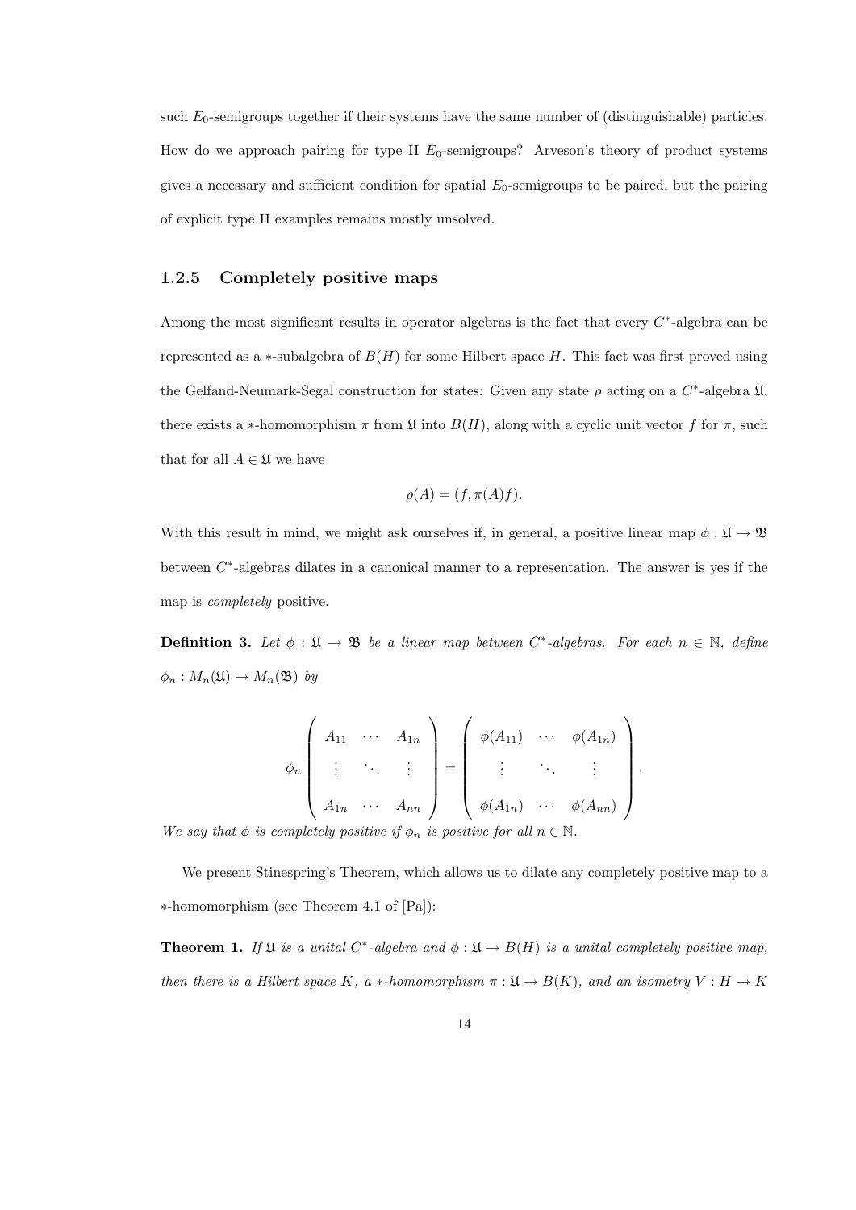such $E_0$-semigroups together if their systems have the same number of (distinguishable) particles. How do we approach pairing for type II $E_0$-semigroups? Arveson's theory of product systems gives a necessary and sufficient condition for spatial $E_0$-semigroups to be paired, but the pairing of explicit type II examples remains mostly unsolved.

### 1.2.5 Completely positive maps

Among the most significant results in operator algebras is the fact that every $C^*$-algebra can be represented as a $*$-subalgebra of $B(H)$ for some Hilbert space $H$. This fact was first proved using the Gelfand-Neumark-Segal construction for states: Given any state $\rho$ acting on a $C^*$-algebra $\mathfrak{U}$, there exists a $*$-homomorphism $\pi$ from $\mathfrak{U}$ into $B(H)$, along with a cyclic unit vector $f$ for $\pi$, such that for all $A \in \mathfrak{U}$ we have

$$\rho(A) = (f, \pi(A)f).$$

With this result in mind, we might ask ourselves if, in general, a positive linear map $\phi : \mathfrak{U} \to \mathfrak{B}$ between $C^*$-algebras dilates in a canonical manner to a representation. The answer is yes if the map is *completely* positive.

**Definition 3.** *Let $\phi : \mathfrak{U} \to \mathfrak{B}$ be a linear map between $C^*$-algebras. For each $n \in \mathbb{N}$, define $\phi_n : M_n(\mathfrak{U}) \to M_n(\mathfrak{B})$ by*

$$\phi_n \begin{pmatrix} A_{11} & \cdots & A_{1n} \\ \vdots & \ddots & \vdots \\ A_{1n} & \cdots & A_{nn} \end{pmatrix} = \begin{pmatrix} \phi(A_{11}) & \cdots & \phi(A_{1n}) \\ \vdots & \ddots & \vdots \\ \phi(A_{1n}) & \cdots & \phi(A_{nn}) \end{pmatrix}.$$

*We say that $\phi$ is completely positive if $\phi_n$ is positive for all $n \in \mathbb{N}$.*

We present Stinespring's Theorem, which allows us to dilate any completely positive map to a $*$-homomorphism (see Theorem 4.1 of [Pa]):

**Theorem 1.** *If $\mathfrak{U}$ is a unital $C^*$-algebra and $\phi : \mathfrak{U} \to B(H)$ is a unital completely positive map, then there is a Hilbert space $K$, a $*$-homomorphism $\pi : \mathfrak{U} \to B(K)$, and an isometry $V : H \to K$*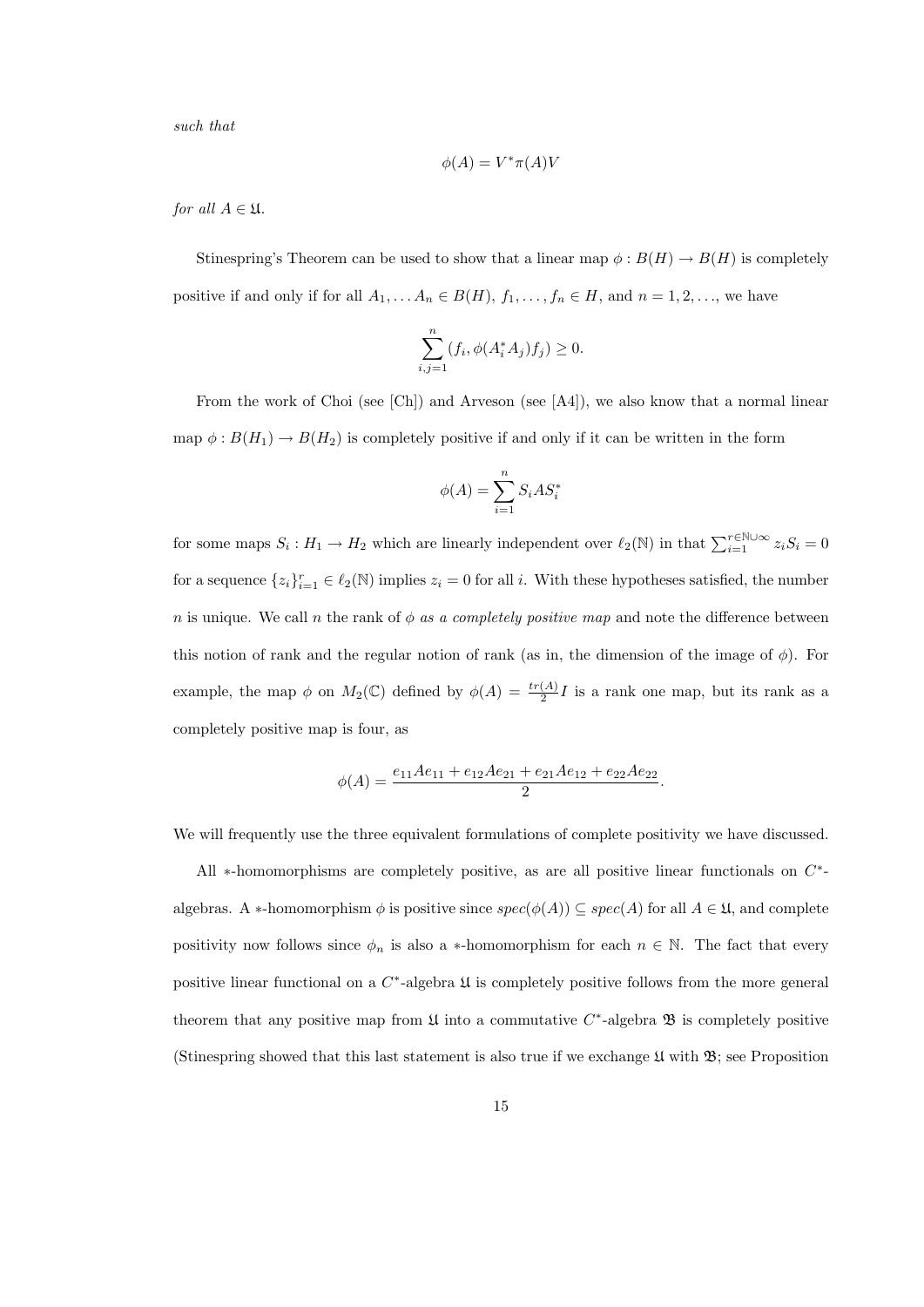*such that*

$$\phi(A) = V^*\pi(A)V$$

*for all* $A \in \mathfrak{A}$.

Stinespring's Theorem can be used to show that a linear map $\phi : B(H) \to B(H)$ is completely positive if and only if for all $A_1, \ldots A_n \in B(H)$, $f_1, \ldots, f_n \in H$, and $n = 1, 2, \ldots$, we have

$$\sum_{i,j=1}^{n} (f_i, \phi(A_i^* A_j) f_j) \geq 0.$$

From the work of Choi (see [Ch]) and Arveson (see [A4]), we also know that a normal linear map $\phi : B(H_1) \to B(H_2)$ is completely positive if and only if it can be written in the form

$$\phi(A) = \sum_{i=1}^{n} S_i A S_i^*$$

for some maps $S_i : H_1 \to H_2$ which are linearly independent over $\ell_2(\mathbb{N})$ in that $\sum_{i=1}^{r \in \mathbb{N} \cup \infty} z_i S_i = 0$ for a sequence $\{z_i\}_{i=1}^{r} \in \ell_2(\mathbb{N})$ implies $z_i = 0$ for all $i$. With these hypotheses satisfied, the number $n$ is unique. We call $n$ the rank of $\phi$ *as a completely positive map* and note the difference between this notion of rank and the regular notion of rank (as in, the dimension of the image of $\phi$). For example, the map $\phi$ on $M_2(\mathbb{C})$ defined by $\phi(A) = \frac{tr(A)}{2} I$ is a rank one map, but its rank as a completely positive map is four, as

$$\phi(A) = \frac{e_{11}Ae_{11} + e_{12}Ae_{21} + e_{21}Ae_{12} + e_{22}Ae_{22}}{2}.$$

We will frequently use the three equivalent formulations of complete positivity we have discussed.

All $*$-homomorphisms are completely positive, as are all positive linear functionals on $C^*$-algebras. A $*$-homomorphism $\phi$ is positive since $spec(\phi(A)) \subseteq spec(A)$ for all $A \in \mathfrak{A}$, and complete positivity now follows since $\phi_n$ is also a $*$-homomorphism for each $n \in \mathbb{N}$. The fact that every positive linear functional on a $C^*$-algebra $\mathfrak{A}$ is completely positive follows from the more general theorem that any positive map from $\mathfrak{A}$ into a commutative $C^*$-algebra $\mathfrak{B}$ is completely positive (Stinespring showed that this last statement is also true if we exchange $\mathfrak{A}$ with $\mathfrak{B}$; see Proposition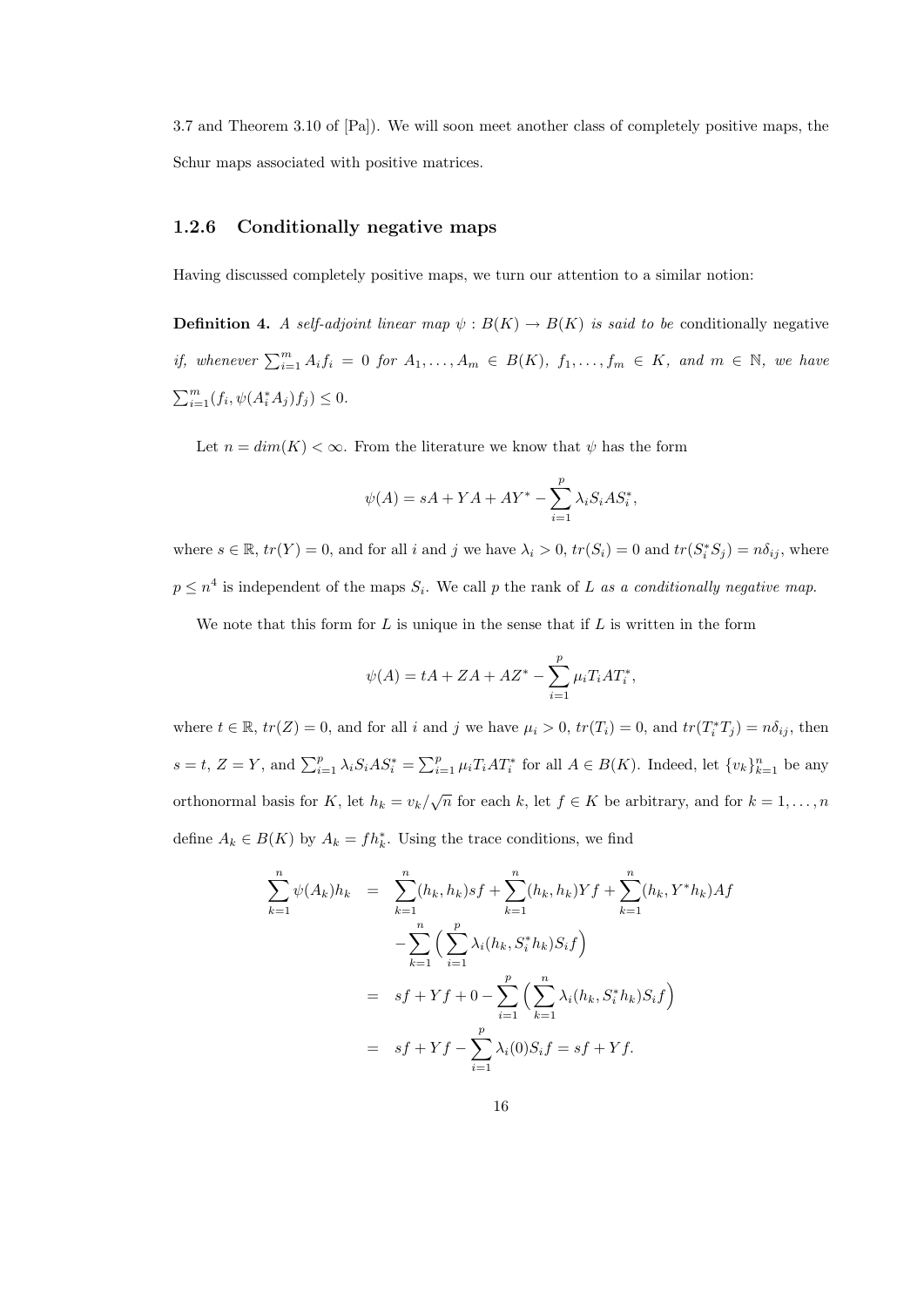3.7 and Theorem 3.10 of [Pa]). We will soon meet another class of completely positive maps, the Schur maps associated with positive matrices.

### 1.2.6 Conditionally negative maps

Having discussed completely positive maps, we turn our attention to a similar notion:

**Definition 4.** *A self-adjoint linear map $\psi : B(K) \to B(K)$ is said to be* conditionally negative *if, whenever $\sum_{i=1}^m A_i f_i = 0$ for $A_1, \ldots, A_m \in B(K)$, $f_1, \ldots, f_m \in K$, and $m \in \mathbb{N}$, we have $\sum_{i=1}^m (f_i, \psi(A_i^* A_j) f_j) \leq 0$.*

Let $n = dim(K) < \infty$. From the literature we know that $\psi$ has the form

$$\psi(A) = sA + YA + AY^* - \sum_{i=1}^p \lambda_i S_i A S_i^*,$$

where $s \in \mathbb{R}$, $tr(Y) = 0$, and for all $i$ and $j$ we have $\lambda_i > 0$, $tr(S_i) = 0$ and $tr(S_i^* S_j) = n\delta_{ij}$, where $p \leq n^4$ is independent of the maps $S_i$. We call $p$ the rank of $L$ *as a conditionally negative map.*

We note that this form for $L$ is unique in the sense that if $L$ is written in the form

$$\psi(A) = tA + ZA + AZ^* - \sum_{i=1}^p \mu_i T_i A T_i^*,$$

where $t \in \mathbb{R}$, $tr(Z) = 0$, and for all $i$ and $j$ we have $\mu_i > 0$, $tr(T_i) = 0$, and $tr(T_i^* T_j) = n\delta_{ij}$, then $s = t$, $Z = Y$, and $\sum_{i=1}^p \lambda_i S_i A S_i^* = \sum_{i=1}^p \mu_i T_i A T_i^*$ for all $A \in B(K)$. Indeed, let $\{v_k\}_{k=1}^n$ be any orthonormal basis for $K$, let $h_k = v_k/\sqrt{n}$ for each $k$, let $f \in K$ be arbitrary, and for $k = 1, \ldots, n$ define $A_k \in B(K)$ by $A_k = f h_k^*$. Using the trace conditions, we find

$$\begin{aligned}
\sum_{k=1}^n \psi(A_k) h_k &= \sum_{k=1}^n (h_k, h_k) s f + \sum_{k=1}^n (h_k, h_k) Y f + \sum_{k=1}^n (h_k, Y^* h_k) A f \\
&\quad - \sum_{k=1}^n \Big( \sum_{i=1}^p \lambda_i (h_k, S_i^* h_k) S_i f \Big) \\
&= sf + Yf + 0 - \sum_{i=1}^p \Big( \sum_{k=1}^n \lambda_i (h_k, S_i^* h_k) S_i f \Big) \\
&= sf + Yf - \sum_{i=1}^p \lambda_i (0) S_i f = sf + Yf.
\end{aligned}$$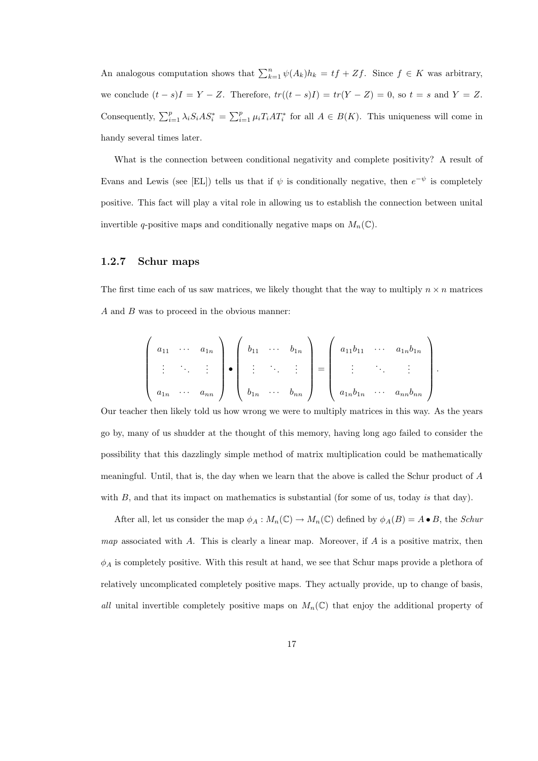An analogous computation shows that $\sum_{k=1}^{n} \psi(A_k)h_k = tf + Zf$. Since $f \in K$ was arbitrary, we conclude $(t-s)I = Y - Z$. Therefore, $tr((t-s)I) = tr(Y-Z) = 0$, so $t = s$ and $Y = Z$. Consequently, $\sum_{i=1}^{p} \lambda_i S_i A S_i^* = \sum_{i=1}^{p} \mu_i T_i A T_i^*$ for all $A \in B(K)$. This uniqueness will come in handy several times later.

What is the connection between conditional negativity and complete positivity? A result of Evans and Lewis (see [EL]) tells us that if $\psi$ is conditionally negative, then $e^{-\psi}$ is completely positive. This fact will play a vital role in allowing us to establish the connection between unital invertible $q$-positive maps and conditionally negative maps on $M_n(\mathbb{C})$.

### 1.2.7 Schur maps

The first time each of us saw matrices, we likely thought that the way to multiply $n \times n$ matrices $A$ and $B$ was to proceed in the obvious manner:

$$\begin{pmatrix} a_{11} & \cdots & a_{1n} \\ \vdots & \ddots & \vdots \\ a_{1n} & \cdots & a_{nn} \end{pmatrix} \bullet \begin{pmatrix} b_{11} & \cdots & b_{1n} \\ \vdots & \ddots & \vdots \\ b_{1n} & \cdots & b_{nn} \end{pmatrix} = \begin{pmatrix} a_{11}b_{11} & \cdots & a_{1n}b_{1n} \\ \vdots & \ddots & \vdots \\ a_{1n}b_{1n} & \cdots & a_{nn}b_{nn} \end{pmatrix}.$$

Our teacher then likely told us how wrong we were to multiply matrices in this way. As the years go by, many of us shudder at the thought of this memory, having long ago failed to consider the possibility that this dazzlingly simple method of matrix multiplication could be mathematically meaningful. Until, that is, the day when we learn that the above is called the Schur product of $A$ with $B$, and that its impact on mathematics is substantial (for some of us, today *is* that day).

After all, let us consider the map $\phi_A : M_n(\mathbb{C}) \to M_n(\mathbb{C})$ defined by $\phi_A(B) = A \bullet B$, the *Schur map* associated with $A$. This is clearly a linear map. Moreover, if $A$ is a positive matrix, then $\phi_A$ is completely positive. With this result at hand, we see that Schur maps provide a plethora of relatively uncomplicated completely positive maps. They actually provide, up to change of basis, *all* unital invertible completely positive maps on $M_n(\mathbb{C})$ that enjoy the additional property of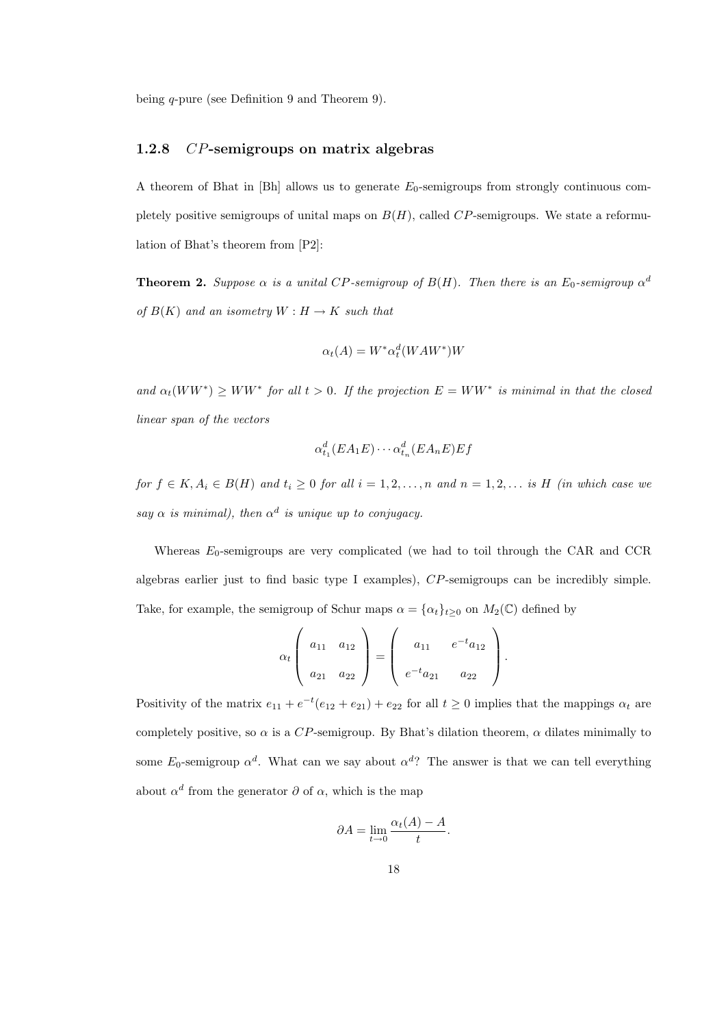being $q$-pure (see Definition 9 and Theorem 9).

### 1.2.8 $CP$-semigroups on matrix algebras

A theorem of Bhat in [Bh] allows us to generate $E_0$-semigroups from strongly continuous completely positive semigroups of unital maps on $B(H)$, called $CP$-semigroups. We state a reformulation of Bhat's theorem from [P2]:

**Theorem 2.** *Suppose $\alpha$ is a unital $CP$-semigroup of $B(H)$. Then there is an $E_0$-semigroup $\alpha^d$ of $B(K)$ and an isometry $W : H \to K$ such that*

$$\alpha_t(A) = W^* \alpha_t^d(WAW^*)W$$

*and $\alpha_t(WW^*) \geq WW^*$ for all $t > 0$. If the projection $E = WW^*$ is minimal in that the closed linear span of the vectors*

$$\alpha_{t_1}^d(EA_1E) \cdots \alpha_{t_n}^d(EA_nE)Ef$$

*for $f \in K, A_i \in B(H)$ and $t_i \geq 0$ for all $i = 1, 2, \ldots, n$ and $n = 1, 2, \ldots$ is $H$ (in which case we say $\alpha$ is minimal), then $\alpha^d$ is unique up to conjugacy.*

Whereas $E_0$-semigroups are very complicated (we had to toil through the CAR and CCR algebras earlier just to find basic type I examples), $CP$-semigroups can be incredibly simple. Take, for example, the semigroup of Schur maps $\alpha = \{\alpha_t\}_{t \geq 0}$ on $M_2(\mathbb{C})$ defined by

$$\alpha_t \begin{pmatrix} a_{11} & a_{12} \\ a_{21} & a_{22} \end{pmatrix} = \begin{pmatrix} a_{11} & e^{-t}a_{12} \\ e^{-t}a_{21} & a_{22} \end{pmatrix}.$$

Positivity of the matrix $e_{11} + e^{-t}(e_{12} + e_{21}) + e_{22}$ for all $t \geq 0$ implies that the mappings $\alpha_t$ are completely positive, so $\alpha$ is a $CP$-semigroup. By Bhat's dilation theorem, $\alpha$ dilates minimally to some $E_0$-semigroup $\alpha^d$. What can we say about $\alpha^d$? The answer is that we can tell everything about $\alpha^d$ from the generator $\partial$ of $\alpha$, which is the map

$$\partial A = \lim_{t \to 0} \frac{\alpha_t(A) - A}{t}.$$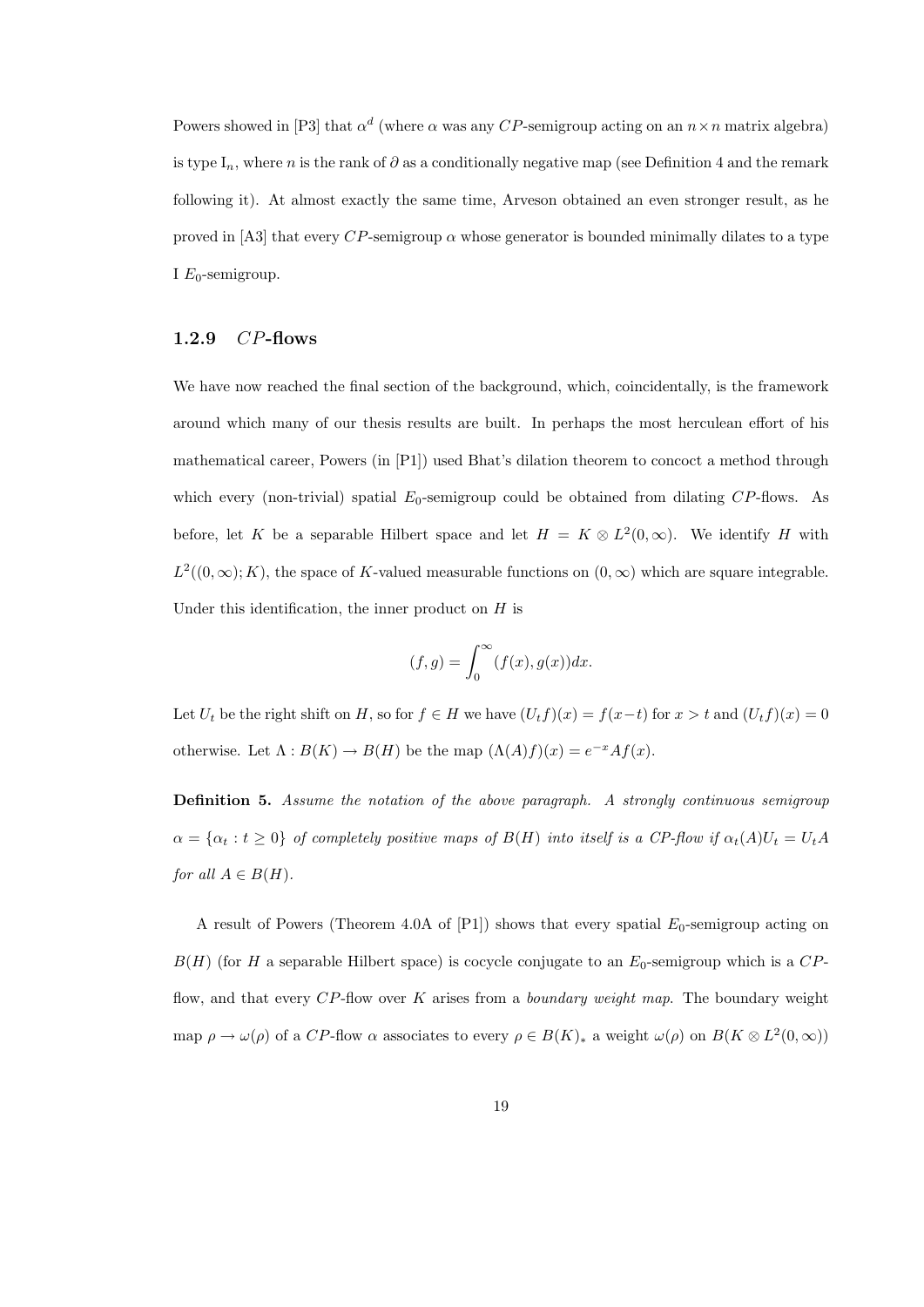Powers showed in [P3] that $\alpha^d$ (where $\alpha$ was any $CP$-semigroup acting on an $n \times n$ matrix algebra) is type $\mathrm{I}_n$, where $n$ is the rank of $\partial$ as a conditionally negative map (see Definition 4 and the remark following it). At almost exactly the same time, Arveson obtained an even stronger result, as he proved in [A3] that every $CP$-semigroup $\alpha$ whose generator is bounded minimally dilates to a type I $E_0$-semigroup.

### 1.2.9 $CP$-flows

We have now reached the final section of the background, which, coincidentally, is the framework around which many of our thesis results are built. In perhaps the most herculean effort of his mathematical career, Powers (in [P1]) used Bhat's dilation theorem to concoct a method through which every (non-trivial) spatial $E_0$-semigroup could be obtained from dilating $CP$-flows. As before, let $K$ be a separable Hilbert space and let $H = K \otimes L^2(0, \infty)$. We identify $H$ with $L^2((0, \infty); K)$, the space of $K$-valued measurable functions on $(0, \infty)$ which are square integrable. Under this identification, the inner product on $H$ is

$$(f, g) = \int_0^\infty (f(x), g(x))dx.$$

Let $U_t$ be the right shift on $H$, so for $f \in H$ we have $(U_t f)(x) = f(x-t)$ for $x > t$ and $(U_t f)(x) = 0$ otherwise. Let $\Lambda : B(K) \to B(H)$ be the map $(\Lambda(A)f)(x) = e^{-x}Af(x)$.

**Definition 5.** *Assume the notation of the above paragraph. A strongly continuous semigroup* $\alpha = \{\alpha_t : t \geq 0\}$ *of completely positive maps of* $B(H)$ *into itself is a CP-flow if* $\alpha_t(A)U_t = U_t A$ *for all* $A \in B(H)$.

A result of Powers (Theorem 4.0A of [P1]) shows that every spatial $E_0$-semigroup acting on $B(H)$ (for $H$ a separable Hilbert space) is cocycle conjugate to an $E_0$-semigroup which is a $CP$-flow, and that every $CP$-flow over $K$ arises from a *boundary weight map*. The boundary weight map $\rho \to \omega(\rho)$ of a $CP$-flow $\alpha$ associates to every $\rho \in B(K)_*$ a weight $\omega(\rho)$ on $B(K \otimes L^2(0, \infty))$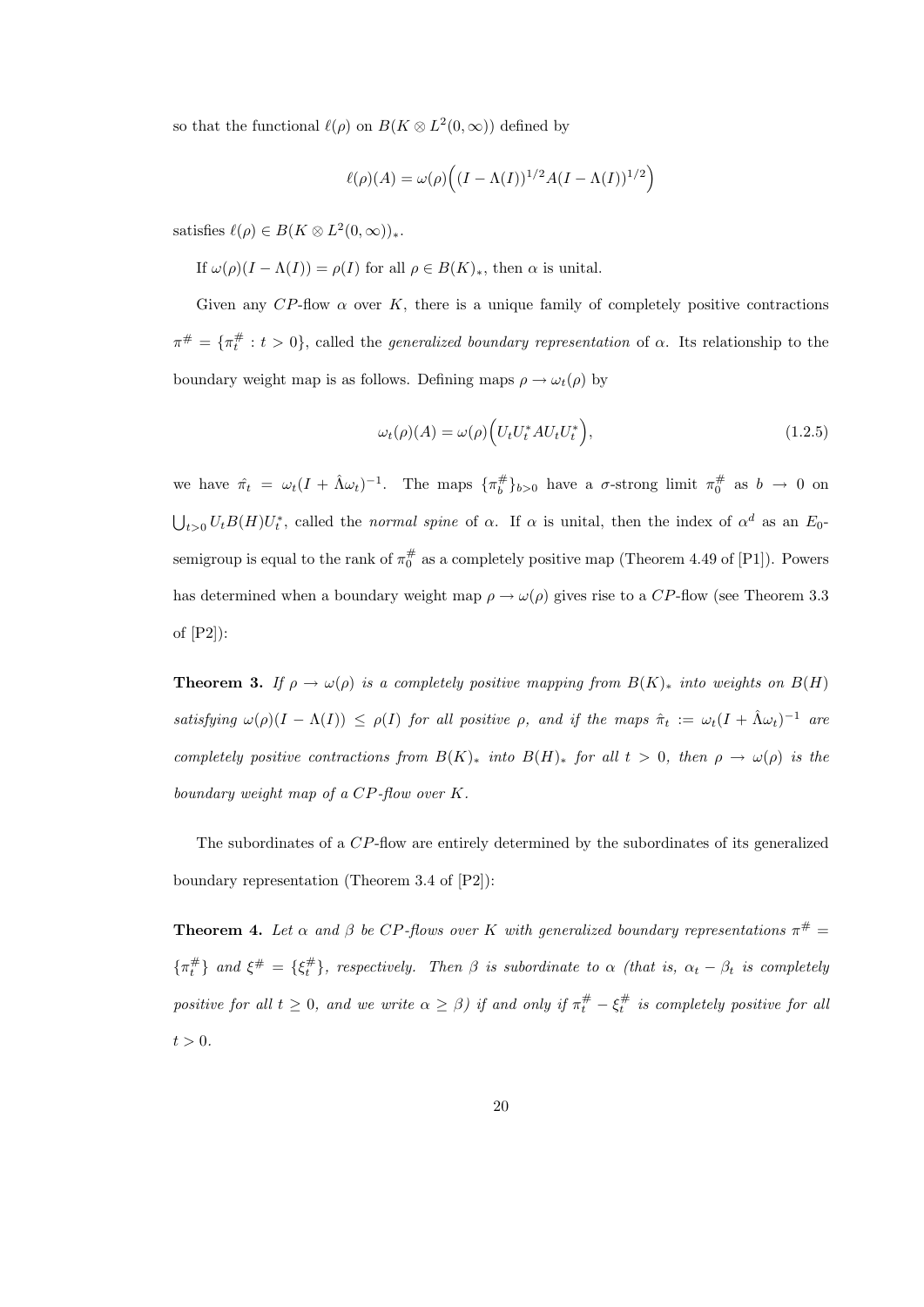so that the functional $\ell(\rho)$ on $B(K \otimes L^2(0,\infty))$ defined by

$$\ell(\rho)(A) = \omega(\rho)\Big((I - \Lambda(I))^{1/2} A (I - \Lambda(I))^{1/2}\Big)$$

satisfies $\ell(\rho) \in B(K \otimes L^2(0,\infty))_*$.

If $\omega(\rho)(I - \Lambda(I)) = \rho(I)$ for all $\rho \in B(K)_*$, then $\alpha$ is unital.

Given any $CP$-flow $\alpha$ over $K$, there is a unique family of completely positive contractions $\pi^\# = \{\pi_t^\# : t > 0\}$, called the *generalized boundary representation* of $\alpha$. Its relationship to the boundary weight map is as follows. Defining maps $\rho \to \omega_t(\rho)$ by

$$\omega_t(\rho)(A) = \omega(\rho)\Big(U_t U_t^* A U_t U_t^*\Big), \tag{1.2.5}$$

we have $\hat{\pi}_t = \omega_t(I + \hat{\Lambda}\omega_t)^{-1}$. The maps $\{\pi_b^\#\}_{b>0}$ have a $\sigma$-strong limit $\pi_0^\#$ as $b \to 0$ on $\bigcup_{t>0} U_t B(H) U_t^*$, called the *normal spine* of $\alpha$. If $\alpha$ is unital, then the index of $\alpha^d$ as an $E_0$-semigroup is equal to the rank of $\pi_0^\#$ as a completely positive map (Theorem 4.49 of [P1]). Powers has determined when a boundary weight map $\rho \to \omega(\rho)$ gives rise to a $CP$-flow (see Theorem 3.3 of [P2]):

**Theorem 3.** *If $\rho \to \omega(\rho)$ is a completely positive mapping from $B(K)_*$ into weights on $B(H)$ satisfying $\omega(\rho)(I - \Lambda(I)) \leq \rho(I)$ for all positive $\rho$, and if the maps $\hat{\pi}_t := \omega_t(I + \hat{\Lambda}\omega_t)^{-1}$ are completely positive contractions from $B(K)_*$ into $B(H)_*$ for all $t > 0$, then $\rho \to \omega(\rho)$ is the boundary weight map of a $CP$-flow over $K$.*

The subordinates of a $CP$-flow are entirely determined by the subordinates of its generalized boundary representation (Theorem 3.4 of [P2]):

**Theorem 4.** *Let $\alpha$ and $\beta$ be $CP$-flows over $K$ with generalized boundary representations $\pi^\# = \{\pi_t^\#\}$ and $\xi^\# = \{\xi_t^\#\}$, respectively. Then $\beta$ is subordinate to $\alpha$ (that is, $\alpha_t - \beta_t$ is completely positive for all $t \geq 0$, and we write $\alpha \geq \beta$) if and only if $\pi_t^\# - \xi_t^\#$ is completely positive for all $t > 0$.*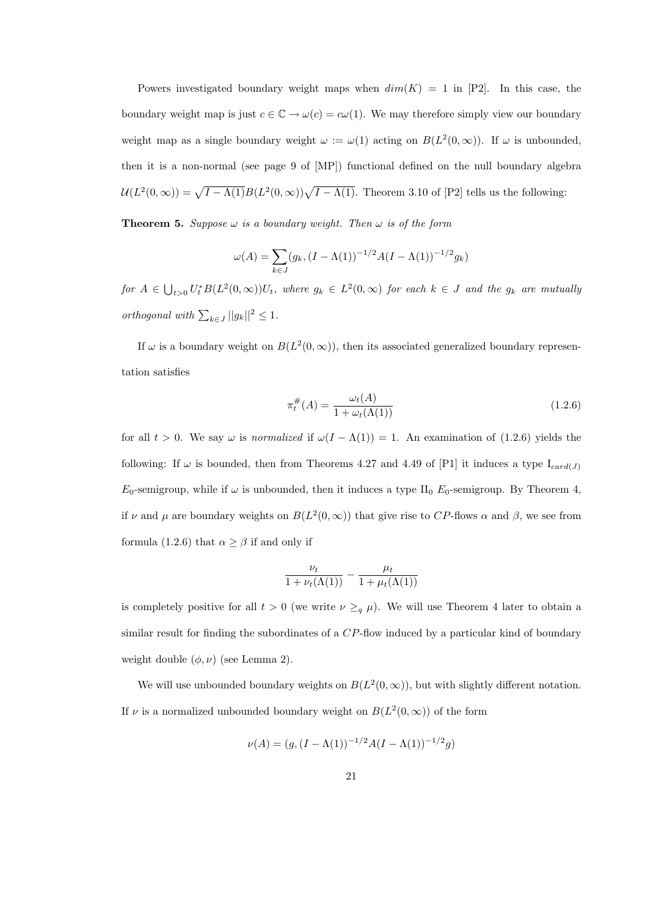Powers investigated boundary weight maps when $dim(K) = 1$ in [P2]. In this case, the boundary weight map is just $c \in \mathbb{C} \to \omega(c) = c\omega(1)$. We may therefore simply view our boundary weight map as a single boundary weight $\omega := \omega(1)$ acting on $B(L^2(0,\infty))$. If $\omega$ is unbounded, then it is a non-normal (see page 9 of [MP]) functional defined on the null boundary algebra $\mathcal{U}(L^2(0,\infty)) = \sqrt{I - \Lambda(1)}B(L^2(0,\infty))\sqrt{I - \Lambda(1)}$. Theorem 3.10 of [P2] tells us the following:

**Theorem 5.** *Suppose $\omega$ is a boundary weight. Then $\omega$ is of the form*

$$\omega(A) = \sum_{k \in J} (g_k, (I - \Lambda(1))^{-1/2} A (I - \Lambda(1))^{-1/2} g_k)$$

*for $A \in \bigcup_{t>0} U_t^* B(L^2(0,\infty)) U_t$, where $g_k \in L^2(0,\infty)$ for each $k \in J$ and the $g_k$ are mutually orthogonal with $\sum_{k \in J} ||g_k||^2 \leq 1$.*

If $\omega$ is a boundary weight on $B(L^2(0,\infty))$, then its associated generalized boundary representation satisfies

$$\pi_t^\#(A) = \frac{\omega_t(A)}{1 + \omega_t(\Lambda(1))} \tag{1.2.6}$$

for all $t > 0$. We say $\omega$ is *normalized* if $\omega(I - \Lambda(1)) = 1$. An examination of (1.2.6) yields the following: If $\omega$ is bounded, then from Theorems 4.27 and 4.49 of [P1] it induces a type $\mathrm{I}_{card(J)}$ $E_0$-semigroup, while if $\omega$ is unbounded, then it induces a type $\mathrm{II}_0$ $E_0$-semigroup. By Theorem 4, if $\nu$ and $\mu$ are boundary weights on $B(L^2(0,\infty))$ that give rise to $CP$-flows $\alpha$ and $\beta$, we see from formula (1.2.6) that $\alpha \geq \beta$ if and only if

$$\frac{\nu_t}{1 + \nu_t(\Lambda(1))} - \frac{\mu_t}{1 + \mu_t(\Lambda(1))}$$

is completely positive for all $t > 0$ (we write $\nu \geq_q \mu$). We will use Theorem 4 later to obtain a similar result for finding the subordinates of a $CP$-flow induced by a particular kind of boundary weight double $(\phi, \nu)$ (see Lemma 2).

We will use unbounded boundary weights on $B(L^2(0,\infty))$, but with slightly different notation. If $\nu$ is a normalized unbounded boundary weight on $B(L^2(0,\infty))$ of the form

$$\nu(A) = (g, (I - \Lambda(1))^{-1/2} A (I - \Lambda(1))^{-1/2} g)$$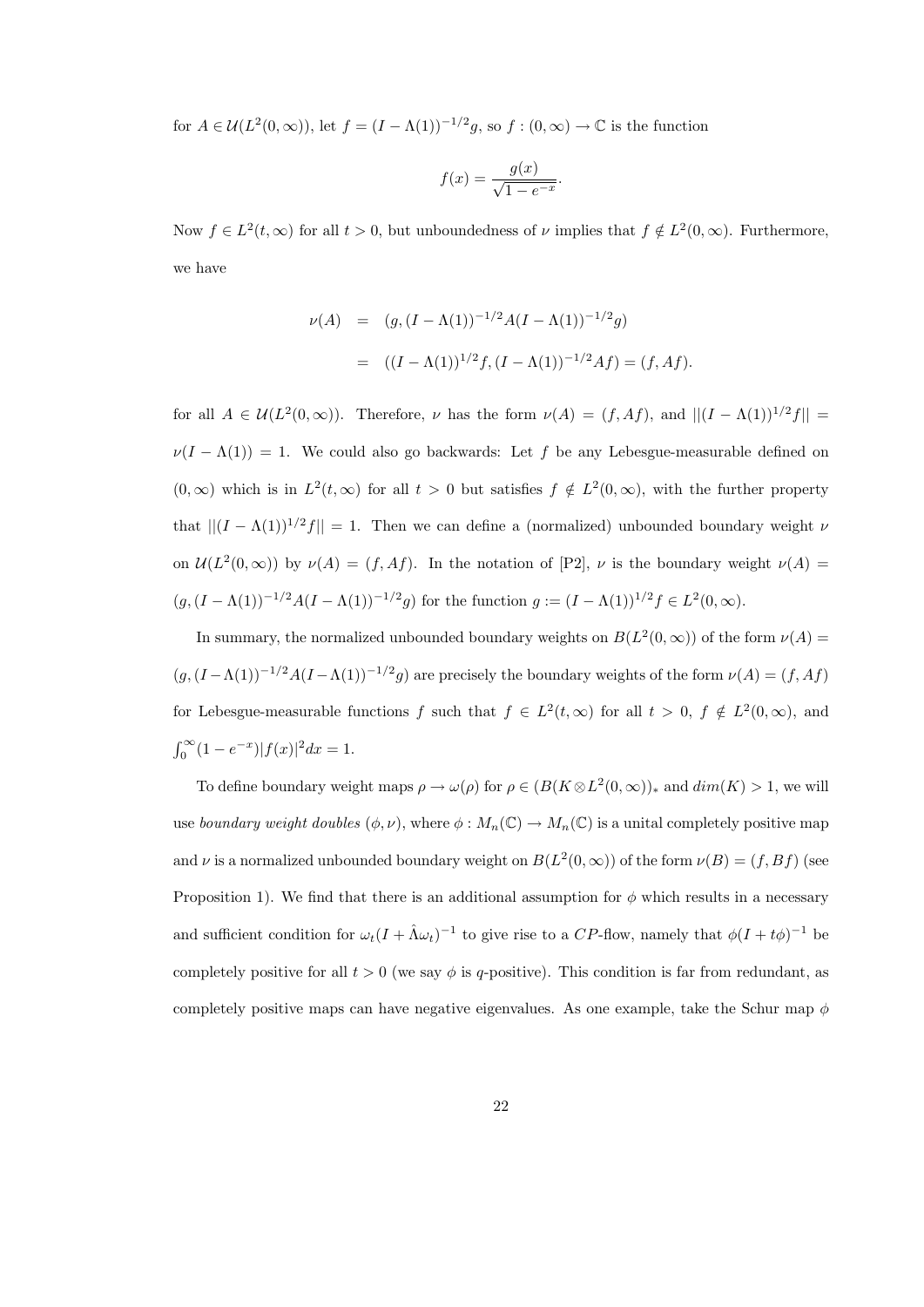for $A \in \mathcal{U}(L^2(0,\infty))$, let $f = (I - \Lambda(1))^{-1/2}g$, so $f : (0,\infty) \to \mathbb{C}$ is the function

$$f(x) = \frac{g(x)}{\sqrt{1 - e^{-x}}}.$$

Now $f \in L^2(t,\infty)$ for all $t > 0$, but unboundedness of $\nu$ implies that $f \notin L^2(0,\infty)$. Furthermore, we have

$$\begin{aligned} \nu(A) &= (g, (I - \Lambda(1))^{-1/2}A(I - \Lambda(1))^{-1/2}g) \\ &= ((I - \Lambda(1))^{1/2}f, (I - \Lambda(1))^{-1/2}Af) = (f, Af). \end{aligned}$$

for all $A \in \mathcal{U}(L^2(0,\infty))$. Therefore, $\nu$ has the form $\nu(A) = (f, Af)$, and $||(I - \Lambda(1))^{1/2}f|| = \nu(I - \Lambda(1)) = 1$. We could also go backwards: Let $f$ be any Lebesgue-measurable defined on $(0,\infty)$ which is in $L^2(t,\infty)$ for all $t > 0$ but satisfies $f \notin L^2(0,\infty)$, with the further property that $||(I - \Lambda(1))^{1/2}f|| = 1$. Then we can define a (normalized) unbounded boundary weight $\nu$ on $\mathcal{U}(L^2(0,\infty))$ by $\nu(A) = (f, Af)$. In the notation of [P2], $\nu$ is the boundary weight $\nu(A) = (g, (I - \Lambda(1))^{-1/2}A(I - \Lambda(1))^{-1/2}g)$ for the function $g := (I - \Lambda(1))^{1/2}f \in L^2(0,\infty)$.

In summary, the normalized unbounded boundary weights on $B(L^2(0,\infty))$ of the form $\nu(A) = (g, (I - \Lambda(1))^{-1/2}A(I - \Lambda(1))^{-1/2}g)$ are precisely the boundary weights of the form $\nu(A) = (f, Af)$ for Lebesgue-measurable functions $f$ such that $f \in L^2(t,\infty)$ for all $t > 0$, $f \notin L^2(0,\infty)$, and $\int_0^\infty (1 - e^{-x})|f(x)|^2 dx = 1$.

To define boundary weight maps $\rho \to \omega(\rho)$ for $\rho \in (B(K \otimes L^2(0,\infty))_*$ and $dim(K) > 1$, we will use *boundary weight doubles* $(\phi, \nu)$, where $\phi : M_n(\mathbb{C}) \to M_n(\mathbb{C})$ is a unital completely positive map and $\nu$ is a normalized unbounded boundary weight on $B(L^2(0,\infty))$ of the form $\nu(B) = (f, Bf)$ (see Proposition 1). We find that there is an additional assumption for $\phi$ which results in a necessary and sufficient condition for $\omega_t(I + \hat{\Lambda}\omega_t)^{-1}$ to give rise to a $CP$-flow, namely that $\phi(I + t\phi)^{-1}$ be completely positive for all $t > 0$ (we say $\phi$ is $q$-positive). This condition is far from redundant, as completely positive maps can have negative eigenvalues. As one example, take the Schur map $\phi$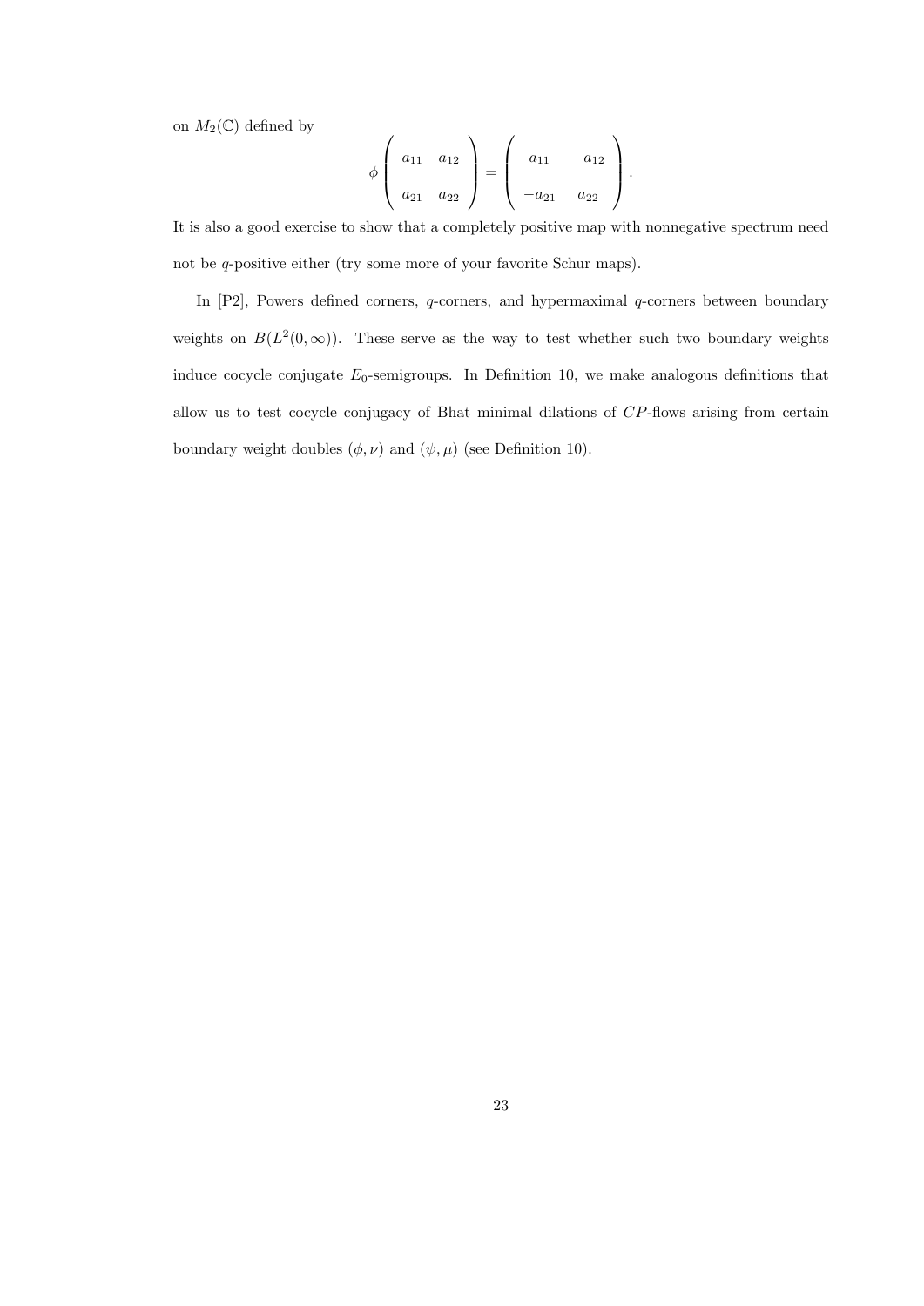on $M_2(\mathbb{C})$ defined by

$$\phi\begin{pmatrix} a_{11} & a_{12} \\ a_{21} & a_{22} \end{pmatrix} = \begin{pmatrix} a_{11} & -a_{12} \\ -a_{21} & a_{22} \end{pmatrix}.$$

It is also a good exercise to show that a completely positive map with nonnegative spectrum need not be $q$-positive either (try some more of your favorite Schur maps).

In [P2], Powers defined corners, $q$-corners, and hypermaximal $q$-corners between boundary weights on $B(L^2(0,\infty))$. These serve as the way to test whether such two boundary weights induce cocycle conjugate $E_0$-semigroups. In Definition 10, we make analogous definitions that allow us to test cocycle conjugacy of Bhat minimal dilations of $CP$-flows arising from certain boundary weight doubles $(\phi, \nu)$ and $(\psi, \mu)$ (see Definition 10).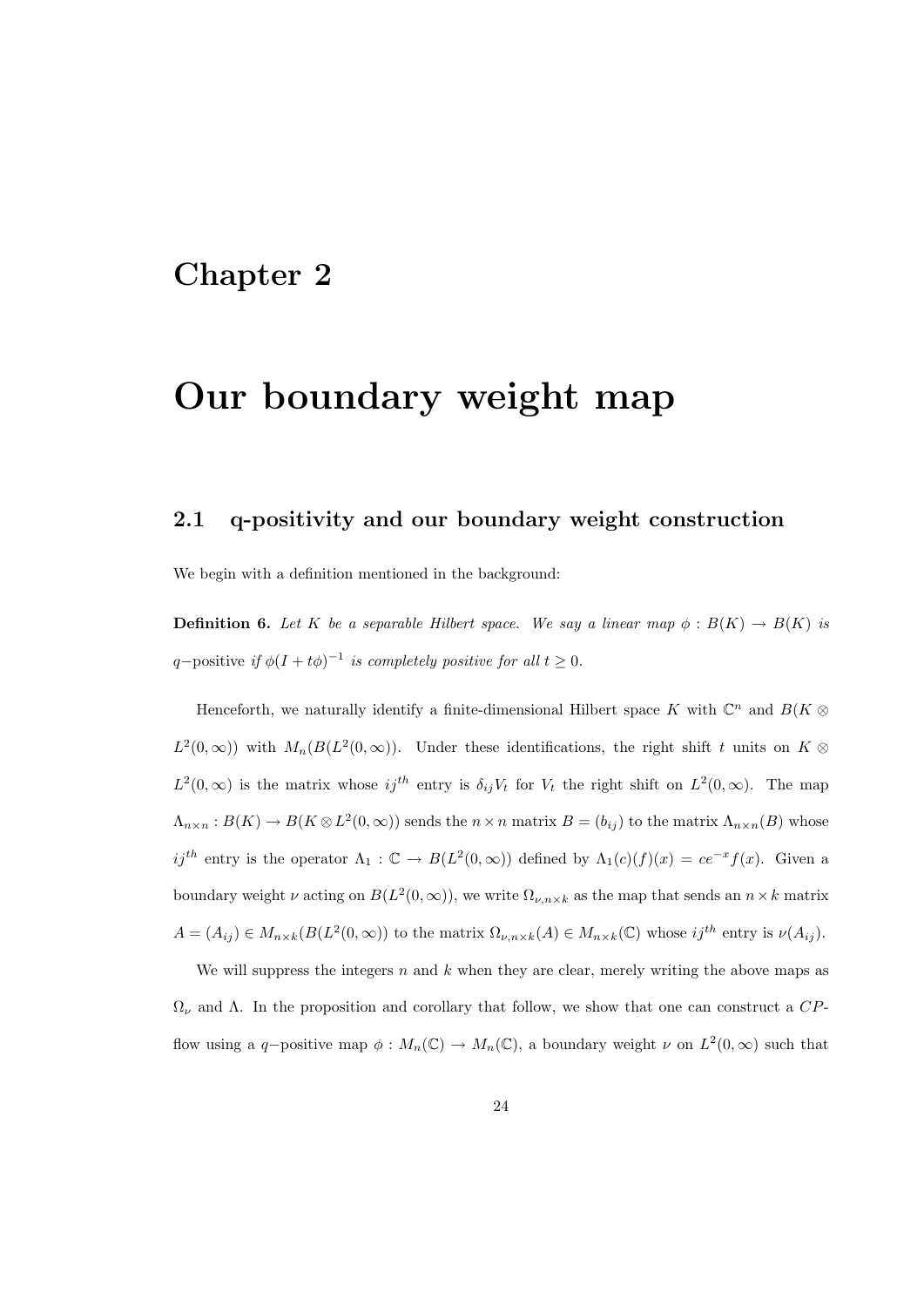# Chapter 2

# Our boundary weight map

## 2.1 q-positivity and our boundary weight construction

We begin with a definition mentioned in the background:

**Definition 6.** *Let $K$ be a separable Hilbert space. We say a linear map $\phi : B(K) \to B(K)$ is* $q-$positive *if $\phi(I + t\phi)^{-1}$ is completely positive for all $t \geq 0$.*

Henceforth, we naturally identify a finite-dimensional Hilbert space $K$ with $\mathbb{C}^n$ and $B(K \otimes L^2(0,\infty))$ with $M_n(B(L^2(0,\infty))$. Under these identifications, the right shift $t$ units on $K \otimes L^2(0,\infty)$ is the matrix whose $ij^{th}$ entry is $\delta_{ij} V_t$ for $V_t$ the right shift on $L^2(0,\infty)$. The map $\Lambda_{n\times n} : B(K) \to B(K \otimes L^2(0,\infty))$ sends the $n \times n$ matrix $B = (b_{ij})$ to the matrix $\Lambda_{n\times n}(B)$ whose $ij^{th}$ entry is the operator $\Lambda_1 : \mathbb{C} \to B(L^2(0,\infty))$ defined by $\Lambda_1(c)(f)(x) = ce^{-x}f(x)$. Given a boundary weight $\nu$ acting on $B(L^2(0,\infty))$, we write $\Omega_{\nu,n\times k}$ as the map that sends an $n \times k$ matrix $A = (A_{ij}) \in M_{n\times k}(B(L^2(0,\infty))$ to the matrix $\Omega_{\nu,n\times k}(A) \in M_{n\times k}(\mathbb{C})$ whose $ij^{th}$ entry is $\nu(A_{ij})$.

We will suppress the integers $n$ and $k$ when they are clear, merely writing the above maps as $\Omega_\nu$ and $\Lambda$. In the proposition and corollary that follow, we show that one can construct a $CP$-flow using a $q-$positive map $\phi : M_n(\mathbb{C}) \to M_n(\mathbb{C})$, a boundary weight $\nu$ on $L^2(0,\infty)$ such that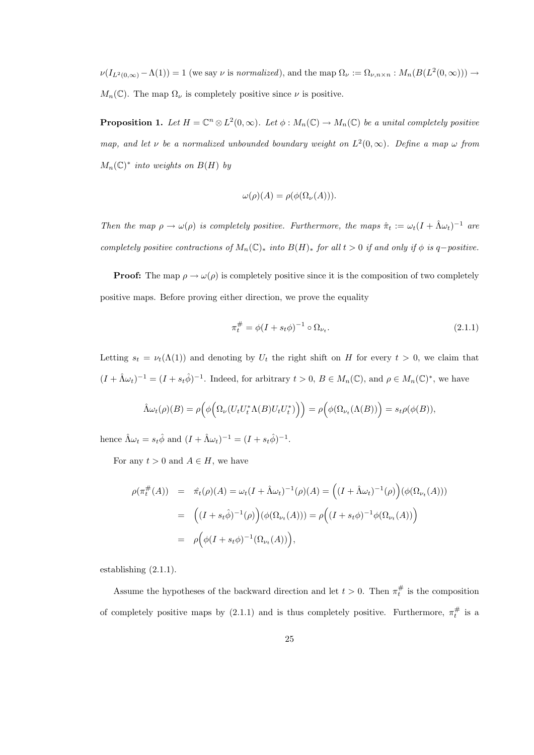$\nu(I_{L^2(0,\infty)} - \Lambda(1)) = 1$ (we say $\nu$ is *normalized*), and the map $\Omega_\nu := \Omega_{\nu,n\times n} : M_n(B(L^2(0,\infty))) \to M_n(\mathbb{C})$. The map $\Omega_\nu$ is completely positive since $\nu$ is positive.

**Proposition 1.** *Let $H = \mathbb{C}^n \otimes L^2(0,\infty)$. Let $\phi : M_n(\mathbb{C}) \to M_n(\mathbb{C})$ be a unital completely positive map, and let $\nu$ be a normalized unbounded boundary weight on $L^2(0,\infty)$. Define a map $\omega$ from $M_n(\mathbb{C})^*$ into weights on $B(H)$ by*

$$\omega(\rho)(A) = \rho(\phi(\Omega_\nu(A))).$$

*Then the map $\rho \to \omega(\rho)$ is completely positive. Furthermore, the maps $\hat{\pi}_t := \omega_t(I + \hat{\Lambda}\omega_t)^{-1}$ are completely positive contractions of $M_n(\mathbb{C})_*$ into $B(H)_*$ for all $t > 0$ if and only if $\phi$ is $q-$positive.*

**Proof:** The map $\rho \to \omega(\rho)$ is completely positive since it is the composition of two completely positive maps. Before proving either direction, we prove the equality

$$\pi_t^{\#} = \phi(I + s_t\phi)^{-1} \circ \Omega_{\nu_t}. \tag{2.1.1}$$

Letting $s_t = \nu_t(\Lambda(1))$ and denoting by $U_t$ the right shift on $H$ for every $t > 0$, we claim that $(I + \hat{\Lambda}\omega_t)^{-1} = (I + s_t\hat{\phi})^{-1}$. Indeed, for arbitrary $t > 0$, $B \in M_n(\mathbb{C})$, and $\rho \in M_n(\mathbb{C})^*$, we have

$$\hat{\Lambda}\omega_t(\rho)(B) = \rho\Big(\phi\Big(\Omega_\nu(U_tU_t^*\Lambda(B)U_tU_t^*)\Big)\Big) = \rho\Big(\phi(\Omega_{\nu_t}(\Lambda(B))\Big) = s_t\rho(\phi(B)),$$

hence $\hat{\Lambda}\omega_t = s_t\hat{\phi}$ and $(I + \hat{\Lambda}\omega_t)^{-1} = (I + s_t\hat{\phi})^{-1}$.

For any $t > 0$ and $A \in H$, we have

$$\begin{aligned}
\rho(\pi_t^{\#}(A)) &= \hat{\pi}_t(\rho)(A) = \omega_t(I + \hat{\Lambda}\omega_t)^{-1}(\rho)(A) = \Big((I + \hat{\Lambda}\omega_t)^{-1}(\rho)\Big)(\phi(\Omega_{\nu_t}(A))) \\
&= \Big((I + s_t\hat{\phi})^{-1}(\rho)\Big)(\phi(\Omega_{\nu_t}(A))) = \rho\Big((I + s_t\phi)^{-1}\phi(\Omega_{\nu_t}(A))\Big) \\
&= \rho\Big(\phi(I + s_t\phi)^{-1}(\Omega_{\nu_t}(A))\Big),
\end{aligned}$$

establishing (2.1.1).

Assume the hypotheses of the backward direction and let $t > 0$. Then $\pi_t^{\#}$ is the composition of completely positive maps by (2.1.1) and is thus completely positive. Furthermore, $\pi_t^{\#}$ is a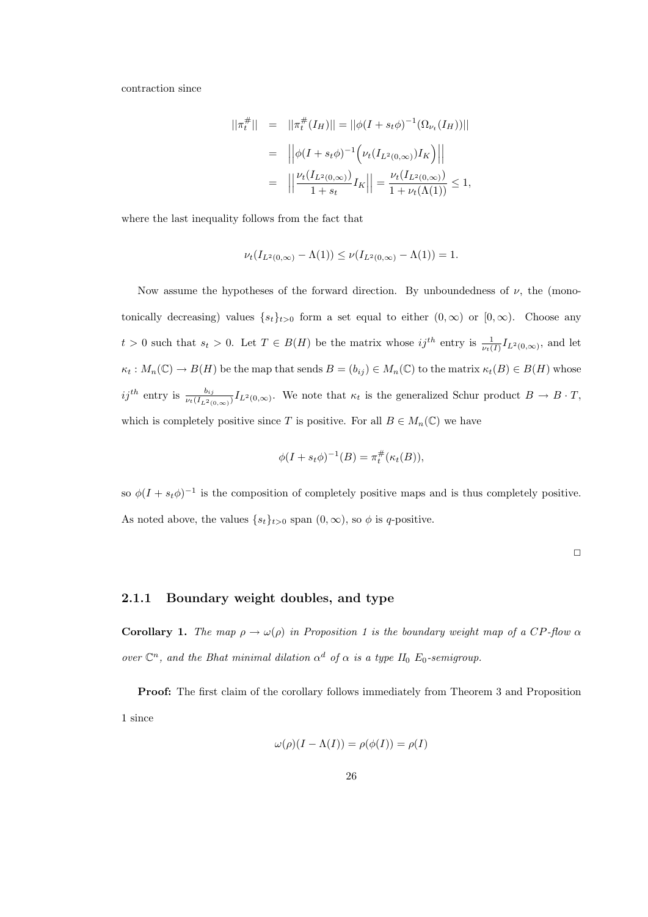contraction since

$$\begin{aligned}
||\pi_t^{\#}|| &= ||\pi_t^{\#}(I_H)|| = ||\phi(I + s_t\phi)^{-1}(\Omega_{\nu_t}(I_H))|| \\
&= \Big|\Big|\phi(I + s_t\phi)^{-1}\Big(\nu_t(I_{L^2(0,\infty)})I_K\Big)\Big|\Big| \\
&= \Big|\Big|\frac{\nu_t(I_{L^2(0,\infty)})}{1+s_t}I_K\Big|\Big| = \frac{\nu_t(I_{L^2(0,\infty)})}{1+\nu_t(\Lambda(1))} \leq 1,
\end{aligned}$$

where the last inequality follows from the fact that

$$\nu_t(I_{L^2(0,\infty)} - \Lambda(1)) \leq \nu(I_{L^2(0,\infty)} - \Lambda(1)) = 1.$$

Now assume the hypotheses of the forward direction. By unboundedness of $\nu$, the (monotonically decreasing) values $\{s_t\}_{t>0}$ form a set equal to either $(0, \infty)$ or $[0, \infty)$. Choose any $t > 0$ such that $s_t > 0$. Let $T \in B(H)$ be the matrix whose $ij^{th}$ entry is $\frac{1}{\nu_t(I)}I_{L^2(0,\infty)}$, and let $\kappa_t : M_n(\mathbb{C}) \to B(H)$ be the map that sends $B = (b_{ij}) \in M_n(\mathbb{C})$ to the matrix $\kappa_t(B) \in B(H)$ whose $ij^{th}$ entry is $\frac{b_{ij}}{\nu_t(I_{L^2(0,\infty)})}I_{L^2(0,\infty)}$. We note that $\kappa_t$ is the generalized Schur product $B \to B \cdot T$, which is completely positive since $T$ is positive. For all $B \in M_n(\mathbb{C})$ we have

$$\phi(I + s_t\phi)^{-1}(B) = \pi_t^{\#}(\kappa_t(B)),$$

so $\phi(I + s_t\phi)^{-1}$ is the composition of completely positive maps and is thus completely positive. As noted above, the values $\{s_t\}_{t>0}$ span $(0, \infty)$, so $\phi$ is $q$-positive.

□

### 2.1.1 Boundary weight doubles, and type

**Corollary 1.** *The map $\rho \to \omega(\rho)$ in Proposition 1 is the boundary weight map of a CP-flow $\alpha$ over $\mathbb{C}^n$, and the Bhat minimal dilation $\alpha^d$ of $\alpha$ is a type $II_0$ $E_0$-semigroup.*

**Proof:** The first claim of the corollary follows immediately from Theorem 3 and Proposition 1 since

$$\omega(\rho)(I - \Lambda(I)) = \rho(\phi(I)) = \rho(I)$$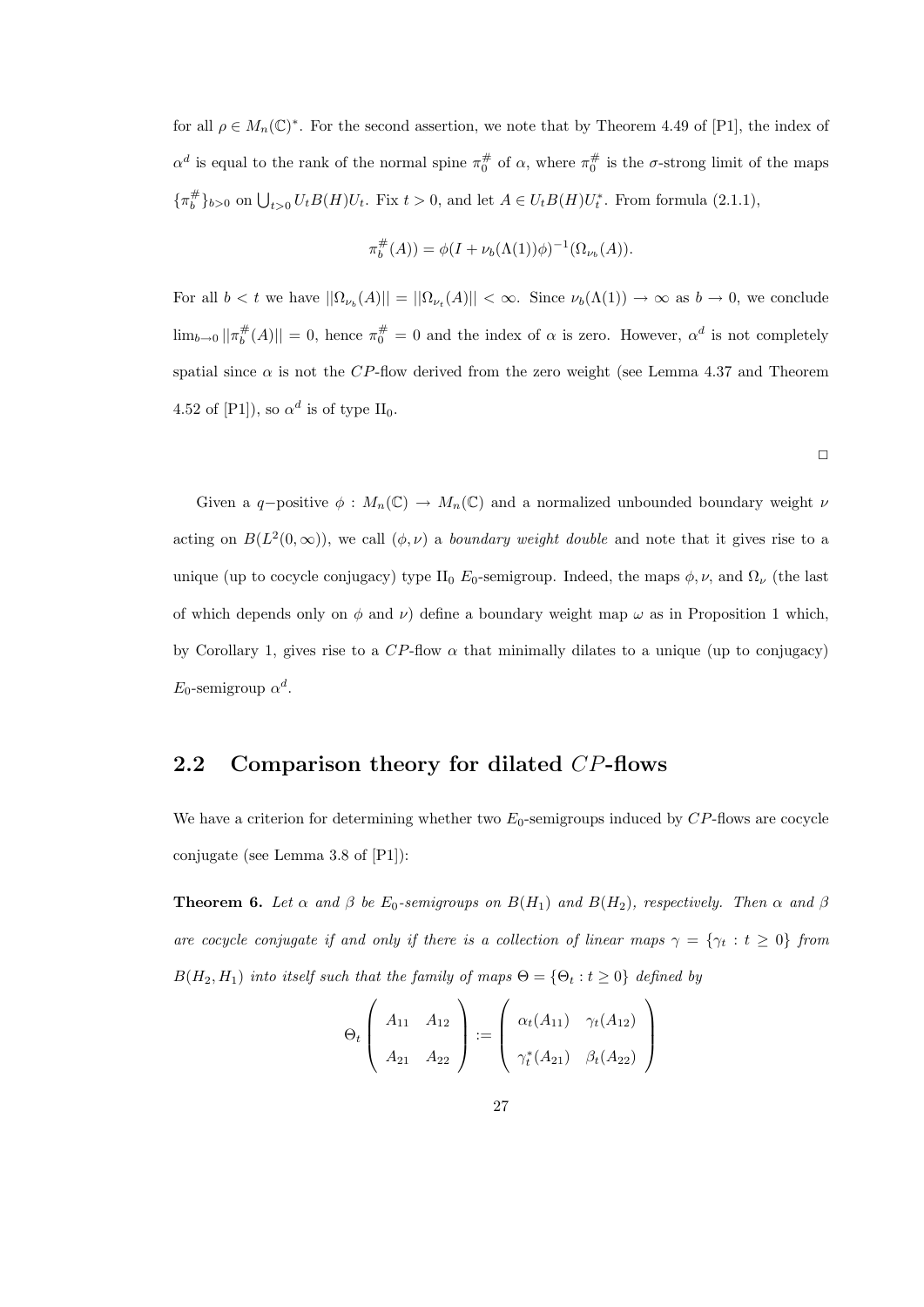for all $\rho \in M_n(\mathbb{C})^*$. For the second assertion, we note that by Theorem 4.49 of [P1], the index of $\alpha^d$ is equal to the rank of the normal spine $\pi_0^\#$ of $\alpha$, where $\pi_0^\#$ is the $\sigma$-strong limit of the maps $\{\pi_b^\#\}_{b>0}$ on $\bigcup_{t>0} U_t B(H) U_t$. Fix $t > 0$, and let $A \in U_t B(H) U_t^*$. From formula (2.1.1),

$$\pi_b^\#(A)) = \phi(I + \nu_b(\Lambda(1))\phi)^{-1}(\Omega_{\nu_b}(A)).$$

For all $b < t$ we have $||\Omega_{\nu_b}(A)|| = ||\Omega_{\nu_t}(A)|| < \infty$. Since $\nu_b(\Lambda(1)) \to \infty$ as $b \to 0$, we conclude $\lim_{b\to 0} ||\pi_b^\#(A)|| = 0$, hence $\pi_0^\# = 0$ and the index of $\alpha$ is zero. However, $\alpha^d$ is not completely spatial since $\alpha$ is not the $CP$-flow derived from the zero weight (see Lemma 4.37 and Theorem 4.52 of [P1]), so $\alpha^d$ is of type $\mathrm{II}_0$.

□

Given a $q-$positive $\phi : M_n(\mathbb{C}) \to M_n(\mathbb{C})$ and a normalized unbounded boundary weight $\nu$ acting on $B(L^2(0, \infty))$, we call $(\phi, \nu)$ a *boundary weight double* and note that it gives rise to a unique (up to cocycle conjugacy) type $\mathrm{II}_0$ $E_0$-semigroup. Indeed, the maps $\phi, \nu$, and $\Omega_\nu$ (the last of which depends only on $\phi$ and $\nu$) define a boundary weight map $\omega$ as in Proposition 1 which, by Corollary 1, gives rise to a $CP$-flow $\alpha$ that minimally dilates to a unique (up to conjugacy) $E_0$-semigroup $\alpha^d$.

## 2.2 Comparison theory for dilated $CP$-flows

We have a criterion for determining whether two $E_0$-semigroups induced by $CP$-flows are cocycle conjugate (see Lemma 3.8 of [P1]):

**Theorem 6.** *Let $\alpha$ and $\beta$ be $E_0$-semigroups on $B(H_1)$ and $B(H_2)$, respectively. Then $\alpha$ and $\beta$ are cocycle conjugate if and only if there is a collection of linear maps $\gamma = \{\gamma_t : t \geq 0\}$ from $B(H_2, H_1)$ into itself such that the family of maps $\Theta = \{\Theta_t : t \geq 0\}$ defined by*

$$\Theta_t \begin{pmatrix} A_{11} & A_{12} \\ A_{21} & A_{22} \end{pmatrix} := \begin{pmatrix} \alpha_t(A_{11}) & \gamma_t(A_{12}) \\ \gamma_t^*(A_{21}) & \beta_t(A_{22}) \end{pmatrix}$$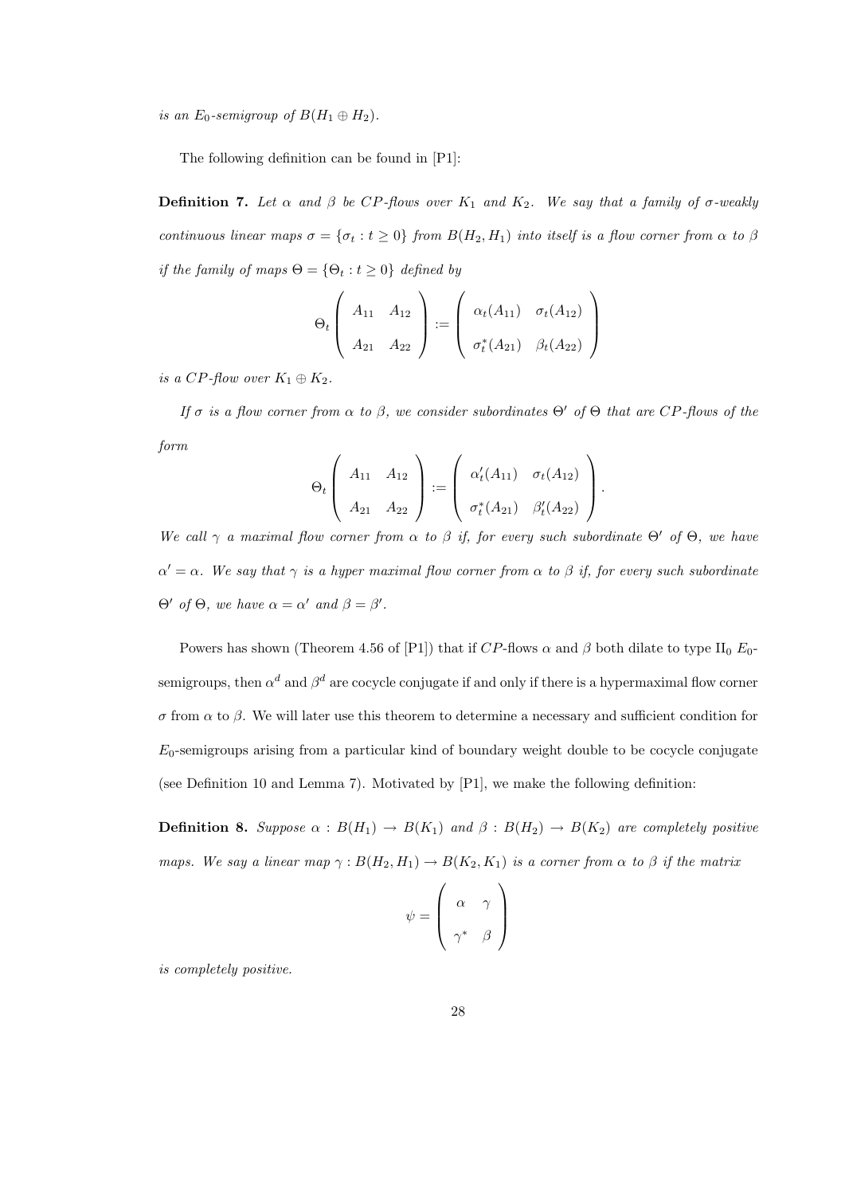*is an $E_0$-semigroup of $B(H_1 \oplus H_2)$.*

The following definition can be found in [P1]:

**Definition 7.** *Let $\alpha$ and $\beta$ be CP-flows over $K_1$ and $K_2$. We say that a family of $\sigma$-weakly continuous linear maps $\sigma = \{\sigma_t : t \geq 0\}$ from $B(H_2, H_1)$ into itself is a flow corner from $\alpha$ to $\beta$ if the family of maps $\Theta = \{\Theta_t : t \geq 0\}$ defined by*

$$\Theta_t \begin{pmatrix} A_{11} & A_{12} \\ A_{21} & A_{22} \end{pmatrix} := \begin{pmatrix} \alpha_t(A_{11}) & \sigma_t(A_{12}) \\ \sigma_t^*(A_{21}) & \beta_t(A_{22}) \end{pmatrix}$$

*is a CP-flow over $K_1 \oplus K_2$.*

*If $\sigma$ is a flow corner from $\alpha$ to $\beta$, we consider subordinates $\Theta'$ of $\Theta$ that are CP-flows of the form*

$$\Theta_t \begin{pmatrix} A_{11} & A_{12} \\ A_{21} & A_{22} \end{pmatrix} := \begin{pmatrix} \alpha_t'(A_{11}) & \sigma_t(A_{12}) \\ \sigma_t^*(A_{21}) & \beta_t'(A_{22}) \end{pmatrix}.$$

*We call $\gamma$ a maximal flow corner from $\alpha$ to $\beta$ if, for every such subordinate $\Theta'$ of $\Theta$, we have $\alpha' = \alpha$. We say that $\gamma$ is a hyper maximal flow corner from $\alpha$ to $\beta$ if, for every such subordinate $\Theta'$ of $\Theta$, we have $\alpha = \alpha'$ and $\beta = \beta'$.*

Powers has shown (Theorem 4.56 of [P1]) that if $CP$-flows $\alpha$ and $\beta$ both dilate to type $\text{II}_0$ $E_0$-semigroups, then $\alpha^d$ and $\beta^d$ are cocycle conjugate if and only if there is a hypermaximal flow corner $\sigma$ from $\alpha$ to $\beta$. We will later use this theorem to determine a necessary and sufficient condition for $E_0$-semigroups arising from a particular kind of boundary weight double to be cocycle conjugate (see Definition 10 and Lemma 7). Motivated by [P1], we make the following definition:

**Definition 8.** *Suppose $\alpha : B(H_1) \to B(K_1)$ and $\beta : B(H_2) \to B(K_2)$ are completely positive maps. We say a linear map $\gamma : B(H_2, H_1) \to B(K_2, K_1)$ is a corner from $\alpha$ to $\beta$ if the matrix*

$$\psi = \begin{pmatrix} \alpha & \gamma \\ \gamma^* & \beta \end{pmatrix}$$

*is completely positive.*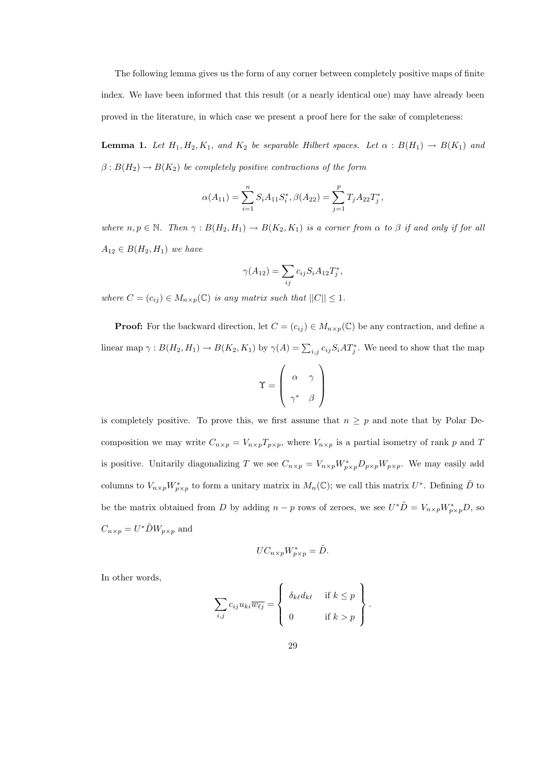The following lemma gives us the form of any corner between completely positive maps of finite index. We have been informed that this result (or a nearly identical one) may have already been proved in the literature, in which case we present a proof here for the sake of completeness:

**Lemma 1.** *Let $H_1, H_2, K_1,$ and $K_2$ be separable Hilbert spaces. Let $\alpha : B(H_1) \to B(K_1)$ and $\beta : B(H_2) \to B(K_2)$ be completely positive contractions of the form*

$$\alpha(A_{11}) = \sum_{i=1}^{n} S_i A_{11} S_i^*, \beta(A_{22}) = \sum_{j=1}^{p} T_j A_{22} T_j^*,$$

*where $n, p \in \mathbb{N}$. Then $\gamma : B(H_2, H_1) \to B(K_2, K_1)$ is a corner from $\alpha$ to $\beta$ if and only if for all $A_{12} \in B(H_2, H_1)$ we have*

$$\gamma(A_{12}) = \sum_{ij} c_{ij} S_i A_{12} T_j^*,$$

*where $C = (c_{ij}) \in M_{n\times p}(\mathbb{C})$ is any matrix such that $||C|| \leq 1$.*

**Proof:** For the backward direction, let $C = (c_{ij}) \in M_{n\times p}(\mathbb{C})$ be any contraction, and define a linear map $\gamma : B(H_2, H_1) \to B(K_2, K_1)$ by $\gamma(A) = \sum_{i,j} c_{ij} S_i A T_j^*$. We need to show that the map

$$\Upsilon = \begin{pmatrix} \alpha & \gamma \\ \gamma^* & \beta \end{pmatrix}$$

is completely positive. To prove this, we first assume that $n \geq p$ and note that by Polar Decomposition we may write $C_{n\times p} = V_{n\times p} T_{p\times p}$, where $V_{n\times p}$ is a partial isometry of rank $p$ and $T$ is positive. Unitarily diagonalizing $T$ we see $C_{n\times p} = V_{n\times p} W_{p\times p}^* D_{p\times p} W_{p\times p}$. We may easily add columns to $V_{n\times p} W_{p\times p}^*$ to form a unitary matrix in $M_n(\mathbb{C})$; we call this matrix $U^*$. Defining $\tilde{D}$ to be the matrix obtained from $D$ by adding $n - p$ rows of zeroes, we see $U^* \tilde{D} = V_{n\times p} W_{p\times p}^* D$, so $C_{n\times p} = U^* \tilde{D} W_{p\times p}$ and

$$U C_{n\times p} W_{p\times p}^* = \tilde{D}.$$

In other words,

$$\sum_{i,j} c_{ij} u_{ki} \overline{w_{\ell j}} = \left\{ \begin{array}{ll} \delta_{k\ell} d_{k\ell} & \text{if } k \leq p \\ 0 & \text{if } k > p \end{array} \right\}.$$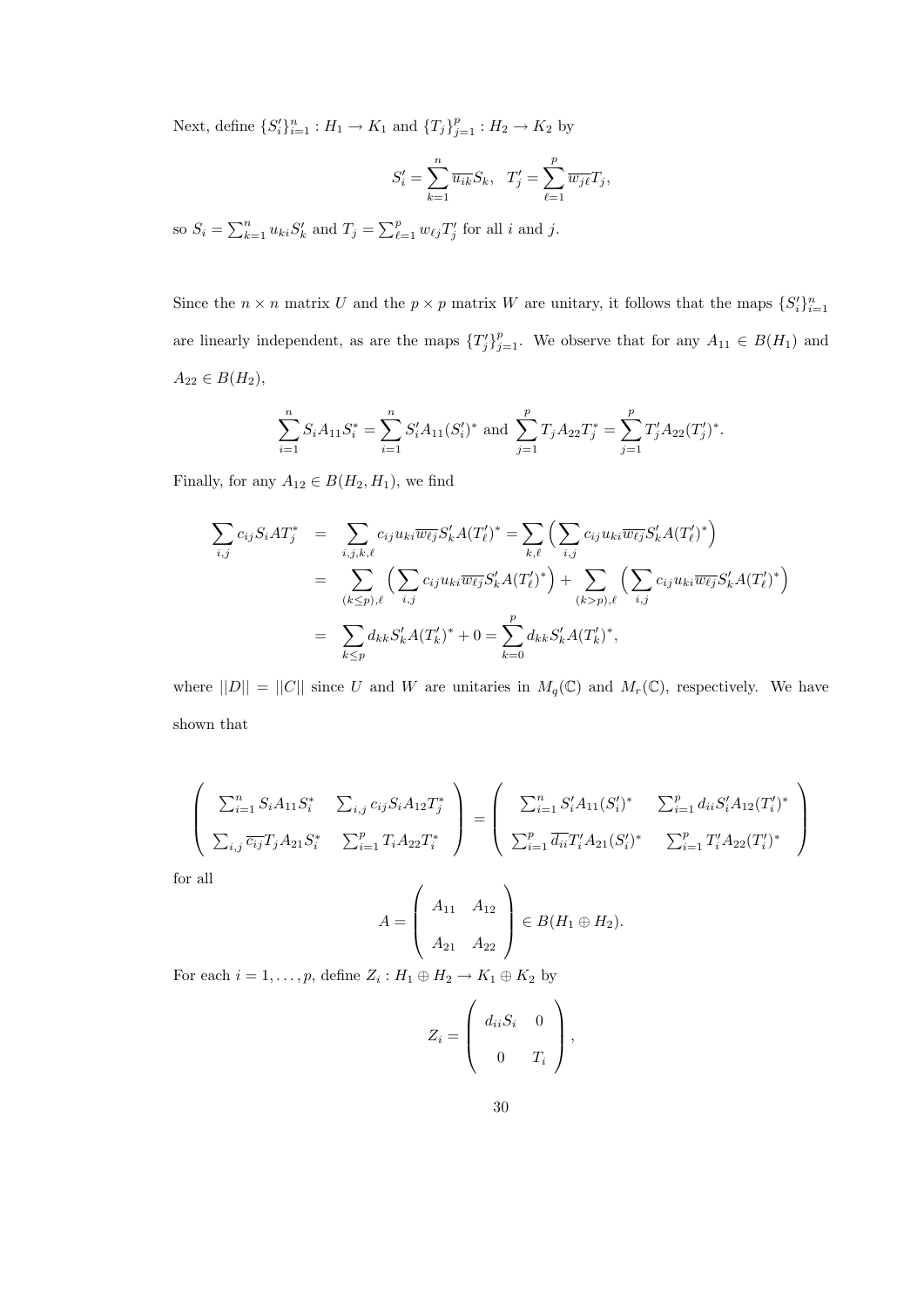Next, define $\{S_i'\}_{i=1}^n : H_1 \to K_1$ and $\{T_j\}_{j=1}^p : H_2 \to K_2$ by

$$S_i' = \sum_{k=1}^n \overline{u_{ik}} S_k, \quad T_j' = \sum_{\ell=1}^p \overline{w_{j\ell}} T_j,$$

so $S_i = \sum_{k=1}^n u_{ki} S_k'$ and $T_j = \sum_{\ell=1}^p w_{\ell j} T_j'$ for all $i$ and $j$.

Since the $n \times n$ matrix $U$ and the $p \times p$ matrix $W$ are unitary, it follows that the maps $\{S_i'\}_{i=1}^n$ are linearly independent, as are the maps $\{T_j'\}_{j=1}^p$. We observe that for any $A_{11} \in B(H_1)$ and $A_{22} \in B(H_2)$,

$$\sum_{i=1}^n S_i A_{11} S_i^* = \sum_{i=1}^n S_i' A_{11} (S_i')^* \text{ and } \sum_{j=1}^p T_j A_{22} T_j^* = \sum_{j=1}^p T_j' A_{22} (T_j')^*.$$

Finally, for any $A_{12} \in B(H_2, H_1)$, we find

$$\begin{aligned}
\sum_{i,j} c_{ij} S_i A T_j^* &= \sum_{i,j,k,\ell} c_{ij} u_{ki} \overline{w_{\ell j}} S_k' A (T_\ell')^* = \sum_{k,\ell} \Big( \sum_{i,j} c_{ij} u_{ki} \overline{w_{\ell j}} S_k' A (T_\ell')^* \Big) \\
&= \sum_{(k \le p),\ell} \Big( \sum_{i,j} c_{ij} u_{ki} \overline{w_{\ell j}} S_k' A (T_\ell')^* \Big) + \sum_{(k>p),\ell} \Big( \sum_{i,j} c_{ij} u_{ki} \overline{w_{\ell j}} S_k' A (T_\ell')^* \Big) \\
&= \sum_{k \le p} d_{kk} S_k' A (T_k')^* + 0 = \sum_{k=0}^p d_{kk} S_k' A (T_k')^*,
\end{aligned}$$

where $||D|| = ||C||$ since $U$ and $W$ are unitaries in $M_q(\mathbb{C})$ and $M_r(\mathbb{C})$, respectively. We have shown that

$$\begin{pmatrix} \sum_{i=1}^n S_i A_{11} S_i^* & \sum_{i,j} c_{ij} S_i A_{12} T_j^* \\ \sum_{i,j} \overline{c_{ij}} T_j A_{21} S_i^* & \sum_{i=1}^p T_i A_{22} T_i^* \end{pmatrix} = \begin{pmatrix} \sum_{i=1}^n S_i' A_{11} (S_i')^* & \sum_{i=1}^p d_{ii} S_i' A_{12} (T_i')^* \\ \sum_{i=1}^p \overline{d_{ii}} T_i' A_{21} (S_i')^* & \sum_{i=1}^p T_i' A_{22} (T_i')^* \end{pmatrix}$$

for all

$$A = \begin{pmatrix} A_{11} & A_{12} \\ A_{21} & A_{22} \end{pmatrix} \in B(H_1 \oplus H_2).$$

For each $i = 1, \ldots, p$, define $Z_i : H_1 \oplus H_2 \to K_1 \oplus K_2$ by

$$Z_i = \begin{pmatrix} d_{ii} S_i & 0 \\ 0 & T_i \end{pmatrix},$$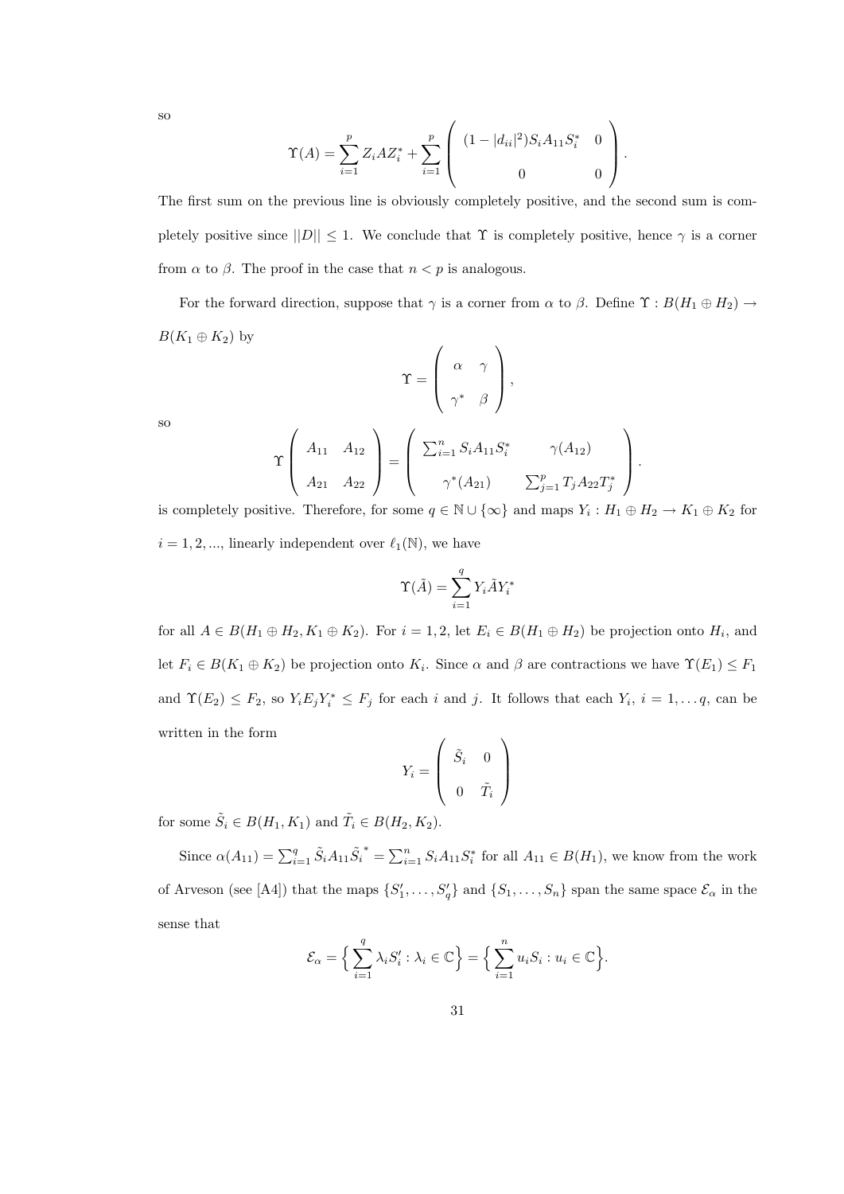so

$$\Upsilon(A) = \sum_{i=1}^{p} Z_i A Z_i^* + \sum_{i=1}^{p} \left( \begin{array}{cc} (1-|d_{ii}|^2) S_i A_{11} S_i^* & 0 \\ 0 & 0 \end{array} \right).$$

The first sum on the previous line is obviously completely positive, and the second sum is completely positive since $||D|| \leq 1$. We conclude that $\Upsilon$ is completely positive, hence $\gamma$ is a corner from $\alpha$ to $\beta$. The proof in the case that $n < p$ is analogous.

For the forward direction, suppose that $\gamma$ is a corner from $\alpha$ to $\beta$. Define $\Upsilon : B(H_1 \oplus H_2) \to B(K_1 \oplus K_2)$ by

$$\Upsilon = \left( \begin{array}{cc} \alpha & \gamma \\ \gamma^* & \beta \end{array} \right),$$

so

$$\Upsilon \left( \begin{array}{cc} A_{11} & A_{12} \\ A_{21} & A_{22} \end{array} \right) = \left( \begin{array}{cc} \sum_{i=1}^{n} S_i A_{11} S_i^* & \gamma(A_{12}) \\ \gamma^*(A_{21}) & \sum_{j=1}^{p} T_j A_{22} T_j^* \end{array} \right).$$

is completely positive. Therefore, for some $q \in \mathbb{N} \cup \{\infty\}$ and maps $Y_i : H_1 \oplus H_2 \to K_1 \oplus K_2$ for $i = 1, 2, ...,$ linearly independent over $\ell_1(\mathbb{N})$, we have

$$\Upsilon(\tilde{A}) = \sum_{i=1}^{q} Y_i \tilde{A} Y_i^*$$

for all $A \in B(H_1 \oplus H_2, K_1 \oplus K_2)$. For $i = 1, 2$, let $E_i \in B(H_1 \oplus H_2)$ be projection onto $H_i$, and let $F_i \in B(K_1 \oplus K_2)$ be projection onto $K_i$. Since $\alpha$ and $\beta$ are contractions we have $\Upsilon(E_1) \leq F_1$ and $\Upsilon(E_2) \leq F_2$, so $Y_i E_j Y_i^* \leq F_j$ for each $i$ and $j$. It follows that each $Y_i$, $i = 1, \ldots q$, can be written in the form

$$Y_i = \left( \begin{array}{cc} \tilde{S}_i & 0 \\ 0 & \tilde{T}_i \end{array} \right)$$

for some $\tilde{S}_i \in B(H_1, K_1)$ and $\tilde{T}_i \in B(H_2, K_2)$.

Since $\alpha(A_{11}) = \sum_{i=1}^{q} \tilde{S}_i A_{11} \tilde{S}_i^* = \sum_{i=1}^{n} S_i A_{11} S_i^*$ for all $A_{11} \in B(H_1)$, we know from the work of Arveson (see [A4]) that the maps $\{S_1', \ldots, S_q'\}$ and $\{S_1, \ldots, S_n\}$ span the same space $\mathcal{E}_\alpha$ in the sense that

$$\mathcal{E}_\alpha = \Big\{ \sum_{i=1}^{q} \lambda_i S_i' : \lambda_i \in \mathbb{C} \Big\} = \Big\{ \sum_{i=1}^{n} u_i S_i : u_i \in \mathbb{C} \Big\}.$$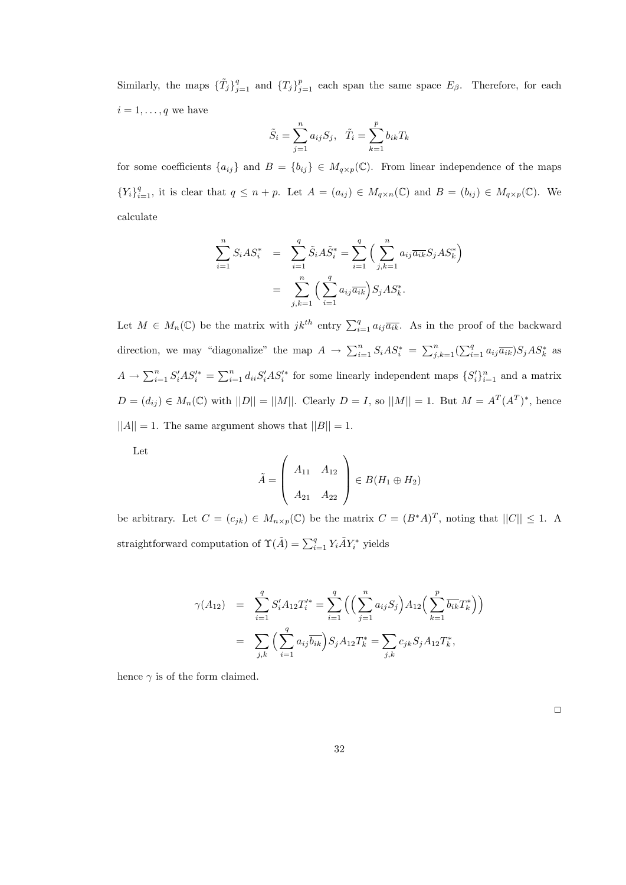Similarly, the maps $\{\tilde{T}_j\}_{j=1}^q$ and $\{T_j\}_{j=1}^p$ each span the same space $E_\beta$. Therefore, for each $i = 1, \ldots, q$ we have

$$\tilde{S}_i = \sum_{j=1}^n a_{ij} S_j, \quad \tilde{T}_i = \sum_{k=1}^p b_{ik} T_k$$

for some coefficients $\{a_{ij}\}$ and $B = \{b_{ij}\} \in M_{q\times p}(\mathbb{C})$. From linear independence of the maps $\{Y_i\}_{i=1}^q$, it is clear that $q \le n + p$. Let $A = (a_{ij}) \in M_{q\times n}(\mathbb{C})$ and $B = (b_{ij}) \in M_{q\times p}(\mathbb{C})$. We calculate

$$\begin{aligned}
\sum_{i=1}^n S_i A S_i^* &= \sum_{i=1}^q \tilde{S}_i A \tilde{S}_i^* = \sum_{i=1}^q \Big( \sum_{j,k=1}^n a_{ij}\overline{a_{ik}} S_j A S_k^* \Big) \\
&= \sum_{j,k=1}^n \Big( \sum_{i=1}^q a_{ij}\overline{a_{ik}} \Big) S_j A S_k^*.
\end{aligned}$$

Let $M \in M_n(\mathbb{C})$ be the matrix with $jk^{th}$ entry $\sum_{i=1}^q a_{ij}\overline{a_{ik}}$. As in the proof of the backward direction, we may "diagonalize" the map $A \to \sum_{i=1}^n S_i A S_i^* = \sum_{j,k=1}^n (\sum_{i=1}^q a_{ij}\overline{a_{ik}}) S_j A S_k^*$ as $A \to \sum_{i=1}^n S_i' A S_i'^* = \sum_{i=1}^n d_{ii} S_i' A S_i'^*$ for some linearly independent maps $\{S_i'\}_{i=1}^n$ and a matrix $D = (d_{ij}) \in M_n(\mathbb{C})$ with $||D|| = ||M||$. Clearly $D = I$, so $||M|| = 1$. But $M = A^T (A^T)^*$, hence $||A|| = 1$. The same argument shows that $||B|| = 1$.

Let

$$\tilde{A} = \begin{pmatrix} A_{11} & A_{12} \\ A_{21} & A_{22} \end{pmatrix} \in B(H_1 \oplus H_2)$$

be arbitrary. Let $C = (c_{jk}) \in M_{n\times p}(\mathbb{C})$ be the matrix $C = (B^* A)^T$, noting that $||C|| \le 1$. A straightforward computation of $\Upsilon(\tilde{A}) = \sum_{i=1}^q Y_i \tilde{A} Y_i^*$ yields

$$\begin{aligned}
\gamma(A_{12}) &= \sum_{i=1}^q S_i' A_{12} T_i'^* = \sum_{i=1}^q \Big( \Big( \sum_{j=1}^n a_{ij} S_j \Big) A_{12} \Big( \sum_{k=1}^p \overline{b_{ik}} T_k^* \Big) \Big) \\
&= \sum_{j,k} \Big( \sum_{i=1}^q a_{ij} \overline{b_{ik}} \Big) S_j A_{12} T_k^* = \sum_{j,k} c_{jk} S_j A_{12} T_k^*,
\end{aligned}$$

hence $\gamma$ is of the form claimed.

□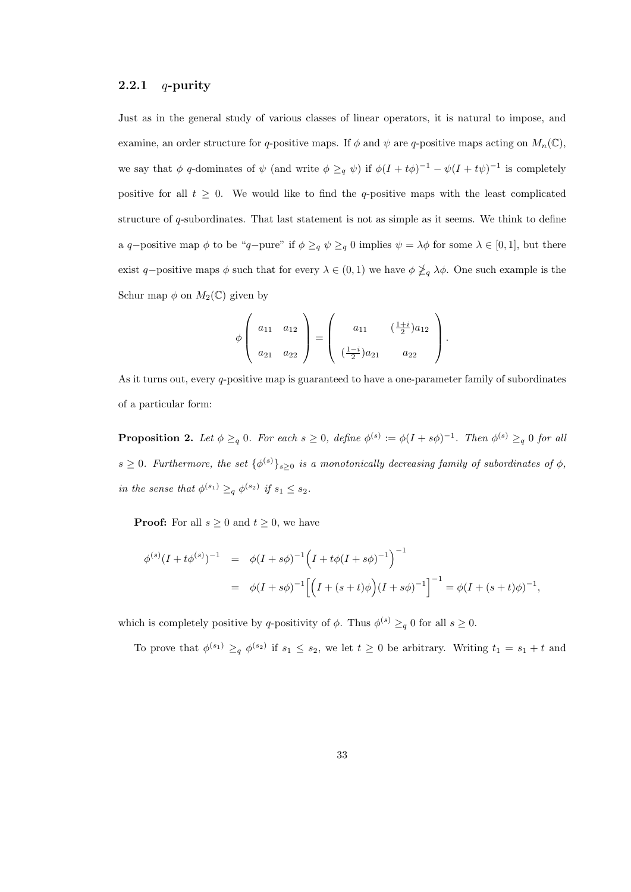### 2.2.1 $q$-purity

Just as in the general study of various classes of linear operators, it is natural to impose, and examine, an order structure for $q$-positive maps. If $\phi$ and $\psi$ are $q$-positive maps acting on $M_n(\mathbb{C})$, we say that $\phi$ $q$-dominates of $\psi$ (and write $\phi \geq_q \psi$) if $\phi(I + t\phi)^{-1} - \psi(I + t\psi)^{-1}$ is completely positive for all $t \geq 0$. We would like to find the $q$-positive maps with the least complicated structure of $q$-subordinates. That last statement is not as simple as it seems. We think to define a $q-$positive map $\phi$ to be "$q-$pure" if $\phi \geq_q \psi \geq_q 0$ implies $\psi = \lambda\phi$ for some $\lambda \in [0, 1]$, but there exist $q-$positive maps $\phi$ such that for every $\lambda \in (0, 1)$ we have $\phi \not\geq_q \lambda\phi$. One such example is the Schur map $\phi$ on $M_2(\mathbb{C})$ given by

$$\phi \begin{pmatrix} a_{11} & a_{12} \\ a_{21} & a_{22} \end{pmatrix} = \begin{pmatrix} a_{11} & (\frac{1+i}{2})a_{12} \\ (\frac{1-i}{2})a_{21} & a_{22} \end{pmatrix}.$$

As it turns out, every $q$-positive map is guaranteed to have a one-parameter family of subordinates of a particular form:

**Proposition 2.** *Let $\phi \geq_q 0$. For each $s \geq 0$, define $\phi^{(s)} := \phi(I + s\phi)^{-1}$. Then $\phi^{(s)} \geq_q 0$ for all $s \geq 0$. Furthermore, the set $\{\phi^{(s)}\}_{s \geq 0}$ is a monotonically decreasing family of subordinates of $\phi$, in the sense that $\phi^{(s_1)} \geq_q \phi^{(s_2)}$ if $s_1 \leq s_2$.*

**Proof:** For all $s \geq 0$ and $t \geq 0$, we have

$$\begin{aligned}
\phi^{(s)}(I + t\phi^{(s)})^{-1} &= \phi(I + s\phi)^{-1}\Big(I + t\phi(I + s\phi)^{-1}\Big)^{-1} \\
&= \phi(I + s\phi)^{-1}\Big[\Big(I + (s + t)\phi\Big)(I + s\phi)^{-1}\Big]^{-1} = \phi(I + (s + t)\phi)^{-1},
\end{aligned}$$

which is completely positive by $q$-positivity of $\phi$. Thus $\phi^{(s)} \geq_q 0$ for all $s \geq 0$.

To prove that $\phi^{(s_1)} \geq_q \phi^{(s_2)}$ if $s_1 \leq s_2$, we let $t \geq 0$ be arbitrary. Writing $t_1 = s_1 + t$ and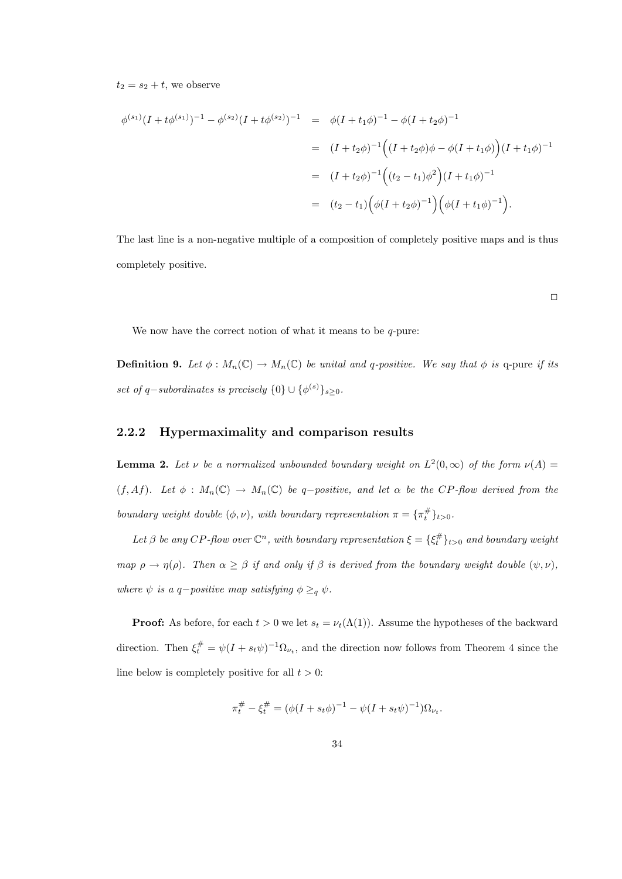$t_2 = s_2 + t$, we observe

$$\begin{aligned}
\phi^{(s_1)}(I + t\phi^{(s_1)})^{-1} - \phi^{(s_2)}(I + t\phi^{(s_2)})^{-1} &= \phi(I + t_1\phi)^{-1} - \phi(I + t_2\phi)^{-1} \\
&= (I + t_2\phi)^{-1}\Big((I + t_2\phi)\phi - \phi(I + t_1\phi)\Big)(I + t_1\phi)^{-1} \\
&= (I + t_2\phi)^{-1}\Big((t_2 - t_1)\phi^2\Big)(I + t_1\phi)^{-1} \\
&= (t_2 - t_1)\Big(\phi(I + t_2\phi)^{-1}\Big)\Big(\phi(I + t_1\phi)^{-1}\Big).
\end{aligned}$$

The last line is a non-negative multiple of a composition of completely positive maps and is thus completely positive.

□

We now have the correct notion of what it means to be $q$-pure:

**Definition 9.** *Let $\phi : M_n(\mathbb{C}) \to M_n(\mathbb{C})$ be unital and $q$-positive. We say that $\phi$ is* q-pure *if its set of $q-$subordinates is precisely $\{0\} \cup \{\phi^{(s)}\}_{s \geq 0}$.*

### 2.2.2 Hypermaximality and comparison results

**Lemma 2.** *Let $\nu$ be a normalized unbounded boundary weight on $L^2(0, \infty)$ of the form $\nu(A) = (f, Af)$. Let $\phi : M_n(\mathbb{C}) \to M_n(\mathbb{C})$ be $q-$positive, and let $\alpha$ be the CP-flow derived from the boundary weight double $(\phi, \nu)$, with boundary representation $\pi = \{\pi_t^\#\}_{t>0}$.*

*Let $\beta$ be any CP-flow over $\mathbb{C}^n$, with boundary representation $\xi = \{\xi_t^\#\}_{t>0}$ and boundary weight map $\rho \to \eta(\rho)$. Then $\alpha \geq \beta$ if and only if $\beta$ is derived from the boundary weight double $(\psi, \nu)$, where $\psi$ is a $q-$positive map satisfying $\phi \geq_q \psi$.*

**Proof:** As before, for each $t > 0$ we let $s_t = \nu_t(\Lambda(1))$. Assume the hypotheses of the backward direction. Then $\xi_t^\# = \psi(I + s_t\psi)^{-1}\Omega_{\nu_t}$, and the direction now follows from Theorem 4 since the line below is completely positive for all $t > 0$:

$$\pi_t^\# - \xi_t^\# = (\phi(I + s_t\phi)^{-1} - \psi(I + s_t\psi)^{-1})\Omega_{\nu_t}.$$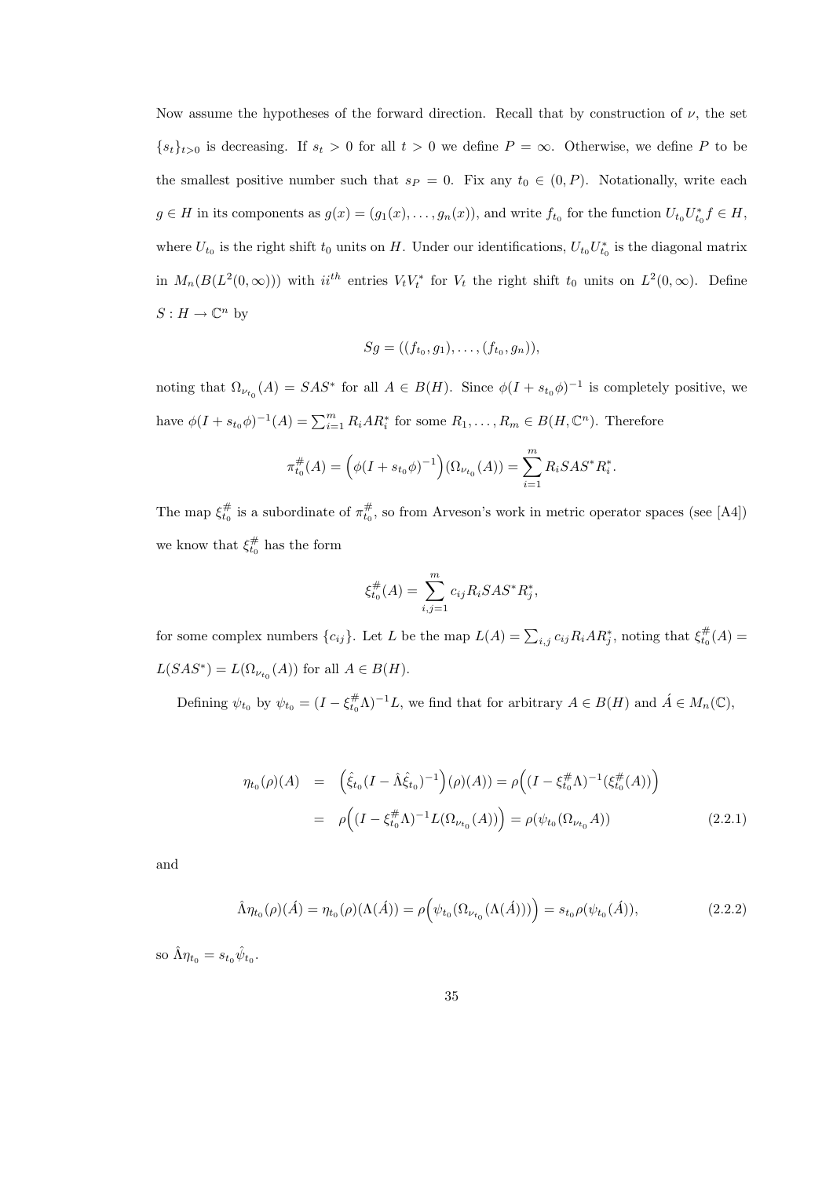Now assume the hypotheses of the forward direction. Recall that by construction of $\nu$, the set $\{s_t\}_{t>0}$ is decreasing. If $s_t > 0$ for all $t > 0$ we define $P = \infty$. Otherwise, we define $P$ to be the smallest positive number such that $s_P = 0$. Fix any $t_0 \in (0, P)$. Notationally, write each $g \in H$ in its components as $g(x) = (g_1(x), \ldots, g_n(x))$, and write $f_{t_0}$ for the function $U_{t_0}U_{t_0}^* f \in H$, where $U_{t_0}$ is the right shift $t_0$ units on $H$. Under our identifications, $U_{t_0}U_{t_0}^*$ is the diagonal matrix in $M_n(B(L^2(0,\infty)))$ with $ii^{th}$ entries $V_tV_t^*$ for $V_t$ the right shift $t_0$ units on $L^2(0,\infty)$. Define $S : H \to \mathbb{C}^n$ by

$$Sg = ((f_{t_0}, g_1), \ldots, (f_{t_0}, g_n)),$$

noting that $\Omega_{\nu_{t_0}}(A) = SAS^*$ for all $A \in B(H)$. Since $\phi(I + s_{t_0}\phi)^{-1}$ is completely positive, we have $\phi(I + s_{t_0}\phi)^{-1}(A) = \sum_{i=1}^m R_iAR_i^*$ for some $R_1, \ldots, R_m \in B(H, \mathbb{C}^n)$. Therefore

$$\pi_{t_0}^{\#}(A) = \Big(\phi(I + s_{t_0}\phi)^{-1}\Big)(\Omega_{\nu_{t_0}}(A)) = \sum_{i=1}^m R_iSAS^*R_i^*.$$

The map $\xi_{t_0}^{\#}$ is a subordinate of $\pi_{t_0}^{\#}$, so from Arveson's work in metric operator spaces (see [A4]) we know that $\xi_{t_0}^{\#}$ has the form

$$\xi_{t_0}^{\#}(A) = \sum_{i,j=1}^m c_{ij}R_iSAS^*R_j^*,$$

for some complex numbers $\{c_{ij}\}$. Let $L$ be the map $L(A) = \sum_{i,j} c_{ij}R_iAR_j^*$, noting that $\xi_{t_0}^{\#}(A) = L(SAS^*) = L(\Omega_{\nu_{t_0}}(A))$ for all $A \in B(H)$.

Defining $\psi_{t_0}$ by $\psi_{t_0} = (I - \xi_{t_0}^{\#}\Lambda)^{-1}L$, we find that for arbitrary $A \in B(H)$ and $\acute{A} \in M_n(\mathbb{C})$,

$$\begin{aligned}
\eta_{t_0}(\rho)(A) &= \Big(\hat{\xi}_{t_0}(I - \hat{\Lambda}\hat{\xi}_{t_0})^{-1}\Big)(\rho)(A)) = \rho\Big((I - \xi_{t_0}^{\#}\Lambda)^{-1}(\xi_{t_0}^{\#}(A))\Big) \\
&= \rho\Big((I - \xi_{t_0}^{\#}\Lambda)^{-1}L(\Omega_{\nu_{t_0}}(A))\Big) = \rho(\psi_{t_0}(\Omega_{\nu_{t_0}}A))
\end{aligned} \tag{2.2.1}$$

and

$$\hat{\Lambda}\eta_{t_0}(\rho)(\acute{A}) = \eta_{t_0}(\rho)(\Lambda(\acute{A})) = \rho\Big(\psi_{t_0}(\Omega_{\nu_{t_0}}(\Lambda(\acute{A})))\Big) = s_{t_0}\rho(\psi_{t_0}(\acute{A})), \tag{2.2.2}$$

so $\hat{\Lambda}\eta_{t_0} = s_{t_0}\hat{\psi}_{t_0}$.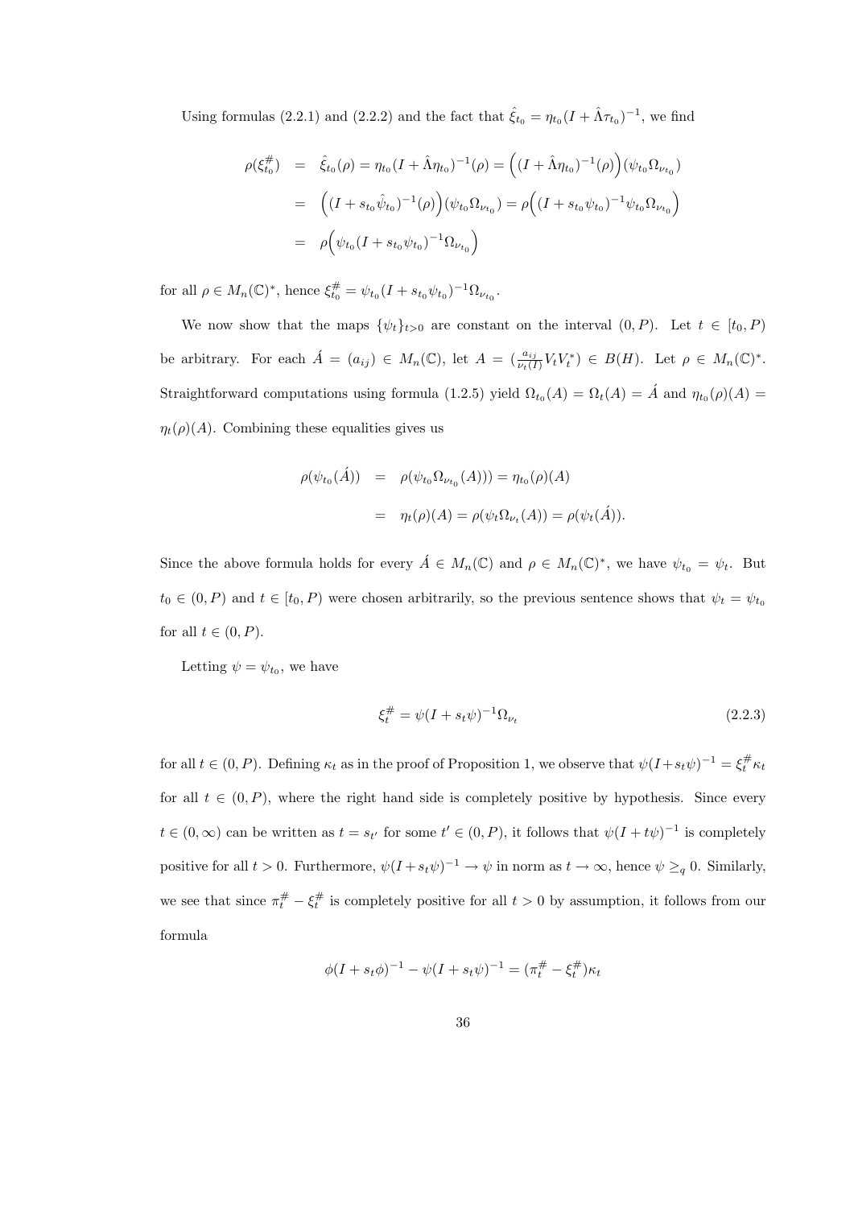Using formulas (2.2.1) and (2.2.2) and the fact that $\hat{\xi}_{t_0} = \eta_{t_0}(I + \hat{\Lambda}\tau_{t_0})^{-1}$, we find

$$
\begin{aligned}
\rho(\xi^\#_{t_0}) &= \hat{\xi}_{t_0}(\rho) = \eta_{t_0}(I + \hat{\Lambda}\eta_{t_0})^{-1}(\rho) = \Big((I + \hat{\Lambda}\eta_{t_0})^{-1}(\rho)\Big)(\psi_{t_0}\Omega_{\nu_{t_0}}) \\
&= \Big((I + s_{t_0}\hat{\psi}_{t_0})^{-1}(\rho)\Big)(\psi_{t_0}\Omega_{\nu_{t_0}}) = \rho\Big((I + s_{t_0}\psi_{t_0})^{-1}\psi_{t_0}\Omega_{\nu_{t_0}}\Big) \\
&= \rho\Big(\psi_{t_0}(I + s_{t_0}\psi_{t_0})^{-1}\Omega_{\nu_{t_0}}\Big)
\end{aligned}
$$

for all $\rho \in M_n(\mathbb{C})^*$, hence $\xi^\#_{t_0} = \psi_{t_0}(I + s_{t_0}\psi_{t_0})^{-1}\Omega_{\nu_{t_0}}$.

We now show that the maps $\{\psi_t\}_{t>0}$ are constant on the interval $(0, P)$. Let $t \in [t_0, P)$ be arbitrary. For each $\acute{A} = (a_{ij}) \in M_n(\mathbb{C})$, let $A = (\frac{a_{ij}}{\nu_t(I)} V_t V_t^*) \in B(H)$. Let $\rho \in M_n(\mathbb{C})^*$. Straightforward computations using formula (1.2.5) yield $\Omega_{t_0}(A) = \Omega_t(A) = \acute{A}$ and $\eta_{t_0}(\rho)(A) = \eta_t(\rho)(A)$. Combining these equalities gives us

$$
\begin{aligned}
\rho(\psi_{t_0}(\acute{A})) &= \rho(\psi_{t_0}\Omega_{\nu_{t_0}}(A))) = \eta_{t_0}(\rho)(A) \\
&= \eta_t(\rho)(A) = \rho(\psi_t\Omega_{\nu_t}(A)) = \rho(\psi_t(\acute{A})).
\end{aligned}
$$

Since the above formula holds for every $\acute{A} \in M_n(\mathbb{C})$ and $\rho \in M_n(\mathbb{C})^*$, we have $\psi_{t_0} = \psi_t$. But $t_0 \in (0, P)$ and $t \in [t_0, P)$ were chosen arbitrarily, so the previous sentence shows that $\psi_t = \psi_{t_0}$ for all $t \in (0, P)$.

Letting $\psi = \psi_{t_0}$, we have

$$
\xi^\#_t = \psi(I + s_t\psi)^{-1}\Omega_{\nu_t} \tag{2.2.3}
$$

for all $t \in (0, P)$. Defining $\kappa_t$ as in the proof of Proposition 1, we observe that $\psi(I+s_t\psi)^{-1} = \xi^\#_t \kappa_t$ for all $t \in (0, P)$, where the right hand side is completely positive by hypothesis. Since every $t \in (0, \infty)$ can be written as $t = s_{t'}$ for some $t' \in (0, P)$, it follows that $\psi(I + t\psi)^{-1}$ is completely positive for all $t > 0$. Furthermore, $\psi(I+s_t\psi)^{-1} \to \psi$ in norm as $t \to \infty$, hence $\psi \geq_q 0$. Similarly, we see that since $\pi^\#_t - \xi^\#_t$ is completely positive for all $t > 0$ by assumption, it follows from our formula

$$
\phi(I + s_t\phi)^{-1} - \psi(I + s_t\psi)^{-1} = (\pi^\#_t - \xi^\#_t)\kappa_t
$$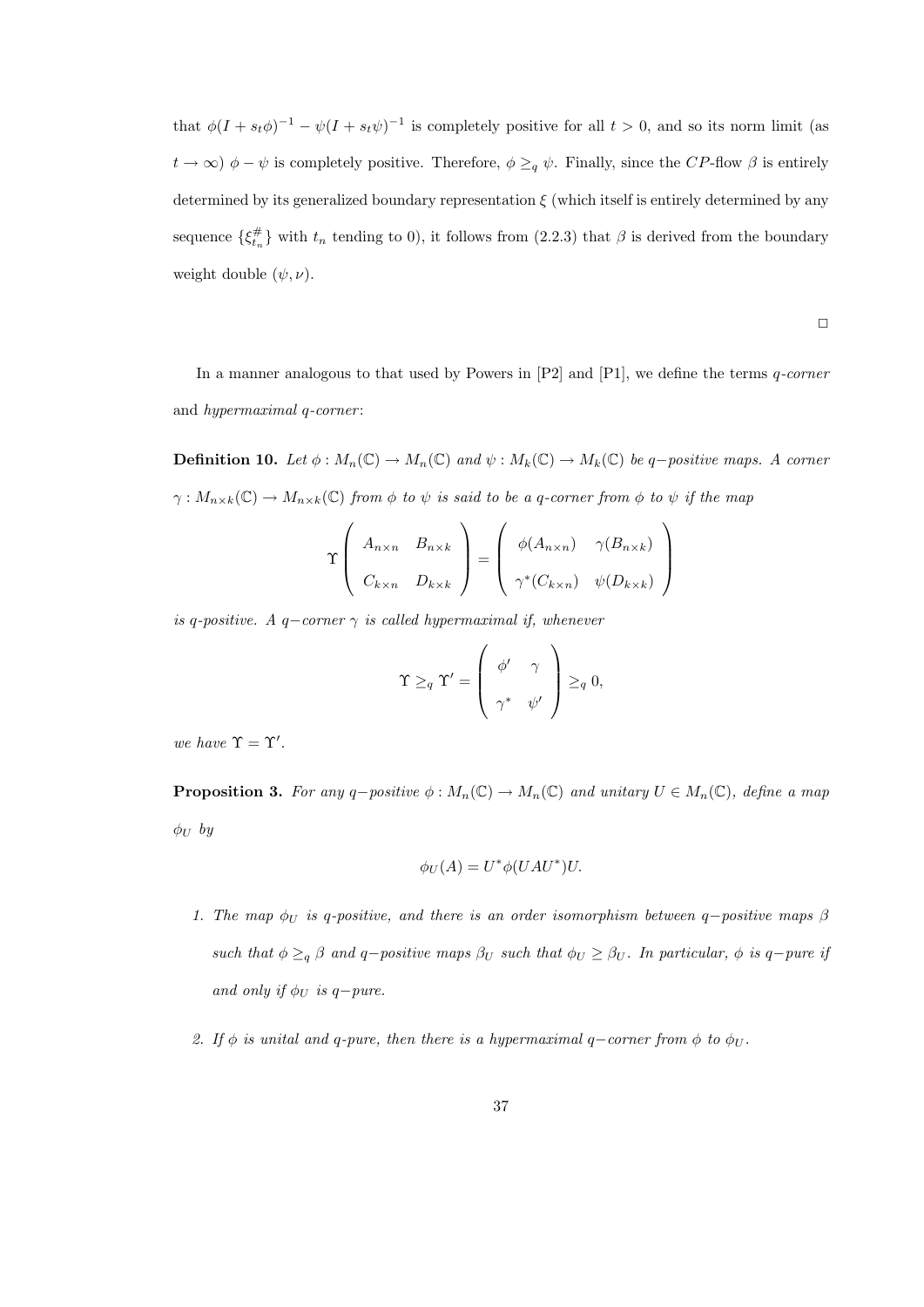that $\phi(I + s_t\phi)^{-1} - \psi(I + s_t\psi)^{-1}$ is completely positive for all $t > 0$, and so its norm limit (as $t \to \infty$) $\phi - \psi$ is completely positive. Therefore, $\phi \geq_q \psi$. Finally, since the $CP$-flow $\beta$ is entirely determined by its generalized boundary representation $\xi$ (which itself is entirely determined by any sequence $\{\xi^{\#}_{t_n}\}$ with $t_n$ tending to 0), it follows from (2.2.3) that $\beta$ is derived from the boundary weight double $(\psi, \nu)$.

□

In a manner analogous to that used by Powers in [P2] and [P1], we define the terms *q-corner* and *hypermaximal q-corner*:

**Definition 10.** *Let $\phi : M_n(\mathbb{C}) \to M_n(\mathbb{C})$ and $\psi : M_k(\mathbb{C}) \to M_k(\mathbb{C})$ be $q-$positive maps. A corner $\gamma : M_{n\times k}(\mathbb{C}) \to M_{n\times k}(\mathbb{C})$ from $\phi$ to $\psi$ is said to be a q-corner from $\phi$ to $\psi$ if the map*

$$\Upsilon \begin{pmatrix} A_{n\times n} & B_{n\times k} \\ C_{k\times n} & D_{k\times k} \end{pmatrix} = \begin{pmatrix} \phi(A_{n\times n}) & \gamma(B_{n\times k}) \\ \gamma^*(C_{k\times n}) & \psi(D_{k\times k}) \end{pmatrix}$$

*is q-positive. A $q-$corner $\gamma$ is called hypermaximal if, whenever*

$$\Upsilon \geq_q \Upsilon' = \begin{pmatrix} \phi' & \gamma \\ \gamma^* & \psi' \end{pmatrix} \geq_q 0,$$

*we have $\Upsilon = \Upsilon'$.*

**Proposition 3.** *For any $q-$positive $\phi : M_n(\mathbb{C}) \to M_n(\mathbb{C})$ and unitary $U \in M_n(\mathbb{C})$, define a map $\phi_U$ by*

$$\phi_U(A) = U^*\phi(UAU^*)U.$$

1. *The map $\phi_U$ is q-positive, and there is an order isomorphism between $q-$positive maps $\beta$ such that $\phi \geq_q \beta$ and $q-$positive maps $\beta_U$ such that $\phi_U \geq \beta_U$. In particular, $\phi$ is $q-$pure if and only if $\phi_U$ is $q-$pure.*

2. *If $\phi$ is unital and q-pure, then there is a hypermaximal $q-$corner from $\phi$ to $\phi_U$.*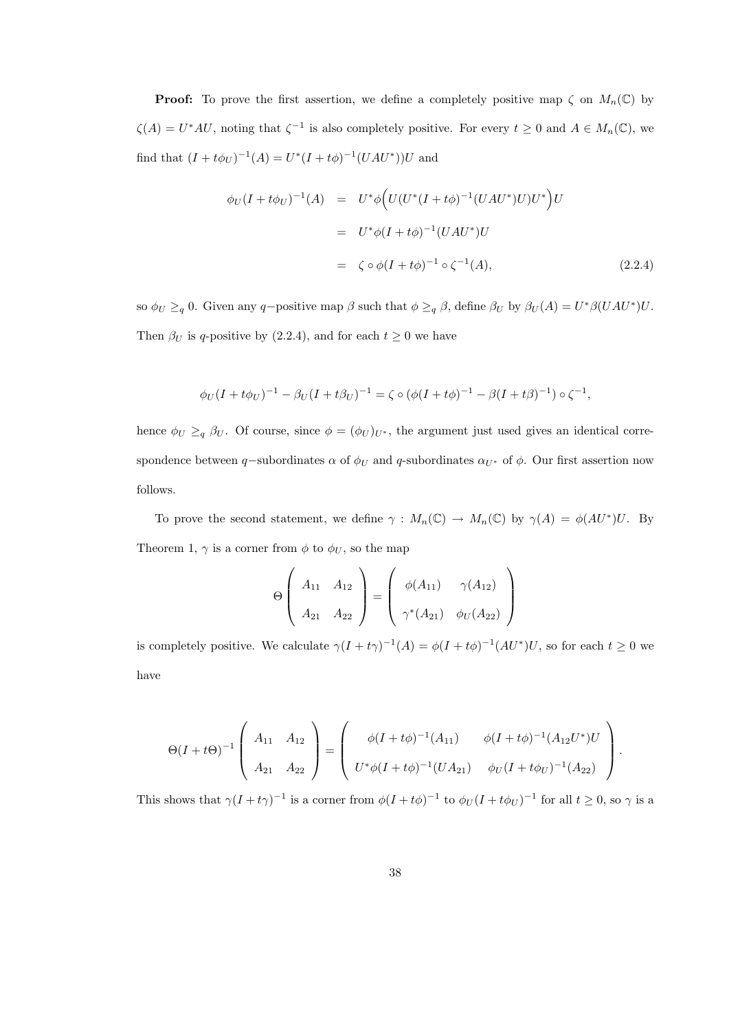**Proof:** To prove the first assertion, we define a completely positive map $\zeta$ on $M_n(\mathbb{C})$ by $\zeta(A) = U^*AU$, noting that $\zeta^{-1}$ is also completely positive. For every $t \geq 0$ and $A \in M_n(\mathbb{C})$, we find that $(I + t\phi_U)^{-1}(A) = U^*(I + t\phi)^{-1}(UAU^*))U$ and

$$\begin{aligned}
\phi_U(I + t\phi_U)^{-1}(A) &= U^*\phi\Big(U(U^*(I + t\phi)^{-1}(UAU^*)U)U^*\Big)U \\
&= U^*\phi(I + t\phi)^{-1}(UAU^*)U \\
&= \zeta \circ \phi(I + t\phi)^{-1} \circ \zeta^{-1}(A), \qquad (2.2.4)
\end{aligned}$$

so $\phi_U \geq_q 0$. Given any $q-$positive map $\beta$ such that $\phi \geq_q \beta$, define $\beta_U$ by $\beta_U(A) = U^*\beta(UAU^*)U$. Then $\beta_U$ is $q$-positive by (2.2.4), and for each $t \geq 0$ we have

$$\phi_U(I + t\phi_U)^{-1} - \beta_U(I + t\beta_U)^{-1} = \zeta \circ (\phi(I + t\phi)^{-1} - \beta(I + t\beta)^{-1}) \circ \zeta^{-1},$$

hence $\phi_U \geq_q \beta_U$. Of course, since $\phi = (\phi_U)_{U^*}$, the argument just used gives an identical correspondence between $q-$subordinates $\alpha$ of $\phi_U$ and $q$-subordinates $\alpha_{U^*}$ of $\phi$. Our first assertion now follows.

To prove the second statement, we define $\gamma : M_n(\mathbb{C}) \to M_n(\mathbb{C})$ by $\gamma(A) = \phi(AU^*)U$. By Theorem 1, $\gamma$ is a corner from $\phi$ to $\phi_U$, so the map

$$\Theta\begin{pmatrix} A_{11} & A_{12} \\ A_{21} & A_{22} \end{pmatrix} = \begin{pmatrix} \phi(A_{11}) & \gamma(A_{12}) \\ \gamma^*(A_{21}) & \phi_U(A_{22}) \end{pmatrix}$$

is completely positive. We calculate $\gamma(I + t\gamma)^{-1}(A) = \phi(I + t\phi)^{-1}(AU^*)U$, so for each $t \geq 0$ we have

$$\Theta(I + t\Theta)^{-1}\begin{pmatrix} A_{11} & A_{12} \\ A_{21} & A_{22} \end{pmatrix} = \begin{pmatrix} \phi(I + t\phi)^{-1}(A_{11}) & \phi(I + t\phi)^{-1}(A_{12}U^*)U \\ U^*\phi(I + t\phi)^{-1}(UA_{21}) & \phi_U(I + t\phi_U)^{-1}(A_{22}) \end{pmatrix}.$$

This shows that $\gamma(I + t\gamma)^{-1}$ is a corner from $\phi(I + t\phi)^{-1}$ to $\phi_U(I + t\phi_U)^{-1}$ for all $t \geq 0$, so $\gamma$ is a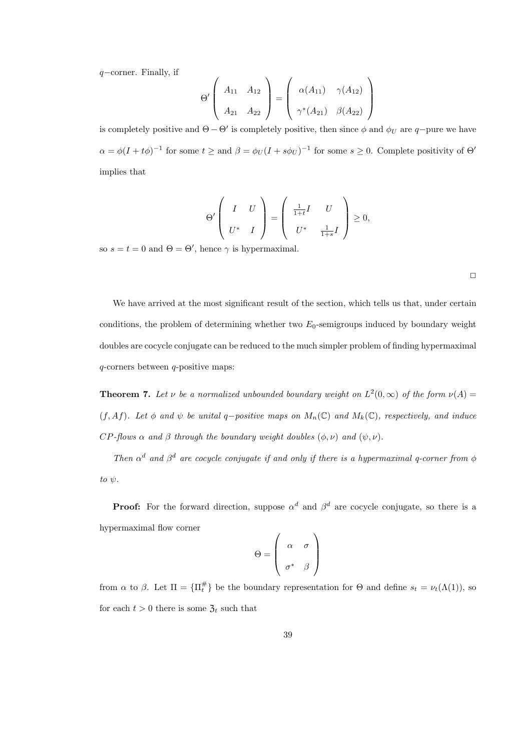$q-$corner. Finally, if

$$\Theta' \left( \begin{array}{cc} A_{11} & A_{12} \\ A_{21} & A_{22} \end{array} \right) = \left( \begin{array}{cc} \alpha(A_{11}) & \gamma(A_{12}) \\ \gamma^*(A_{21}) & \beta(A_{22}) \end{array} \right)$$

is completely positive and $\Theta - \Theta'$ is completely positive, then since $\phi$ and $\phi_U$ are $q-$pure we have $\alpha = \phi(I + t\phi)^{-1}$ for some $t \geq$ and $\beta = \phi_U(I + s\phi_U)^{-1}$ for some $s \geq 0$. Complete positivity of $\Theta'$ implies that

$$\Theta' \left( \begin{array}{cc} I & U \\ U^* & I \end{array} \right) = \left( \begin{array}{cc} \frac{1}{1+t}I & U \\ U^* & \frac{1}{1+s}I \end{array} \right) \geq 0,$$

so $s = t = 0$ and $\Theta = \Theta'$, hence $\gamma$ is hypermaximal.

□

We have arrived at the most significant result of the section, which tells us that, under certain conditions, the problem of determining whether two $E_0$-semigroups induced by boundary weight doubles are cocycle conjugate can be reduced to the much simpler problem of finding hypermaximal $q$-corners between $q$-positive maps:

**Theorem 7.** *Let $\nu$ be a normalized unbounded boundary weight on $L^2(0, \infty)$ of the form $\nu(A) = (f, Af)$. Let $\phi$ and $\psi$ be unital $q-$positive maps on $M_n(\mathbb{C})$ and $M_k(\mathbb{C})$, respectively, and induce CP-flows $\alpha$ and $\beta$ through the boundary weight doubles $(\phi, \nu)$ and $(\psi, \nu)$.*

*Then $\alpha^d$ and $\beta^d$ are cocycle conjugate if and only if there is a hypermaximal q-corner from $\phi$ to $\psi$.*

**Proof:** For the forward direction, suppose $\alpha^d$ and $\beta^d$ are cocycle conjugate, so there is a hypermaximal flow corner

$$\Theta = \left( \begin{array}{cc} \alpha & \sigma \\ \sigma^* & \beta \end{array} \right)$$

from $\alpha$ to $\beta$. Let $\Pi = \{\Pi_t^\#\}$ be the boundary representation for $\Theta$ and define $s_t = \nu_t(\Lambda(1))$, so for each $t > 0$ there is some $\mathfrak{Z}_t$ such that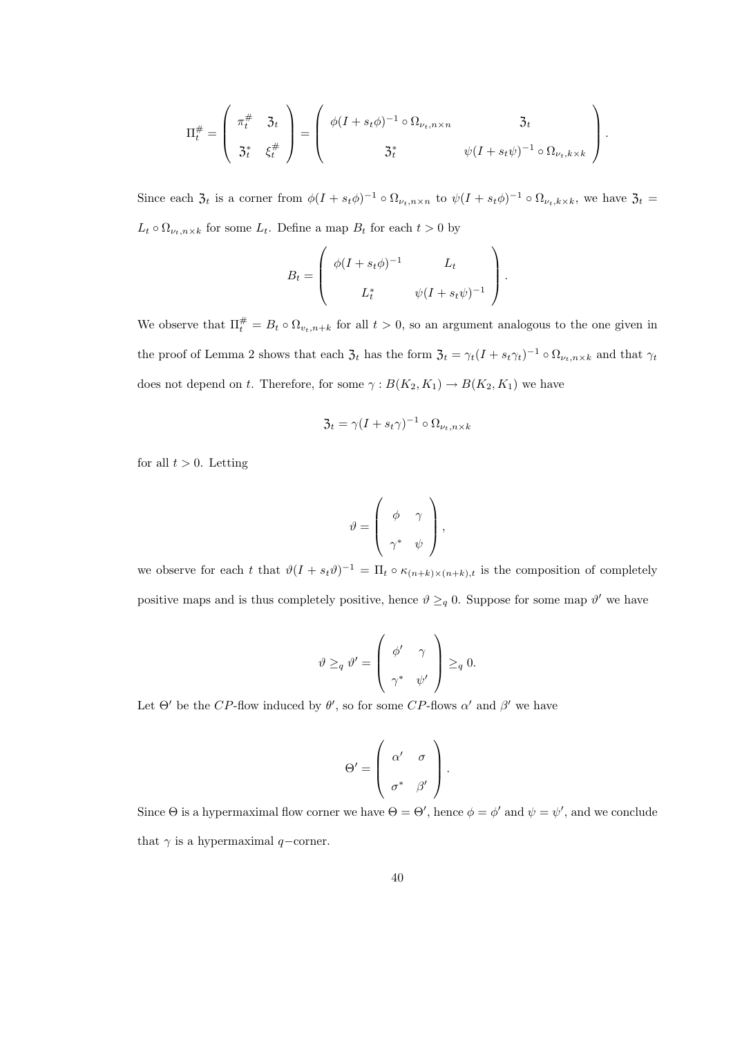$$\Pi_t^{\#} = \begin{pmatrix} \pi_t^{\#} & \mathfrak{Z}_t \\ \mathfrak{Z}_t^* & \xi_t^{\#} \end{pmatrix} = \begin{pmatrix} \phi(I + s_t\phi)^{-1} \circ \Omega_{\nu_t, n\times n} & \mathfrak{Z}_t \\ \mathfrak{Z}_t^* & \psi(I + s_t\psi)^{-1} \circ \Omega_{\nu_t, k\times k} \end{pmatrix}.$$

Since each $\mathfrak{Z}_t$ is a corner from $\phi(I + s_t\phi)^{-1} \circ \Omega_{\nu_t, n\times n}$ to $\psi(I + s_t\phi)^{-1} \circ \Omega_{\nu_t, k\times k}$, we have $\mathfrak{Z}_t = L_t \circ \Omega_{\nu_t, n\times k}$ for some $L_t$. Define a map $B_t$ for each $t > 0$ by

$$B_t = \begin{pmatrix} \phi(I + s_t\phi)^{-1} & L_t \\ L_t^* & \psi(I + s_t\psi)^{-1} \end{pmatrix}.$$

We observe that $\Pi_t^{\#} = B_t \circ \Omega_{\upsilon_t, n+k}$ for all $t > 0$, so an argument analogous to the one given in the proof of Lemma 2 shows that each $\mathfrak{Z}_t$ has the form $\mathfrak{Z}_t = \gamma_t(I + s_t\gamma_t)^{-1} \circ \Omega_{\nu_t, n\times k}$ and that $\gamma_t$ does not depend on $t$. Therefore, for some $\gamma : B(K_2, K_1) \to B(K_2, K_1)$ we have

$$\mathfrak{Z}_t = \gamma(I + s_t\gamma)^{-1} \circ \Omega_{\nu_t, n\times k}$$

for all $t > 0$. Letting

$$\vartheta = \begin{pmatrix} \phi & \gamma \\ \gamma^* & \psi \end{pmatrix},$$

we observe for each $t$ that $\vartheta(I + s_t\vartheta)^{-1} = \Pi_t \circ \kappa_{(n+k)\times(n+k),t}$ is the composition of completely positive maps and is thus completely positive, hence $\vartheta \geq_q 0$. Suppose for some map $\vartheta'$ we have

$$\vartheta \geq_q \vartheta' = \begin{pmatrix} \phi' & \gamma \\ \gamma^* & \psi' \end{pmatrix} \geq_q 0.$$

Let $\Theta'$ be the $CP$-flow induced by $\theta'$, so for some $CP$-flows $\alpha'$ and $\beta'$ we have

$$\Theta' = \begin{pmatrix} \alpha' & \sigma \\ \sigma^* & \beta' \end{pmatrix}.$$

Since $\Theta$ is a hypermaximal flow corner we have $\Theta = \Theta'$, hence $\phi = \phi'$ and $\psi = \psi'$, and we conclude that $\gamma$ is a hypermaximal $q-$corner.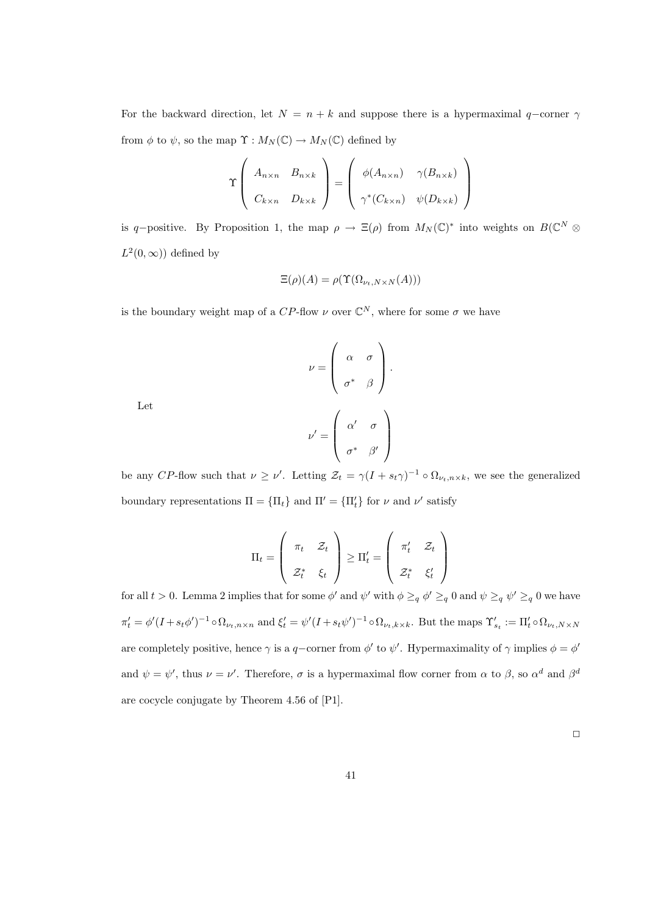For the backward direction, let $N = n + k$ and suppose there is a hypermaximal $q-$corner $\gamma$ from $\phi$ to $\psi$, so the map $\Upsilon : M_N(\mathbb{C}) \to M_N(\mathbb{C})$ defined by

$$\Upsilon \begin{pmatrix} A_{n\times n} & B_{n\times k} \\ C_{k\times n} & D_{k\times k} \end{pmatrix} = \begin{pmatrix} \phi(A_{n\times n}) & \gamma(B_{n\times k}) \\ \gamma^*(C_{k\times n}) & \psi(D_{k\times k}) \end{pmatrix}$$

is $q-$positive. By Proposition 1, the map $\rho \to \Xi(\rho)$ from $M_N(\mathbb{C})^*$ into weights on $B(\mathbb{C}^N \otimes L^2(0,\infty))$ defined by

$$\Xi(\rho)(A) = \rho(\Upsilon(\Omega_{\nu_t, N\times N}(A)))$$

is the boundary weight map of a $CP$-flow $\nu$ over $\mathbb{C}^N$, where for some $\sigma$ we have

$$\nu = \begin{pmatrix} \alpha & \sigma \\ \sigma^* & \beta \end{pmatrix}.$$

Let

$$\nu' = \begin{pmatrix} \alpha' & \sigma \\ \sigma^* & \beta' \end{pmatrix}$$

be any $CP$-flow such that $\nu \geq \nu'$. Letting $\mathcal{Z}_t = \gamma(I + s_t\gamma)^{-1} \circ \Omega_{\nu_t, n\times k}$, we see the generalized boundary representations $\Pi = \{\Pi_t\}$ and $\Pi' = \{\Pi'_t\}$ for $\nu$ and $\nu'$ satisfy

$$\Pi_t = \begin{pmatrix} \pi_t & \mathcal{Z}_t \\ \mathcal{Z}_t^* & \xi_t \end{pmatrix} \geq \Pi'_t = \begin{pmatrix} \pi'_t & \mathcal{Z}_t \\ \mathcal{Z}_t^* & \xi'_t \end{pmatrix}$$

for all $t > 0$. Lemma 2 implies that for some $\phi'$ and $\psi'$ with $\phi \geq_q \phi' \geq_q 0$ and $\psi \geq_q \psi' \geq_q 0$ we have $\pi'_t = \phi'(I + s_t\phi')^{-1} \circ \Omega_{\nu_t, n\times n}$ and $\xi'_t = \psi'(I + s_t\psi')^{-1} \circ \Omega_{\nu_t, k\times k}$. But the maps $\Upsilon'_{s_t} := \Pi'_t \circ \Omega_{\nu_t, N\times N}$ are completely positive, hence $\gamma$ is a $q-$corner from $\phi'$ to $\psi'$. Hypermaximality of $\gamma$ implies $\phi = \phi'$ and $\psi = \psi'$, thus $\nu = \nu'$. Therefore, $\sigma$ is a hypermaximal flow corner from $\alpha$ to $\beta$, so $\alpha^d$ and $\beta^d$ are cocycle conjugate by Theorem 4.56 of [P1].

□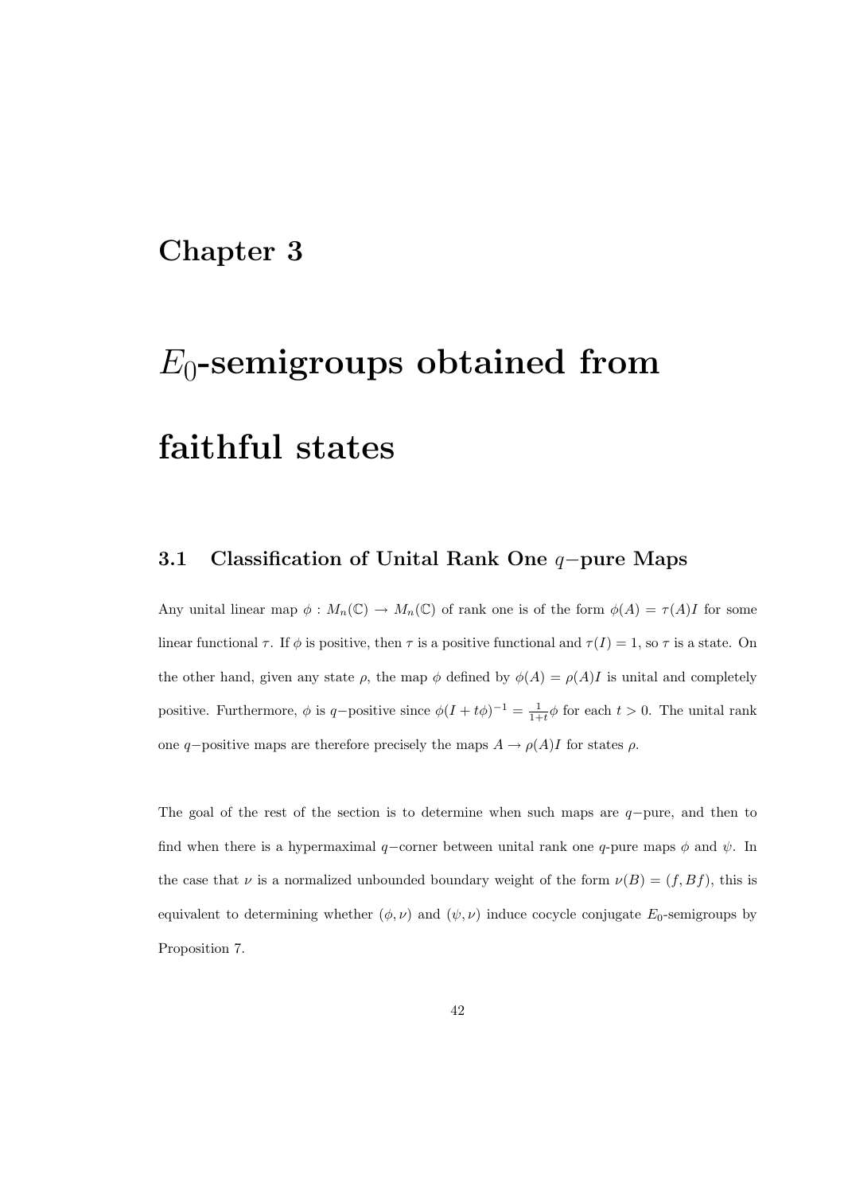# Chapter 3

# $E_0$-semigroups obtained from faithful states

## 3.1 Classification of Unital Rank One $q-$pure Maps

Any unital linear map $\phi : M_n(\mathbb{C}) \to M_n(\mathbb{C})$ of rank one is of the form $\phi(A) = \tau(A)I$ for some linear functional $\tau$. If $\phi$ is positive, then $\tau$ is a positive functional and $\tau(I) = 1$, so $\tau$ is a state. On the other hand, given any state $\rho$, the map $\phi$ defined by $\phi(A) = \rho(A)I$ is unital and completely positive. Furthermore, $\phi$ is $q-$positive since $\phi(I + t\phi)^{-1} = \frac{1}{1+t}\phi$ for each $t > 0$. The unital rank one $q-$positive maps are therefore precisely the maps $A \to \rho(A)I$ for states $\rho$.

The goal of the rest of the section is to determine when such maps are $q-$pure, and then to find when there is a hypermaximal $q-$corner between unital rank one $q$-pure maps $\phi$ and $\psi$. In the case that $\nu$ is a normalized unbounded boundary weight of the form $\nu(B) = (f, Bf)$, this is equivalent to determining whether $(\phi, \nu)$ and $(\psi, \nu)$ induce cocycle conjugate $E_0$-semigroups by Proposition 7.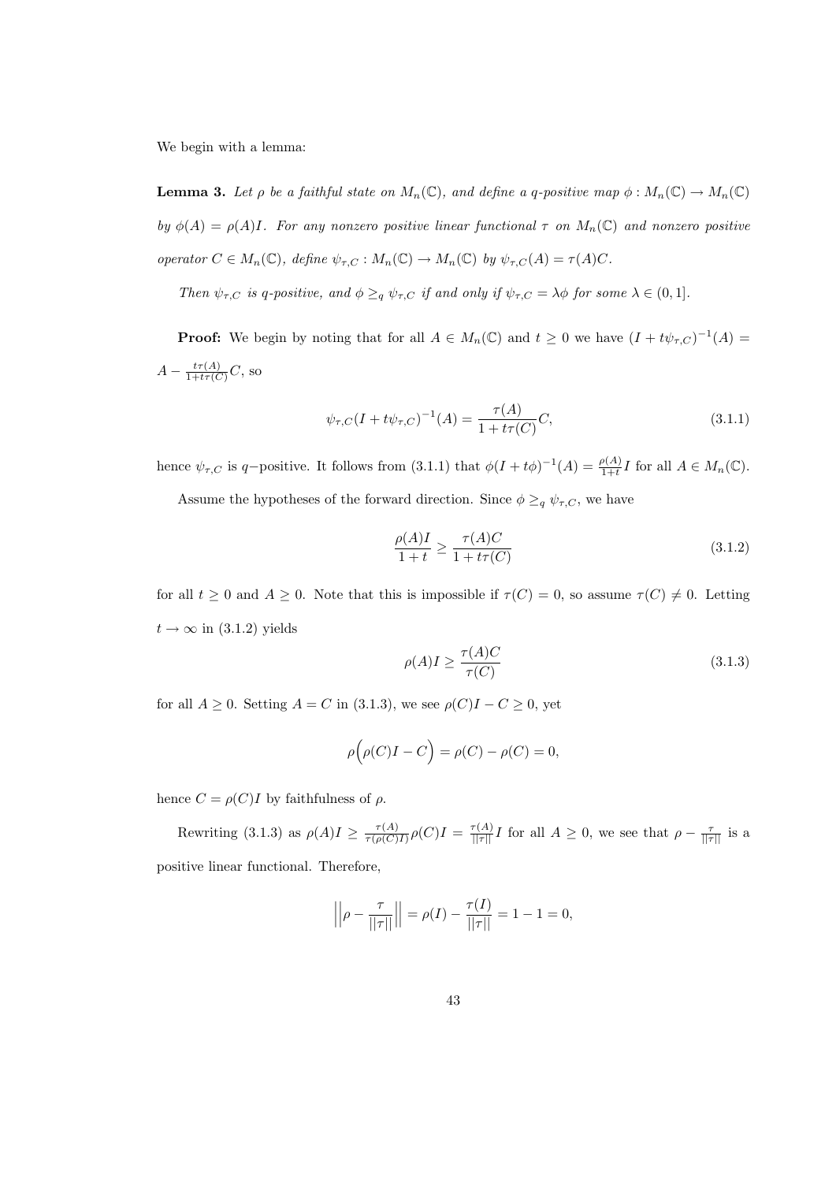We begin with a lemma:

**Lemma 3.** *Let $\rho$ be a faithful state on $M_n(\mathbb{C})$, and define a q-positive map $\phi : M_n(\mathbb{C}) \to M_n(\mathbb{C})$ by $\phi(A) = \rho(A)I$. For any nonzero positive linear functional $\tau$ on $M_n(\mathbb{C})$ and nonzero positive operator $C \in M_n(\mathbb{C})$, define $\psi_{\tau,C} : M_n(\mathbb{C}) \to M_n(\mathbb{C})$ by $\psi_{\tau,C}(A) = \tau(A)C$.*

*Then $\psi_{\tau,C}$ is q-positive, and $\phi \geq_q \psi_{\tau,C}$ if and only if $\psi_{\tau,C} = \lambda\phi$ for some $\lambda \in (0, 1]$.*

**Proof:** We begin by noting that for all $A \in M_n(\mathbb{C})$ and $t \geq 0$ we have $(I + t\psi_{\tau,C})^{-1}(A) = A - \frac{t\tau(A)}{1+t\tau(C)}C$, so

$$\psi_{\tau,C}(I + t\psi_{\tau,C})^{-1}(A) = \frac{\tau(A)}{1 + t\tau(C)}C, \tag{3.1.1}$$

hence $\psi_{\tau,C}$ is $q-$positive. It follows from (3.1.1) that $\phi(I + t\phi)^{-1}(A) = \frac{\rho(A)}{1+t}I$ for all $A \in M_n(\mathbb{C})$.

Assume the hypotheses of the forward direction. Since $\phi \geq_q \psi_{\tau,C}$, we have

$$\frac{\rho(A)I}{1 + t} \geq \frac{\tau(A)C}{1 + t\tau(C)} \tag{3.1.2}$$

for all $t \geq 0$ and $A \geq 0$. Note that this is impossible if $\tau(C) = 0$, so assume $\tau(C) \neq 0$. Letting $t \to \infty$ in (3.1.2) yields

$$\rho(A)I \geq \frac{\tau(A)C}{\tau(C)} \tag{3.1.3}$$

for all $A \geq 0$. Setting $A = C$ in (3.1.3), we see $\rho(C)I - C \geq 0$, yet

$$\rho\Big(\rho(C)I - C\Big) = \rho(C) - \rho(C) = 0,$$

hence $C = \rho(C)I$ by faithfulness of $\rho$.

Rewriting (3.1.3) as $\rho(A)I \geq \frac{\tau(A)}{\tau(\rho(C)I)}\rho(C)I = \frac{\tau(A)}{||\tau||}I$ for all $A \geq 0$, we see that $\rho - \frac{\tau}{||\tau||}$ is a positive linear functional. Therefore,

$$\left|\left|\rho - \frac{\tau}{||\tau||}\right|\right| = \rho(I) - \frac{\tau(I)}{||\tau||} = 1 - 1 = 0,$$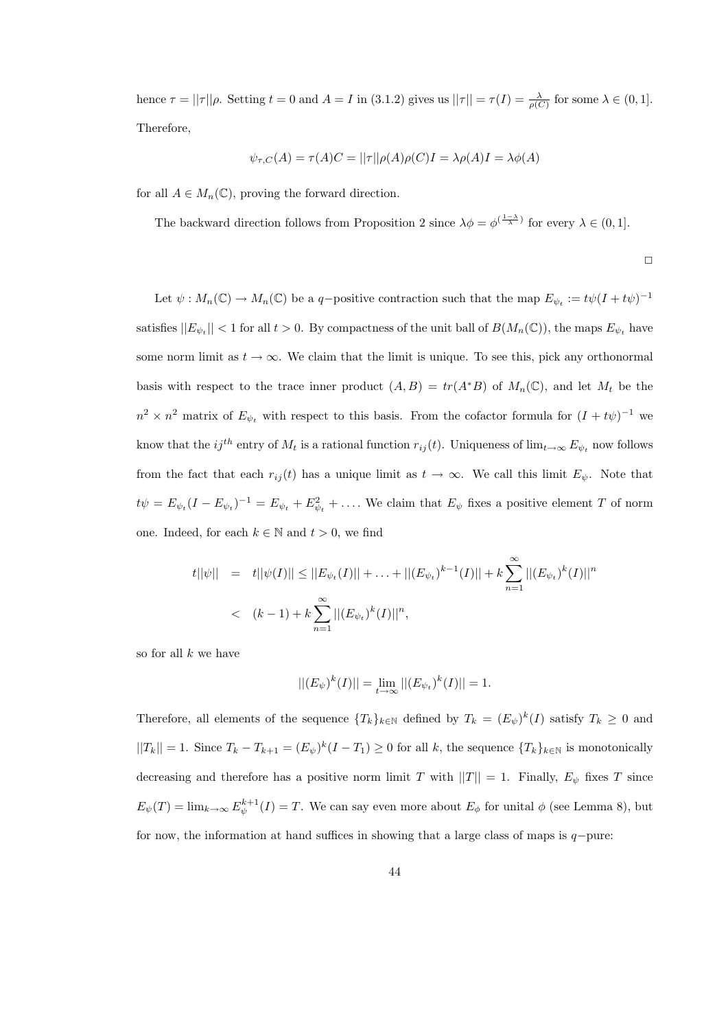hence $\tau = ||\tau||\rho$. Setting $t = 0$ and $A = I$ in (3.1.2) gives us $||\tau|| = \tau(I) = \frac{\lambda}{\rho(C)}$ for some $\lambda \in (0, 1]$. Therefore,

$$\psi_{\tau,C}(A) = \tau(A)C = ||\tau||\rho(A)\rho(C)I = \lambda\rho(A)I = \lambda\phi(A)$$

for all $A \in M_n(\mathbb{C})$, proving the forward direction.

The backward direction follows from Proposition 2 since $\lambda\phi = \phi^{(\frac{1-\lambda}{\lambda})}$ for every $\lambda \in (0, 1]$.

□

Let $\psi : M_n(\mathbb{C}) \to M_n(\mathbb{C})$ be a $q-$positive contraction such that the map $E_{\psi_t} := t\psi(I + t\psi)^{-1}$ satisfies $||E_{\psi_t}|| < 1$ for all $t > 0$. By compactness of the unit ball of $B(M_n(\mathbb{C}))$, the maps $E_{\psi_t}$ have some norm limit as $t \to \infty$. We claim that the limit is unique. To see this, pick any orthonormal basis with respect to the trace inner product $(A, B) = tr(A^*B)$ of $M_n(\mathbb{C})$, and let $M_t$ be the $n^2 \times n^2$ matrix of $E_{\psi_t}$ with respect to this basis. From the cofactor formula for $(I + t\psi)^{-1}$ we know that the $ij^{th}$ entry of $M_t$ is a rational function $r_{ij}(t)$. Uniqueness of $\lim_{t\to\infty} E_{\psi_t}$ now follows from the fact that each $r_{ij}(t)$ has a unique limit as $t \to \infty$. We call this limit $E_\psi$. Note that $t\psi = E_{\psi_t}(I - E_{\psi_t})^{-1} = E_{\psi_t} + E_{\psi_t}^2 + \ldots$. We claim that $E_\psi$ fixes a positive element $T$ of norm one. Indeed, for each $k \in \mathbb{N}$ and $t > 0$, we find

$$\begin{aligned} t||\psi|| &= t||\psi(I)|| \leq ||E_{\psi_t}(I)|| + \ldots + ||(E_{\psi_t})^{k-1}(I)|| + k\sum_{n=1}^{\infty} ||(E_{\psi_t})^k(I)||^n \\ &< (k-1) + k\sum_{n=1}^{\infty} ||(E_{\psi_t})^k(I)||^n, \end{aligned}$$

so for all $k$ we have

$$||(E_\psi)^k(I)|| = \lim_{t\to\infty} ||(E_{\psi_t})^k(I)|| = 1.$$

Therefore, all elements of the sequence $\{T_k\}_{k\in\mathbb{N}}$ defined by $T_k = (E_\psi)^k(I)$ satisfy $T_k \geq 0$ and $||T_k|| = 1$. Since $T_k - T_{k+1} = (E_\psi)^k(I - T_1) \geq 0$ for all $k$, the sequence $\{T_k\}_{k\in\mathbb{N}}$ is monotonically decreasing and therefore has a positive norm limit $T$ with $||T|| = 1$. Finally, $E_\psi$ fixes $T$ since $E_\psi(T) = \lim_{k\to\infty} E_\psi^{k+1}(I) = T$. We can say even more about $E_\phi$ for unital $\phi$ (see Lemma 8), but for now, the information at hand suffices in showing that a large class of maps is $q-$pure: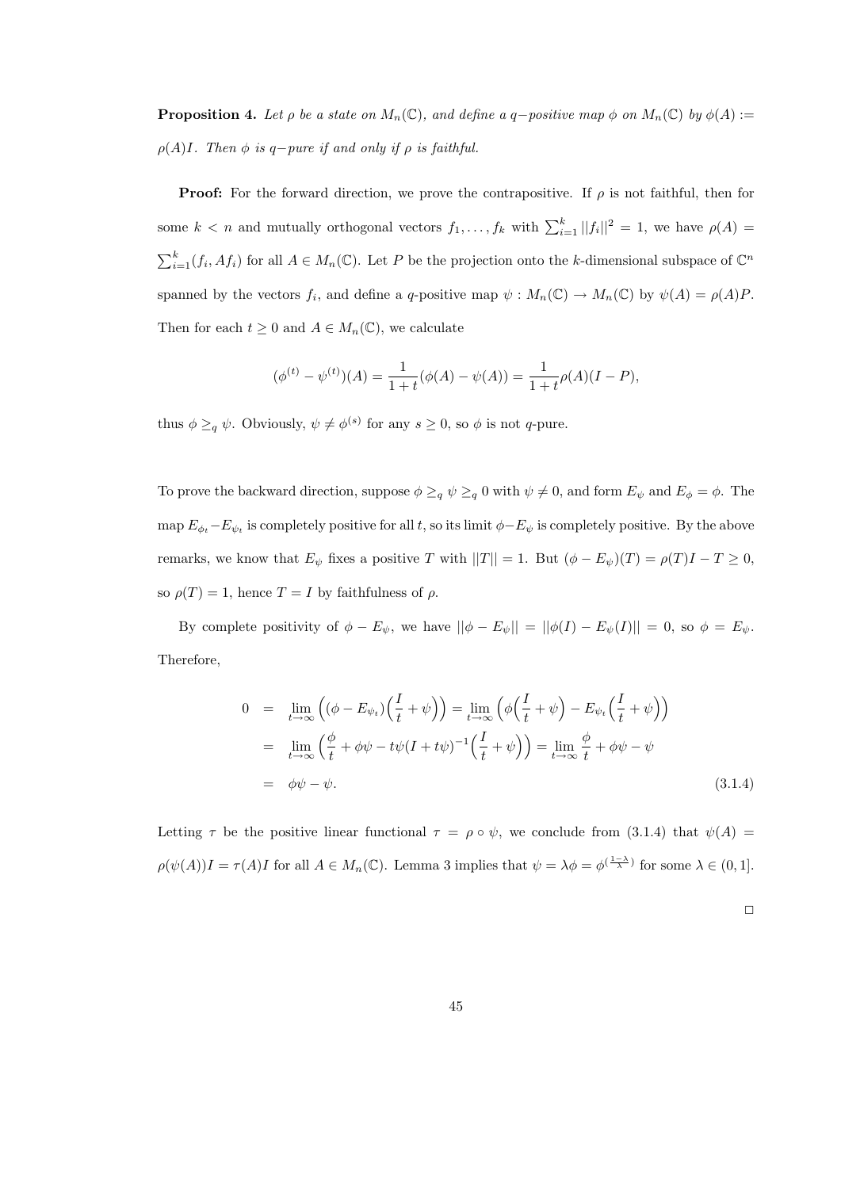**Proposition 4.** *Let $\rho$ be a state on $M_n(\mathbb{C})$, and define a $q-$positive map $\phi$ on $M_n(\mathbb{C})$ by $\phi(A) := \rho(A)I$. Then $\phi$ is $q-$pure if and only if $\rho$ is faithful.*

**Proof:** For the forward direction, we prove the contrapositive. If $\rho$ is not faithful, then for some $k < n$ and mutually orthogonal vectors $f_1, \ldots, f_k$ with $\sum_{i=1}^k ||f_i||^2 = 1$, we have $\rho(A) = \sum_{i=1}^k (f_i, Af_i)$ for all $A \in M_n(\mathbb{C})$. Let $P$ be the projection onto the $k$-dimensional subspace of $\mathbb{C}^n$ spanned by the vectors $f_i$, and define a $q$-positive map $\psi : M_n(\mathbb{C}) \to M_n(\mathbb{C})$ by $\psi(A) = \rho(A)P$. Then for each $t \geq 0$ and $A \in M_n(\mathbb{C})$, we calculate

$$(\phi^{(t)} - \psi^{(t)})(A) = \frac{1}{1+t}(\phi(A) - \psi(A)) = \frac{1}{1+t}\rho(A)(I - P),$$

thus $\phi \geq_q \psi$. Obviously, $\psi \neq \phi^{(s)}$ for any $s \geq 0$, so $\phi$ is not $q$-pure.

To prove the backward direction, suppose $\phi \geq_q \psi \geq_q 0$ with $\psi \neq 0$, and form $E_\psi$ and $E_\phi = \phi$. The map $E_{\phi_t} - E_{\psi_t}$ is completely positive for all $t$, so its limit $\phi - E_\psi$ is completely positive. By the above remarks, we know that $E_\psi$ fixes a positive $T$ with $||T|| = 1$. But $(\phi - E_\psi)(T) = \rho(T)I - T \geq 0$, so $\rho(T) = 1$, hence $T = I$ by faithfulness of $\rho$.

By complete positivity of $\phi - E_\psi$, we have $||\phi - E_\psi|| = ||\phi(I) - E_\psi(I)|| = 0$, so $\phi = E_\psi$. Therefore,

$$\begin{aligned}
0 &= \lim_{t\to\infty} \Big( (\phi - E_{\psi_t})\Big(\frac{I}{t} + \psi\Big)\Big) = \lim_{t\to\infty} \Big( \phi\Big(\frac{I}{t} + \psi\Big) - E_{\psi_t}\Big(\frac{I}{t} + \psi\Big)\Big) \\
&= \lim_{t\to\infty} \Big( \frac{\phi}{t} + \phi\psi - t\psi(I + t\psi)^{-1}\Big(\frac{I}{t} + \psi\Big)\Big) = \lim_{t\to\infty} \frac{\phi}{t} + \phi\psi - \psi \\
&= \phi\psi - \psi.
\end{aligned} \tag{3.1.4}$$

Letting $\tau$ be the positive linear functional $\tau = \rho \circ \psi$, we conclude from (3.1.4) that $\psi(A) = \rho(\psi(A))I = \tau(A)I$ for all $A \in M_n(\mathbb{C})$. Lemma 3 implies that $\psi = \lambda\phi = \phi^{(\frac{1-\lambda}{\lambda})}$ for some $\lambda \in (0, 1]$.

$\square$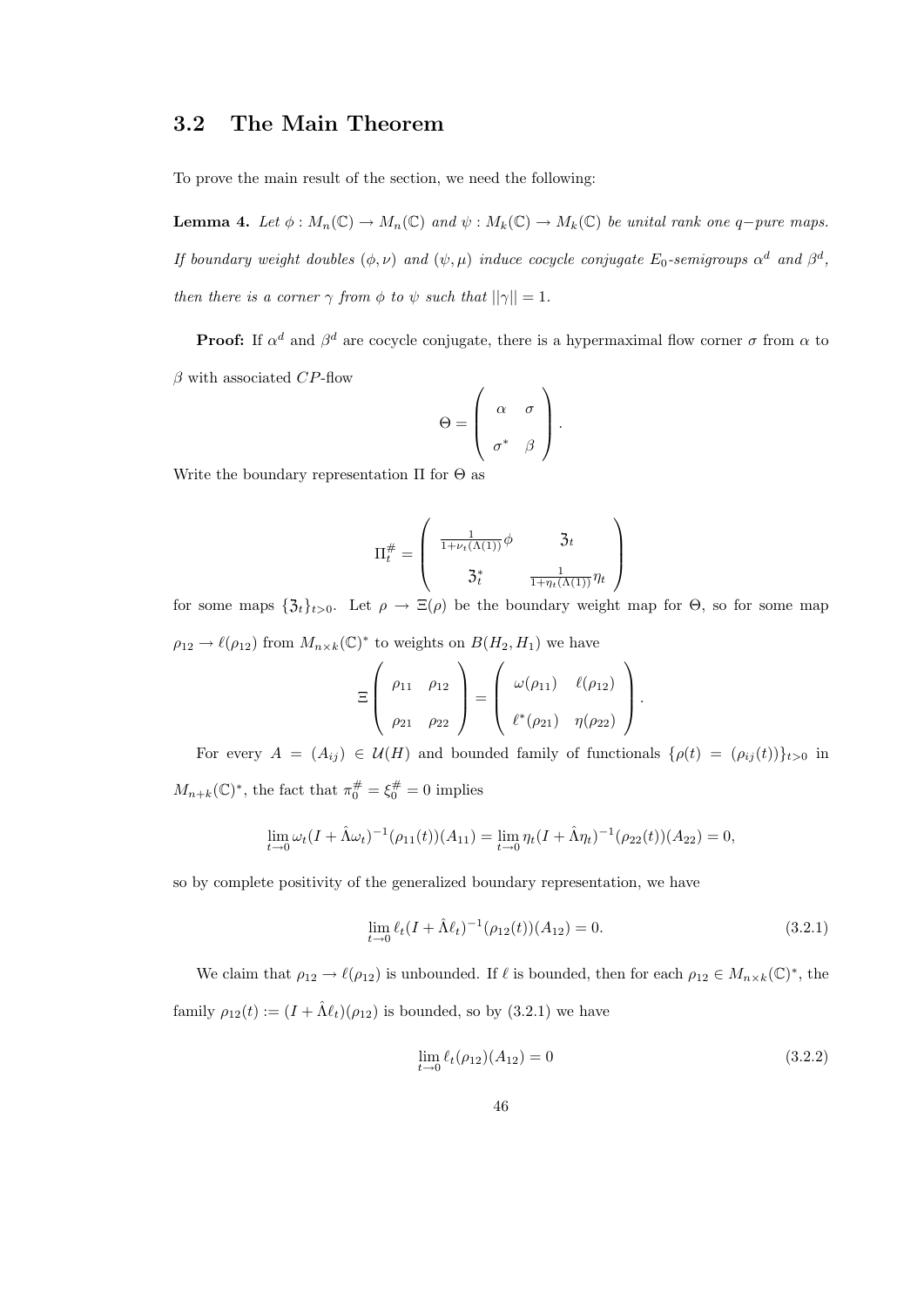## 3.2 The Main Theorem

To prove the main result of the section, we need the following:

**Lemma 4.** *Let $\phi : M_n(\mathbb{C}) \to M_n(\mathbb{C})$ and $\psi : M_k(\mathbb{C}) \to M_k(\mathbb{C})$ be unital rank one $q-$pure maps. If boundary weight doubles $(\phi, \nu)$ and $(\psi, \mu)$ induce cocycle conjugate $E_0$-semigroups $\alpha^d$ and $\beta^d$, then there is a corner $\gamma$ from $\phi$ to $\psi$ such that $||\gamma|| = 1$.*

**Proof:** If $\alpha^d$ and $\beta^d$ are cocycle conjugate, there is a hypermaximal flow corner $\sigma$ from $\alpha$ to $\beta$ with associated $CP$-flow

$$\Theta = \begin{pmatrix} \alpha & \sigma \\ \sigma^* & \beta \end{pmatrix}.$$

Write the boundary representation $\Pi$ for $\Theta$ as

$$\Pi_t^\# = \begin{pmatrix} \frac{1}{1+\nu_t(\Lambda(1))}\phi & \mathfrak{Z}_t \\ \mathfrak{Z}_t^* & \frac{1}{1+\eta_t(\Lambda(1))}\eta_t \end{pmatrix}$$

for some maps $\{\mathfrak{Z}_t\}_{t>0}$. Let $\rho \to \Xi(\rho)$ be the boundary weight map for $\Theta$, so for some map $\rho_{12} \to \ell(\rho_{12})$ from $M_{n\times k}(\mathbb{C})^*$ to weights on $B(H_2, H_1)$ we have

$$\Xi \begin{pmatrix} \rho_{11} & \rho_{12} \\ \rho_{21} & \rho_{22} \end{pmatrix} = \begin{pmatrix} \omega(\rho_{11}) & \ell(\rho_{12}) \\ \ell^*(\rho_{21}) & \eta(\rho_{22}) \end{pmatrix}.$$

For every $A = (A_{ij}) \in \mathcal{U}(H)$ and bounded family of functionals $\{\rho(t) = (\rho_{ij}(t))\}_{t>0}$ in $M_{n+k}(\mathbb{C})^*$, the fact that $\pi_0^\# = \xi_0^\# = 0$ implies

$$\lim_{t\to 0} \omega_t(I + \hat{\Lambda}\omega_t)^{-1}(\rho_{11}(t))(A_{11}) = \lim_{t\to 0} \eta_t(I + \hat{\Lambda}\eta_t)^{-1}(\rho_{22}(t))(A_{22}) = 0,$$

so by complete positivity of the generalized boundary representation, we have

$$\lim_{t\to 0} \ell_t(I + \hat{\Lambda}\ell_t)^{-1}(\rho_{12}(t))(A_{12}) = 0. \tag{3.2.1}$$

We claim that $\rho_{12} \to \ell(\rho_{12})$ is unbounded. If $\ell$ is bounded, then for each $\rho_{12} \in M_{n\times k}(\mathbb{C})^*$, the family $\rho_{12}(t) := (I + \hat{\Lambda}\ell_t)(\rho_{12})$ is bounded, so by (3.2.1) we have

$$\lim_{t\to 0} \ell_t(\rho_{12})(A_{12}) = 0 \tag{3.2.2}$$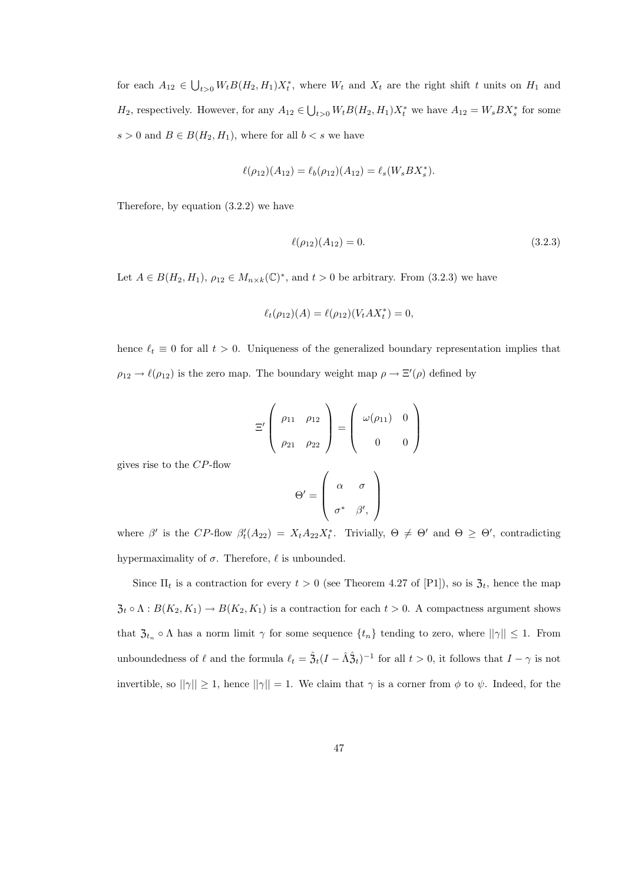for each $A_{12} \in \bigcup_{t>0} W_t B(H_2, H_1) X_t^*$, where $W_t$ and $X_t$ are the right shift $t$ units on $H_1$ and $H_2$, respectively. However, for any $A_{12} \in \bigcup_{t>0} W_t B(H_2, H_1) X_t^*$ we have $A_{12} = W_s B X_s^*$ for some $s > 0$ and $B \in B(H_2, H_1)$, where for all $b < s$ we have

$$\ell(\rho_{12})(A_{12}) = \ell_b(\rho_{12})(A_{12}) = \ell_s(W_s B X_s^*).$$

Therefore, by equation (3.2.2) we have

$$\ell(\rho_{12})(A_{12}) = 0. \tag{3.2.3}$$

Let $A \in B(H_2, H_1)$, $\rho_{12} \in M_{n \times k}(\mathbb{C})^*$, and $t > 0$ be arbitrary. From (3.2.3) we have

$$\ell_t(\rho_{12})(A) = \ell(\rho_{12})(V_t A X_t^*) = 0,$$

hence $\ell_t \equiv 0$ for all $t > 0$. Uniqueness of the generalized boundary representation implies that $\rho_{12} \to \ell(\rho_{12})$ is the zero map. The boundary weight map $\rho \to \Xi'(\rho)$ defined by

$$\Xi' \begin{pmatrix} \rho_{11} & \rho_{12} \\ \rho_{21} & \rho_{22} \end{pmatrix} = \begin{pmatrix} \omega(\rho_{11}) & 0 \\ 0 & 0 \end{pmatrix}$$

gives rise to the $CP$-flow

$$\Theta' = \begin{pmatrix} \alpha & \sigma \\ \sigma^* & \beta', \end{pmatrix}$$

where $\beta'$ is the $CP$-flow $\beta'_t(A_{22}) = X_t A_{22} X_t^*$. Trivially, $\Theta \neq \Theta'$ and $\Theta \geq \Theta'$, contradicting hypermaximality of $\sigma$. Therefore, $\ell$ is unbounded.

Since $\Pi_t$ is a contraction for every $t > 0$ (see Theorem 4.27 of [P1]), so is $\mathfrak{Z}_t$, hence the map $\mathfrak{Z}_t \circ \Lambda : B(K_2, K_1) \to B(K_2, K_1)$ is a contraction for each $t > 0$. A compactness argument shows that $\mathfrak{Z}_{t_n} \circ \Lambda$ has a norm limit $\gamma$ for some sequence $\{t_n\}$ tending to zero, where $||\gamma|| \leq 1$. From unboundedness of $\ell$ and the formula $\ell_t = \hat{\mathfrak{Z}}_t(I - \hat{\Lambda}\hat{\mathfrak{Z}}_t)^{-1}$ for all $t > 0$, it follows that $I - \gamma$ is not invertible, so $||\gamma|| \geq 1$, hence $||\gamma|| = 1$. We claim that $\gamma$ is a corner from $\phi$ to $\psi$. Indeed, for the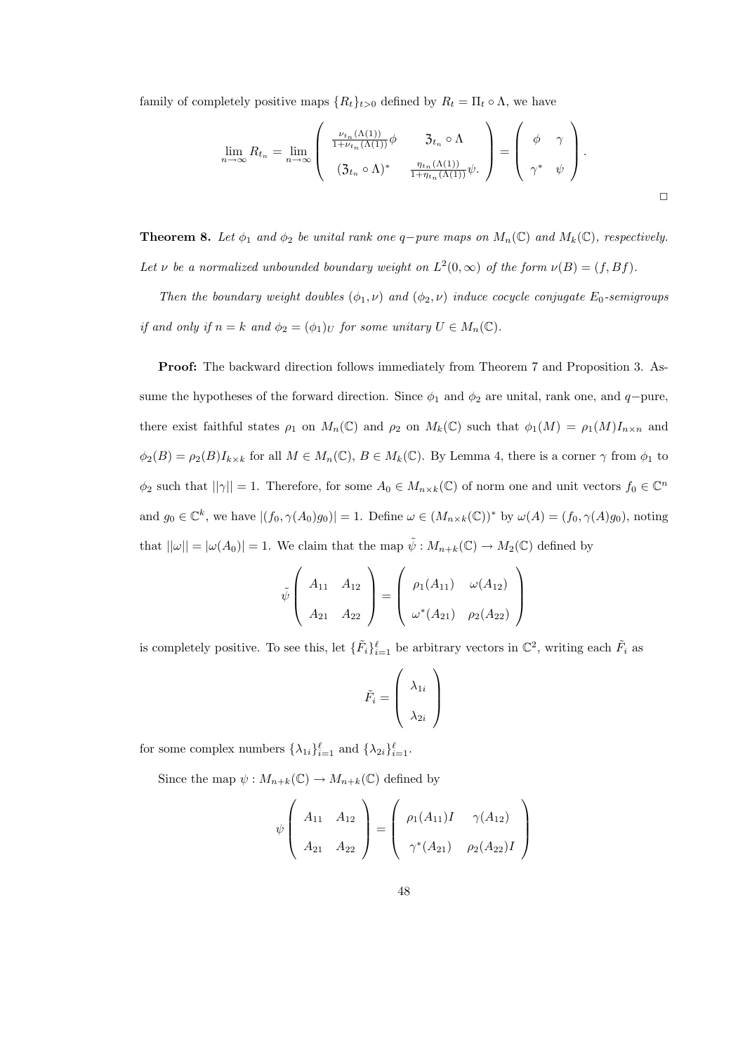family of completely positive maps $\{R_t\}_{t>0}$ defined by $R_t = \Pi_t \circ \Lambda$, we have

$$\lim_{n\to\infty} R_{t_n} = \lim_{n\to\infty} \begin{pmatrix} \frac{\nu_{t_n}(\Lambda(1))}{1+\nu_{t_n}(\Lambda(1))}\phi & \mathfrak{Z}_{t_n} \circ \Lambda \\ (\mathfrak{Z}_{t_n} \circ \Lambda)^* & \frac{\eta_{t_n}(\Lambda(1))}{1+\eta_{t_n}(\Lambda(1))}\psi. \end{pmatrix} = \begin{pmatrix} \phi & \gamma \\ \gamma^* & \psi \end{pmatrix}.$$

$\square$

**Theorem 8.** *Let $\phi_1$ and $\phi_2$ be unital rank one $q-$pure maps on $M_n(\mathbb{C})$ and $M_k(\mathbb{C})$, respectively. Let $\nu$ be a normalized unbounded boundary weight on $L^2(0,\infty)$ of the form $\nu(B) = (f, Bf)$.*

*Then the boundary weight doubles $(\phi_1, \nu)$ and $(\phi_2, \nu)$ induce cocycle conjugate $E_0$-semigroups if and only if $n = k$ and $\phi_2 = (\phi_1)_U$ for some unitary $U \in M_n(\mathbb{C})$.*

**Proof:** The backward direction follows immediately from Theorem 7 and Proposition 3. Assume the hypotheses of the forward direction. Since $\phi_1$ and $\phi_2$ are unital, rank one, and $q-$pure, there exist faithful states $\rho_1$ on $M_n(\mathbb{C})$ and $\rho_2$ on $M_k(\mathbb{C})$ such that $\phi_1(M) = \rho_1(M)I_{n\times n}$ and $\phi_2(B) = \rho_2(B)I_{k\times k}$ for all $M \in M_n(\mathbb{C})$, $B \in M_k(\mathbb{C})$. By Lemma 4, there is a corner $\gamma$ from $\phi_1$ to $\phi_2$ such that $||\gamma|| = 1$. Therefore, for some $A_0 \in M_{n\times k}(\mathbb{C})$ of norm one and unit vectors $f_0 \in \mathbb{C}^n$ and $g_0 \in \mathbb{C}^k$, we have $|(f_0, \gamma(A_0)g_0)| = 1$. Define $\omega \in (M_{n\times k}(\mathbb{C}))^*$ by $\omega(A) = (f_0, \gamma(A)g_0)$, noting that $||\omega|| = |\omega(A_0)| = 1$. We claim that the map $\tilde{\psi} : M_{n+k}(\mathbb{C}) \to M_2(\mathbb{C})$ defined by

$$\tilde{\psi}\begin{pmatrix} A_{11} & A_{12} \\ A_{21} & A_{22} \end{pmatrix} = \begin{pmatrix} \rho_1(A_{11}) & \omega(A_{12}) \\ \omega^*(A_{21}) & \rho_2(A_{22}) \end{pmatrix}$$

is completely positive. To see this, let $\{\tilde{F}_i\}_{i=1}^{\ell}$ be arbitrary vectors in $\mathbb{C}^2$, writing each $\tilde{F}_i$ as

$$\tilde{F}_i = \begin{pmatrix} \lambda_{1i} \\ \lambda_{2i} \end{pmatrix}$$

for some complex numbers $\{\lambda_{1i}\}_{i=1}^{\ell}$ and $\{\lambda_{2i}\}_{i=1}^{\ell}$.

Since the map $\psi : M_{n+k}(\mathbb{C}) \to M_{n+k}(\mathbb{C})$ defined by

$$\psi\begin{pmatrix} A_{11} & A_{12} \\ A_{21} & A_{22} \end{pmatrix} = \begin{pmatrix} \rho_1(A_{11})I & \gamma(A_{12}) \\ \gamma^*(A_{21}) & \rho_2(A_{22})I \end{pmatrix}$$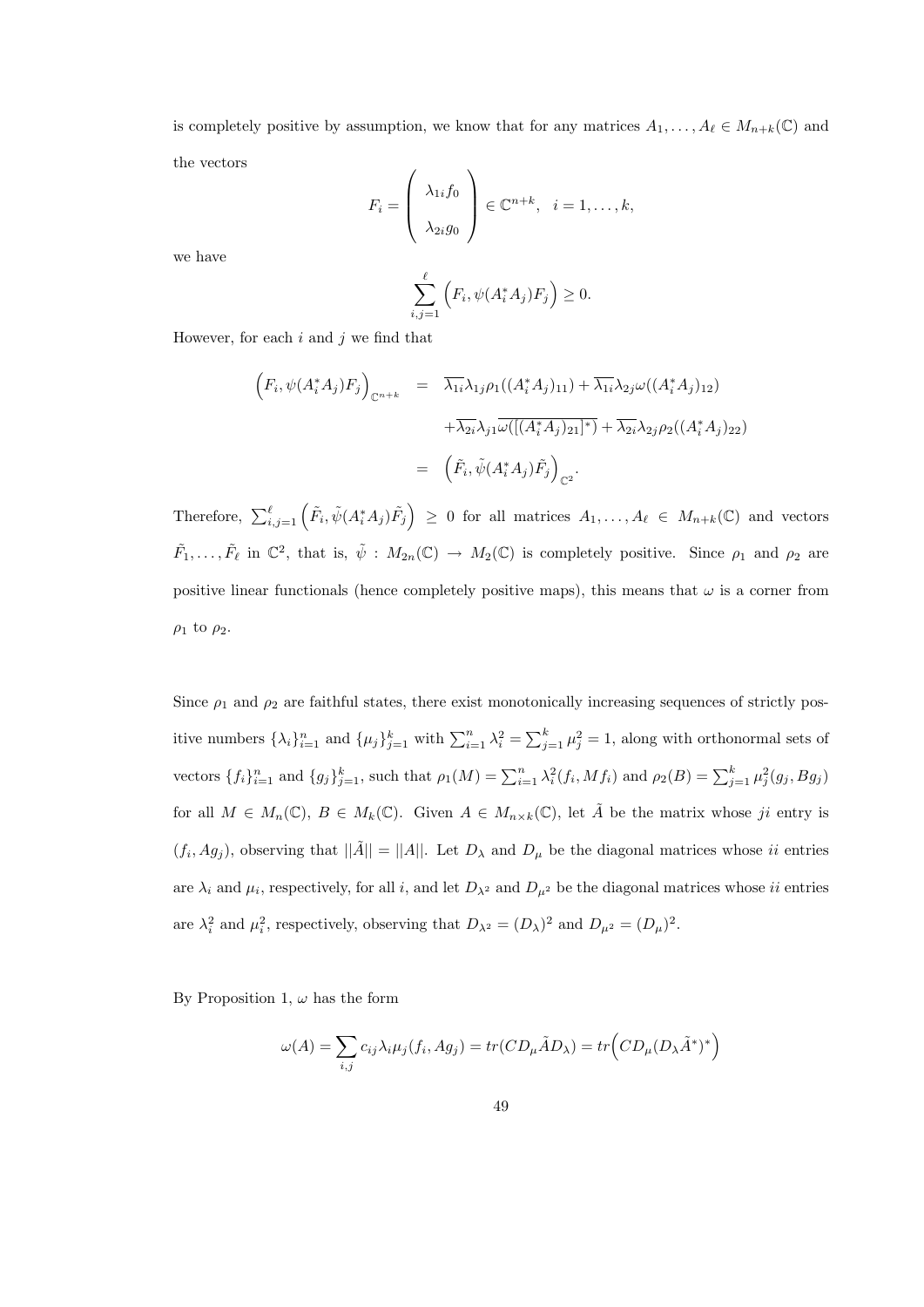is completely positive by assumption, we know that for any matrices $A_1, \ldots, A_\ell \in M_{n+k}(\mathbb{C})$ and the vectors

$$F_i = \begin{pmatrix} \lambda_{1i} f_0 \\ \\ \lambda_{2i} g_0 \end{pmatrix} \in \mathbb{C}^{n+k}, \quad i = 1, \ldots, k,$$

we have

$$\sum_{i,j=1}^{\ell} \Big( F_i, \psi(A_i^* A_j) F_j \Big) \geq 0.$$

However, for each $i$ and $j$ we find that

$$\begin{aligned}
\Big( F_i, \psi(A_i^* A_j) F_j \Big)_{\mathbb{C}^{n+k}} &= \overline{\lambda_{1i}} \lambda_{1j} \rho_1((A_i^* A_j)_{11}) + \overline{\lambda_{1i}} \lambda_{2j} \omega((A_i^* A_j)_{12}) \\
&\quad + \overline{\lambda_{2i}} \lambda_{j1} \overline{\omega([(A_i^* A_j)_{21}]^*)} + \overline{\lambda_{2i}} \lambda_{2j} \rho_2((A_i^* A_j)_{22}) \\
&= \Big( \tilde{F}_i, \tilde{\psi}(A_i^* A_j) \tilde{F}_j \Big)_{\mathbb{C}^2}.
\end{aligned}$$

Therefore, $\sum_{i,j=1}^{\ell} \Big( \tilde{F}_i, \tilde{\psi}(A_i^* A_j) \tilde{F}_j \Big) \geq 0$ for all matrices $A_1, \ldots, A_\ell \in M_{n+k}(\mathbb{C})$ and vectors $\tilde{F}_1, \ldots, \tilde{F}_\ell$ in $\mathbb{C}^2$, that is, $\tilde{\psi} : M_{2n}(\mathbb{C}) \to M_2(\mathbb{C})$ is completely positive. Since $\rho_1$ and $\rho_2$ are positive linear functionals (hence completely positive maps), this means that $\omega$ is a corner from $\rho_1$ to $\rho_2$.

Since $\rho_1$ and $\rho_2$ are faithful states, there exist monotonically increasing sequences of strictly positive numbers $\{\lambda_i\}_{i=1}^n$ and $\{\mu_j\}_{j=1}^k$ with $\sum_{i=1}^n \lambda_i^2 = \sum_{j=1}^k \mu_j^2 = 1$, along with orthonormal sets of vectors $\{f_i\}_{i=1}^n$ and $\{g_j\}_{j=1}^k$, such that $\rho_1(M) = \sum_{i=1}^n \lambda_i^2 (f_i, M f_i)$ and $\rho_2(B) = \sum_{j=1}^k \mu_j^2 (g_j, B g_j)$ for all $M \in M_n(\mathbb{C})$, $B \in M_k(\mathbb{C})$. Given $A \in M_{n \times k}(\mathbb{C})$, let $\tilde{A}$ be the matrix whose $ji$ entry is $(f_i, A g_j)$, observing that $||\tilde{A}|| = ||A||$. Let $D_\lambda$ and $D_\mu$ be the diagonal matrices whose $ii$ entries are $\lambda_i$ and $\mu_i$, respectively, for all $i$, and let $D_{\lambda^2}$ and $D_{\mu^2}$ be the diagonal matrices whose $ii$ entries are $\lambda_i^2$ and $\mu_i^2$, respectively, observing that $D_{\lambda^2} = (D_\lambda)^2$ and $D_{\mu^2} = (D_\mu)^2$.

By Proposition 1, $\omega$ has the form

$$\omega(A) = \sum_{i,j} c_{ij} \lambda_i \mu_j (f_i, A g_j) = tr(C D_\mu \tilde{A} D_\lambda) = tr\Big( C D_\mu (D_\lambda \tilde{A}^*)^* \Big)$$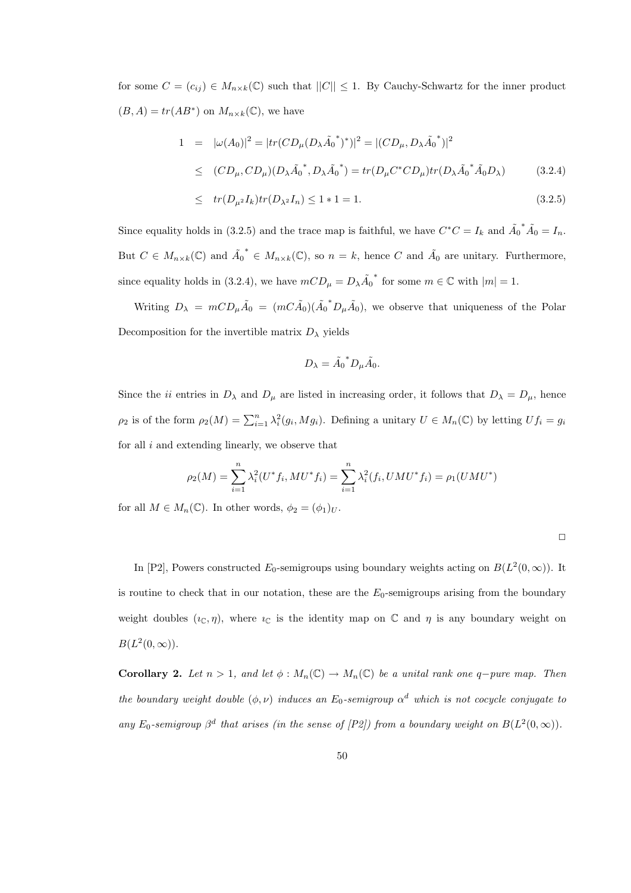for some $C = (c_{ij}) \in M_{n\times k}(\mathbb{C})$ such that $||C|| \leq 1$. By Cauchy-Schwartz for the inner product $(B, A) = tr(AB^*)$ on $M_{n\times k}(\mathbb{C})$, we have

$$
\begin{aligned}
1 &= |\omega(A_0)|^2 = |tr(CD_\mu(D_\lambda \tilde{A_0}^*)^*)|^2 = |(CD_\mu, D_\lambda \tilde{A_0}^*)|^2 \\
&\leq (CD_\mu, CD_\mu)(D_\lambda \tilde{A_0}^*, D_\lambda \tilde{A_0}^*) = tr(D_\mu C^* C D_\mu) tr(D_\lambda \tilde{A_0}^* \tilde{A_0} D_\lambda) \qquad (3.2.4) \\
&\leq tr(D_{\mu^2} I_k) tr(D_{\lambda^2} I_n) \leq 1 * 1 = 1. \qquad (3.2.5)
\end{aligned}
$$

Since equality holds in (3.2.5) and the trace map is faithful, we have $C^*C = I_k$ and $\tilde{A_0}^* \tilde{A_0} = I_n$. But $C \in M_{n\times k}(\mathbb{C})$ and $\tilde{A_0}^* \in M_{n\times k}(\mathbb{C})$, so $n = k$, hence $C$ and $\tilde{A_0}$ are unitary. Furthermore, since equality holds in (3.2.4), we have $mCD_\mu = D_\lambda \tilde{A_0}^*$ for some $m \in \mathbb{C}$ with $|m| = 1$.

Writing $D_\lambda = mCD_\mu \tilde{A_0} = (mC\tilde{A_0})(\tilde{A_0}^* D_\mu \tilde{A_0})$, we observe that uniqueness of the Polar Decomposition for the invertible matrix $D_\lambda$ yields

$$D_\lambda = \tilde{A_0}^* D_\mu \tilde{A_0}.$$

Since the $ii$ entries in $D_\lambda$ and $D_\mu$ are listed in increasing order, it follows that $D_\lambda = D_\mu$, hence $\rho_2$ is of the form $\rho_2(M) = \sum_{i=1}^n \lambda_i^2 (g_i, Mg_i)$. Defining a unitary $U \in M_n(\mathbb{C})$ by letting $Uf_i = g_i$ for all $i$ and extending linearly, we observe that

$$\rho_2(M) = \sum_{i=1}^n \lambda_i^2 (U^* f_i, MU^* f_i) = \sum_{i=1}^n \lambda_i^2 (f_i, UMU^* f_i) = \rho_1(UMU^*)$$

for all $M \in M_n(\mathbb{C})$. In other words, $\phi_2 = (\phi_1)_U$.

□

In [P2], Powers constructed $E_0$-semigroups using boundary weights acting on $B(L^2(0,\infty))$. It is routine to check that in our notation, these are the $E_0$-semigroups arising from the boundary weight doubles $(\imath_\mathbb{C}, \eta)$, where $\imath_\mathbb{C}$ is the identity map on $\mathbb{C}$ and $\eta$ is any boundary weight on $B(L^2(0,\infty))$.

**Corollary 2.** *Let $n > 1$, and let $\phi : M_n(\mathbb{C}) \to M_n(\mathbb{C})$ be a unital rank one $q-$pure map. Then the boundary weight double $(\phi, \nu)$ induces an $E_0$-semigroup $\alpha^d$ which is not cocycle conjugate to any $E_0$-semigroup $\beta^d$ that arises (in the sense of [P2]) from a boundary weight on $B(L^2(0,\infty))$.*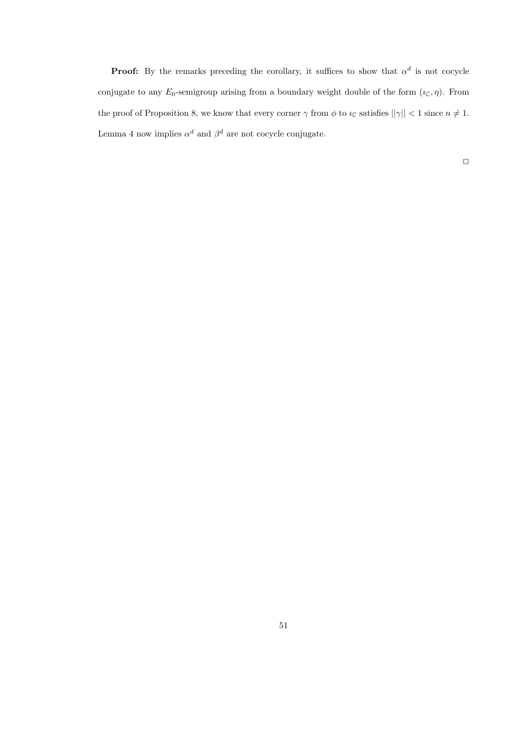**Proof:** By the remarks preceding the corollary, it suffices to show that $\alpha^d$ is not cocycle conjugate to any $E_0$-semigroup arising from a boundary weight double of the form $(\imath_{\mathbb{C}}, \eta)$. From the proof of Proposition 8, we know that every corner $\gamma$ from $\phi$ to $\imath_{\mathbb{C}}$ satisfies $||\gamma|| < 1$ since $n \neq 1$. Lemma 4 now implies $\alpha^d$ and $\beta^d$ are not cocycle conjugate.

$\square$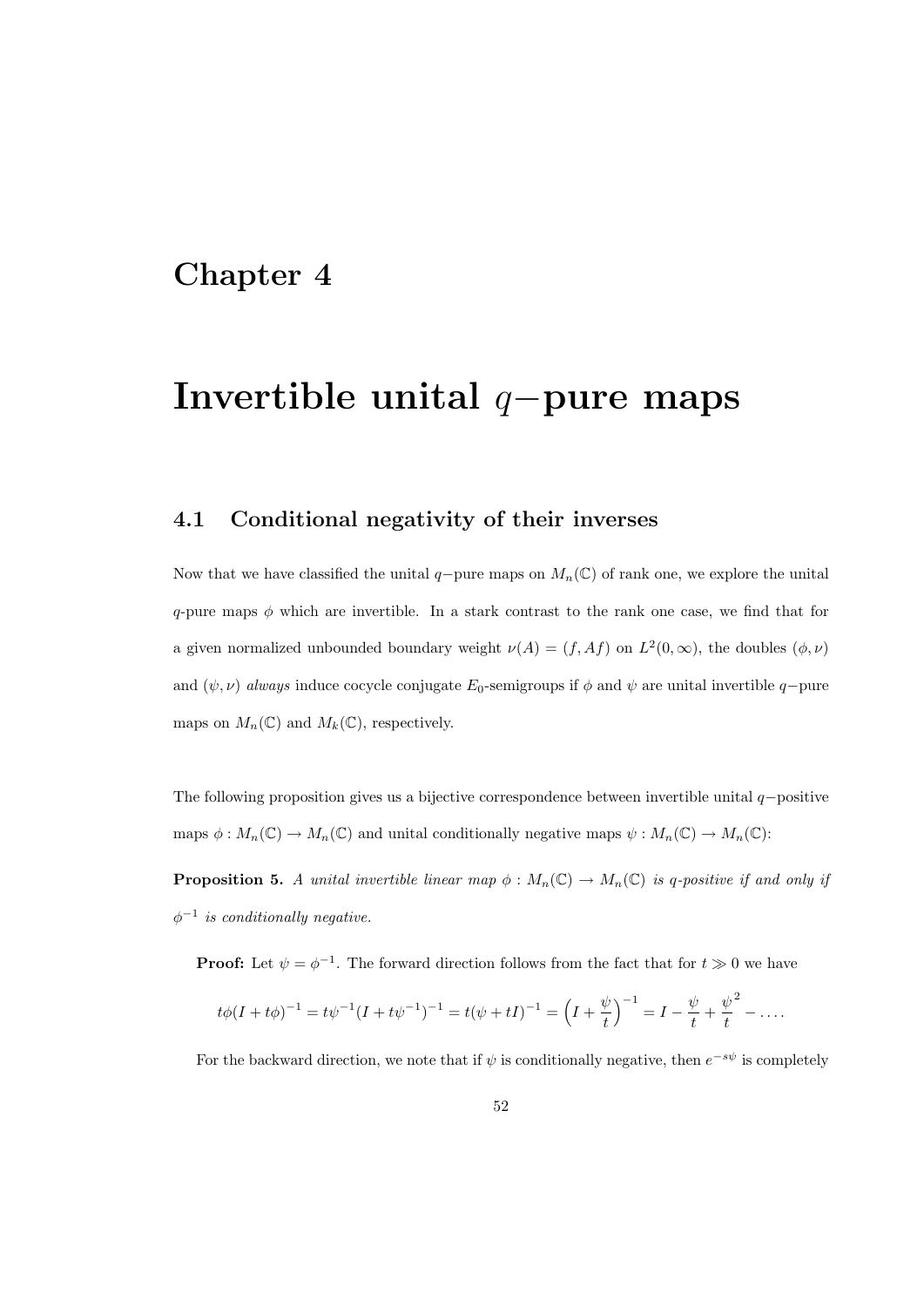# Chapter 4

# Invertible unital $q-$pure maps

## 4.1 Conditional negativity of their inverses

Now that we have classified the unital $q-$pure maps on $M_n(\mathbb{C})$ of rank one, we explore the unital $q$-pure maps $\phi$ which are invertible. In a stark contrast to the rank one case, we find that for a given normalized unbounded boundary weight $\nu(A) = (f, Af)$ on $L^2(0, \infty)$, the doubles $(\phi, \nu)$ and $(\psi, \nu)$ *always* induce cocycle conjugate $E_0$-semigroups if $\phi$ and $\psi$ are unital invertible $q-$pure maps on $M_n(\mathbb{C})$ and $M_k(\mathbb{C})$, respectively.

The following proposition gives us a bijective correspondence between invertible unital $q-$positive maps $\phi : M_n(\mathbb{C}) \to M_n(\mathbb{C})$ and unital conditionally negative maps $\psi : M_n(\mathbb{C}) \to M_n(\mathbb{C})$:

**Proposition 5.** *A unital invertible linear map $\phi : M_n(\mathbb{C}) \to M_n(\mathbb{C})$ is q-positive if and only if $\phi^{-1}$ is conditionally negative.*

**Proof:** Let $\psi = \phi^{-1}$. The forward direction follows from the fact that for $t \gg 0$ we have

$$t\phi(I + t\phi)^{-1} = t\psi^{-1}(I + t\psi^{-1})^{-1} = t(\psi + tI)^{-1} = \Big(I + \frac{\psi}{t}\Big)^{-1} = I - \frac{\psi}{t} + \frac{\psi}{t}^2 - \ldots.$$

For the backward direction, we note that if $\psi$ is conditionally negative, then $e^{-s\psi}$ is completely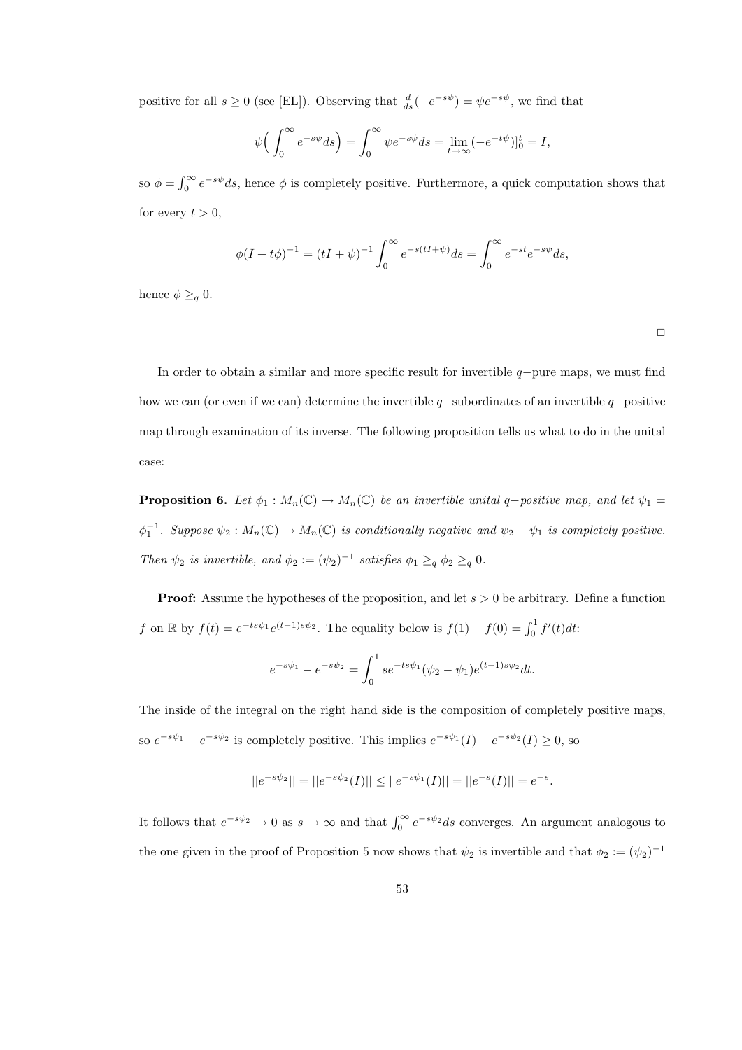positive for all $s \geq 0$ (see [EL]). Observing that $\frac{d}{ds}(-e^{-s\psi}) = \psi e^{-s\psi}$, we find that

$$\psi\Big(\int_0^\infty e^{-s\psi} ds\Big) = \int_0^\infty \psi e^{-s\psi} ds = \lim_{t\to\infty}(-e^{-t\psi})]_0^t = I,$$

so $\phi = \int_0^\infty e^{-s\psi} ds$, hence $\phi$ is completely positive. Furthermore, a quick computation shows that for every $t > 0$,

$$\phi(I + t\phi)^{-1} = (tI + \psi)^{-1} \int_0^\infty e^{-s(tI+\psi)} ds = \int_0^\infty e^{-st} e^{-s\psi} ds,$$

hence $\phi \geq_q 0$.

□

In order to obtain a similar and more specific result for invertible $q-$pure maps, we must find how we can (or even if we can) determine the invertible $q-$subordinates of an invertible $q-$positive map through examination of its inverse. The following proposition tells us what to do in the unital case:

**Proposition 6.** *Let $\phi_1 : M_n(\mathbb{C}) \to M_n(\mathbb{C})$ be an invertible unital $q-$positive map, and let $\psi_1 = \phi_1^{-1}$. Suppose $\psi_2 : M_n(\mathbb{C}) \to M_n(\mathbb{C})$ is conditionally negative and $\psi_2 - \psi_1$ is completely positive. Then $\psi_2$ is invertible, and $\phi_2 := (\psi_2)^{-1}$ satisfies $\phi_1 \geq_q \phi_2 \geq_q 0$.*

**Proof:** Assume the hypotheses of the proposition, and let $s > 0$ be arbitrary. Define a function $f$ on $\mathbb{R}$ by $f(t) = e^{-ts\psi_1} e^{(t-1)s\psi_2}$. The equality below is $f(1) - f(0) = \int_0^1 f'(t)dt$:

$$e^{-s\psi_1} - e^{-s\psi_2} = \int_0^1 s e^{-ts\psi_1}(\psi_2 - \psi_1)e^{(t-1)s\psi_2} dt.$$

The inside of the integral on the right hand side is the composition of completely positive maps, so $e^{-s\psi_1} - e^{-s\psi_2}$ is completely positive. This implies $e^{-s\psi_1}(I) - e^{-s\psi_2}(I) \geq 0$, so

$$||e^{-s\psi_2}|| = ||e^{-s\psi_2}(I)|| \leq ||e^{-s\psi_1}(I)|| = ||e^{-s}(I)|| = e^{-s}.$$

It follows that $e^{-s\psi_2} \to 0$ as $s \to \infty$ and that $\int_0^\infty e^{-s\psi_2} ds$ converges. An argument analogous to the one given in the proof of Proposition 5 now shows that $\psi_2$ is invertible and that $\phi_2 := (\psi_2)^{-1}$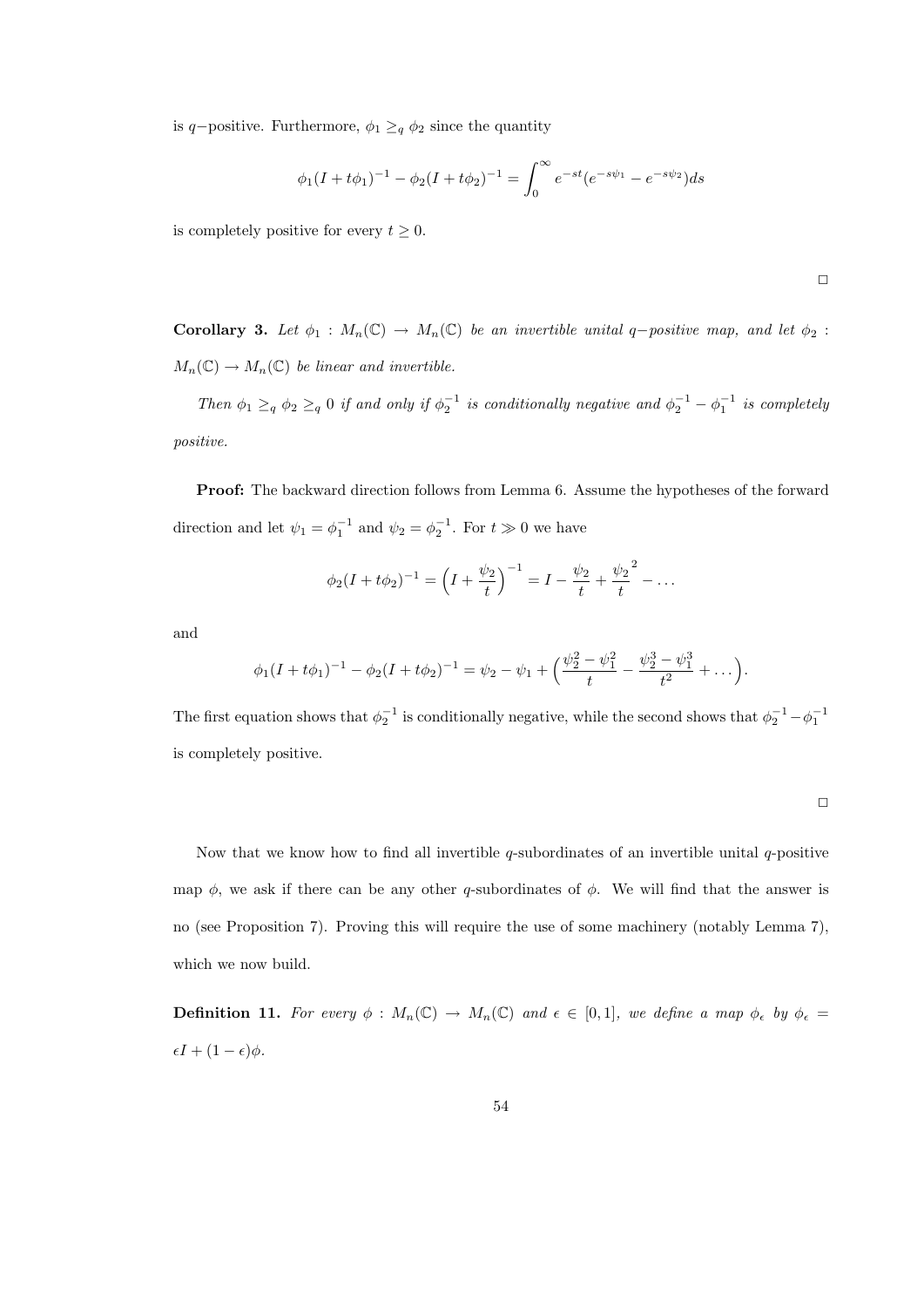is $q$−positive. Furthermore, $\phi_1 \geq_q \phi_2$ since the quantity

$$\phi_1(I + t\phi_1)^{-1} - \phi_2(I + t\phi_2)^{-1} = \int_0^\infty e^{-st}(e^{-s\psi_1} - e^{-s\psi_2})ds$$

is completely positive for every $t \geq 0$.

□

**Corollary 3.** *Let $\phi_1 : M_n(\mathbb{C}) \to M_n(\mathbb{C})$ be an invertible unital $q$−positive map, and let $\phi_2 : M_n(\mathbb{C}) \to M_n(\mathbb{C})$ be linear and invertible.*

*Then $\phi_1 \geq_q \phi_2 \geq_q 0$ if and only if $\phi_2^{-1}$ is conditionally negative and $\phi_2^{-1} - \phi_1^{-1}$ is completely positive.*

**Proof:** The backward direction follows from Lemma 6. Assume the hypotheses of the forward direction and let $\psi_1 = \phi_1^{-1}$ and $\psi_2 = \phi_2^{-1}$. For $t \gg 0$ we have

$$\phi_2(I + t\phi_2)^{-1} = \left(I + \frac{\psi_2}{t}\right)^{-1} = I - \frac{\psi_2}{t} + \frac{\psi_2}{t}^2 - \dots$$

and

$$\phi_1(I + t\phi_1)^{-1} - \phi_2(I + t\phi_2)^{-1} = \psi_2 - \psi_1 + \left(\frac{\psi_2^2 - \psi_1^2}{t} - \frac{\psi_2^3 - \psi_1^3}{t^2} + \dots\right).$$

The first equation shows that $\phi_2^{-1}$ is conditionally negative, while the second shows that $\phi_2^{-1} - \phi_1^{-1}$ is completely positive.

□

Now that we know how to find all invertible $q$-subordinates of an invertible unital $q$-positive map $\phi$, we ask if there can be any other $q$-subordinates of $\phi$. We will find that the answer is no (see Proposition 7). Proving this will require the use of some machinery (notably Lemma 7), which we now build.

**Definition 11.** *For every $\phi : M_n(\mathbb{C}) \to M_n(\mathbb{C})$ and $\epsilon \in [0, 1]$, we define a map $\phi_\epsilon$ by $\phi_\epsilon = \epsilon I + (1 - \epsilon)\phi$.*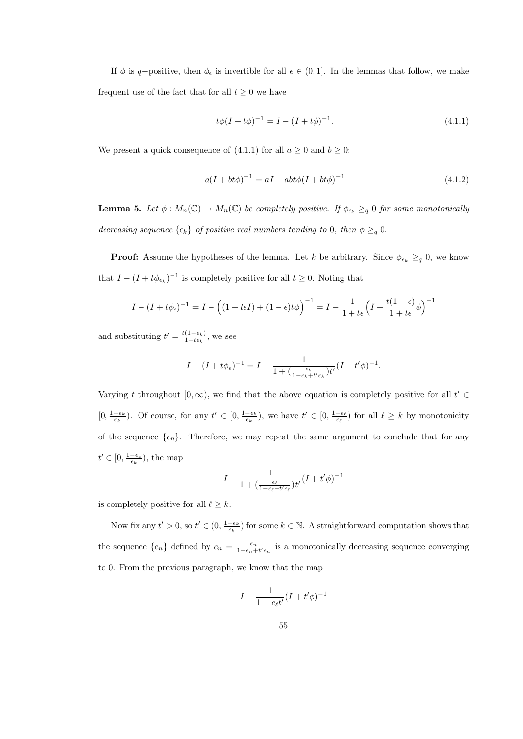If $\phi$ is $q-$positive, then $\phi_\epsilon$ is invertible for all $\epsilon \in (0, 1]$. In the lemmas that follow, we make frequent use of the fact that for all $t \geq 0$ we have

$$t\phi(I + t\phi)^{-1} = I - (I + t\phi)^{-1}. \tag{4.1.1}$$

We present a quick consequence of (4.1.1) for all $a \geq 0$ and $b \geq 0$:

$$a(I + bt\phi)^{-1} = aI - abt\phi(I + bt\phi)^{-1} \tag{4.1.2}$$

**Lemma 5.** *Let $\phi : M_n(\mathbb{C}) \to M_n(\mathbb{C})$ be completely positive. If $\phi_{\epsilon_k} \geq_q 0$ for some monotonically decreasing sequence $\{\epsilon_k\}$ of positive real numbers tending to 0, then $\phi \geq_q 0$.*

**Proof:** Assume the hypotheses of the lemma. Let $k$ be arbitrary. Since $\phi_{\epsilon_k} \geq_q 0$, we know that $I - (I + t\phi_{\epsilon_k})^{-1}$ is completely positive for all $t \geq 0$. Noting that

$$I - (I + t\phi_\epsilon)^{-1} = I - \Big((1 + t\epsilon I) + (1 - \epsilon)t\phi\Big)^{-1} = I - \frac{1}{1 + t\epsilon}\Big(I + \frac{t(1-\epsilon)}{1 + t\epsilon}\phi\Big)^{-1}$$

and substituting $t' = \frac{t(1-\epsilon_k)}{1+t\epsilon_k}$, we see

$$I - (I + t\phi_\epsilon)^{-1} = I - \frac{1}{1 + (\frac{\epsilon_k}{1-\epsilon_k + t'\epsilon_k})t'}(I + t'\phi)^{-1}.$$

Varying $t$ throughout $[0, \infty)$, we find that the above equation is completely positive for all $t' \in [0, \frac{1-\epsilon_k}{\epsilon_k})$. Of course, for any $t' \in [0, \frac{1-\epsilon_k}{\epsilon_k})$, we have $t' \in [0, \frac{1-\epsilon_\ell}{\epsilon_\ell})$ for all $\ell \geq k$ by monotonicity of the sequence $\{\epsilon_n\}$. Therefore, we may repeat the same argument to conclude that for any $t' \in [0, \frac{1-\epsilon_k}{\epsilon_k})$, the map

$$I - \frac{1}{1 + (\frac{\epsilon_\ell}{1-\epsilon_\ell + t'\epsilon_\ell})t'}(I + t'\phi)^{-1}$$

is completely positive for all $\ell \geq k$.

Now fix any $t' > 0$, so $t' \in (0, \frac{1-\epsilon_k}{\epsilon_k})$ for some $k \in \mathbb{N}$. A straightforward computation shows that the sequence $\{c_n\}$ defined by $c_n = \frac{\epsilon_n}{1-\epsilon_n + t'\epsilon_n}$ is a monotonically decreasing sequence converging to 0. From the previous paragraph, we know that the map

$$I - \frac{1}{1 + c_\ell t'}(I + t'\phi)^{-1}$$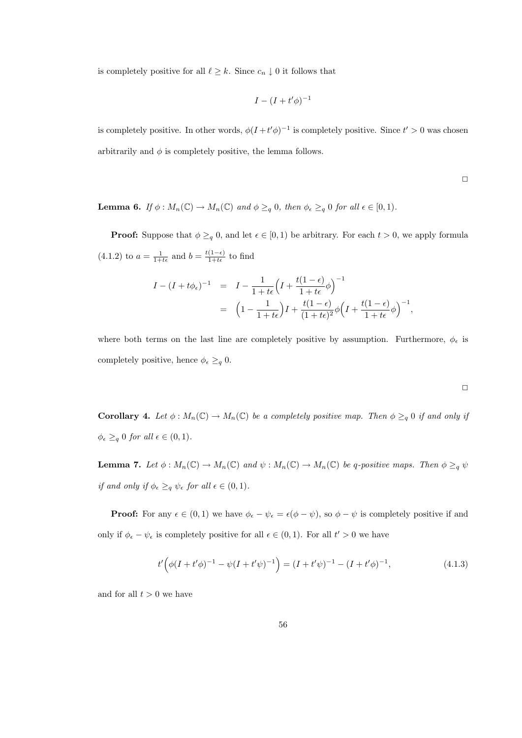is completely positive for all $\ell \geq k$. Since $c_n \downarrow 0$ it follows that

$$I - (I + t'\phi)^{-1}$$

is completely positive. In other words, $\phi(I+t'\phi)^{-1}$ is completely positive. Since $t' > 0$ was chosen arbitrarily and $\phi$ is completely positive, the lemma follows.

□

**Lemma 6.** *If $\phi : M_n(\mathbb{C}) \to M_n(\mathbb{C})$ and $\phi \geq_q 0$, then $\phi_\epsilon \geq_q 0$ for all $\epsilon \in [0, 1)$.*

**Proof:** Suppose that $\phi \geq_q 0$, and let $\epsilon \in [0, 1)$ be arbitrary. For each $t > 0$, we apply formula (4.1.2) to $a = \frac{1}{1+t\epsilon}$ and $b = \frac{t(1-\epsilon)}{1+t\epsilon}$ to find

$$\begin{aligned} I - (I + t\phi_\epsilon)^{-1} &= I - \frac{1}{1+t\epsilon}\Big(I + \frac{t(1-\epsilon)}{1+t\epsilon}\phi\Big)^{-1} \\ &= \Big(1 - \frac{1}{1+t\epsilon}\Big)I + \frac{t(1-\epsilon)}{(1+t\epsilon)^2}\phi\Big(I + \frac{t(1-\epsilon)}{1+t\epsilon}\phi\Big)^{-1}, \end{aligned}$$

where both terms on the last line are completely positive by assumption. Furthermore, $\phi_\epsilon$ is completely positive, hence $\phi_\epsilon \geq_q 0$.

□

**Corollary 4.** *Let $\phi : M_n(\mathbb{C}) \to M_n(\mathbb{C})$ be a completely positive map. Then $\phi \geq_q 0$ if and only if $\phi_\epsilon \geq_q 0$ for all $\epsilon \in (0, 1)$.*

**Lemma 7.** *Let $\phi : M_n(\mathbb{C}) \to M_n(\mathbb{C})$ and $\psi : M_n(\mathbb{C}) \to M_n(\mathbb{C})$ be q-positive maps. Then $\phi \geq_q \psi$ if and only if $\phi_\epsilon \geq_q \psi_\epsilon$ for all $\epsilon \in (0, 1)$.*

**Proof:** For any $\epsilon \in (0, 1)$ we have $\phi_\epsilon - \psi_\epsilon = \epsilon(\phi - \psi)$, so $\phi - \psi$ is completely positive if and only if $\phi_\epsilon - \psi_\epsilon$ is completely positive for all $\epsilon \in (0, 1)$. For all $t' > 0$ we have

$$t'\Big(\phi(I + t'\phi)^{-1} - \psi(I + t'\psi)^{-1}\Big) = (I + t'\psi)^{-1} - (I + t'\phi)^{-1}, \tag{4.1.3}$$

and for all $t > 0$ we have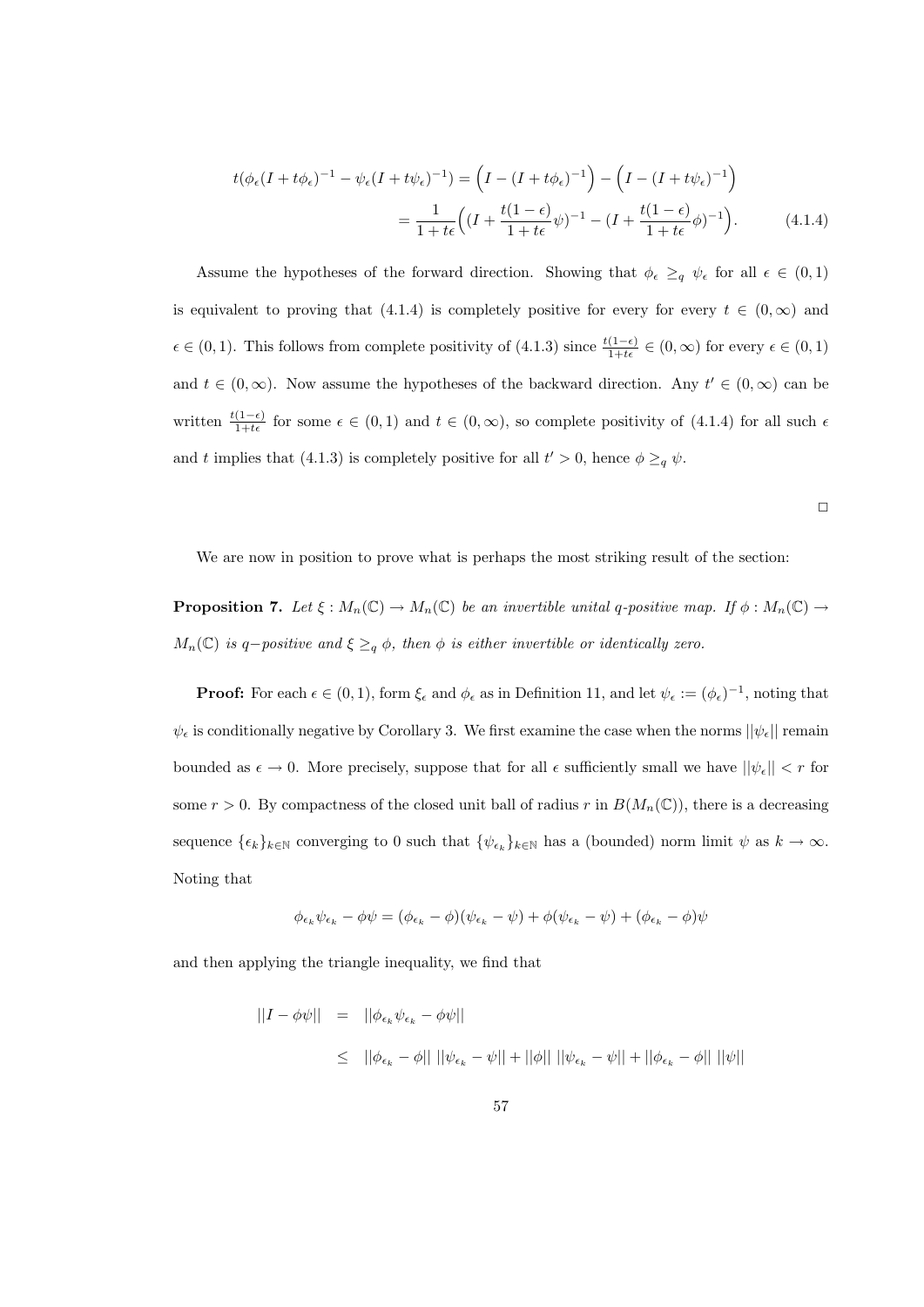$$
\begin{aligned}
t(\phi_\epsilon(I+t\phi_\epsilon)^{-1} - \psi_\epsilon(I+t\psi_\epsilon)^{-1}) &= \Big(I - (I+t\phi_\epsilon)^{-1}\Big) - \Big(I - (I+t\psi_\epsilon)^{-1}\Big) \\
&= \frac{1}{1+t\epsilon}\Big((I + \frac{t(1-\epsilon)}{1+t\epsilon}\psi)^{-1} - (I + \frac{t(1-\epsilon)}{1+t\epsilon}\phi)^{-1}\Big). \qquad (4.1.4)
\end{aligned}
$$

Assume the hypotheses of the forward direction. Showing that $\phi_\epsilon \geq_q \psi_\epsilon$ for all $\epsilon \in (0,1)$ is equivalent to proving that (4.1.4) is completely positive for every for every $t \in (0,\infty)$ and $\epsilon \in (0,1)$. This follows from complete positivity of (4.1.3) since $\frac{t(1-\epsilon)}{1+t\epsilon} \in (0,\infty)$ for every $\epsilon \in (0,1)$ and $t \in (0,\infty)$. Now assume the hypotheses of the backward direction. Any $t' \in (0,\infty)$ can be written $\frac{t(1-\epsilon)}{1+t\epsilon}$ for some $\epsilon \in (0,1)$ and $t \in (0,\infty)$, so complete positivity of (4.1.4) for all such $\epsilon$ and $t$ implies that (4.1.3) is completely positive for all $t' > 0$, hence $\phi \geq_q \psi$.

□

We are now in position to prove what is perhaps the most striking result of the section:

**Proposition 7.** *Let $\xi : M_n(\mathbb{C}) \to M_n(\mathbb{C})$ be an invertible unital q-positive map. If $\phi : M_n(\mathbb{C}) \to M_n(\mathbb{C})$ is q−positive and $\xi \geq_q \phi$, then $\phi$ is either invertible or identically zero.*

**Proof:** For each $\epsilon \in (0,1)$, form $\xi_\epsilon$ and $\phi_\epsilon$ as in Definition 11, and let $\psi_\epsilon := (\phi_\epsilon)^{-1}$, noting that $\psi_\epsilon$ is conditionally negative by Corollary 3. We first examine the case when the norms $||\psi_\epsilon||$ remain bounded as $\epsilon \to 0$. More precisely, suppose that for all $\epsilon$ sufficiently small we have $||\psi_\epsilon|| < r$ for some $r > 0$. By compactness of the closed unit ball of radius $r$ in $B(M_n(\mathbb{C}))$, there is a decreasing sequence $\{\epsilon_k\}_{k\in\mathbb{N}}$ converging to 0 such that $\{\psi_{\epsilon_k}\}_{k\in\mathbb{N}}$ has a (bounded) norm limit $\psi$ as $k \to \infty$. Noting that

$$
\phi_{\epsilon_k}\psi_{\epsilon_k} - \phi\psi = (\phi_{\epsilon_k} - \phi)(\psi_{\epsilon_k} - \psi) + \phi(\psi_{\epsilon_k} - \psi) + (\phi_{\epsilon_k} - \phi)\psi
$$

and then applying the triangle inequality, we find that

$$
\begin{aligned}
||I - \phi\psi|| &= ||\phi_{\epsilon_k}\psi_{\epsilon_k} - \phi\psi|| \\
&\leq ||\phi_{\epsilon_k} - \phi||\;||\psi_{\epsilon_k} - \psi|| + ||\phi||\;||\psi_{\epsilon_k} - \psi|| + ||\phi_{\epsilon_k} - \phi||\;||\psi||
\end{aligned}
$$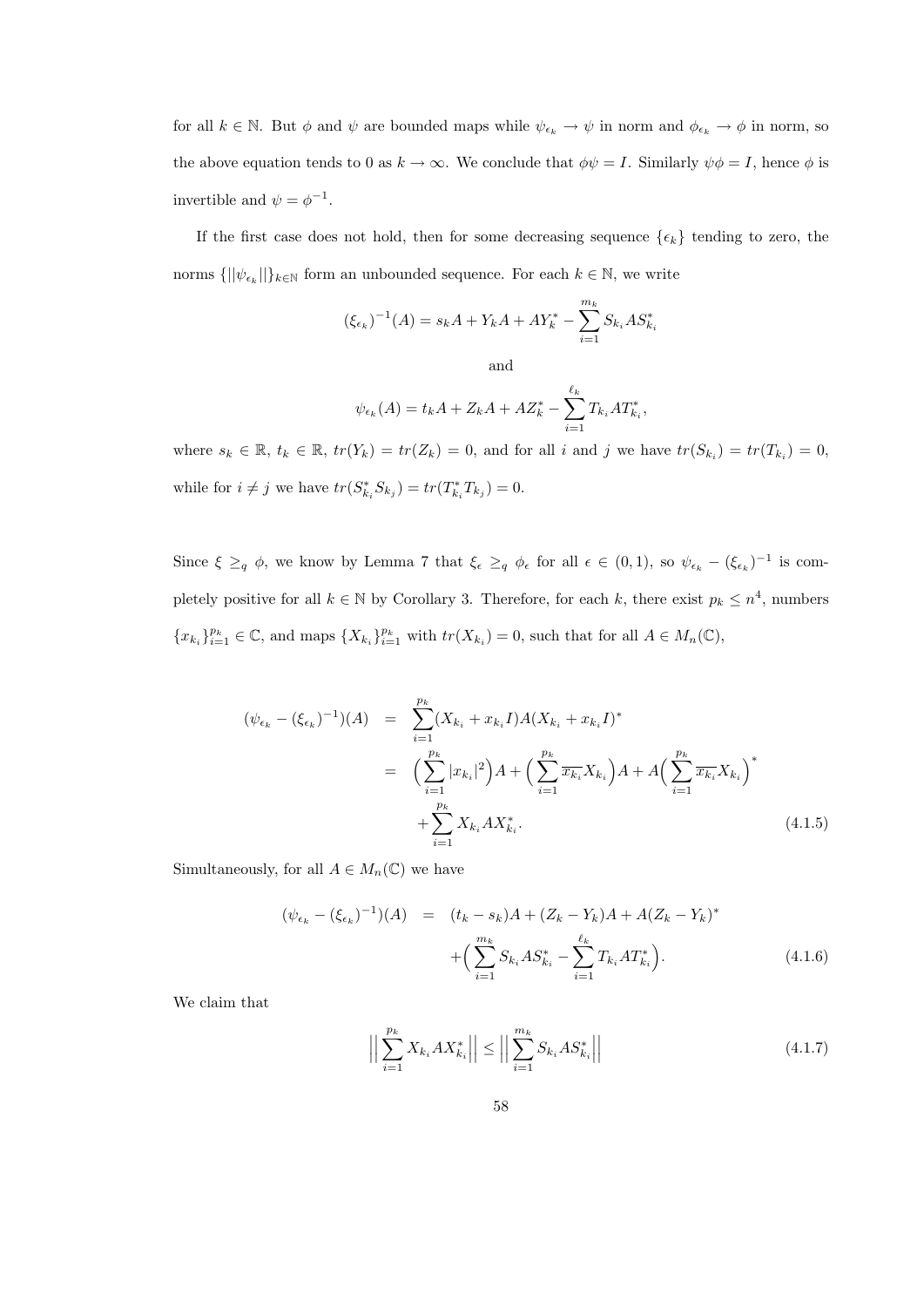for all $k \in \mathbb{N}$. But $\phi$ and $\psi$ are bounded maps while $\psi_{\epsilon_k} \to \psi$ in norm and $\phi_{\epsilon_k} \to \phi$ in norm, so the above equation tends to 0 as $k \to \infty$. We conclude that $\phi\psi = I$. Similarly $\psi\phi = I$, hence $\phi$ is invertible and $\psi = \phi^{-1}$.

If the first case does not hold, then for some decreasing sequence $\{\epsilon_k\}$ tending to zero, the norms $\{||\psi_{\epsilon_k}||\}_{k\in\mathbb{N}}$ form an unbounded sequence. For each $k \in \mathbb{N}$, we write

$$(\xi_{\epsilon_k})^{-1}(A) = s_k A + Y_k A + AY_k^* - \sum_{i=1}^{m_k} S_{k_i} A S_{k_i}^*$$

and

$$\psi_{\epsilon_k}(A) = t_k A + Z_k A + AZ_k^* - \sum_{i=1}^{\ell_k} T_{k_i} A T_{k_i}^*,$$

where $s_k \in \mathbb{R}$, $t_k \in \mathbb{R}$, $tr(Y_k) = tr(Z_k) = 0$, and for all $i$ and $j$ we have $tr(S_{k_i}) = tr(T_{k_i}) = 0$, while for $i \neq j$ we have $tr(S_{k_i}^* S_{k_j}) = tr(T_{k_i}^* T_{k_j}) = 0$.

Since $\xi \geq_q \phi$, we know by Lemma 7 that $\xi_\epsilon \geq_q \phi_\epsilon$ for all $\epsilon \in (0,1)$, so $\psi_{\epsilon_k} - (\xi_{\epsilon_k})^{-1}$ is completely positive for all $k \in \mathbb{N}$ by Corollary 3. Therefore, for each $k$, there exist $p_k \leq n^4$, numbers $\{x_{k_i}\}_{i=1}^{p_k} \in \mathbb{C}$, and maps $\{X_{k_i}\}_{i=1}^{p_k}$ with $tr(X_{k_i}) = 0$, such that for all $A \in M_n(\mathbb{C})$,

$$\begin{aligned}
(\psi_{\epsilon_k} - (\xi_{\epsilon_k})^{-1})(A) &= \sum_{i=1}^{p_k} (X_{k_i} + x_{k_i} I) A (X_{k_i} + x_{k_i} I)^* \\
&= \Big(\sum_{i=1}^{p_k} |x_{k_i}|^2\Big) A + \Big(\sum_{i=1}^{p_k} \overline{x_{k_i}} X_{k_i}\Big) A + A\Big(\sum_{i=1}^{p_k} \overline{x_{k_i}} X_{k_i}\Big)^* \\
&\quad + \sum_{i=1}^{p_k} X_{k_i} A X_{k_i}^*. \qquad (4.1.5)
\end{aligned}$$

Simultaneously, for all $A \in M_n(\mathbb{C})$ we have

$$\begin{aligned}
(\psi_{\epsilon_k} - (\xi_{\epsilon_k})^{-1})(A) &= (t_k - s_k) A + (Z_k - Y_k) A + A(Z_k - Y_k)^* \\
&\quad + \Big(\sum_{i=1}^{m_k} S_{k_i} A S_{k_i}^* - \sum_{i=1}^{\ell_k} T_{k_i} A T_{k_i}^*\Big). \qquad (4.1.6)
\end{aligned}$$

We claim that

$$\Big|\Big| \sum_{i=1}^{p_k} X_{k_i} A X_{k_i}^* \Big|\Big| \leq \Big|\Big| \sum_{i=1}^{m_k} S_{k_i} A S_{k_i}^* \Big|\Big| \qquad (4.1.7)$$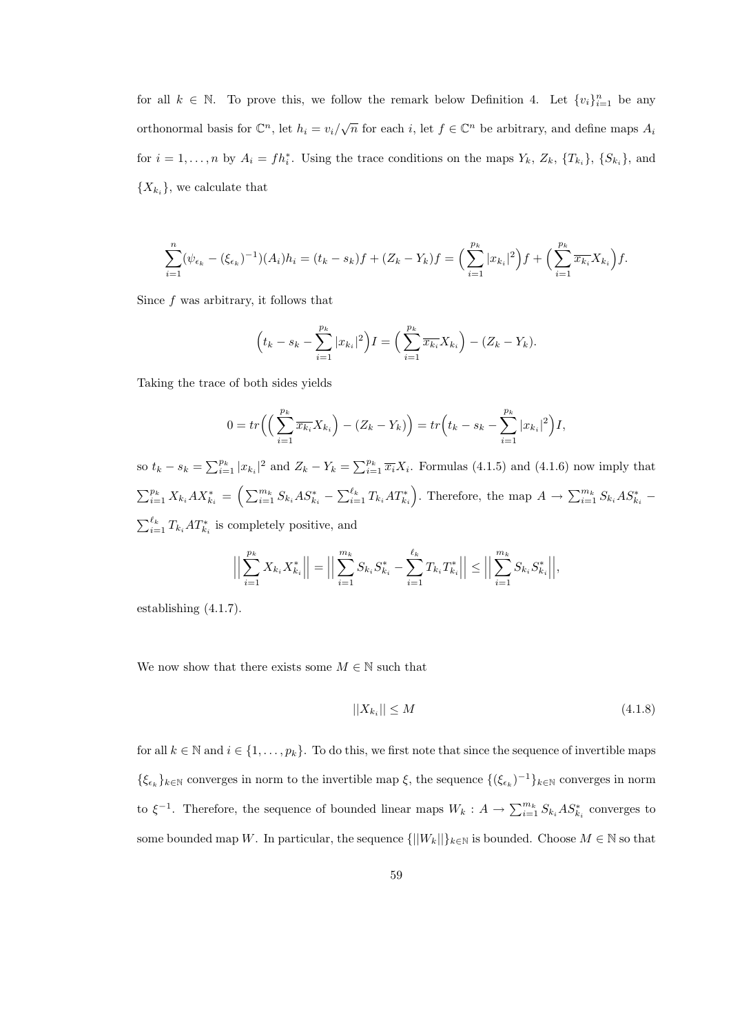for all $k \in \mathbb{N}$. To prove this, we follow the remark below Definition 4. Let $\{v_i\}_{i=1}^n$ be any orthonormal basis for $\mathbb{C}^n$, let $h_i = v_i/\sqrt{n}$ for each $i$, let $f \in \mathbb{C}^n$ be arbitrary, and define maps $A_i$ for $i = 1, \ldots, n$ by $A_i = fh_i^*$. Using the trace conditions on the maps $Y_k$, $Z_k$, $\{T_{k_i}\}$, $\{S_{k_i}\}$, and $\{X_{k_i}\}$, we calculate that

$$\sum_{i=1}^{n} (\psi_{\epsilon_k} - (\xi_{\epsilon_k})^{-1})(A_i)h_i = (t_k - s_k)f + (Z_k - Y_k)f = \Big(\sum_{i=1}^{p_k} |x_{k_i}|^2\Big)f + \Big(\sum_{i=1}^{p_k} \overline{x_{k_i}} X_{k_i}\Big)f.$$

Since $f$ was arbitrary, it follows that

$$\Big(t_k - s_k - \sum_{i=1}^{p_k} |x_{k_i}|^2\Big)I = \Big(\sum_{i=1}^{p_k} \overline{x_{k_i}} X_{k_i}\Big) - (Z_k - Y_k).$$

Taking the trace of both sides yields

$$0 = tr\Big(\Big(\sum_{i=1}^{p_k} \overline{x_{k_i}} X_{k_i}\Big) - (Z_k - Y_k)\Big) = tr\Big(t_k - s_k - \sum_{i=1}^{p_k} |x_{k_i}|^2\Big)I,$$

so $t_k - s_k = \sum_{i=1}^{p_k} |x_{k_i}|^2$ and $Z_k - Y_k = \sum_{i=1}^{p_k} \overline{x_i} X_i$. Formulas (4.1.5) and (4.1.6) now imply that $\sum_{i=1}^{p_k} X_{k_i} A X_{k_i}^* = \Big(\sum_{i=1}^{m_k} S_{k_i} A S_{k_i}^* - \sum_{i=1}^{\ell_k} T_{k_i} A T_{k_i}^*\Big)$. Therefore, the map $A \to \sum_{i=1}^{m_k} S_{k_i} A S_{k_i}^* - \sum_{i=1}^{\ell_k} T_{k_i} A T_{k_i}^*$ is completely positive, and

$$\Big|\Big|\sum_{i=1}^{p_k} X_{k_i} X_{k_i}^*\Big|\Big| = \Big|\Big|\sum_{i=1}^{m_k} S_{k_i} S_{k_i}^* - \sum_{i=1}^{\ell_k} T_{k_i} T_{k_i}^*\Big|\Big| \leq \Big|\Big|\sum_{i=1}^{m_k} S_{k_i} S_{k_i}^*\Big|\Big|,$$

establishing (4.1.7).

We now show that there exists some $M \in \mathbb{N}$ such that

$$||X_{k_i}|| \leq M \tag{4.1.8}$$

for all $k \in \mathbb{N}$ and $i \in \{1, \ldots, p_k\}$. To do this, we first note that since the sequence of invertible maps $\{\xi_{\epsilon_k}\}_{k \in \mathbb{N}}$ converges in norm to the invertible map $\xi$, the sequence $\{(\xi_{\epsilon_k})^{-1}\}_{k \in \mathbb{N}}$ converges in norm to $\xi^{-1}$. Therefore, the sequence of bounded linear maps $W_k : A \to \sum_{i=1}^{m_k} S_{k_i} A S_{k_i}^*$ converges to some bounded map $W$. In particular, the sequence $\{||W_k||\}_{k \in \mathbb{N}}$ is bounded. Choose $M \in \mathbb{N}$ so that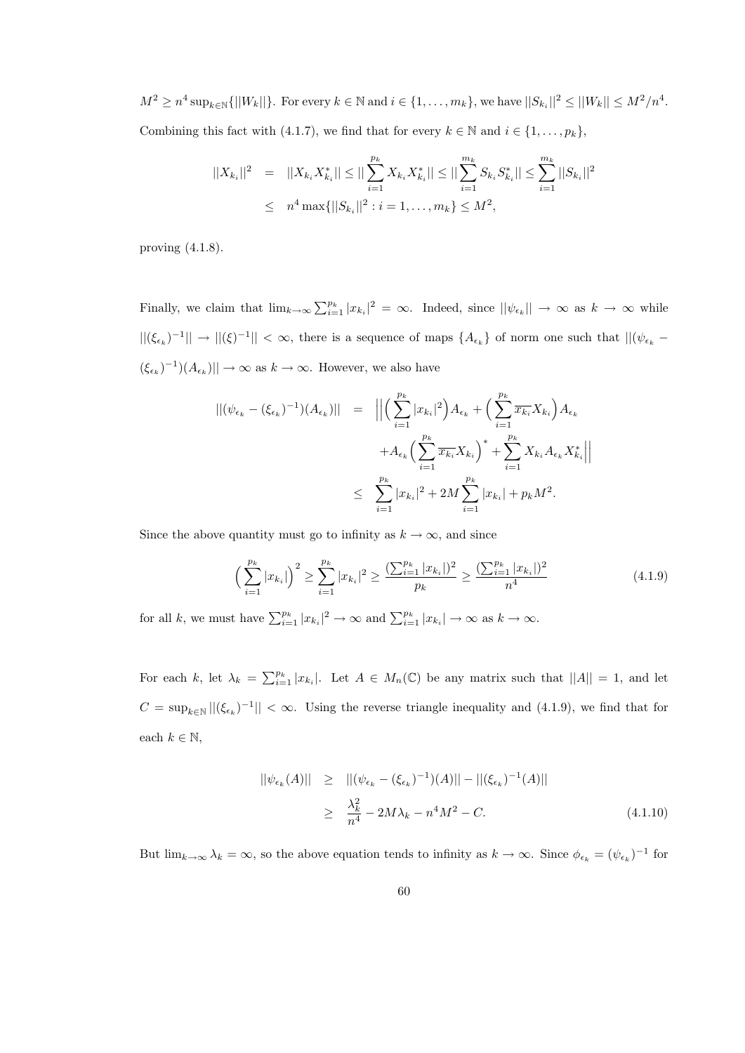$M^2 \geq n^4 \sup_{k\in\mathbb{N}}\{||W_k||\}$. For every $k \in \mathbb{N}$ and $i \in \{1,\ldots,m_k\}$, we have $||S_{k_i}||^2 \leq ||W_k|| \leq M^2/n^4$. Combining this fact with (4.1.7), we find that for every $k \in \mathbb{N}$ and $i \in \{1,\ldots,p_k\}$,

$$
\begin{aligned}
||X_{k_i}||^2 &= ||X_{k_i}X_{k_i}^*|| \leq ||\sum_{i=1}^{p_k} X_{k_i}X_{k_i}^*|| \leq ||\sum_{i=1}^{m_k} S_{k_i}S_{k_i}^*|| \leq \sum_{i=1}^{m_k} ||S_{k_i}||^2 \\
&\leq n^4 \max\{||S_{k_i}||^2 : i = 1,\ldots,m_k\} \leq M^2,
\end{aligned}
$$

proving (4.1.8).

Finally, we claim that $\lim_{k\to\infty} \sum_{i=1}^{p_k} |x_{k_i}|^2 = \infty$. Indeed, since $||\psi_{\epsilon_k}|| \to \infty$ as $k \to \infty$ while $||(\xi_{\epsilon_k})^{-1}|| \to ||(\xi)^{-1}|| < \infty$, there is a sequence of maps $\{A_{\epsilon_k}\}$ of norm one such that $||(\psi_{\epsilon_k} - (\xi_{\epsilon_k})^{-1})(A_{\epsilon_k})|| \to \infty$ as $k \to \infty$. However, we also have

$$
\begin{aligned}
||(\psi_{\epsilon_k} - (\xi_{\epsilon_k})^{-1})(A_{\epsilon_k})|| &= \Big|\Big|\Big(\sum_{i=1}^{p_k} |x_{k_i}|^2\Big)A_{\epsilon_k} + \Big(\sum_{i=1}^{p_k} \overline{x_{k_i}} X_{k_i}\Big)A_{\epsilon_k} \\
&\quad + A_{\epsilon_k}\Big(\sum_{i=1}^{p_k} \overline{x_{k_i}} X_{k_i}\Big)^* + \sum_{i=1}^{p_k} X_{k_i} A_{\epsilon_k} X_{k_i}^*\Big|\Big| \\
&\leq \sum_{i=1}^{p_k} |x_{k_i}|^2 + 2M\sum_{i=1}^{p_k} |x_{k_i}| + p_k M^2.
\end{aligned}
$$

Since the above quantity must go to infinity as $k \to \infty$, and since

$$
\Big(\sum_{i=1}^{p_k} |x_{k_i}|\Big)^2 \geq \sum_{i=1}^{p_k} |x_{k_i}|^2 \geq \frac{(\sum_{i=1}^{p_k} |x_{k_i}|)^2}{p_k} \geq \frac{(\sum_{i=1}^{p_k} |x_{k_i}|)^2}{n^4} \tag{4.1.9}
$$

for all $k$, we must have $\sum_{i=1}^{p_k} |x_{k_i}|^2 \to \infty$ and $\sum_{i=1}^{p_k} |x_{k_i}| \to \infty$ as $k \to \infty$.

For each $k$, let $\lambda_k = \sum_{i=1}^{p_k} |x_{k_i}|$. Let $A \in M_n(\mathbb{C})$ be any matrix such that $||A|| = 1$, and let $C = \sup_{k\in\mathbb{N}} ||(\xi_{\epsilon_k})^{-1}|| < \infty$. Using the reverse triangle inequality and (4.1.9), we find that for each $k \in \mathbb{N}$,

$$
\begin{aligned}
||\psi_{\epsilon_k}(A)|| &\geq ||(\psi_{\epsilon_k} - (\xi_{\epsilon_k})^{-1})(A)|| - ||(\xi_{\epsilon_k})^{-1}(A)|| \\
&\geq \frac{\lambda_k^2}{n^4} - 2M\lambda_k - n^4M^2 - C. \qquad (4.1.10)
\end{aligned}
$$

But $\lim_{k\to\infty} \lambda_k = \infty$, so the above equation tends to infinity as $k \to \infty$. Since $\phi_{\epsilon_k} = (\psi_{\epsilon_k})^{-1}$ for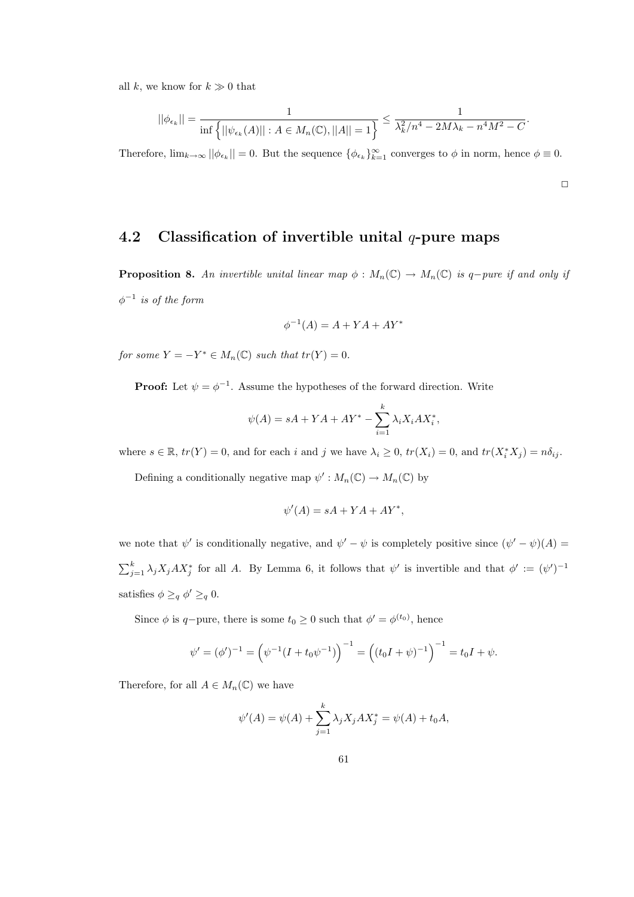all $k$, we know for $k \gg 0$ that

$$||\phi_{\epsilon_k}|| = \frac{1}{\inf\Big\{||\psi_{\epsilon_k}(A)|| : A \in M_n(\mathbb{C}), ||A|| = 1\Big\}} \leq \frac{1}{\lambda_k^2/n^4 - 2M\lambda_k - n^4M^2 - C}.$$

Therefore, $\lim_{k\to\infty} ||\phi_{\epsilon_k}|| = 0$. But the sequence $\{\phi_{\epsilon_k}\}_{k=1}^{\infty}$ converges to $\phi$ in norm, hence $\phi \equiv 0$.

□

## 4.2 Classification of invertible unital $q$-pure maps

**Proposition 8.** *An invertible unital linear map $\phi : M_n(\mathbb{C}) \to M_n(\mathbb{C})$ is $q-$pure if and only if $\phi^{-1}$ is of the form*

$$\phi^{-1}(A) = A + YA + AY^*$$

*for some $Y = -Y^* \in M_n(\mathbb{C})$ such that $tr(Y) = 0$.*

**Proof:** Let $\psi = \phi^{-1}$. Assume the hypotheses of the forward direction. Write

$$\psi(A) = sA + YA + AY^* - \sum_{i=1}^{k} \lambda_i X_i A X_i^*,$$

where $s \in \mathbb{R}$, $tr(Y) = 0$, and for each $i$ and $j$ we have $\lambda_i \geq 0$, $tr(X_i) = 0$, and $tr(X_i^* X_j) = n\delta_{ij}$.

Defining a conditionally negative map $\psi' : M_n(\mathbb{C}) \to M_n(\mathbb{C})$ by

$$\psi'(A) = sA + YA + AY^*,$$

we note that $\psi'$ is conditionally negative, and $\psi' - \psi$ is completely positive since $(\psi' - \psi)(A) = \sum_{j=1}^{k} \lambda_j X_j A X_j^*$ for all $A$. By Lemma 6, it follows that $\psi'$ is invertible and that $\phi' := (\psi')^{-1}$ satisfies $\phi \geq_q \phi' \geq_q 0$.

Since $\phi$ is $q-$pure, there is some $t_0 \geq 0$ such that $\phi' = \phi^{(t_0)}$, hence

$$\psi' = (\phi')^{-1} = \Big(\psi^{-1}(I + t_0\psi^{-1})\Big)^{-1} = \Big((t_0 I + \psi)^{-1}\Big)^{-1} = t_0 I + \psi.$$

Therefore, for all $A \in M_n(\mathbb{C})$ we have

$$\psi'(A) = \psi(A) + \sum_{j=1}^{k} \lambda_j X_j A X_j^* = \psi(A) + t_0 A,$$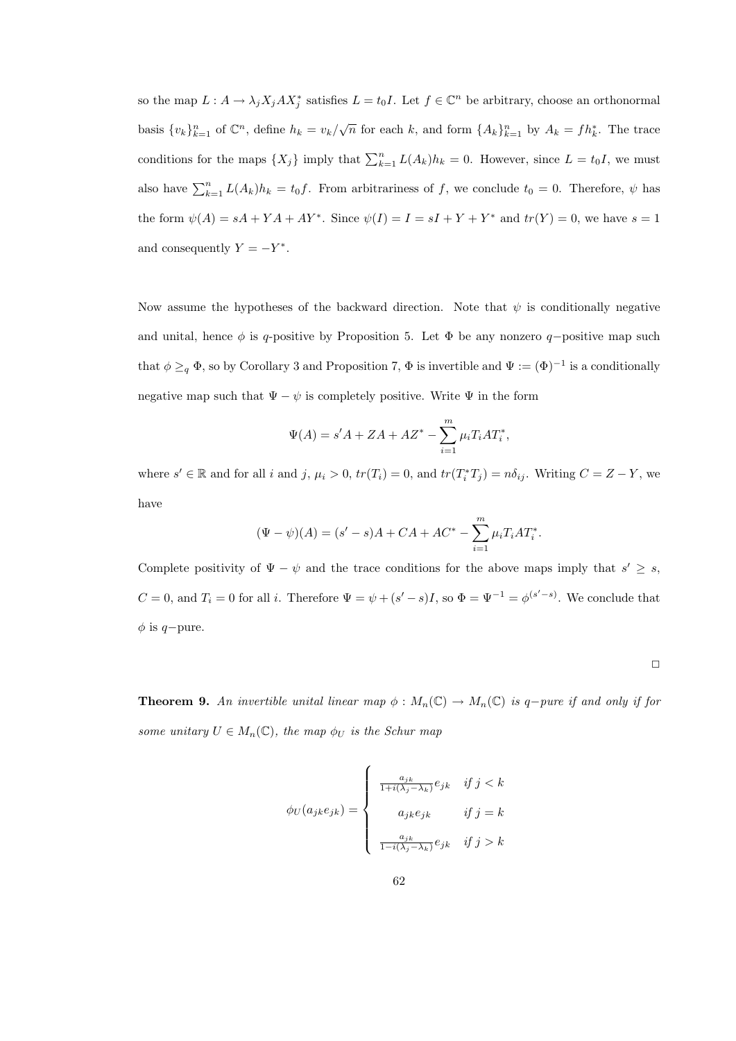so the map $L : A \to \lambda_j X_j A X_j^*$ satisfies $L = t_0 I$. Let $f \in \mathbb{C}^n$ be arbitrary, choose an orthonormal basis $\{v_k\}_{k=1}^n$ of $\mathbb{C}^n$, define $h_k = v_k/\sqrt{n}$ for each $k$, and form $\{A_k\}_{k=1}^n$ by $A_k = fh_k^*$. The trace conditions for the maps $\{X_j\}$ imply that $\sum_{k=1}^n L(A_k)h_k = 0$. However, since $L = t_0 I$, we must also have $\sum_{k=1}^n L(A_k)h_k = t_0 f$. From arbitrariness of $f$, we conclude $t_0 = 0$. Therefore, $\psi$ has the form $\psi(A) = sA + YA + AY^*$. Since $\psi(I) = I = sI + Y + Y^*$ and $tr(Y) = 0$, we have $s = 1$ and consequently $Y = -Y^*$.

Now assume the hypotheses of the backward direction. Note that $\psi$ is conditionally negative and unital, hence $\phi$ is $q$-positive by Proposition 5. Let $\Phi$ be any nonzero $q-$positive map such that $\phi \geq_q \Phi$, so by Corollary 3 and Proposition 7, $\Phi$ is invertible and $\Psi := (\Phi)^{-1}$ is a conditionally negative map such that $\Psi - \psi$ is completely positive. Write $\Psi$ in the form

$$\Psi(A) = s'A + ZA + AZ^* - \sum_{i=1}^m \mu_i T_i A T_i^*,$$

where $s' \in \mathbb{R}$ and for all $i$ and $j$, $\mu_i > 0$, $tr(T_i) = 0$, and $tr(T_i^* T_j) = n\delta_{ij}$. Writing $C = Z - Y$, we have

$$(\Psi - \psi)(A) = (s' - s)A + CA + AC^* - \sum_{i=1}^m \mu_i T_i A T_i^*.$$

Complete positivity of $\Psi - \psi$ and the trace conditions for the above maps imply that $s' \geq s$, $C = 0$, and $T_i = 0$ for all $i$. Therefore $\Psi = \psi + (s' - s)I$, so $\Phi = \Psi^{-1} = \phi^{(s'-s)}$. We conclude that $\phi$ is $q-$pure.

□

**Theorem 9.** *An invertible unital linear map $\phi : M_n(\mathbb{C}) \to M_n(\mathbb{C})$ is $q-$pure if and only if for some unitary $U \in M_n(\mathbb{C})$, the map $\phi_U$ is the Schur map*

$$\phi_U(a_{jk}e_{jk}) = \begin{cases} \frac{a_{jk}}{1+i(\lambda_j - \lambda_k)} e_{jk} & \text{if } j < k \\ a_{jk} e_{jk} & \text{if } j = k \\ \frac{a_{jk}}{1-i(\lambda_j - \lambda_k)} e_{jk} & \text{if } j > k \end{cases}$$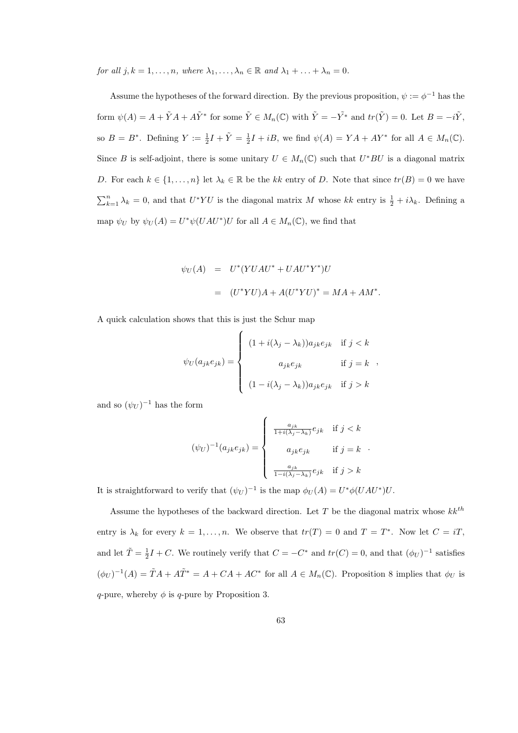*for all $j, k = 1, \ldots, n$, where $\lambda_1, \ldots, \lambda_n \in \mathbb{R}$ and $\lambda_1 + \ldots + \lambda_n = 0$.*

Assume the hypotheses of the forward direction. By the previous proposition, $\psi := \phi^{-1}$ has the form $\psi(A) = A + \tilde{Y}A + A\tilde{Y}^*$ for some $\tilde{Y} \in M_n(\mathbb{C})$ with $\tilde{Y} = -\tilde{Y}^*$ and $tr(\tilde{Y}) = 0$. Let $B = -i\tilde{Y}$, so $B = B^*$. Defining $Y := \frac{1}{2}I + \tilde{Y} = \frac{1}{2}I + iB$, we find $\psi(A) = YA + AY^*$ for all $A \in M_n(\mathbb{C})$. Since $B$ is self-adjoint, there is some unitary $U \in M_n(\mathbb{C})$ such that $U^*BU$ is a diagonal matrix $D$. For each $k \in \{1, \ldots, n\}$ let $\lambda_k \in \mathbb{R}$ be the $kk$ entry of $D$. Note that since $tr(B) = 0$ we have $\sum_{k=1}^n \lambda_k = 0$, and that $U^*YU$ is the diagonal matrix $M$ whose $kk$ entry is $\frac{1}{2} + i\lambda_k$. Defining a map $\psi_U$ by $\psi_U(A) = U^*\psi(UAU^*)U$ for all $A \in M_n(\mathbb{C})$, we find that

$$
\begin{aligned}
\psi_U(A) &= U^*(YUAU^* + UAU^*Y^*)U \\
&= (U^*YU)A + A(U^*YU)^* = MA + AM^*.
\end{aligned}
$$

A quick calculation shows that this is just the Schur map

$$
\psi_U(a_{jk}e_{jk}) = \begin{cases} (1 + i(\lambda_j - \lambda_k))a_{jk}e_{jk} & \text{if } j < k \\ a_{jk}e_{jk} & \text{if } j = k \\ (1 - i(\lambda_j - \lambda_k))a_{jk}e_{jk} & \text{if } j > k \end{cases},
$$

and so $(\psi_U)^{-1}$ has the form

$$
(\psi_U)^{-1}(a_{jk}e_{jk}) = \begin{cases} \frac{a_{jk}}{1+i(\lambda_j - \lambda_k)}e_{jk} & \text{if } j < k \\ a_{jk}e_{jk} & \text{if } j = k \\ \frac{a_{jk}}{1-i(\lambda_j - \lambda_k)}e_{jk} & \text{if } j > k \end{cases}.
$$

It is straightforward to verify that $(\psi_U)^{-1}$ is the map $\phi_U(A) = U^*\phi(UAU^*)U$.

Assume the hypotheses of the backward direction. Let $T$ be the diagonal matrix whose $kk^{th}$ entry is $\lambda_k$ for every $k = 1, \ldots, n$. We observe that $tr(T) = 0$ and $T = T^*$. Now let $C = iT$, and let $\tilde{T} = \frac{1}{2}I + C$. We routinely verify that $C = -C^*$ and $tr(C) = 0$, and that $(\phi_U)^{-1}$ satisfies $(\phi_U)^{-1}(A) = \tilde{T}A + A\tilde{T}^* = A + CA + AC^*$ for all $A \in M_n(\mathbb{C})$. Proposition 8 implies that $\phi_U$ is $q$-pure, whereby $\phi$ is $q$-pure by Proposition 3.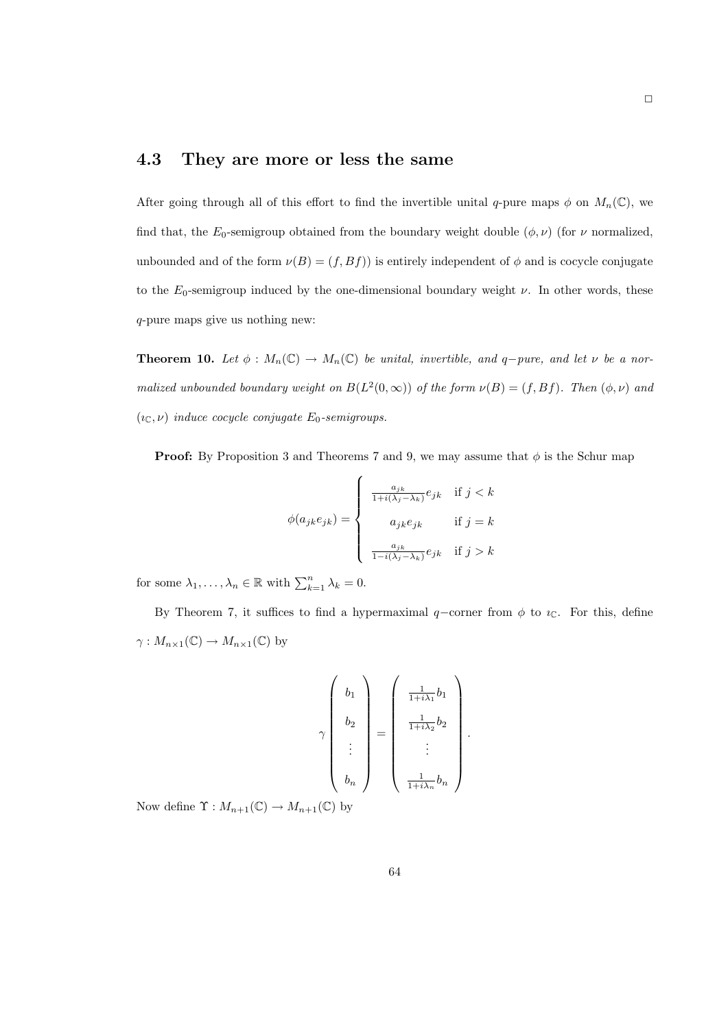$\square$

## 4.3 They are more or less the same

After going through all of this effort to find the invertible unital $q$-pure maps $\phi$ on $M_n(\mathbb{C})$, we find that, the $E_0$-semigroup obtained from the boundary weight double $(\phi, \nu)$ (for $\nu$ normalized, unbounded and of the form $\nu(B) = (f, Bf)$) is entirely independent of $\phi$ and is cocycle conjugate to the $E_0$-semigroup induced by the one-dimensional boundary weight $\nu$. In other words, these $q$-pure maps give us nothing new:

**Theorem 10.** *Let $\phi : M_n(\mathbb{C}) \to M_n(\mathbb{C})$ be unital, invertible, and $q-$pure, and let $\nu$ be a normalized unbounded boundary weight on $B(L^2(0, \infty))$ of the form $\nu(B) = (f, Bf)$. Then $(\phi, \nu)$ and $(\iota_{\mathbb{C}}, \nu)$ induce cocycle conjugate $E_0$-semigroups.*

**Proof:** By Proposition 3 and Theorems 7 and 9, we may assume that $\phi$ is the Schur map

$$\phi(a_{jk}e_{jk}) = \begin{cases} \frac{a_{jk}}{1+i(\lambda_j - \lambda_k)} e_{jk} & \text{if } j < k \\ a_{jk}e_{jk} & \text{if } j = k \\ \frac{a_{jk}}{1-i(\lambda_j - \lambda_k)} e_{jk} & \text{if } j > k \end{cases}$$

for some $\lambda_1, \ldots, \lambda_n \in \mathbb{R}$ with $\sum_{k=1}^n \lambda_k = 0$.

By Theorem 7, it suffices to find a hypermaximal $q-$corner from $\phi$ to $\iota_{\mathbb{C}}$. For this, define $\gamma : M_{n \times 1}(\mathbb{C}) \to M_{n \times 1}(\mathbb{C})$ by

$$\gamma \begin{pmatrix} b_1 \\ b_2 \\ \vdots \\ b_n \end{pmatrix} = \begin{pmatrix} \frac{1}{1+i\lambda_1} b_1 \\ \frac{1}{1+i\lambda_2} b_2 \\ \vdots \\ \frac{1}{1+i\lambda_n} b_n \end{pmatrix}.$$

Now define $\Upsilon : M_{n+1}(\mathbb{C}) \to M_{n+1}(\mathbb{C})$ by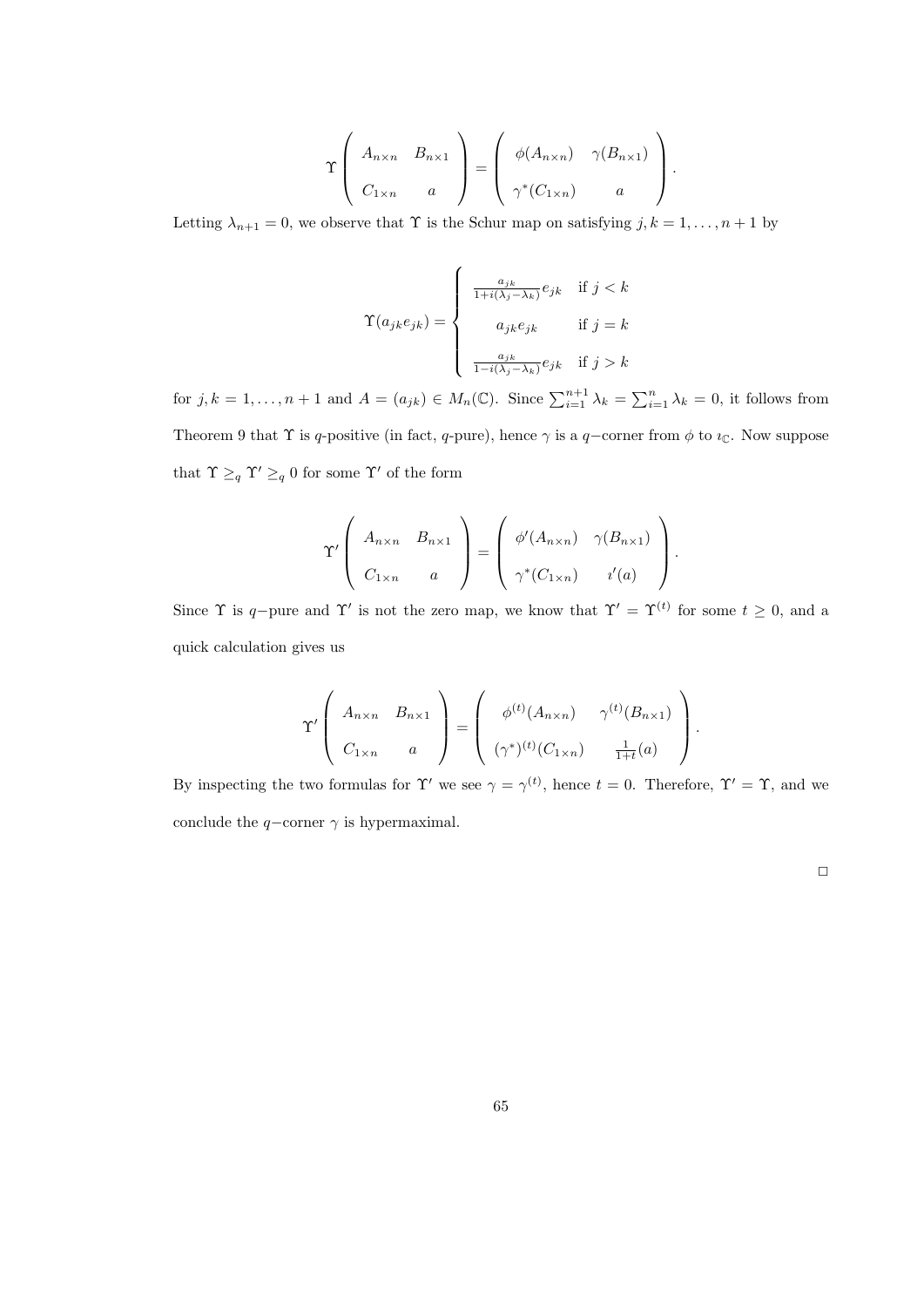$$\Upsilon \left( \begin{array}{cc} A_{n\times n} & B_{n\times 1} \\ C_{1\times n} & a \end{array} \right) = \left( \begin{array}{cc} \phi(A_{n\times n}) & \gamma(B_{n\times 1}) \\ \gamma^*(C_{1\times n}) & a \end{array} \right).$$

Letting $\lambda_{n+1} = 0$, we observe that $\Upsilon$ is the Schur map on satisfying $j,k = 1,\ldots,n+1$ by

$$\Upsilon(a_{jk}e_{jk}) = \begin{cases} \frac{a_{jk}}{1+i(\lambda_j - \lambda_k)} e_{jk} & \text{if } j < k \\ a_{jk}e_{jk} & \text{if } j = k \\ \frac{a_{jk}}{1-i(\lambda_j - \lambda_k)} e_{jk} & \text{if } j > k \end{cases}$$

for $j,k = 1,\ldots,n+1$ and $A = (a_{jk}) \in M_n(\mathbb{C})$. Since $\sum_{i=1}^{n+1} \lambda_k = \sum_{i=1}^{n} \lambda_k = 0$, it follows from Theorem 9 that $\Upsilon$ is $q$-positive (in fact, $q$-pure), hence $\gamma$ is a $q-$corner from $\phi$ to $\iota_{\mathbb{C}}$. Now suppose that $\Upsilon \geq_q \Upsilon' \geq_q 0$ for some $\Upsilon'$ of the form

$$\Upsilon' \left( \begin{array}{cc} A_{n\times n} & B_{n\times 1} \\ C_{1\times n} & a \end{array} \right) = \left( \begin{array}{cc} \phi'(A_{n\times n}) & \gamma(B_{n\times 1}) \\ \gamma^*(C_{1\times n}) & \iota'(a) \end{array} \right).$$

Since $\Upsilon$ is $q-$pure and $\Upsilon'$ is not the zero map, we know that $\Upsilon' = \Upsilon^{(t)}$ for some $t \geq 0$, and a quick calculation gives us

$$\Upsilon' \left( \begin{array}{cc} A_{n\times n} & B_{n\times 1} \\ C_{1\times n} & a \end{array} \right) = \left( \begin{array}{cc} \phi^{(t)}(A_{n\times n}) & \gamma^{(t)}(B_{n\times 1}) \\ (\gamma^*)^{(t)}(C_{1\times n}) & \frac{1}{1+t}(a) \end{array} \right).$$

By inspecting the two formulas for $\Upsilon'$ we see $\gamma = \gamma^{(t)}$, hence $t = 0$. Therefore, $\Upsilon' = \Upsilon$, and we conclude the $q-$corner $\gamma$ is hypermaximal.

$\square$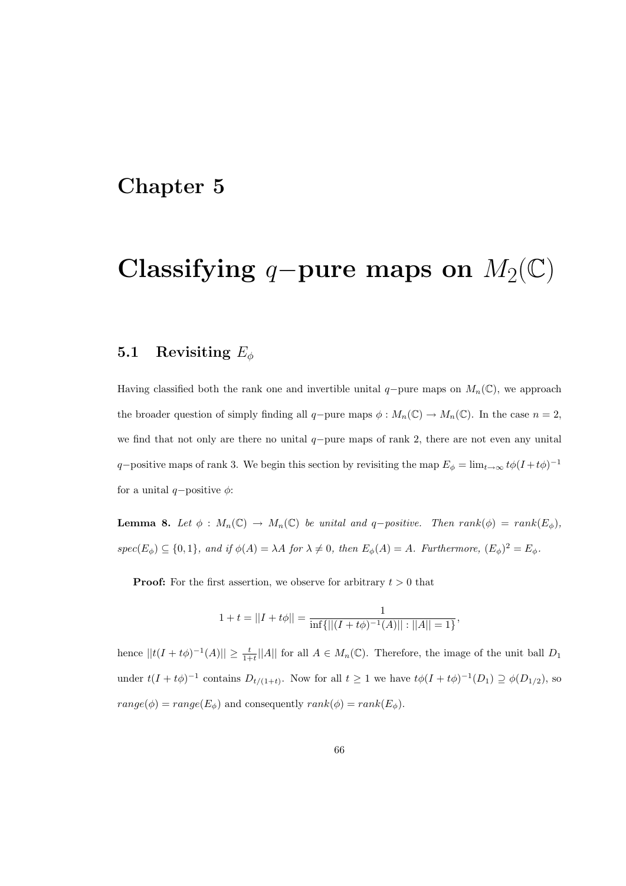# Chapter 5

# Classifying $q-$pure maps on $M_2(\mathbb{C})$

## 5.1 Revisiting $E_\phi$

Having classified both the rank one and invertible unital $q-$pure maps on $M_n(\mathbb{C})$, we approach the broader question of simply finding all $q-$pure maps $\phi : M_n(\mathbb{C}) \to M_n(\mathbb{C})$. In the case $n = 2$, we find that not only are there no unital $q-$pure maps of rank 2, there are not even any unital $q-$positive maps of rank 3. We begin this section by revisiting the map $E_\phi = \lim_{t\to\infty} t\phi(I + t\phi)^{-1}$ for a unital $q-$positive $\phi$:

**Lemma 8.** *Let $\phi : M_n(\mathbb{C}) \to M_n(\mathbb{C})$ be unital and $q-$positive. Then $rank(\phi) = rank(E_\phi)$, $spec(E_\phi) \subseteq \{0, 1\}$, and if $\phi(A) = \lambda A$ for $\lambda \neq 0$, then $E_\phi(A) = A$. Furthermore, $(E_\phi)^2 = E_\phi$.*

**Proof:** For the first assertion, we observe for arbitrary $t > 0$ that

$$1 + t = ||I + t\phi|| = \frac{1}{\inf\{||(I + t\phi)^{-1}(A)|| : ||A|| = 1\}},$$

hence $||t(I + t\phi)^{-1}(A)|| \geq \frac{t}{1+t}||A||$ for all $A \in M_n(\mathbb{C})$. Therefore, the image of the unit ball $D_1$ under $t(I + t\phi)^{-1}$ contains $D_{t/(1+t)}$. Now for all $t \geq 1$ we have $t\phi(I + t\phi)^{-1}(D_1) \supseteq \phi(D_{1/2})$, so $range(\phi) = range(E_\phi)$ and consequently $rank(\phi) = rank(E_\phi)$.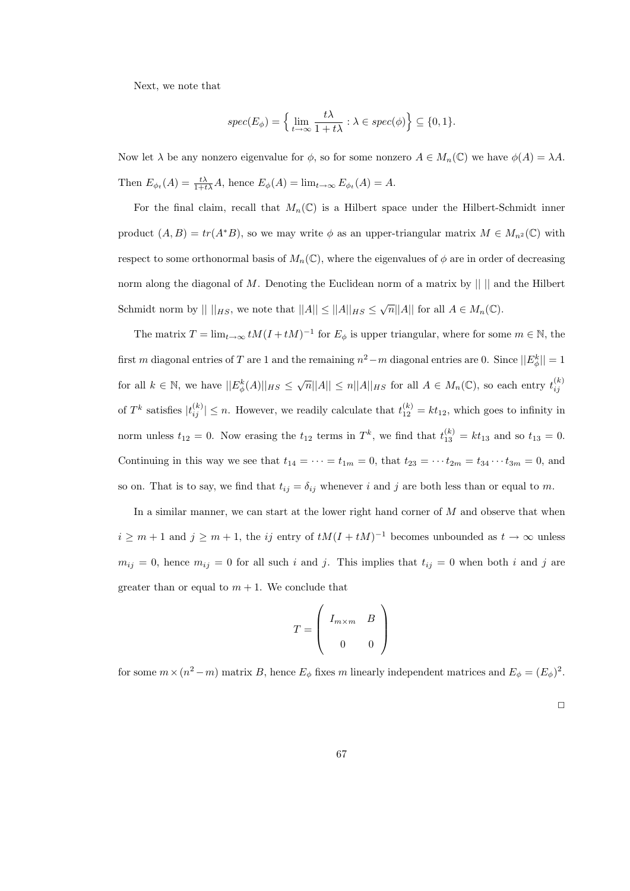Next, we note that

$$spec(E_\phi) = \Big\{ \lim_{t\to\infty} \frac{t\lambda}{1+t\lambda} : \lambda \in spec(\phi) \Big\} \subseteq \{0, 1\}.$$

Now let $\lambda$ be any nonzero eigenvalue for $\phi$, so for some nonzero $A \in M_n(\mathbb{C})$ we have $\phi(A) = \lambda A$. Then $E_{\phi_t}(A) = \frac{t\lambda}{1+t\lambda} A$, hence $E_\phi(A) = \lim_{t\to\infty} E_{\phi_t}(A) = A$.

For the final claim, recall that $M_n(\mathbb{C})$ is a Hilbert space under the Hilbert-Schmidt inner product $(A, B) = tr(A^*B)$, so we may write $\phi$ as an upper-triangular matrix $M \in M_{n^2}(\mathbb{C})$ with respect to some orthonormal basis of $M_n(\mathbb{C})$, where the eigenvalues of $\phi$ are in order of decreasing norm along the diagonal of $M$. Denoting the Euclidean norm of a matrix by $||\ ||$ and the Hilbert Schmidt norm by $||\ ||_{HS}$, we note that $||A|| \leq ||A||_{HS} \leq \sqrt{n}||A||$ for all $A \in M_n(\mathbb{C})$.

The matrix $T = \lim_{t\to\infty} tM(I + tM)^{-1}$ for $E_\phi$ is upper triangular, where for some $m \in \mathbb{N}$, the first $m$ diagonal entries of $T$ are 1 and the remaining $n^2 - m$ diagonal entries are 0. Since $||E_\phi^k|| = 1$ for all $k \in \mathbb{N}$, we have $||E_\phi^k(A)||_{HS} \leq \sqrt{n}||A|| \leq n||A||_{HS}$ for all $A \in M_n(\mathbb{C})$, so each entry $t_{ij}^{(k)}$ of $T^k$ satisfies $|t_{ij}^{(k)}| \leq n$. However, we readily calculate that $t_{12}^{(k)} = kt_{12}$, which goes to infinity in norm unless $t_{12} = 0$. Now erasing the $t_{12}$ terms in $T^k$, we find that $t_{13}^{(k)} = kt_{13}$ and so $t_{13} = 0$. Continuing in this way we see that $t_{14} = \cdots = t_{1m} = 0$, that $t_{23} = \cdots t_{2m} = t_{34} \cdots t_{3m} = 0$, and so on. That is to say, we find that $t_{ij} = \delta_{ij}$ whenever $i$ and $j$ are both less than or equal to $m$.

In a similar manner, we can start at the lower right hand corner of $M$ and observe that when $i \geq m + 1$ and $j \geq m + 1$, the $ij$ entry of $tM(I + tM)^{-1}$ becomes unbounded as $t \to \infty$ unless $m_{ij} = 0$, hence $m_{ij} = 0$ for all such $i$ and $j$. This implies that $t_{ij} = 0$ when both $i$ and $j$ are greater than or equal to $m + 1$. We conclude that

$$T = \begin{pmatrix} I_{m\times m} & B \\ 0 & 0 \end{pmatrix}$$

for some $m \times (n^2 - m)$ matrix $B$, hence $E_\phi$ fixes $m$ linearly independent matrices and $E_\phi = (E_\phi)^2$.

□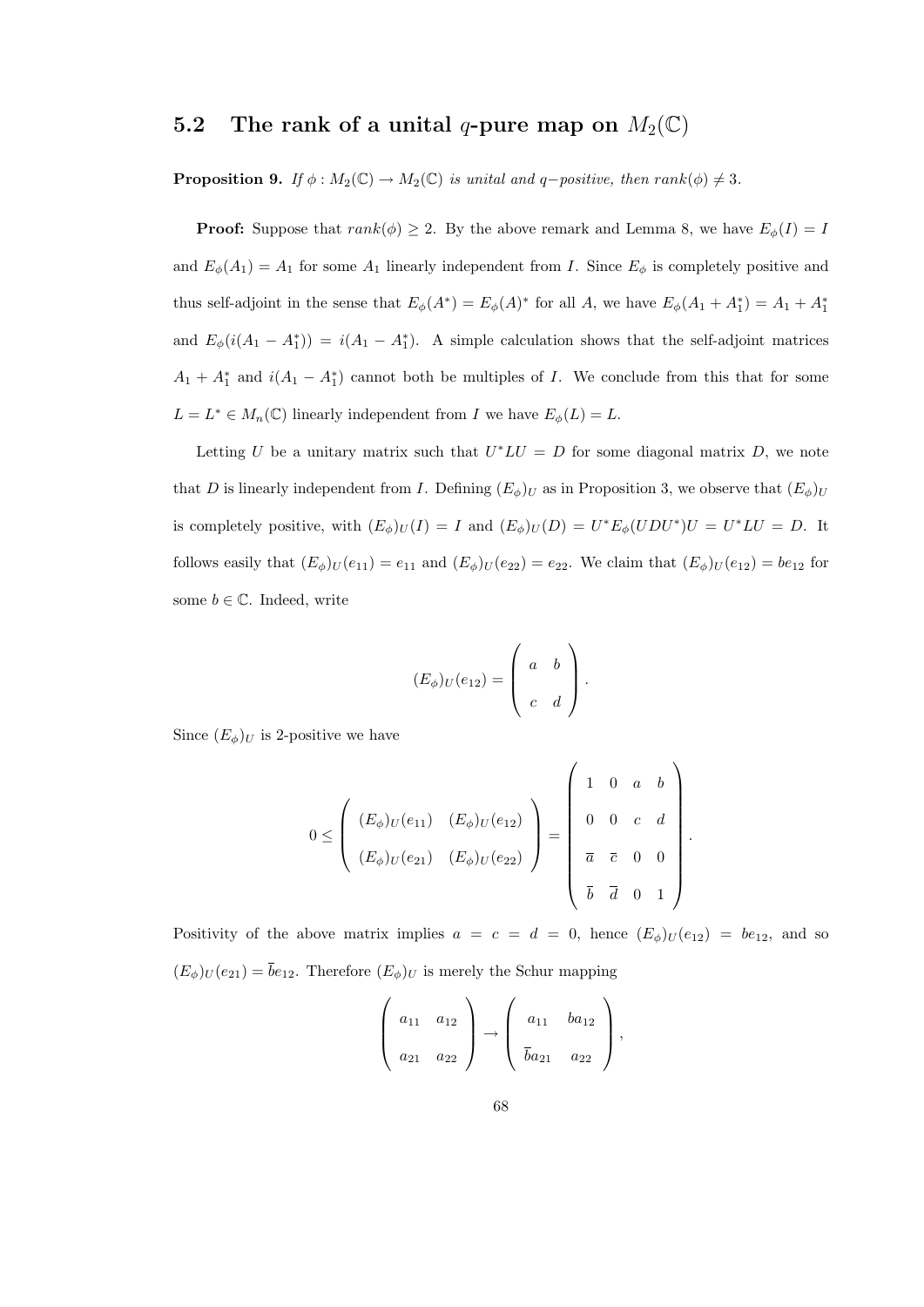## 5.2 The rank of a unital $q$-pure map on $M_2(\mathbb{C})$

**Proposition 9.** *If $\phi : M_2(\mathbb{C}) \to M_2(\mathbb{C})$ is unital and $q-$positive, then $rank(\phi) \neq 3$.*

**Proof:** Suppose that $rank(\phi) \geq 2$. By the above remark and Lemma 8, we have $E_\phi(I) = I$ and $E_\phi(A_1) = A_1$ for some $A_1$ linearly independent from $I$. Since $E_\phi$ is completely positive and thus self-adjoint in the sense that $E_\phi(A^*) = E_\phi(A)^*$ for all $A$, we have $E_\phi(A_1 + A_1^*) = A_1 + A_1^*$ and $E_\phi(i(A_1 - A_1^*)) = i(A_1 - A_1^*)$. A simple calculation shows that the self-adjoint matrices $A_1 + A_1^*$ and $i(A_1 - A_1^*)$ cannot both be multiples of $I$. We conclude from this that for some $L = L^* \in M_n(\mathbb{C})$ linearly independent from $I$ we have $E_\phi(L) = L$.

Letting $U$ be a unitary matrix such that $U^*LU = D$ for some diagonal matrix $D$, we note that $D$ is linearly independent from $I$. Defining $(E_\phi)_U$ as in Proposition 3, we observe that $(E_\phi)_U$ is completely positive, with $(E_\phi)_U(I) = I$ and $(E_\phi)_U(D) = U^*E_\phi(UDU^*)U = U^*LU = D$. It follows easily that $(E_\phi)_U(e_{11}) = e_{11}$ and $(E_\phi)_U(e_{22}) = e_{22}$. We claim that $(E_\phi)_U(e_{12}) = be_{12}$ for some $b \in \mathbb{C}$. Indeed, write

$$(E_\phi)_U(e_{12}) = \begin{pmatrix} a & b \\ c & d \end{pmatrix}.$$

Since $(E_\phi)_U$ is 2-positive we have

$$0 \leq \begin{pmatrix} (E_\phi)_U(e_{11}) & (E_\phi)_U(e_{12}) \\ (E_\phi)_U(e_{21}) & (E_\phi)_U(e_{22}) \end{pmatrix} = \begin{pmatrix} 1 & 0 & a & b \\ 0 & 0 & c & d \\ \overline{a} & \overline{c} & 0 & 0 \\ \overline{b} & \overline{d} & 0 & 1 \end{pmatrix}.$$

Positivity of the above matrix implies $a = c = d = 0$, hence $(E_\phi)_U(e_{12}) = be_{12}$, and so $(E_\phi)_U(e_{21}) = \overline{b}e_{12}$. Therefore $(E_\phi)_U$ is merely the Schur mapping

$$\begin{pmatrix} a_{11} & a_{12} \\ a_{21} & a_{22} \end{pmatrix} \to \begin{pmatrix} a_{11} & ba_{12} \\ \overline{b}a_{21} & a_{22} \end{pmatrix},$$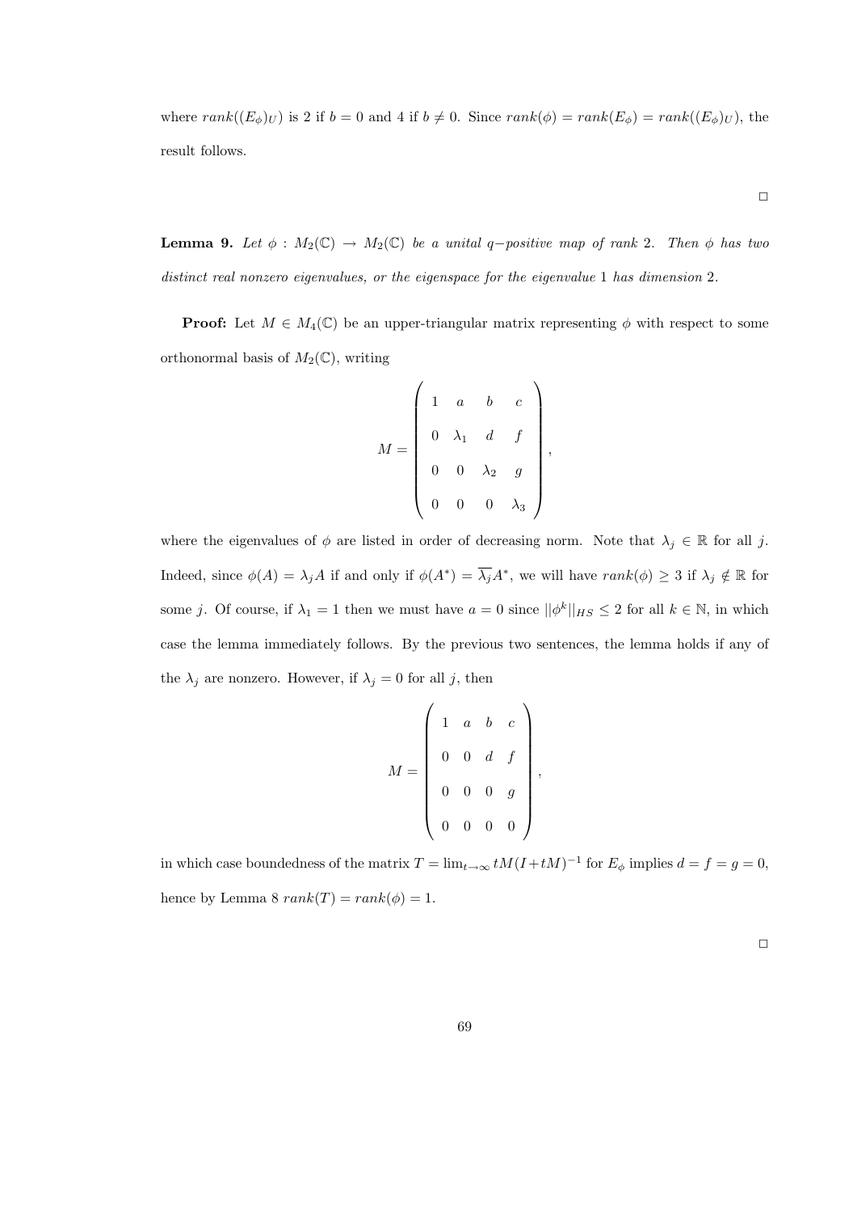where $rank((E_\phi)_U)$ is 2 if $b = 0$ and 4 if $b \neq 0$. Since $rank(\phi) = rank(E_\phi) = rank((E_\phi)_U)$, the result follows.

$\square$

**Lemma 9.** *Let $\phi : M_2(\mathbb{C}) \to M_2(\mathbb{C})$ be a unital $q-$positive map of rank 2. Then $\phi$ has two distinct real nonzero eigenvalues, or the eigenspace for the eigenvalue 1 has dimension 2.*

**Proof:** Let $M \in M_4(\mathbb{C})$ be an upper-triangular matrix representing $\phi$ with respect to some orthonormal basis of $M_2(\mathbb{C})$, writing

$$M = \begin{pmatrix} 1 & a & b & c \\ 0 & \lambda_1 & d & f \\ 0 & 0 & \lambda_2 & g \\ 0 & 0 & 0 & \lambda_3 \end{pmatrix},$$

where the eigenvalues of $\phi$ are listed in order of decreasing norm. Note that $\lambda_j \in \mathbb{R}$ for all $j$. Indeed, since $\phi(A) = \lambda_j A$ if and only if $\phi(A^*) = \overline{\lambda_j} A^*$, we will have $rank(\phi) \geq 3$ if $\lambda_j \notin \mathbb{R}$ for some $j$. Of course, if $\lambda_1 = 1$ then we must have $a = 0$ since $||\phi^k||_{HS} \leq 2$ for all $k \in \mathbb{N}$, in which case the lemma immediately follows. By the previous two sentences, the lemma holds if any of the $\lambda_j$ are nonzero. However, if $\lambda_j = 0$ for all $j$, then

$$M = \begin{pmatrix} 1 & a & b & c \\ 0 & 0 & d & f \\ 0 & 0 & 0 & g \\ 0 & 0 & 0 & 0 \end{pmatrix},$$

in which case boundedness of the matrix $T = \lim_{t \to \infty} tM(I + tM)^{-1}$ for $E_\phi$ implies $d = f = g = 0$, hence by Lemma 8 $rank(T) = rank(\phi) = 1$.

$\square$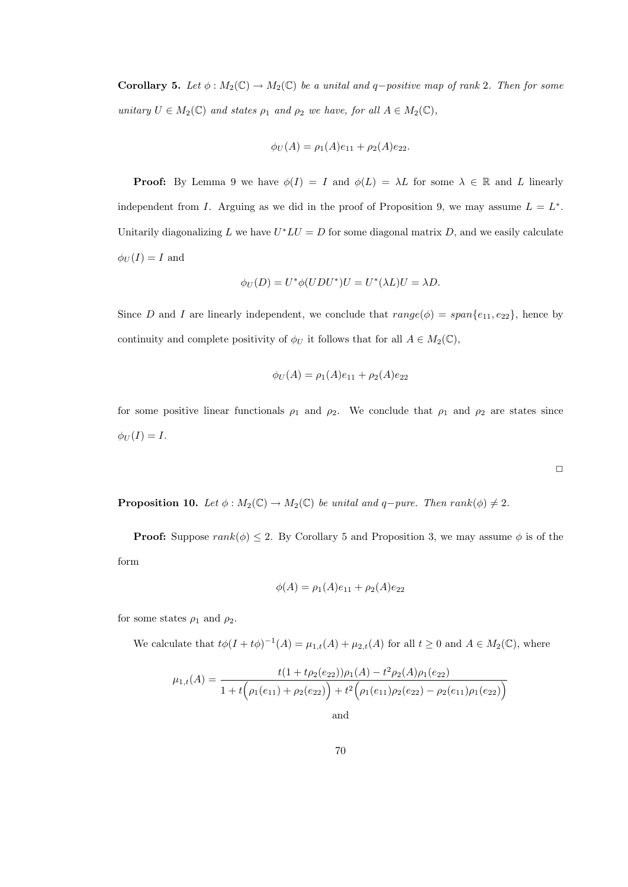**Corollary 5.** *Let $\phi : M_2(\mathbb{C}) \to M_2(\mathbb{C})$ be a unital and $q-$positive map of rank 2. Then for some unitary $U \in M_2(\mathbb{C})$ and states $\rho_1$ and $\rho_2$ we have, for all $A \in M_2(\mathbb{C})$,*

$$\phi_U(A) = \rho_1(A)e_{11} + \rho_2(A)e_{22}.$$

**Proof:** By Lemma 9 we have $\phi(I) = I$ and $\phi(L) = \lambda L$ for some $\lambda \in \mathbb{R}$ and $L$ linearly independent from $I$. Arguing as we did in the proof of Proposition 9, we may assume $L = L^*$. Unitarily diagonalizing $L$ we have $U^*LU = D$ for some diagonal matrix $D$, and we easily calculate $\phi_U(I) = I$ and

$$\phi_U(D) = U^*\phi(UDU^*)U = U^*(\lambda L)U = \lambda D.$$

Since $D$ and $I$ are linearly independent, we conclude that $range(\phi) = span\{e_{11}, e_{22}\}$, hence by continuity and complete positivity of $\phi_U$ it follows that for all $A \in M_2(\mathbb{C})$,

$$\phi_U(A) = \rho_1(A)e_{11} + \rho_2(A)e_{22}$$

for some positive linear functionals $\rho_1$ and $\rho_2$. We conclude that $\rho_1$ and $\rho_2$ are states since $\phi_U(I) = I$.

□

**Proposition 10.** *Let $\phi : M_2(\mathbb{C}) \to M_2(\mathbb{C})$ be unital and $q-$pure. Then $rank(\phi) \neq 2$.*

**Proof:** Suppose $rank(\phi) \leq 2$. By Corollary 5 and Proposition 3, we may assume $\phi$ is of the form

$$\phi(A) = \rho_1(A)e_{11} + \rho_2(A)e_{22}$$

for some states $\rho_1$ and $\rho_2$.

We calculate that $t\phi(I + t\phi)^{-1}(A) = \mu_{1,t}(A) + \mu_{2,t}(A)$ for all $t \geq 0$ and $A \in M_2(\mathbb{C})$, where

$$\mu_{1,t}(A) = \frac{t(1 + t\rho_2(e_{22}))\rho_1(A) - t^2\rho_2(A)\rho_1(e_{22})}{1 + t\Big(\rho_1(e_{11}) + \rho_2(e_{22})\Big) + t^2\Big(\rho_1(e_{11})\rho_2(e_{22}) - \rho_2(e_{11})\rho_1(e_{22})\Big)}$$

and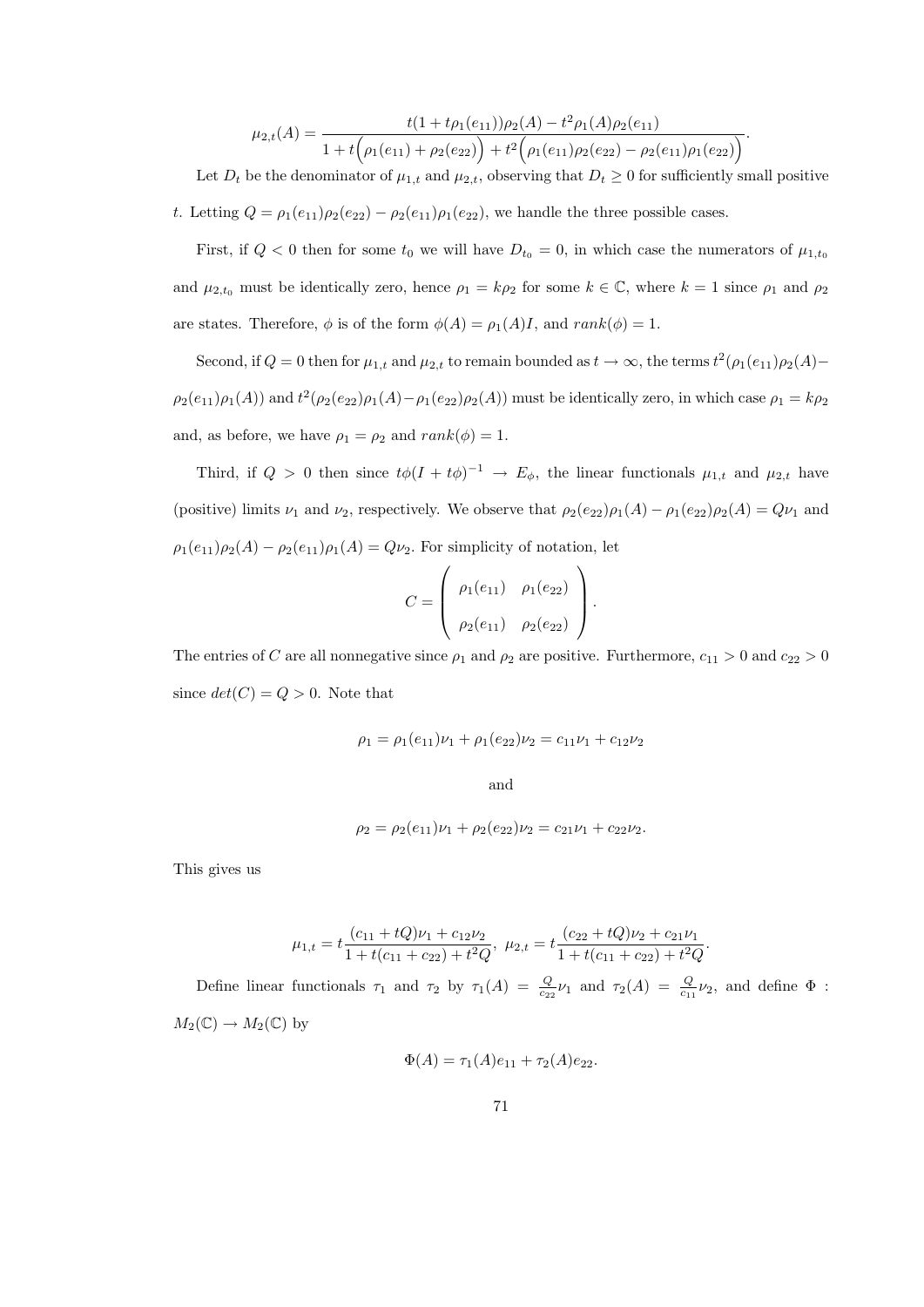$$\mu_{2,t}(A) = \frac{t(1+t\rho_1(e_{11}))\rho_2(A) - t^2\rho_1(A)\rho_2(e_{11})}{1 + t\Big(\rho_1(e_{11}) + \rho_2(e_{22})\Big) + t^2\Big(\rho_1(e_{11})\rho_2(e_{22}) - \rho_2(e_{11})\rho_1(e_{22})\Big)}.$$

Let $D_t$ be the denominator of $\mu_{1,t}$ and $\mu_{2,t}$, observing that $D_t \geq 0$ for sufficiently small positive $t$. Letting $Q = \rho_1(e_{11})\rho_2(e_{22}) - \rho_2(e_{11})\rho_1(e_{22})$, we handle the three possible cases.

First, if $Q < 0$ then for some $t_0$ we will have $D_{t_0} = 0$, in which case the numerators of $\mu_{1,t_0}$ and $\mu_{2,t_0}$ must be identically zero, hence $\rho_1 = k\rho_2$ for some $k \in \mathbb{C}$, where $k = 1$ since $\rho_1$ and $\rho_2$ are states. Therefore, $\phi$ is of the form $\phi(A) = \rho_1(A)I$, and $rank(\phi) = 1$.

Second, if $Q = 0$ then for $\mu_{1,t}$ and $\mu_{2,t}$ to remain bounded as $t \to \infty$, the terms $t^2(\rho_1(e_{11})\rho_2(A) - \rho_2(e_{11})\rho_1(A))$ and $t^2(\rho_2(e_{22})\rho_1(A) - \rho_1(e_{22})\rho_2(A))$ must be identically zero, in which case $\rho_1 = k\rho_2$ and, as before, we have $\rho_1 = \rho_2$ and $rank(\phi) = 1$.

Third, if $Q > 0$ then since $t\phi(I + t\phi)^{-1} \to E_\phi$, the linear functionals $\mu_{1,t}$ and $\mu_{2,t}$ have (positive) limits $\nu_1$ and $\nu_2$, respectively. We observe that $\rho_2(e_{22})\rho_1(A) - \rho_1(e_{22})\rho_2(A) = Q\nu_1$ and $\rho_1(e_{11})\rho_2(A) - \rho_2(e_{11})\rho_1(A) = Q\nu_2$. For simplicity of notation, let

$$C = \begin{pmatrix} \rho_1(e_{11}) & \rho_1(e_{22}) \\ \rho_2(e_{11}) & \rho_2(e_{22}) \end{pmatrix}.$$

The entries of $C$ are all nonnegative since $\rho_1$ and $\rho_2$ are positive. Furthermore, $c_{11} > 0$ and $c_{22} > 0$ since $det(C) = Q > 0$. Note that

$$\rho_1 = \rho_1(e_{11})\nu_1 + \rho_1(e_{22})\nu_2 = c_{11}\nu_1 + c_{12}\nu_2$$

and

$$\rho_2 = \rho_2(e_{11})\nu_1 + \rho_2(e_{22})\nu_2 = c_{21}\nu_1 + c_{22}\nu_2.$$

This gives us

$$\mu_{1,t} = t\frac{(c_{11} + tQ)\nu_1 + c_{12}\nu_2}{1 + t(c_{11} + c_{22}) + t^2 Q},\ \mu_{2,t} = t\frac{(c_{22} + tQ)\nu_2 + c_{21}\nu_1}{1 + t(c_{11} + c_{22}) + t^2 Q}.$$

Define linear functionals $\tau_1$ and $\tau_2$ by $\tau_1(A) = \frac{Q}{c_{22}}\nu_1$ and $\tau_2(A) = \frac{Q}{c_{11}}\nu_2$, and define $\Phi : M_2(\mathbb{C}) \to M_2(\mathbb{C})$ by

$$\Phi(A) = \tau_1(A)e_{11} + \tau_2(A)e_{22}.$$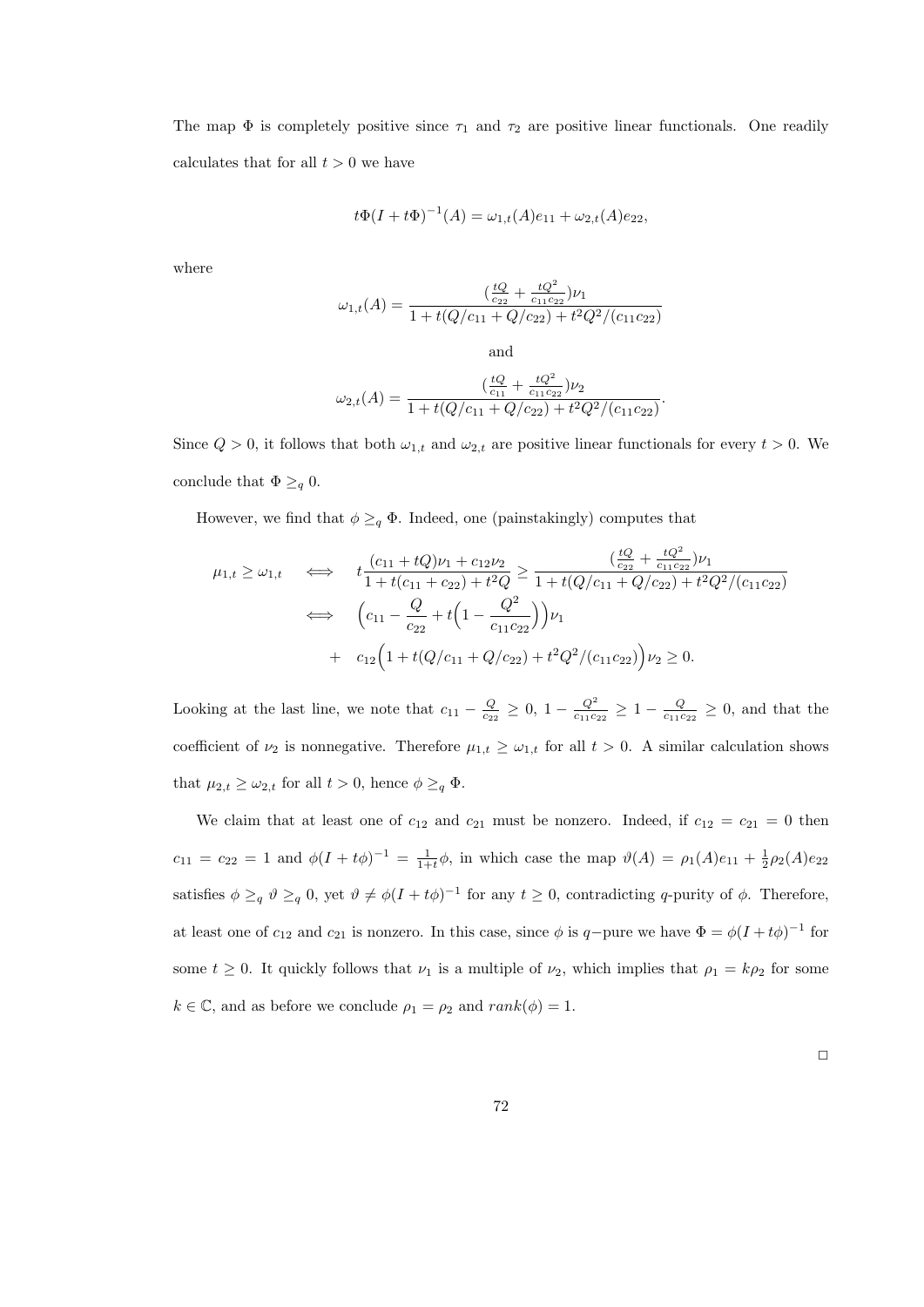The map $\Phi$ is completely positive since $\tau_1$ and $\tau_2$ are positive linear functionals. One readily calculates that for all $t > 0$ we have

$$t\Phi(I + t\Phi)^{-1}(A) = \omega_{1,t}(A)e_{11} + \omega_{2,t}(A)e_{22},$$

where

$$\omega_{1,t}(A) = \frac{(\frac{tQ}{c_{22}} + \frac{tQ^2}{c_{11}c_{22}})\nu_1}{1 + t(Q/c_{11} + Q/c_{22}) + t^2Q^2/(c_{11}c_{22})}$$

and

$$\omega_{2,t}(A) = \frac{(\frac{tQ}{c_{11}} + \frac{tQ^2}{c_{11}c_{22}})\nu_2}{1 + t(Q/c_{11} + Q/c_{22}) + t^2Q^2/(c_{11}c_{22})}.$$

Since $Q > 0$, it follows that both $\omega_{1,t}$ and $\omega_{2,t}$ are positive linear functionals for every $t > 0$. We conclude that $\Phi \geq_q 0$.

However, we find that $\phi \geq_q \Phi$. Indeed, one (painstakingly) computes that

$$\begin{aligned}
\mu_{1,t} \geq \omega_{1,t} \quad &\iff \quad t\frac{(c_{11} + tQ)\nu_1 + c_{12}\nu_2}{1 + t(c_{11} + c_{22}) + t^2Q} \geq \frac{(\frac{tQ}{c_{22}} + \frac{tQ^2}{c_{11}c_{22}})\nu_1}{1 + t(Q/c_{11} + Q/c_{22}) + t^2Q^2/(c_{11}c_{22})} \\
&\iff \quad \Big(c_{11} - \frac{Q}{c_{22}} + t\Big(1 - \frac{Q^2}{c_{11}c_{22}}\Big)\Big)\nu_1 \\
&\quad + \quad c_{12}\Big(1 + t(Q/c_{11} + Q/c_{22}) + t^2Q^2/(c_{11}c_{22})\Big)\nu_2 \geq 0.
\end{aligned}$$

Looking at the last line, we note that $c_{11} - \frac{Q}{c_{22}} \geq 0$, $1 - \frac{Q^2}{c_{11}c_{22}} \geq 1 - \frac{Q}{c_{11}c_{22}} \geq 0$, and that the coefficient of $\nu_2$ is nonnegative. Therefore $\mu_{1,t} \geq \omega_{1,t}$ for all $t > 0$. A similar calculation shows that $\mu_{2,t} \geq \omega_{2,t}$ for all $t > 0$, hence $\phi \geq_q \Phi$.

We claim that at least one of $c_{12}$ and $c_{21}$ must be nonzero. Indeed, if $c_{12} = c_{21} = 0$ then $c_{11} = c_{22} = 1$ and $\phi(I + t\phi)^{-1} = \frac{1}{1+t}\phi$, in which case the map $\vartheta(A) = \rho_1(A)e_{11} + \frac{1}{2}\rho_2(A)e_{22}$ satisfies $\phi \geq_q \vartheta \geq_q 0$, yet $\vartheta \neq \phi(I + t\phi)^{-1}$ for any $t \geq 0$, contradicting $q$-purity of $\phi$. Therefore, at least one of $c_{12}$ and $c_{21}$ is nonzero. In this case, since $\phi$ is $q-$pure we have $\Phi = \phi(I + t\phi)^{-1}$ for some $t \geq 0$. It quickly follows that $\nu_1$ is a multiple of $\nu_2$, which implies that $\rho_1 = k\rho_2$ for some $k \in \mathbb{C}$, and as before we conclude $\rho_1 = \rho_2$ and $rank(\phi) = 1$.

□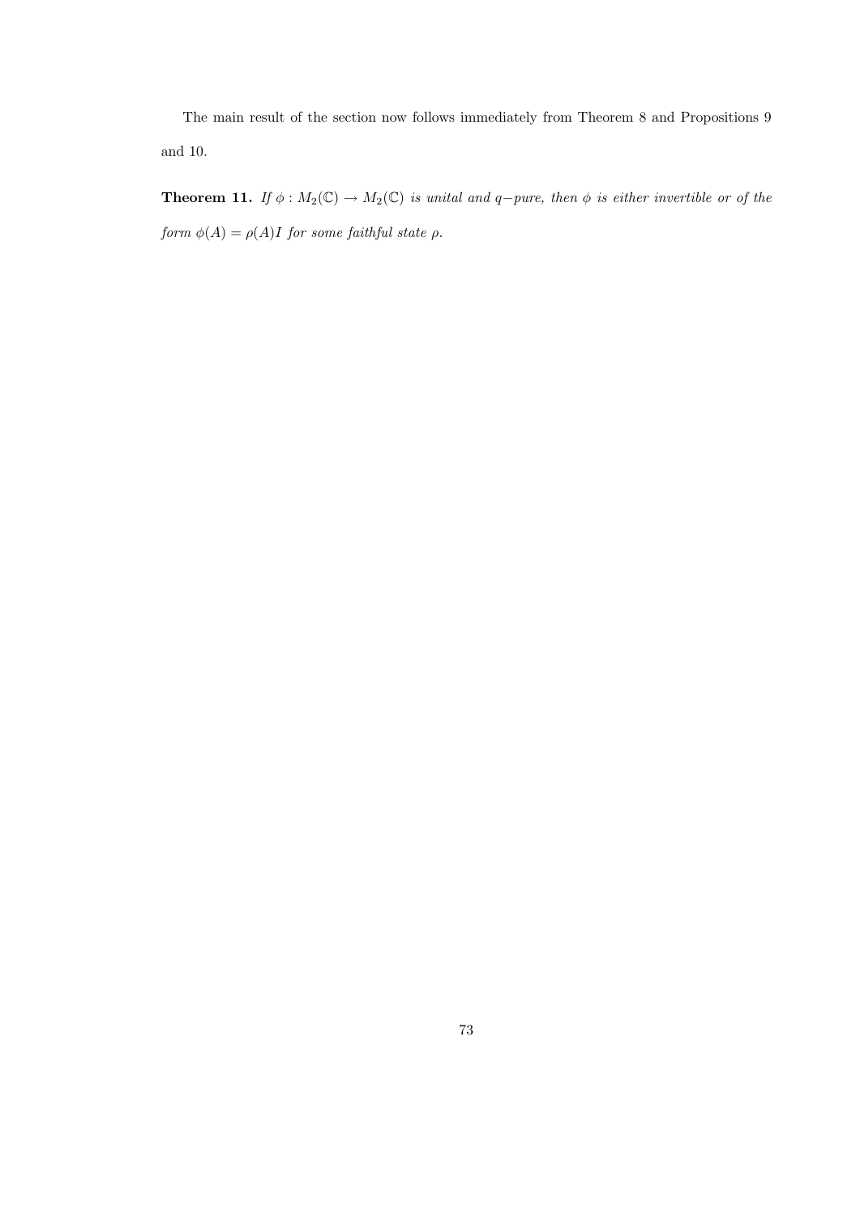The main result of the section now follows immediately from Theorem 8 and Propositions 9 and 10.

**Theorem 11.** *If $\phi : M_2(\mathbb{C}) \to M_2(\mathbb{C})$ is unital and $q-$pure, then $\phi$ is either invertible or of the form $\phi(A) = \rho(A)I$ for some faithful state $\rho$.*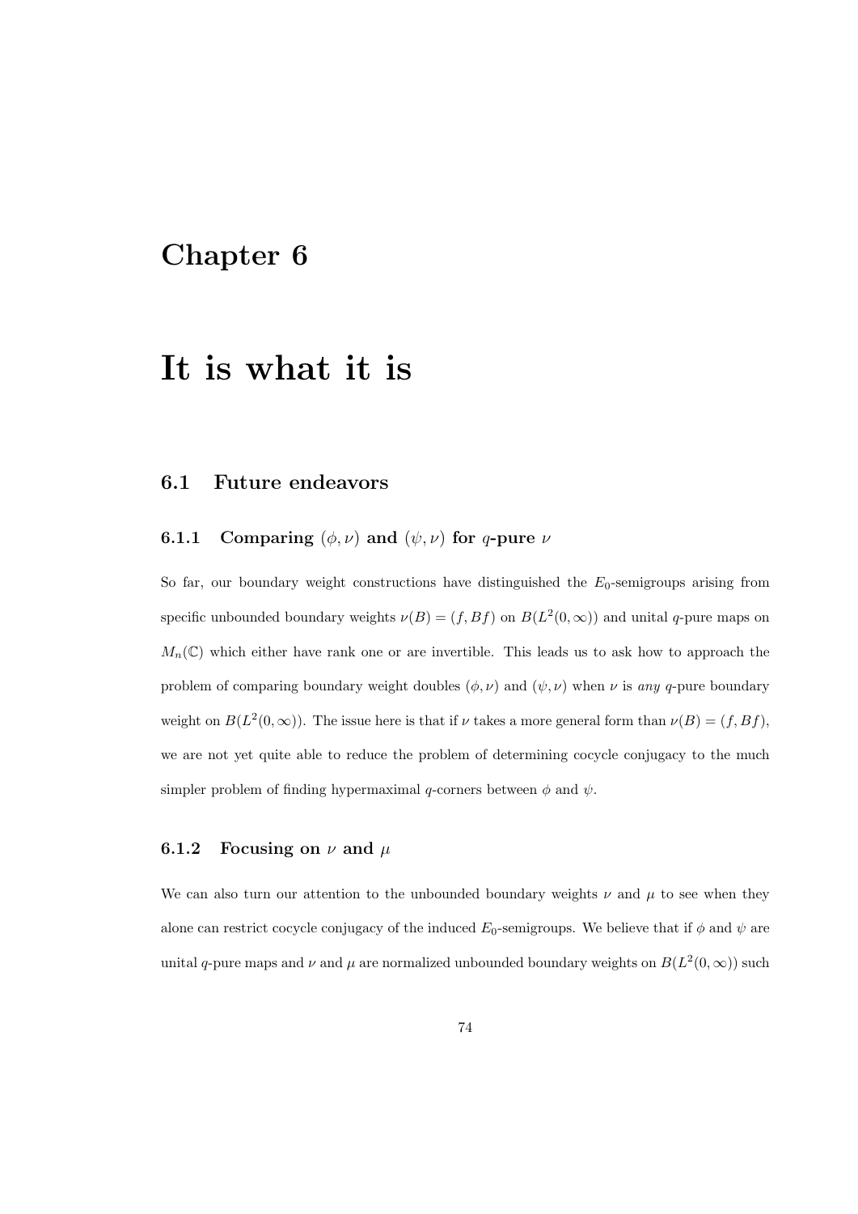# Chapter 6

# It is what it is

## 6.1 Future endeavors

### 6.1.1 Comparing $(\phi, \nu)$ and $(\psi, \nu)$ for $q$-pure $\nu$

So far, our boundary weight constructions have distinguished the $E_0$-semigroups arising from specific unbounded boundary weights $\nu(B) = (f, Bf)$ on $B(L^2(0, \infty))$ and unital $q$-pure maps on $M_n(\mathbb{C})$ which either have rank one or are invertible. This leads us to ask how to approach the problem of comparing boundary weight doubles $(\phi, \nu)$ and $(\psi, \nu)$ when $\nu$ is *any* $q$-pure boundary weight on $B(L^2(0, \infty))$. The issue here is that if $\nu$ takes a more general form than $\nu(B) = (f, Bf)$, we are not yet quite able to reduce the problem of determining cocycle conjugacy to the much simpler problem of finding hypermaximal $q$-corners between $\phi$ and $\psi$.

### 6.1.2 Focusing on $\nu$ and $\mu$

We can also turn our attention to the unbounded boundary weights $\nu$ and $\mu$ to see when they alone can restrict cocycle conjugacy of the induced $E_0$-semigroups. We believe that if $\phi$ and $\psi$ are unital $q$-pure maps and $\nu$ and $\mu$ are normalized unbounded boundary weights on $B(L^2(0, \infty))$ such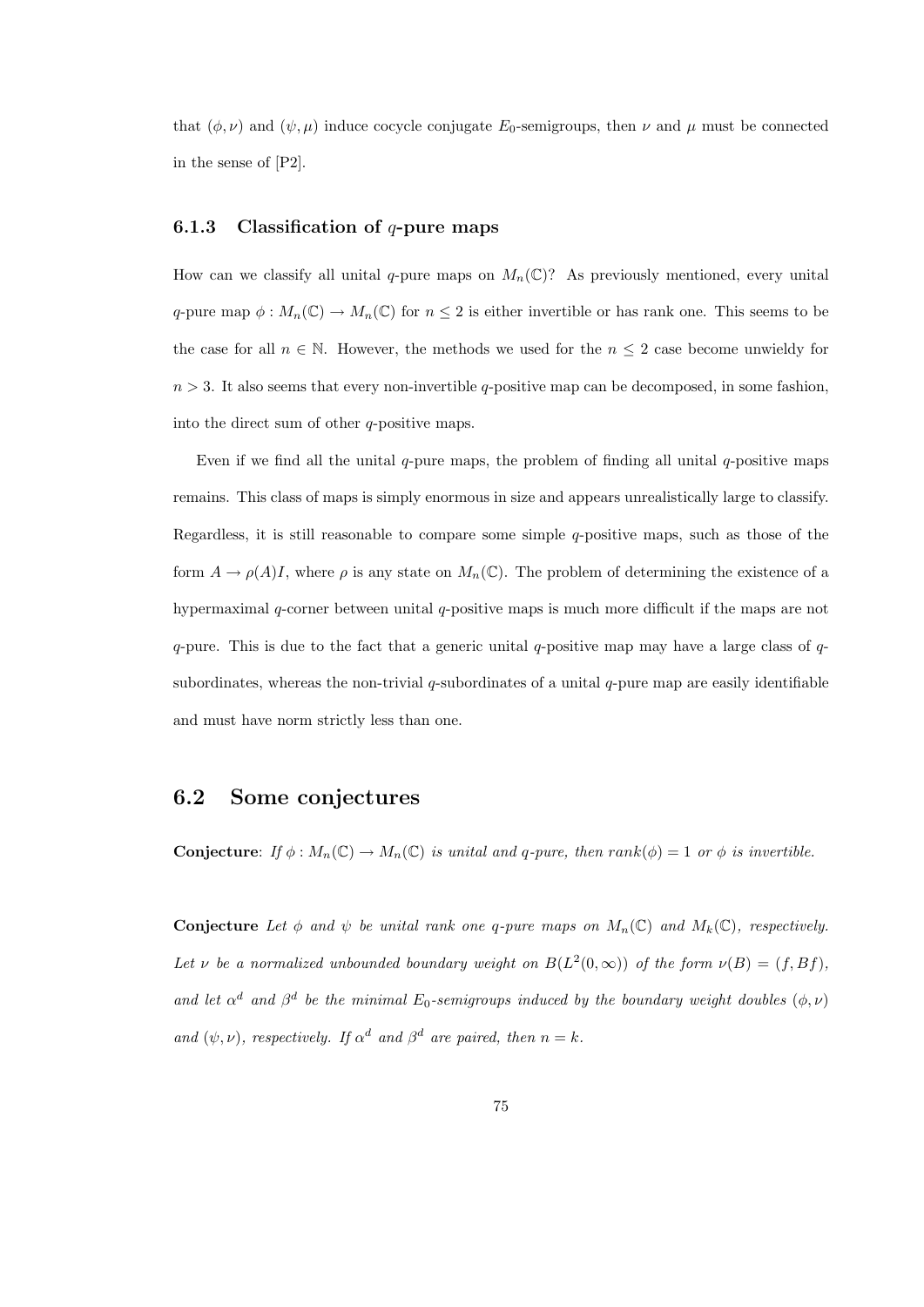that $(\phi, \nu)$ and $(\psi, \mu)$ induce cocycle conjugate $E_0$-semigroups, then $\nu$ and $\mu$ must be connected in the sense of [P2].

### 6.1.3 Classification of $q$-pure maps

How can we classify all unital $q$-pure maps on $M_n(\mathbb{C})$? As previously mentioned, every unital $q$-pure map $\phi : M_n(\mathbb{C}) \to M_n(\mathbb{C})$ for $n \leq 2$ is either invertible or has rank one. This seems to be the case for all $n \in \mathbb{N}$. However, the methods we used for the $n \leq 2$ case become unwieldy for $n > 3$. It also seems that every non-invertible $q$-positive map can be decomposed, in some fashion, into the direct sum of other $q$-positive maps.

Even if we find all the unital $q$-pure maps, the problem of finding all unital $q$-positive maps remains. This class of maps is simply enormous in size and appears unrealistically large to classify. Regardless, it is still reasonable to compare some simple $q$-positive maps, such as those of the form $A \to \rho(A)I$, where $\rho$ is any state on $M_n(\mathbb{C})$. The problem of determining the existence of a hypermaximal $q$-corner between unital $q$-positive maps is much more difficult if the maps are not $q$-pure. This is due to the fact that a generic unital $q$-positive map may have a large class of $q$-subordinates, whereas the non-trivial $q$-subordinates of a unital $q$-pure map are easily identifiable and must have norm strictly less than one.

## 6.2 Some conjectures

**Conjecture**: *If $\phi : M_n(\mathbb{C}) \to M_n(\mathbb{C})$ is unital and $q$-pure, then $rank(\phi) = 1$ or $\phi$ is invertible.*

**Conjecture** *Let $\phi$ and $\psi$ be unital rank one $q$-pure maps on $M_n(\mathbb{C})$ and $M_k(\mathbb{C})$, respectively. Let $\nu$ be a normalized unbounded boundary weight on $B(L^2(0, \infty))$ of the form $\nu(B) = (f, Bf)$, and let $\alpha^d$ and $\beta^d$ be the minimal $E_0$-semigroups induced by the boundary weight doubles $(\phi, \nu)$ and $(\psi, \nu)$, respectively. If $\alpha^d$ and $\beta^d$ are paired, then $n = k$.*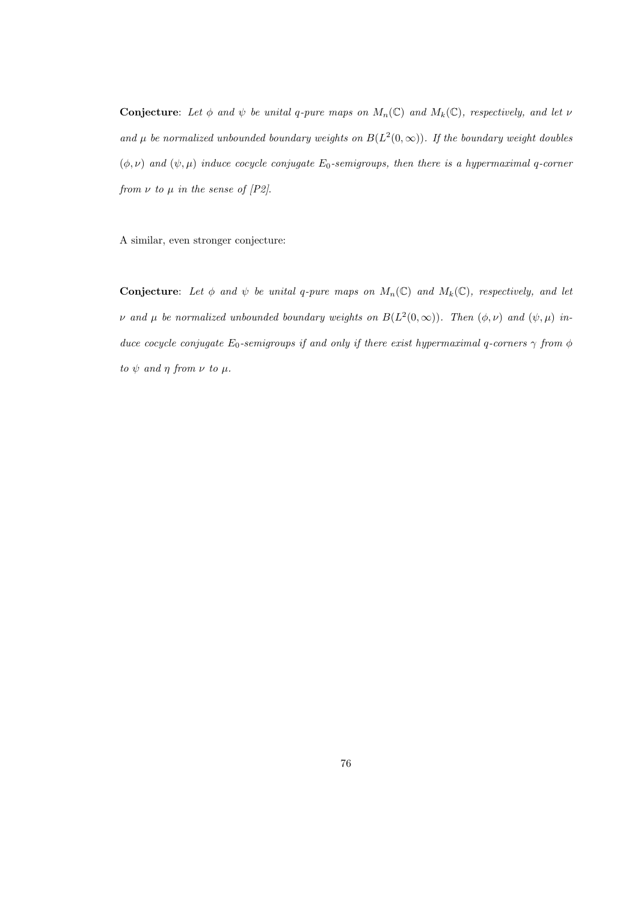**Conjecture**: *Let $\phi$ and $\psi$ be unital q-pure maps on $M_n(\mathbb{C})$ and $M_k(\mathbb{C})$, respectively, and let $\nu$ and $\mu$ be normalized unbounded boundary weights on $B(L^2(0,\infty))$. If the boundary weight doubles $(\phi, \nu)$ and $(\psi, \mu)$ induce cocycle conjugate $E_0$-semigroups, then there is a hypermaximal q-corner from $\nu$ to $\mu$ in the sense of [P2].*

A similar, even stronger conjecture:

**Conjecture**: *Let $\phi$ and $\psi$ be unital q-pure maps on $M_n(\mathbb{C})$ and $M_k(\mathbb{C})$, respectively, and let $\nu$ and $\mu$ be normalized unbounded boundary weights on $B(L^2(0,\infty))$. Then $(\phi, \nu)$ and $(\psi, \mu)$ induce cocycle conjugate $E_0$-semigroups if and only if there exist hypermaximal q-corners $\gamma$ from $\phi$ to $\psi$ and $\eta$ from $\nu$ to $\mu$.*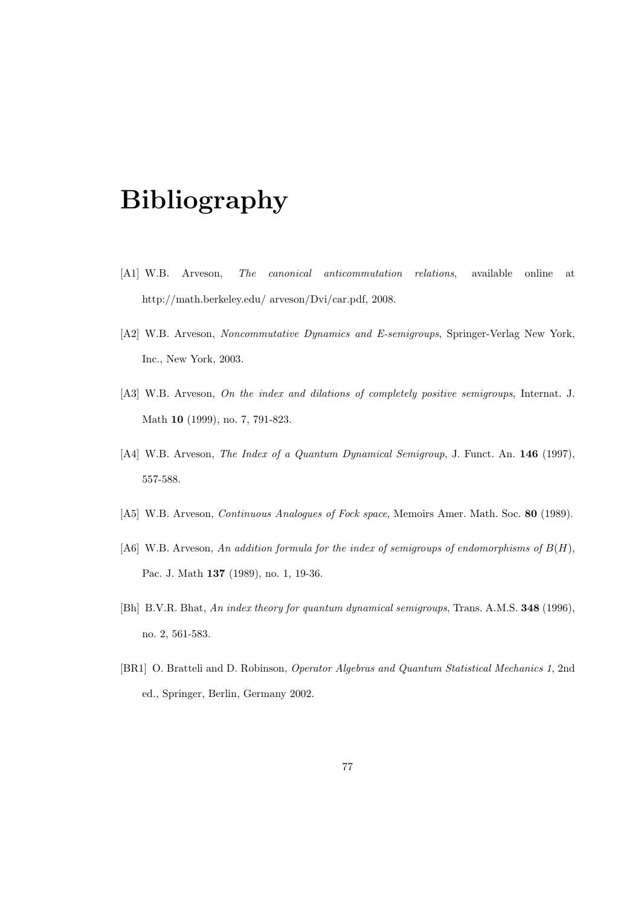# Bibliography

[A1] W.B. Arveson, *The canonical anticommutation relations*, available online at http://math.berkeley.edu/ arveson/Dvi/car.pdf, 2008.

[A2] W.B. Arveson, *Noncommutative Dynamics and E-semigroups*, Springer-Verlag New York, Inc., New York, 2003.

[A3] W.B. Arveson, *On the index and dilations of completely positive semigroups*, Internat. J. Math **10** (1999), no. 7, 791-823.

[A4] W.B. Arveson, *The Index of a Quantum Dynamical Semigroup*, J. Funct. An. **146** (1997), 557-588.

[A5] W.B. Arveson, *Continuous Analogues of Fock space*, Memoirs Amer. Math. Soc. **80** (1989).

[A6] W.B. Arveson, *An addition formula for the index of semigroups of endomorphisms of $B(H)$*, Pac. J. Math **137** (1989), no. 1, 19-36.

[Bh] B.V.R. Bhat, *An index theory for quantum dynamical semigroups*, Trans. A.M.S. **348** (1996), no. 2, 561-583.

[BR1] O. Bratteli and D. Robinson, *Operator Algebras and Quantum Statistical Mechanics 1*, 2nd ed., Springer, Berlin, Germany 2002.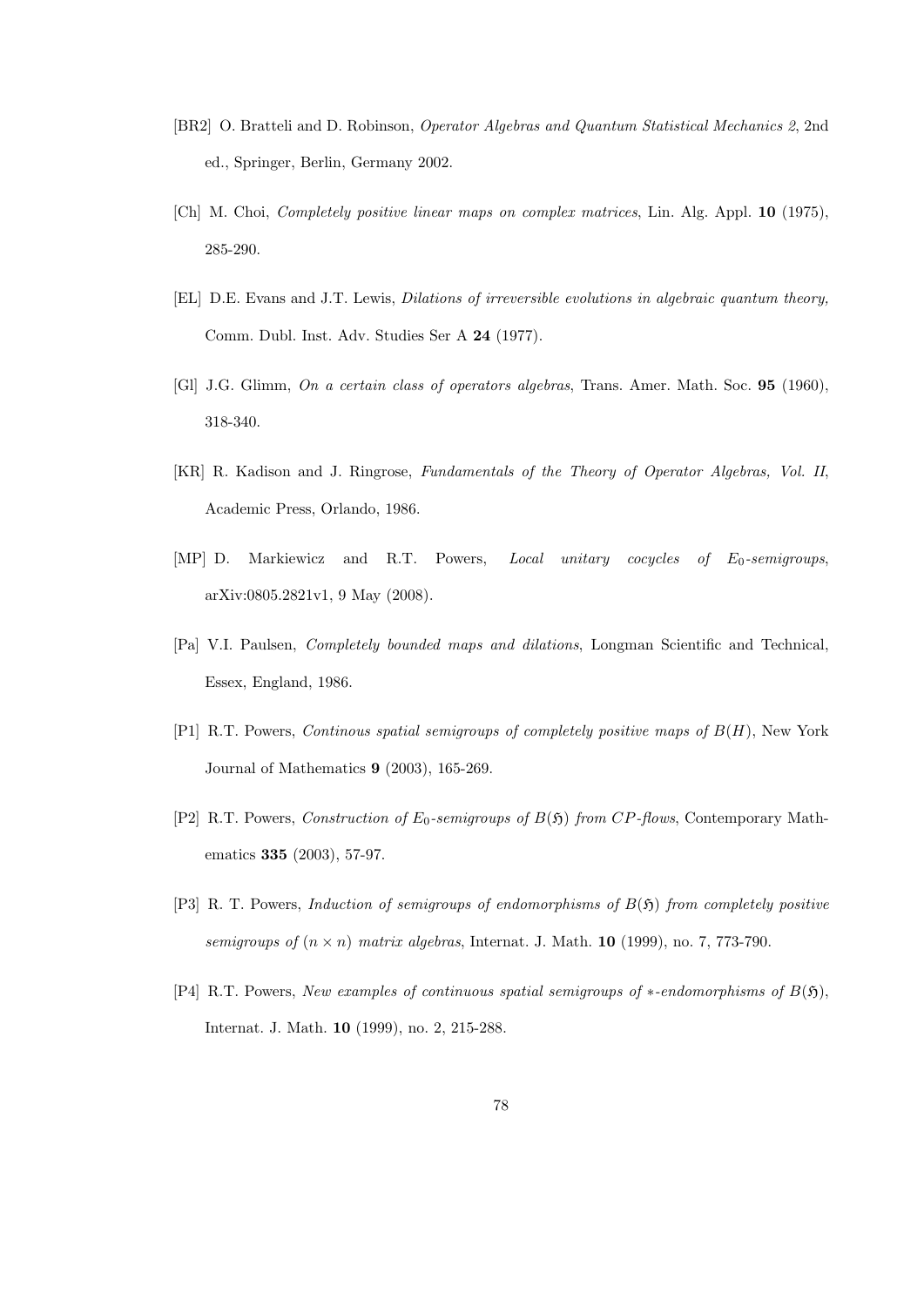[BR2] O. Bratteli and D. Robinson, *Operator Algebras and Quantum Statistical Mechanics 2*, 2nd ed., Springer, Berlin, Germany 2002.

[Ch] M. Choi, *Completely positive linear maps on complex matrices*, Lin. Alg. Appl. **10** (1975), 285-290.

[EL] D.E. Evans and J.T. Lewis, *Dilations of irreversible evolutions in algebraic quantum theory,* Comm. Dubl. Inst. Adv. Studies Ser A **24** (1977).

[Gl] J.G. Glimm, *On a certain class of operators algebras*, Trans. Amer. Math. Soc. **95** (1960), 318-340.

[KR] R. Kadison and J. Ringrose, *Fundamentals of the Theory of Operator Algebras, Vol. II*, Academic Press, Orlando, 1986.

[MP] D. Markiewicz and R.T. Powers, *Local unitary cocycles of $E_0$-semigroups*, arXiv:0805.2821v1, 9 May (2008).

[Pa] V.I. Paulsen, *Completely bounded maps and dilations*, Longman Scientific and Technical, Essex, England, 1986.

[P1] R.T. Powers, *Continous spatial semigroups of completely positive maps of $B(H)$*, New York Journal of Mathematics **9** (2003), 165-269.

[P2] R.T. Powers, *Construction of $E_0$-semigroups of $B(\mathfrak{H})$ from $CP$-flows*, Contemporary Mathematics **335** (2003), 57-97.

[P3] R. T. Powers, *Induction of semigroups of endomorphisms of $B(\mathfrak{H})$ from completely positive semigroups of $(n \times n)$ matrix algebras*, Internat. J. Math. **10** (1999), no. 7, 773-790.

[P4] R.T. Powers, *New examples of continuous spatial semigroups of $*$-endomorphisms of $B(\mathfrak{H})$*, Internat. J. Math. **10** (1999), no. 2, 215-288.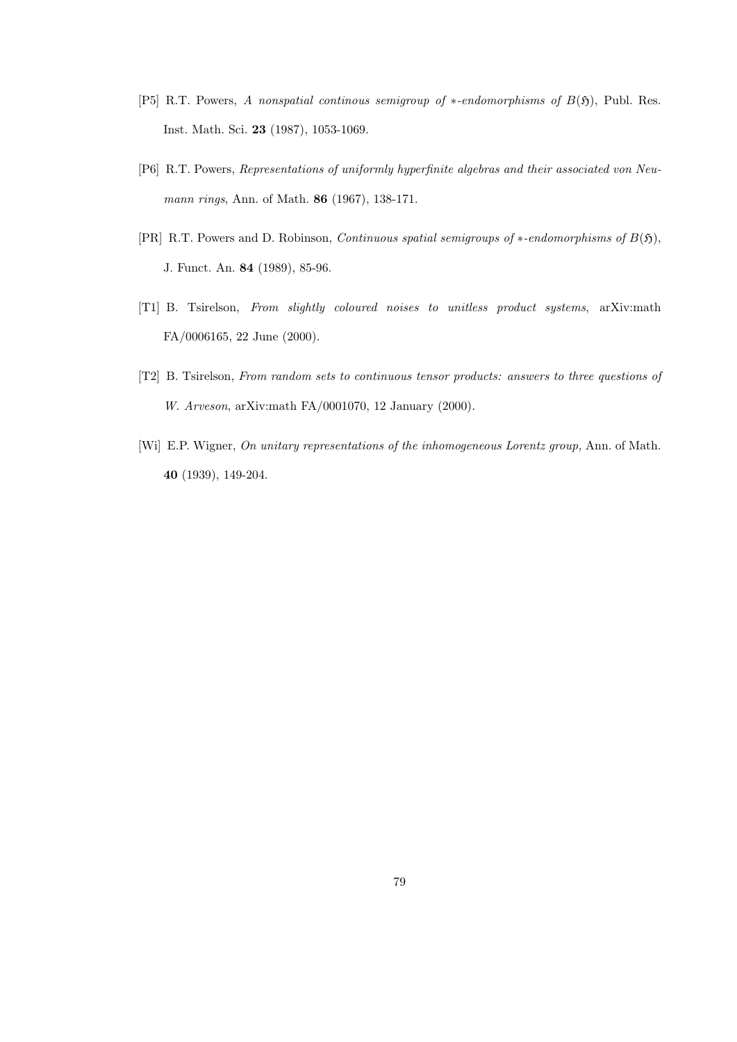[P5] R.T. Powers, *A nonspatial continous semigroup of $*$-endomorphisms of $B(\mathfrak{H})$*, Publ. Res. Inst. Math. Sci. **23** (1987), 1053-1069.

[P6] R.T. Powers, *Representations of uniformly hyperfinite algebras and their associated von Neumann rings*, Ann. of Math. **86** (1967), 138-171.

[PR] R.T. Powers and D. Robinson, *Continuous spatial semigroups of $*$-endomorphisms of $B(\mathfrak{H})$*, J. Funct. An. **84** (1989), 85-96.

[T1] B. Tsirelson, *From slightly coloured noises to unitless product systems*, arXiv:math FA/0006165, 22 June (2000).

[T2] B. Tsirelson, *From random sets to continuous tensor products: answers to three questions of W. Arveson*, arXiv:math FA/0001070, 12 January (2000).

[Wi] E.P. Wigner, *On unitary representations of the inhomogeneous Lorentz group,* Ann. of Math. **40** (1939), 149-204.